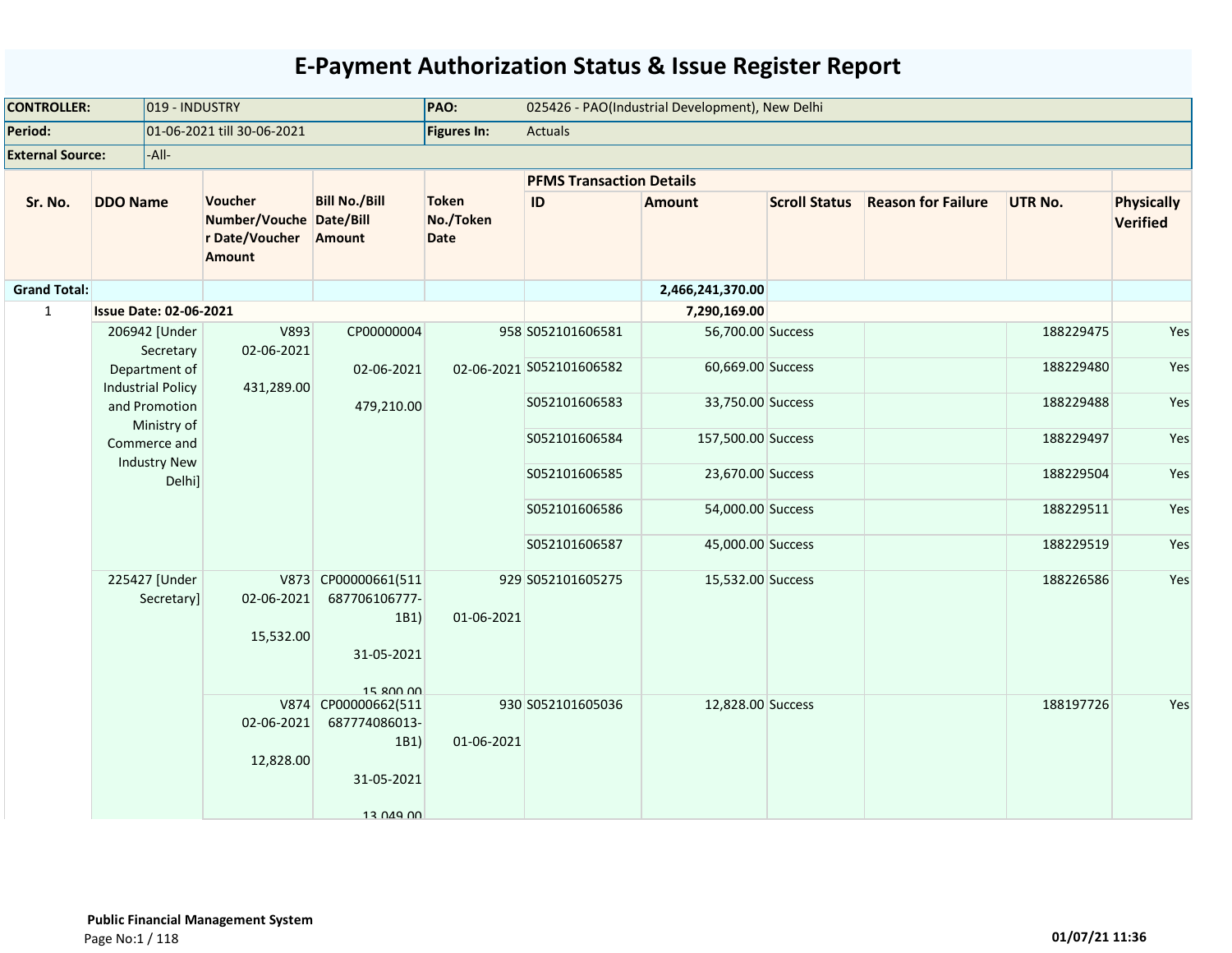# E-Payment Authorization Status & Issue Register Report

| | | | |
|---|---|---|---|
| **CONTROLLER:** | 019 - INDUSTRY | **PAO:** | 025426 - PAO(Industrial Development), New Delhi |
| **Period:** | 01-06-2021 till 30-06-2021 | **Figures In:** | Actuals |
| **External Source:** | -All- | | |

| Sr. No. | DDO Name | Voucher Number/Voucher Date/Voucher Amount | Bill No./Bill Date/Bill Amount | Token No./Token Date | PFMS Transaction Details ID | Amount | Scroll Status | Reason for Failure | UTR No. | Physically Verified |
|---|---|---|---|---|---|---|---|---|---|---|
| **Grand Total:** | | | | | | **2,466,241,370.00** | | | | |
| 1 | **Issue Date: 02-06-2021** | | | | | **7,290,169.00** | | | | |
| | 206942 [Under Secretary Department of Industrial Policy and Promotion Ministry of Commerce and Industry New Delhi] | V893 02-06-2021 431,289.00 | CP00000004 02-06-2021 479,210.00 | 958 02-06-2021 | S052101606581 | 56,700.00 | Success | | 188229475 | Yes |
| | | | | | S052101606582 | 60,669.00 | Success | | 188229480 | Yes |
| | | | | | S052101606583 | 33,750.00 | Success | | 188229488 | Yes |
| | | | | | S052101606584 | 157,500.00 | Success | | 188229497 | Yes |
| | | | | | S052101606585 | 23,670.00 | Success | | 188229504 | Yes |
| | | | | | S052101606586 | 54,000.00 | Success | | 188229511 | Yes |
| | | | | | S052101606587 | 45,000.00 | Success | | 188229519 | Yes |
| | 225427 [Under Secretary] | V873 02-06-2021 15,532.00 | CP00000661(511687706106777-1B1) 31-05-2021 15,800.00 | 929 01-06-2021 | S052101605275 | 15,532.00 | Success | | 188226586 | Yes |
| | | V874 02-06-2021 12,828.00 | CP00000662(511687774086013-1B1) 31-05-2021 13,049.00 | 930 01-06-2021 | S052101605036 | 12,828.00 | Success | | 188197726 | Yes |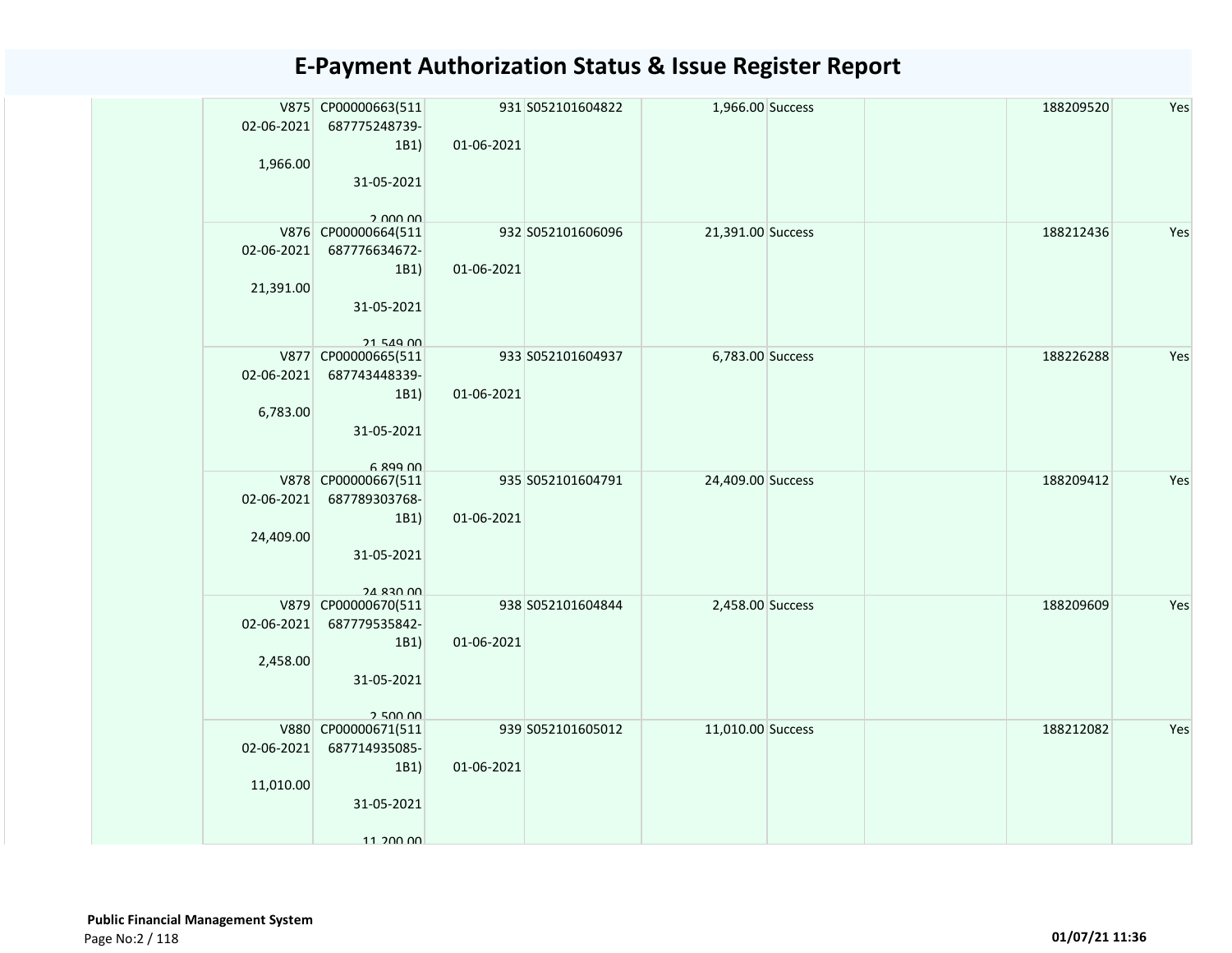# E-Payment Authorization Status & Issue Register Report

| | | | | | | | | |
|---|---|---|---|---|---|---|---|---|
| | V875 02-06-2021 1,966.00 | CP00000663(511 687775248739-1B1) 31-05-2021 2,000.00 | 931 01-06-2021 | S052101604822 | 1,966.00 | Success | | 188209520 | Yes |
| | V876 02-06-2021 21,391.00 | CP00000664(511 687776634672-1B1) 31-05-2021 21,549.00 | 932 01-06-2021 | S052101606096 | 21,391.00 | Success | | 188212436 | Yes |
| | V877 02-06-2021 6,783.00 | CP00000665(511 687743448339-1B1) 31-05-2021 6,899.00 | 933 01-06-2021 | S052101604937 | 6,783.00 | Success | | 188226288 | Yes |
| | V878 02-06-2021 24,409.00 | CP00000667(511 687789303768-1B1) 31-05-2021 24,830.00 | 935 01-06-2021 | S052101604791 | 24,409.00 | Success | | 188209412 | Yes |
| | V879 02-06-2021 2,458.00 | CP00000670(511 687779535842-1B1) 31-05-2021 2,500.00 | 938 01-06-2021 | S052101604844 | 2,458.00 | Success | | 188209609 | Yes |
| | V880 02-06-2021 11,010.00 | CP00000671(511 687714935085-1B1) 31-05-2021 11,200.00 | 939 01-06-2021 | S052101605012 | 11,010.00 | Success | | 188212082 | Yes |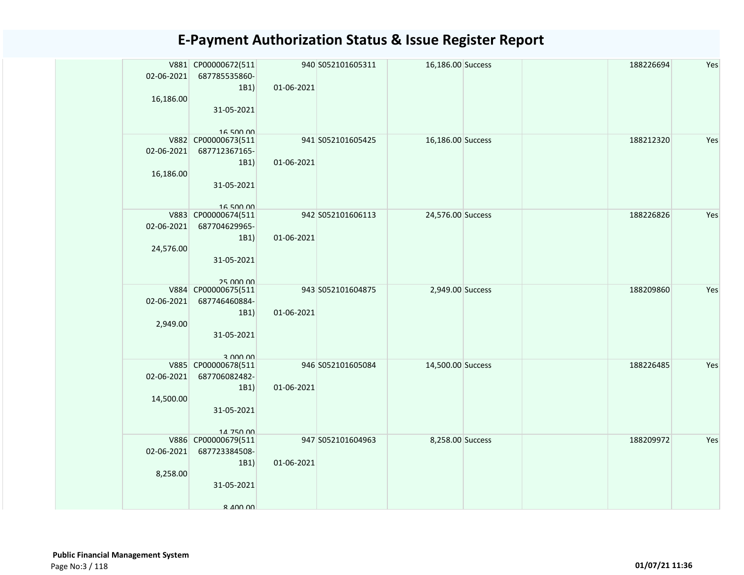# E-Payment Authorization Status & Issue Register Report

| | | | | | | | | |
|---|---|---|---|---|---|---|---|---|
| | V881<br>02-06-2021<br>16,186.00 | CP00000672(511687785535860-1B1)<br>31-05-2021<br>16,500.00 | 940<br>01-06-2021 | S052101605311 | 16,186.00 Success | | 188226694 | Yes |
| | V882<br>02-06-2021<br>16,186.00 | CP00000673(511687712367165-1B1)<br>31-05-2021<br>16,500.00 | 941<br>01-06-2021 | S052101605425 | 16,186.00 Success | | 188212320 | Yes |
| | V883<br>02-06-2021<br>24,576.00 | CP00000674(511687704629965-1B1)<br>31-05-2021<br>25,000.00 | 942<br>01-06-2021 | S052101606113 | 24,576.00 Success | | 188226826 | Yes |
| | V884<br>02-06-2021<br>2,949.00 | CP00000675(511687746460884-1B1)<br>31-05-2021<br>3,000.00 | 943<br>01-06-2021 | S052101604875 | 2,949.00 Success | | 188209860 | Yes |
| | V885<br>02-06-2021<br>14,500.00 | CP00000678(511687706082482-1B1)<br>31-05-2021<br>14,750.00 | 946<br>01-06-2021 | S052101605084 | 14,500.00 Success | | 188226485 | Yes |
| | V886<br>02-06-2021<br>8,258.00 | CP00000679(511687723384508-1B1)<br>31-05-2021<br>8,400.00 | 947<br>01-06-2021 | S052101604963 | 8,258.00 Success | | 188209972 | Yes |

**Public Financial Management System**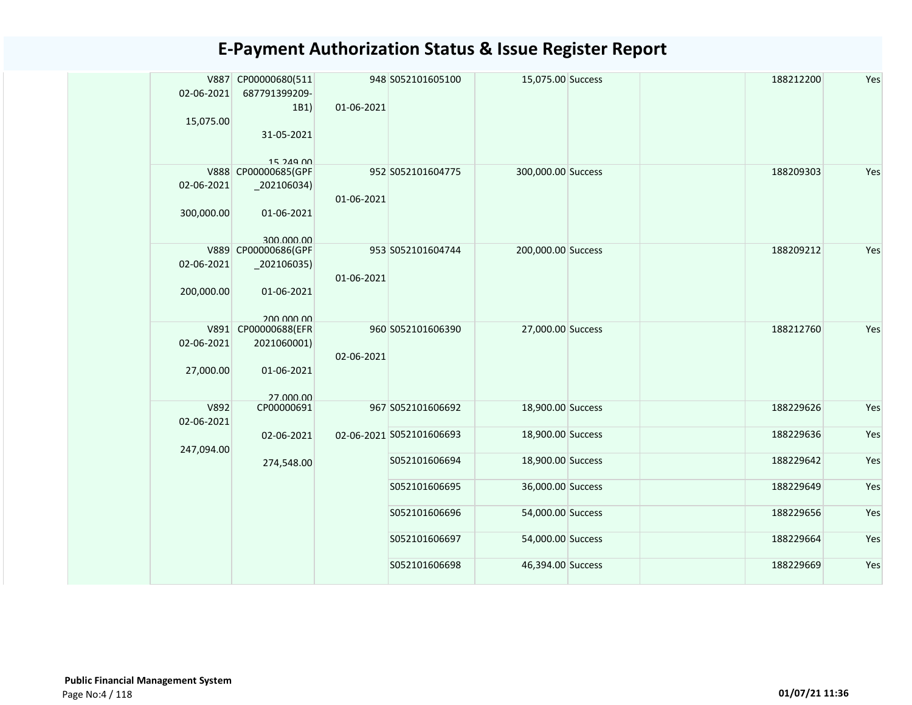# E-Payment Authorization Status & Issue Register Report

| | | | | | | | | | |
|---|---|---|---|---|---|---|---|---|---|
| | V887 02-06-2021 15,075.00 | CP00000680(511 687791399209-1B1) 31-05-2021 15,249.00 | 948 01-06-2021 | S052101605100 | 15,075.00 | Success | | 188212200 | Yes |
| | V888 02-06-2021 300,000.00 | CP00000685(GPF _202106034) 01-06-2021 300,000.00 | 952 01-06-2021 | S052101604775 | 300,000.00 | Success | | 188209303 | Yes |
| | V889 02-06-2021 200,000.00 | CP00000686(GPF _202106035) 01-06-2021 200,000.00 | 953 01-06-2021 | S052101604744 | 200,000.00 | Success | | 188209212 | Yes |
| | V891 02-06-2021 27,000.00 | CP00000688(EFR 2021060001) 01-06-2021 27,000.00 | 960 02-06-2021 | S052101606390 | 27,000.00 | Success | | 188212760 | Yes |
| | V892 02-06-2021 247,094.00 | CP00000691 02-06-2021 274,548.00 | 967 02-06-2021 | S052101606692 | 18,900.00 | Success | | 188229626 | Yes |
| | | | | S052101606693 | 18,900.00 | Success | | 188229636 | Yes |
| | | | | S052101606694 | 18,900.00 | Success | | 188229642 | Yes |
| | | | | S052101606695 | 36,000.00 | Success | | 188229649 | Yes |
| | | | | S052101606696 | 54,000.00 | Success | | 188229656 | Yes |
| | | | | S052101606697 | 54,000.00 | Success | | 188229664 | Yes |
| | | | | S052101606698 | 46,394.00 | Success | | 188229669 | Yes |

**Public Financial Management System**

01/07/21 11:36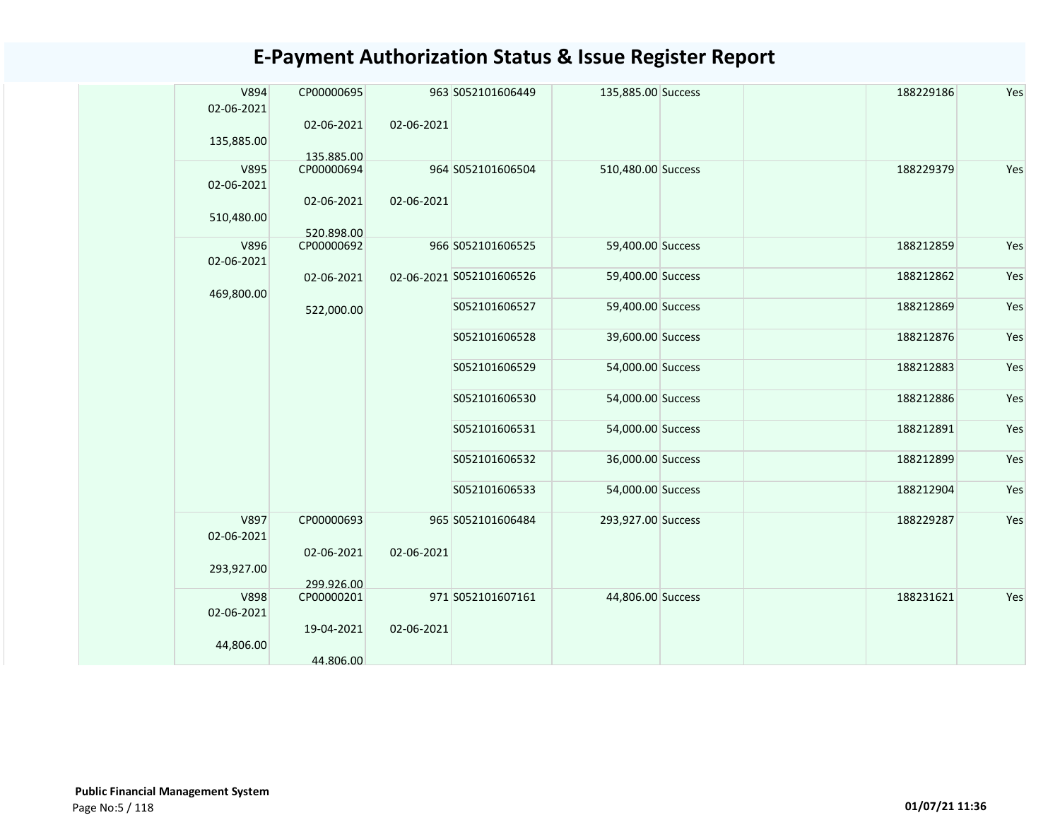# E-Payment Authorization Status & Issue Register Report

| | | | | | | | | | |
|---|---|---|---|---|---|---|---|---|---|
| | V894 02-06-2021 135,885.00 | CP00000695 02-06-2021 135,885.00 | 963 02-06-2021 | S052101606449 | 135,885.00 | Success | | 188229186 | Yes |
| | V895 02-06-2021 510,480.00 | CP00000694 02-06-2021 520,898.00 | 964 02-06-2021 | S052101606504 | 510,480.00 | Success | | 188229379 | Yes |
| | V896 02-06-2021 469,800.00 | CP00000692 02-06-2021 522,000.00 | 966 02-06-2021 | S052101606525 | 59,400.00 | Success | | 188212859 | Yes |
| | | | | S052101606526 | 59,400.00 | Success | | 188212862 | Yes |
| | | | | S052101606527 | 59,400.00 | Success | | 188212869 | Yes |
| | | | | S052101606528 | 39,600.00 | Success | | 188212876 | Yes |
| | | | | S052101606529 | 54,000.00 | Success | | 188212883 | Yes |
| | | | | S052101606530 | 54,000.00 | Success | | 188212886 | Yes |
| | | | | S052101606531 | 54,000.00 | Success | | 188212891 | Yes |
| | | | | S052101606532 | 36,000.00 | Success | | 188212899 | Yes |
| | | | | S052101606533 | 54,000.00 | Success | | 188212904 | Yes |
| | V897 02-06-2021 293,927.00 | CP00000693 02-06-2021 299,926.00 | 965 02-06-2021 | S052101606484 | 293,927.00 | Success | | 188229287 | Yes |
| | V898 02-06-2021 44,806.00 | CP00000201 19-04-2021 44,806.00 | 971 02-06-2021 | S052101607161 | 44,806.00 | Success | | 188231621 | Yes |

**Public Financial Management System**

01/07/21 11:36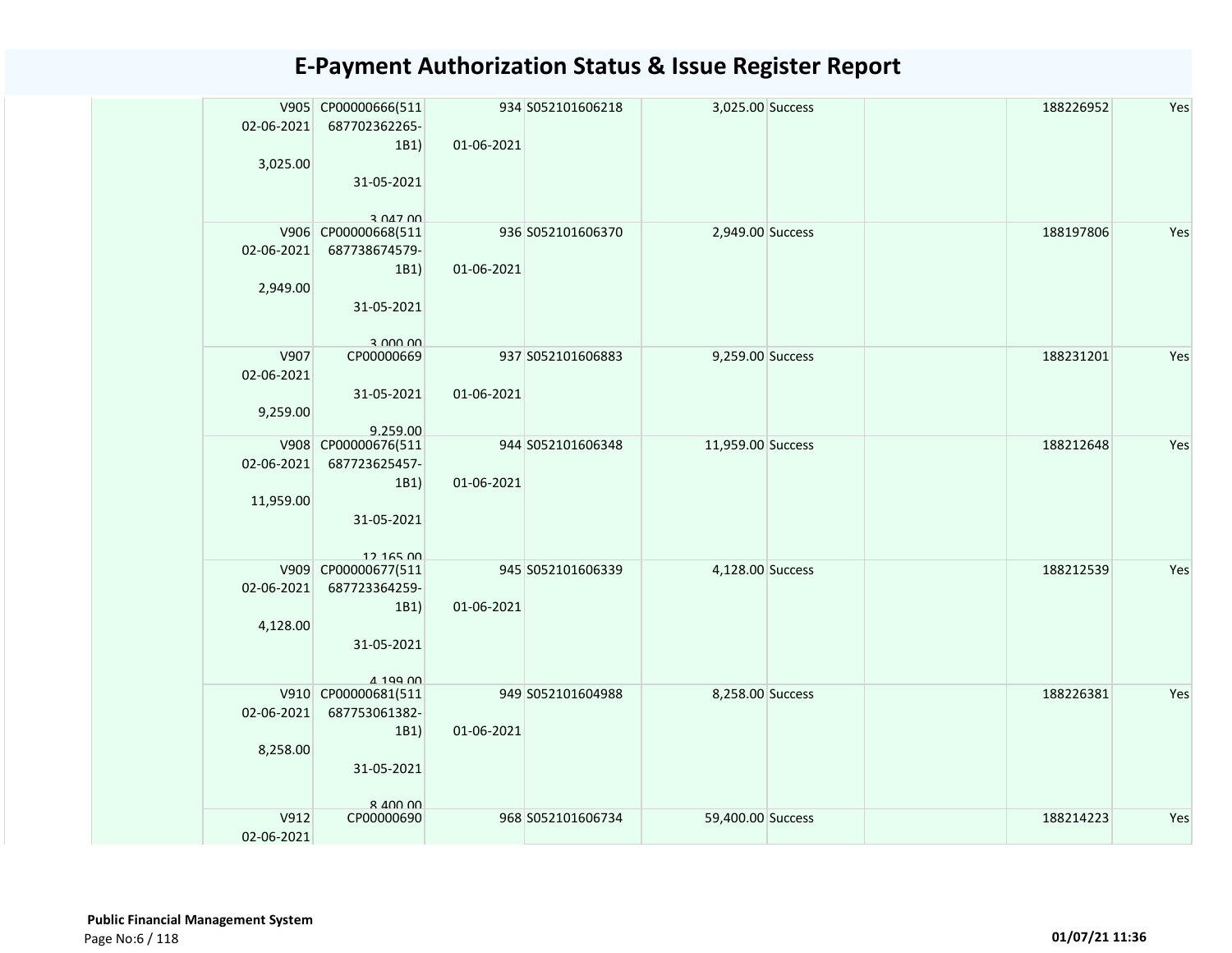# E-Payment Authorization Status & Issue Register Report

| | V905 02-06-2021 3,025.00 | CP00000666(511687702362265-1B1) 31-05-2021 3,047.00 | 934 01-06-2021 | S052101606218 | 3,025.00 | Success | | 188226952 | Yes |
|---|---|---|---|---|---|---|---|---|---|
| | V906 02-06-2021 2,949.00 | CP00000668(511687738674579-1B1) 31-05-2021 3,000.00 | 936 01-06-2021 | S052101606370 | 2,949.00 | Success | | 188197806 | Yes |
| | V907 02-06-2021 9,259.00 | CP00000669 31-05-2021 9,259.00 | 937 01-06-2021 | S052101606883 | 9,259.00 | Success | | 188231201 | Yes |
| | V908 02-06-2021 11,959.00 | CP00000676(511687723625457-1B1) 31-05-2021 12,165.00 | 944 01-06-2021 | S052101606348 | 11,959.00 | Success | | 188212648 | Yes |
| | V909 02-06-2021 4,128.00 | CP00000677(511687723364259-1B1) 31-05-2021 4,199.00 | 945 01-06-2021 | S052101606339 | 4,128.00 | Success | | 188212539 | Yes |
| | V910 02-06-2021 8,258.00 | CP00000681(511687753061382-1B1) 31-05-2021 8,400.00 | 949 01-06-2021 | S052101604988 | 8,258.00 | Success | | 188226381 | Yes |
| | V912 02-06-2021 | CP00000690 | 968 | S052101606734 | 59,400.00 | Success | | 188214223 | Yes |

**Public Financial Management System**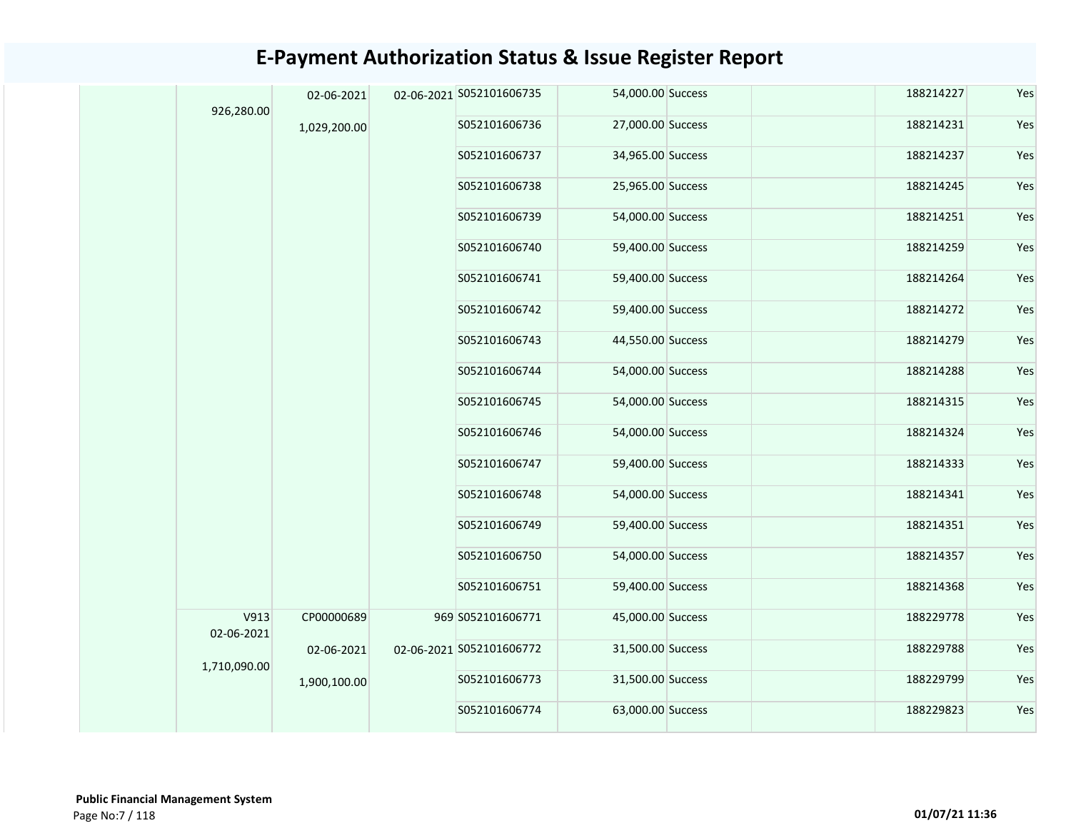# E-Payment Authorization Status & Issue Register Report

| | | | | | | | | | | |
|---|---|---|---|---|---|---|---|---|---|---|
| | | 926,280.00 | 02-06-2021<br>1,029,200.00 | 02-06-2021 | S052101606735 | 54,000.00 | Success | | 188214227 | Yes |
| | | | | | S052101606736 | 27,000.00 | Success | | 188214231 | Yes |
| | | | | | S052101606737 | 34,965.00 | Success | | 188214237 | Yes |
| | | | | | S052101606738 | 25,965.00 | Success | | 188214245 | Yes |
| | | | | | S052101606739 | 54,000.00 | Success | | 188214251 | Yes |
| | | | | | S052101606740 | 59,400.00 | Success | | 188214259 | Yes |
| | | | | | S052101606741 | 59,400.00 | Success | | 188214264 | Yes |
| | | | | | S052101606742 | 59,400.00 | Success | | 188214272 | Yes |
| | | | | | S052101606743 | 44,550.00 | Success | | 188214279 | Yes |
| | | | | | S052101606744 | 54,000.00 | Success | | 188214288 | Yes |
| | | | | | S052101606745 | 54,000.00 | Success | | 188214315 | Yes |
| | | | | | S052101606746 | 54,000.00 | Success | | 188214324 | Yes |
| | | | | | S052101606747 | 59,400.00 | Success | | 188214333 | Yes |
| | | | | | S052101606748 | 54,000.00 | Success | | 188214341 | Yes |
| | | | | | S052101606749 | 59,400.00 | Success | | 188214351 | Yes |
| | | | | | S052101606750 | 54,000.00 | Success | | 188214357 | Yes |
| | | | | | S052101606751 | 59,400.00 | Success | | 188214368 | Yes |
| | | V913<br>02-06-2021<br>1,710,090.00 | CP00000689<br>02-06-2021<br>1,900,100.00 | 969<br>02-06-2021 | S052101606771 | 45,000.00 | Success | | 188229778 | Yes |
| | | | | | S052101606772 | 31,500.00 | Success | | 188229788 | Yes |
| | | | | | S052101606773 | 31,500.00 | Success | | 188229799 | Yes |
| | | | | | S052101606774 | 63,000.00 | Success | | 188229823 | Yes |

**Public Financial Management System**

**01/07/21 11:36**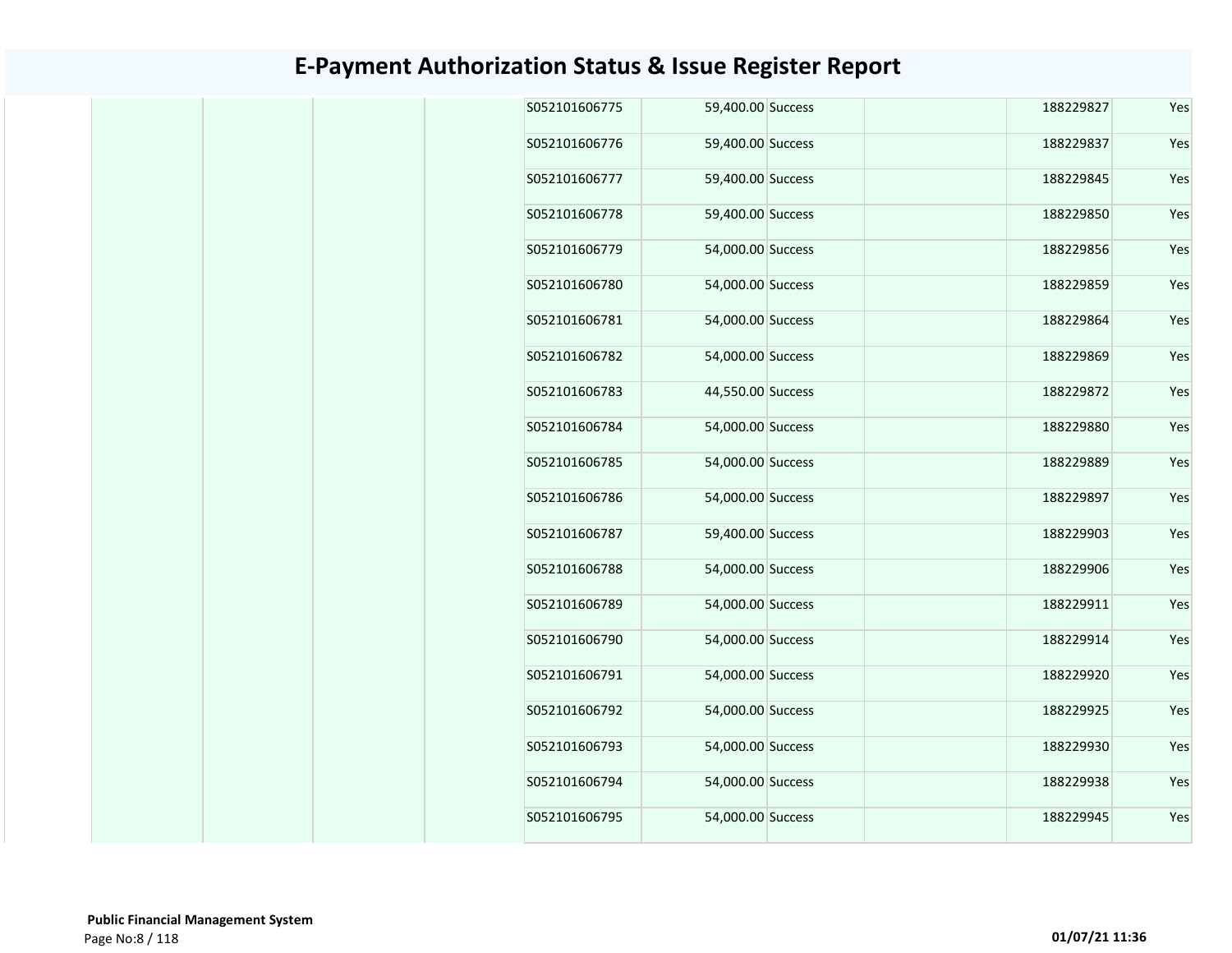# E-Payment Authorization Status & Issue Register Report

| | | | | | | | | | |
|---|---|---|---|---|---|---|---|---|---|
| | | | | S052101606775 | 59,400.00 | Success | | 188229827 | Yes |
| | | | | S052101606776 | 59,400.00 | Success | | 188229837 | Yes |
| | | | | S052101606777 | 59,400.00 | Success | | 188229845 | Yes |
| | | | | S052101606778 | 59,400.00 | Success | | 188229850 | Yes |
| | | | | S052101606779 | 54,000.00 | Success | | 188229856 | Yes |
| | | | | S052101606780 | 54,000.00 | Success | | 188229859 | Yes |
| | | | | S052101606781 | 54,000.00 | Success | | 188229864 | Yes |
| | | | | S052101606782 | 54,000.00 | Success | | 188229869 | Yes |
| | | | | S052101606783 | 44,550.00 | Success | | 188229872 | Yes |
| | | | | S052101606784 | 54,000.00 | Success | | 188229880 | Yes |
| | | | | S052101606785 | 54,000.00 | Success | | 188229889 | Yes |
| | | | | S052101606786 | 54,000.00 | Success | | 188229897 | Yes |
| | | | | S052101606787 | 59,400.00 | Success | | 188229903 | Yes |
| | | | | S052101606788 | 54,000.00 | Success | | 188229906 | Yes |
| | | | | S052101606789 | 54,000.00 | Success | | 188229911 | Yes |
| | | | | S052101606790 | 54,000.00 | Success | | 188229914 | Yes |
| | | | | S052101606791 | 54,000.00 | Success | | 188229920 | Yes |
| | | | | S052101606792 | 54,000.00 | Success | | 188229925 | Yes |
| | | | | S052101606793 | 54,000.00 | Success | | 188229930 | Yes |
| | | | | S052101606794 | 54,000.00 | Success | | 188229938 | Yes |
| | | | | S052101606795 | 54,000.00 | Success | | 188229945 | Yes |

**Public Financial Management System**

**01/07/21 11:36**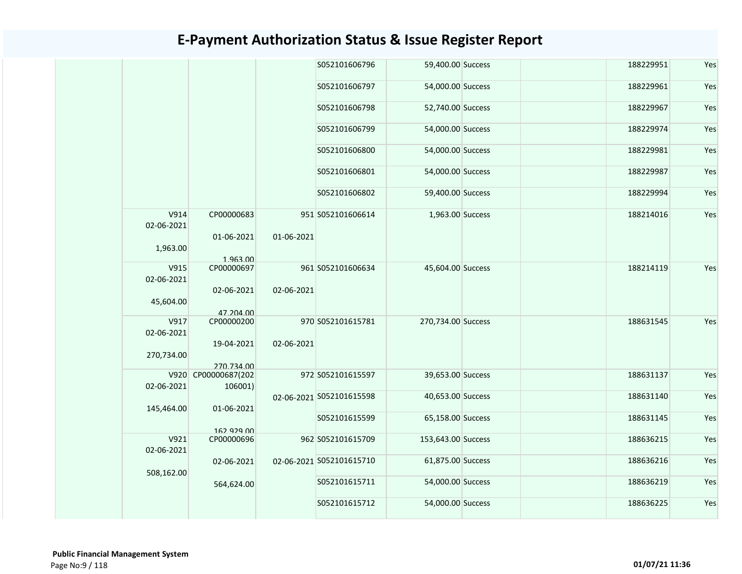# E-Payment Authorization Status & Issue Register Report

| | | | | | | | | | |
|---|---|---|---|---|---|---|---|---|---|
| | | | | S052101606796 | 59,400.00 | Success | | 188229951 | Yes |
| | | | | S052101606797 | 54,000.00 | Success | | 188229961 | Yes |
| | | | | S052101606798 | 52,740.00 | Success | | 188229967 | Yes |
| | | | | S052101606799 | 54,000.00 | Success | | 188229974 | Yes |
| | | | | S052101606800 | 54,000.00 | Success | | 188229981 | Yes |
| | | | | S052101606801 | 54,000.00 | Success | | 188229987 | Yes |
| | | | | S052101606802 | 59,400.00 | Success | | 188229994 | Yes |
| | V914 02-06-2021 1,963.00 | CP00000683 01-06-2021 1,963.00 | 951 01-06-2021 | S052101606614 | 1,963.00 | Success | | 188214016 | Yes |
| | V915 02-06-2021 45,604.00 | CP00000697 02-06-2021 47,204.00 | 961 02-06-2021 | S052101606634 | 45,604.00 | Success | | 188214119 | Yes |
| | V917 02-06-2021 270,734.00 | CP00000200 19-04-2021 270,734.00 | 970 02-06-2021 | S052101615781 | 270,734.00 | Success | | 188631545 | Yes |
| | V920 02-06-2021 145,464.00 | CP00000687(202106001) 01-06-2021 162,929.00 | 972 02-06-2021 | S052101615597 | 39,653.00 | Success | | 188631137 | Yes |
| | | | | S052101615598 | 40,653.00 | Success | | 188631140 | Yes |
| | | | | S052101615599 | 65,158.00 | Success | | 188631145 | Yes |
| | V921 02-06-2021 508,162.00 | CP00000696 02-06-2021 564,624.00 | 962 02-06-2021 | S052101615709 | 153,643.00 | Success | | 188636215 | Yes |
| | | | | S052101615710 | 61,875.00 | Success | | 188636216 | Yes |
| | | | | S052101615711 | 54,000.00 | Success | | 188636219 | Yes |
| | | | | S052101615712 | 54,000.00 | Success | | 188636225 | Yes |

**Public Financial Management System**

01/07/21 11:36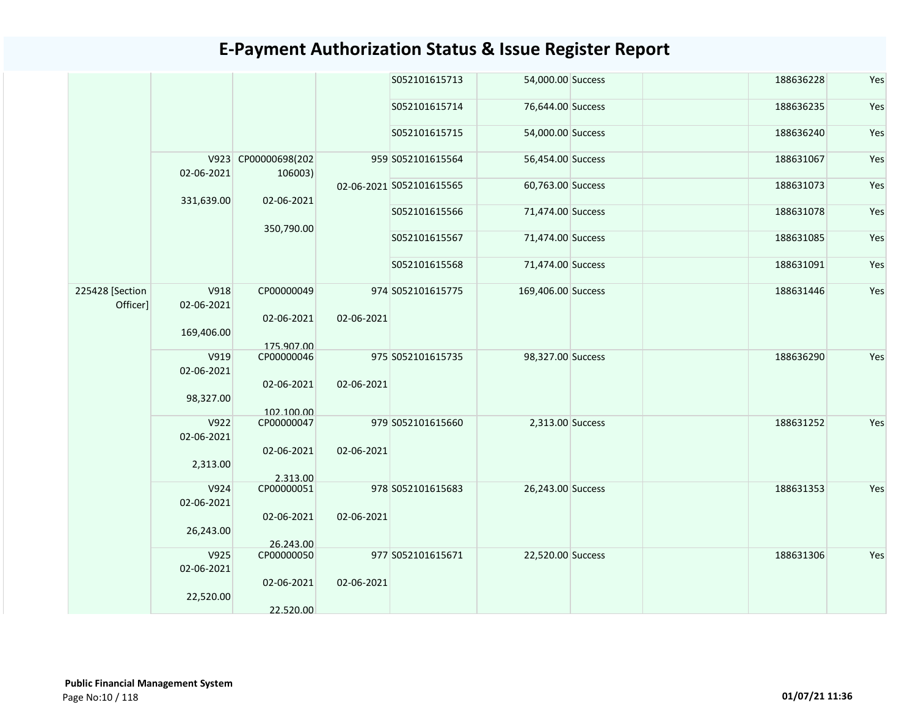# E-Payment Authorization Status & Issue Register Report

| | | | | | | | | | |
|---|---|---|---|---|---|---|---|---|---|
| | | | | S052101615713 | 54,000.00 | Success | | 188636228 | Yes |
| | | | | S052101615714 | 76,644.00 | Success | | 188636235 | Yes |
| | | | | S052101615715 | 54,000.00 | Success | | 188636240 | Yes |
| | V923 02-06-2021 331,639.00 | CP00000698(202106003) 02-06-2021 350,790.00 | 959 02-06-2021 | S052101615564 | 56,454.00 | Success | | 188631067 | Yes |
| | | | | S052101615565 | 60,763.00 | Success | | 188631073 | Yes |
| | | | | S052101615566 | 71,474.00 | Success | | 188631078 | Yes |
| | | | | S052101615567 | 71,474.00 | Success | | 188631085 | Yes |
| | | | | S052101615568 | 71,474.00 | Success | | 188631091 | Yes |
| 225428 [Section Officer] | V918 02-06-2021 169,406.00 | CP00000049 02-06-2021 175,907.00 | 974 02-06-2021 | S052101615775 | 169,406.00 | Success | | 188631446 | Yes |
| | V919 02-06-2021 98,327.00 | CP00000046 02-06-2021 102,100.00 | 975 02-06-2021 | S052101615735 | 98,327.00 | Success | | 188636290 | Yes |
| | V922 02-06-2021 2,313.00 | CP00000047 02-06-2021 2,313.00 | 979 02-06-2021 | S052101615660 | 2,313.00 | Success | | 188631252 | Yes |
| | V924 02-06-2021 26,243.00 | CP00000051 02-06-2021 26,243.00 | 978 02-06-2021 | S052101615683 | 26,243.00 | Success | | 188631353 | Yes |
| | V925 02-06-2021 22,520.00 | CP00000050 02-06-2021 22,520.00 | 977 02-06-2021 | S052101615671 | 22,520.00 | Success | | 188631306 | Yes |

**Public Financial Management System**

01/07/21 11:36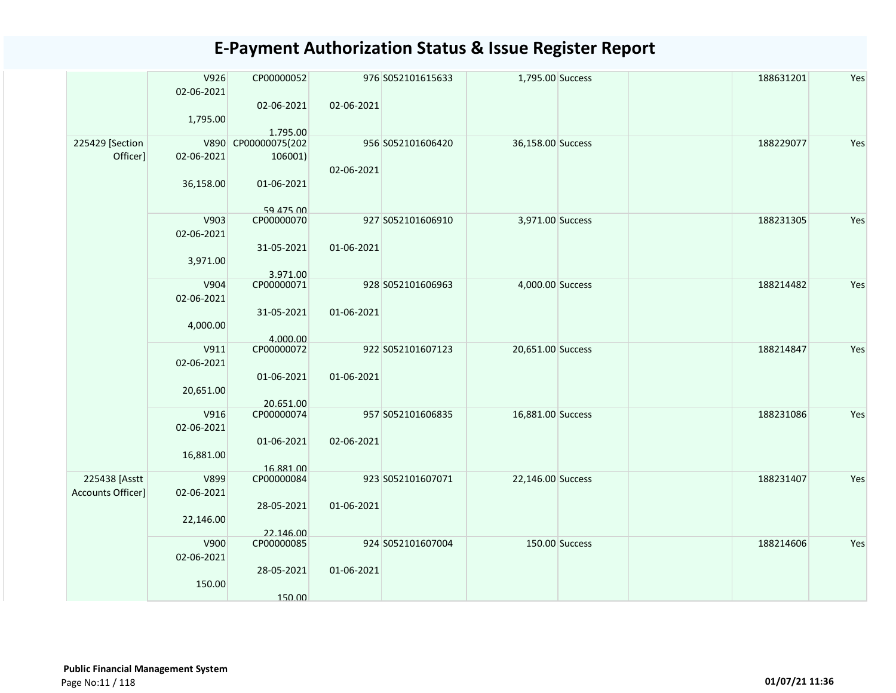# E-Payment Authorization Status & Issue Register Report

| | | | | | | | | | |
|---|---|---|---|---|---|---|---|---|---|
| | V926<br>02-06-2021<br>1,795.00 | CP00000052<br>02-06-2021<br>1,795.00 | 976<br>02-06-2021 | S052101615633 | 1,795.00 | Success | | 188631201 | Yes |
| 225429 [Section Officer] | V890<br>02-06-2021<br>36,158.00 | CP00000075(202106001)<br>01-06-2021<br>59,475.00 | 956<br>02-06-2021 | S052101606420 | 36,158.00 | Success | | 188229077 | Yes |
| | V903<br>02-06-2021<br>3,971.00 | CP00000070<br>31-05-2021<br>3,971.00 | 927<br>01-06-2021 | S052101606910 | 3,971.00 | Success | | 188231305 | Yes |
| | V904<br>02-06-2021<br>4,000.00 | CP00000071<br>31-05-2021<br>4,000.00 | 928<br>01-06-2021 | S052101606963 | 4,000.00 | Success | | 188214482 | Yes |
| | V911<br>02-06-2021<br>20,651.00 | CP00000072<br>01-06-2021<br>20,651.00 | 922<br>01-06-2021 | S052101607123 | 20,651.00 | Success | | 188214847 | Yes |
| | V916<br>02-06-2021<br>16,881.00 | CP00000074<br>01-06-2021<br>16,881.00 | 957<br>02-06-2021 | S052101606835 | 16,881.00 | Success | | 188231086 | Yes |
| 225438 [Asstt Accounts Officer] | V899<br>02-06-2021<br>22,146.00 | CP00000084<br>28-05-2021<br>22,146.00 | 923<br>01-06-2021 | S052101607071 | 22,146.00 | Success | | 188231407 | Yes |
| | V900<br>02-06-2021<br>150.00 | CP00000085<br>28-05-2021<br>150.00 | 924<br>01-06-2021 | S052101607004 | 150.00 | Success | | 188214606 | Yes |

**Public Financial Management System**

01/07/21 11:36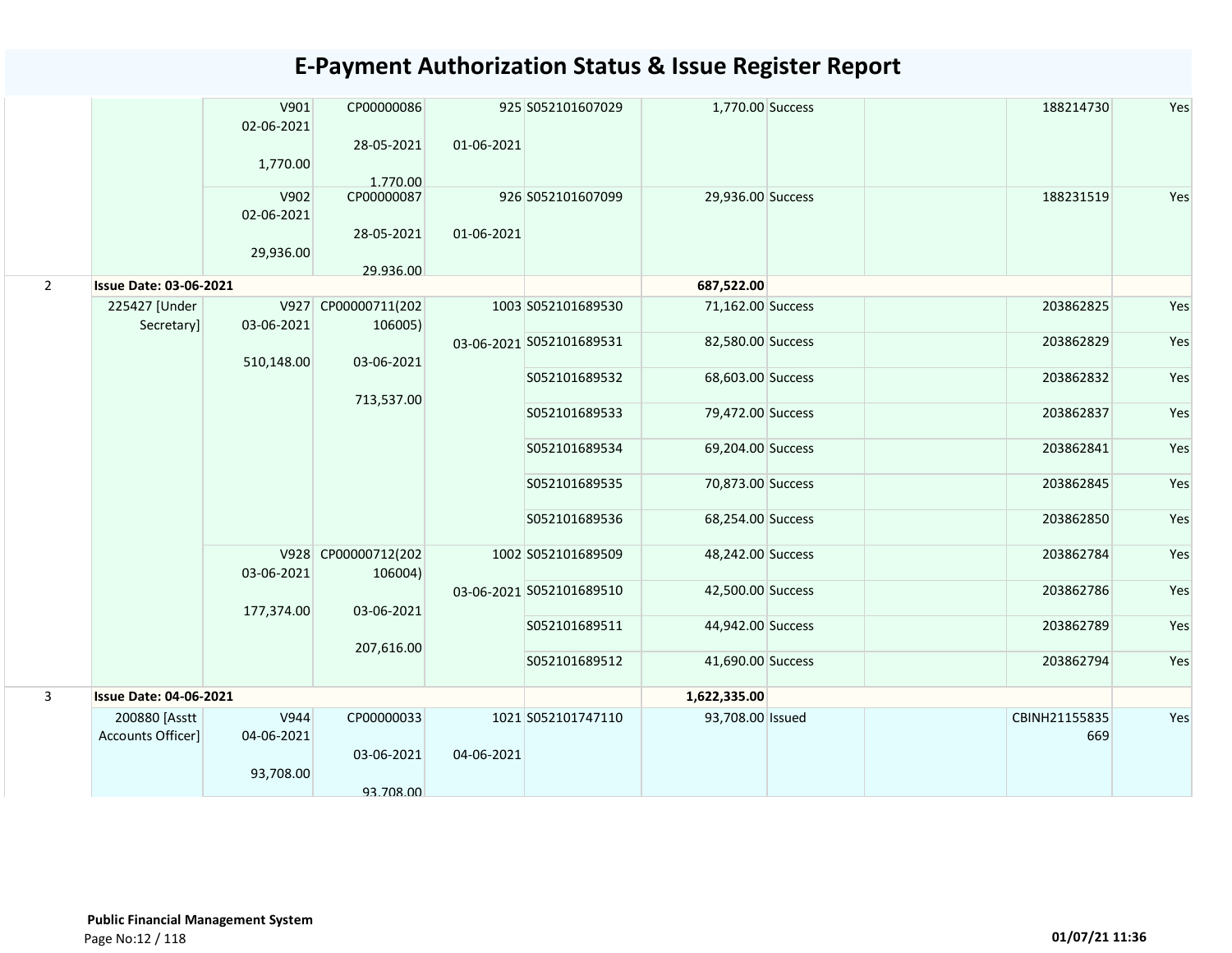# E-Payment Authorization Status & Issue Register Report

| | | | | | | | | | | |
|---|---|---|---|---|---|---|---|---|---|---|
| | | V901<br>02-06-2021<br>1,770.00 | CP00000086<br>28-05-2021<br>1,770.00 | 925<br>01-06-2021 | S052101607029 | 1,770.00 | Success | | 188214730 | Yes |
| | | V902<br>02-06-2021<br>29,936.00 | CP00000087<br>28-05-2021<br>29,936.00 | 926<br>01-06-2021 | S052101607099 | 29,936.00 | Success | | 188231519 | Yes |
| 2 | **Issue Date: 03-06-2021** | | | | | **687,522.00** | | | | |
| | 225427 [Under Secretary] | V927<br>03-06-2021<br>510,148.00 | CP00000711(202106005)<br>03-06-2021<br>713,537.00 | 1003<br>03-06-2021 | S052101689530 | 71,162.00 | Success | | 203862825 | Yes |
| | | | | | S052101689531 | 82,580.00 | Success | | 203862829 | Yes |
| | | | | | S052101689532 | 68,603.00 | Success | | 203862832 | Yes |
| | | | | | S052101689533 | 79,472.00 | Success | | 203862837 | Yes |
| | | | | | S052101689534 | 69,204.00 | Success | | 203862841 | Yes |
| | | | | | S052101689535 | 70,873.00 | Success | | 203862845 | Yes |
| | | | | | S052101689536 | 68,254.00 | Success | | 203862850 | Yes |
| | | V928<br>03-06-2021<br>177,374.00 | CP00000712(202106004)<br>03-06-2021<br>207,616.00 | 1002<br>03-06-2021 | S052101689509 | 48,242.00 | Success | | 203862784 | Yes |
| | | | | | S052101689510 | 42,500.00 | Success | | 203862786 | Yes |
| | | | | | S052101689511 | 44,942.00 | Success | | 203862789 | Yes |
| | | | | | S052101689512 | 41,690.00 | Success | | 203862794 | Yes |
| 3 | **Issue Date: 04-06-2021** | | | | | **1,622,335.00** | | | | |
| | 200880 [Asstt Accounts Officer] | V944<br>04-06-2021<br>93,708.00 | CP00000033<br>03-06-2021<br>93,708.00 | 1021<br>04-06-2021 | S052101747110 | 93,708.00 | Issued | | CBINH21155835669 | Yes |

**Public Financial Management System**

01/07/21 11:36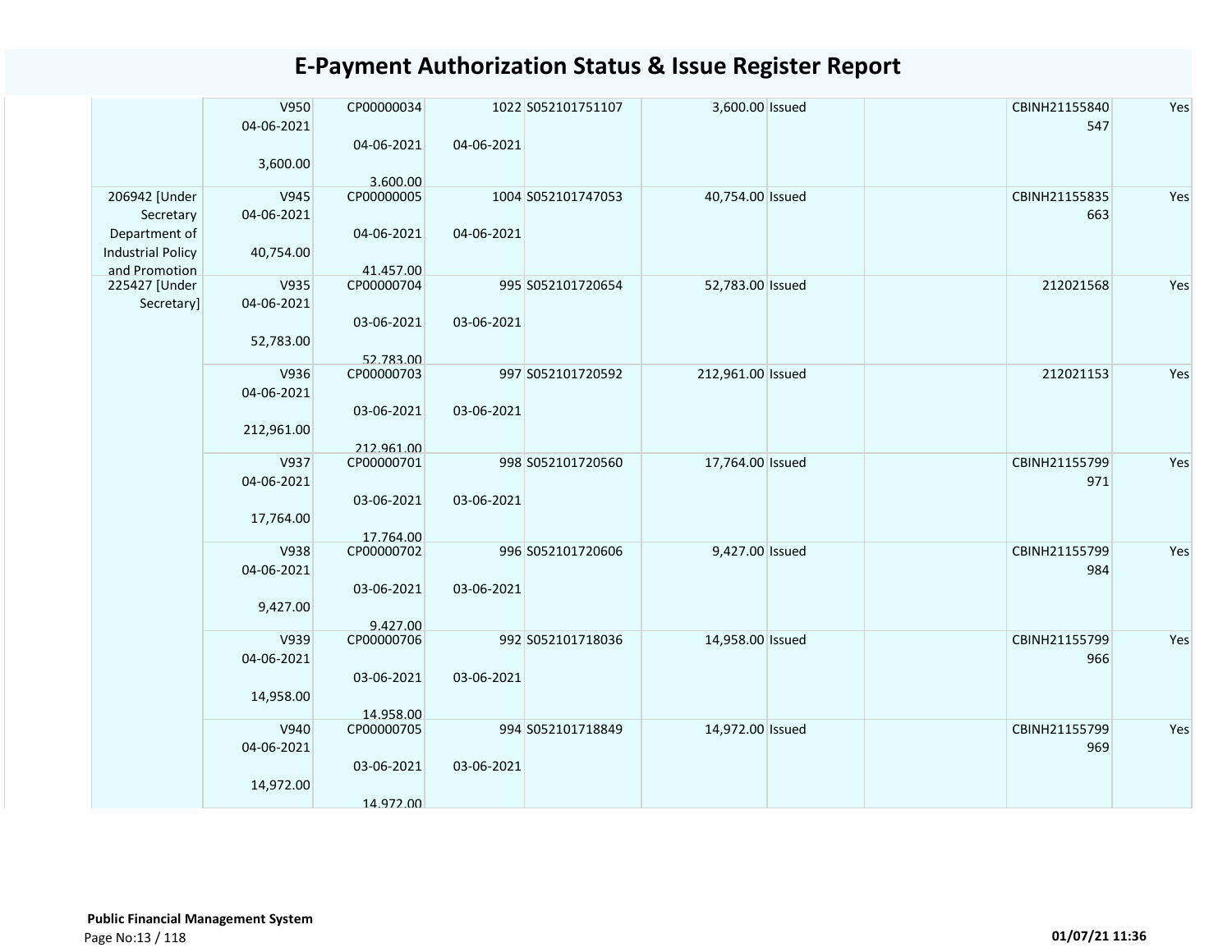# E-Payment Authorization Status & Issue Register Report

|  |  |  |  |  |  |  |  |  |  |
|---|---|---|---|---|---|---|---|---|---|
|  | V950 04-06-2021 3,600.00 | CP00000034 04-06-2021 3,600.00 | 1022 04-06-2021 | S052101751107 | 3,600.00 | Issued |  | CBINH21155840547 | Yes |
| 206942 [Under Secretary Department of Industrial Policy and Promotion | V945 04-06-2021 40,754.00 | CP00000005 04-06-2021 41,457.00 | 1004 04-06-2021 | S052101747053 | 40,754.00 | Issued |  | CBINH21155835663 | Yes |
| 225427 [Under Secretary] | V935 04-06-2021 52,783.00 | CP00000704 03-06-2021 52,783.00 | 995 03-06-2021 | S052101720654 | 52,783.00 | Issued |  | 212021568 | Yes |
|  | V936 04-06-2021 212,961.00 | CP00000703 03-06-2021 212,961.00 | 997 03-06-2021 | S052101720592 | 212,961.00 | Issued |  | 212021153 | Yes |
|  | V937 04-06-2021 17,764.00 | CP00000701 03-06-2021 17,764.00 | 998 03-06-2021 | S052101720560 | 17,764.00 | Issued |  | CBINH21155799971 | Yes |
|  | V938 04-06-2021 9,427.00 | CP00000702 03-06-2021 9,427.00 | 996 03-06-2021 | S052101720606 | 9,427.00 | Issued |  | CBINH21155799984 | Yes |
|  | V939 04-06-2021 14,958.00 | CP00000706 03-06-2021 14,958.00 | 992 03-06-2021 | S052101718036 | 14,958.00 | Issued |  | CBINH21155799966 | Yes |
|  | V940 04-06-2021 14,972.00 | CP00000705 03-06-2021 14,972.00 | 994 03-06-2021 | S052101718849 | 14,972.00 | Issued |  | CBINH21155799969 | Yes |

**Public Financial Management System**

01/07/21 11:36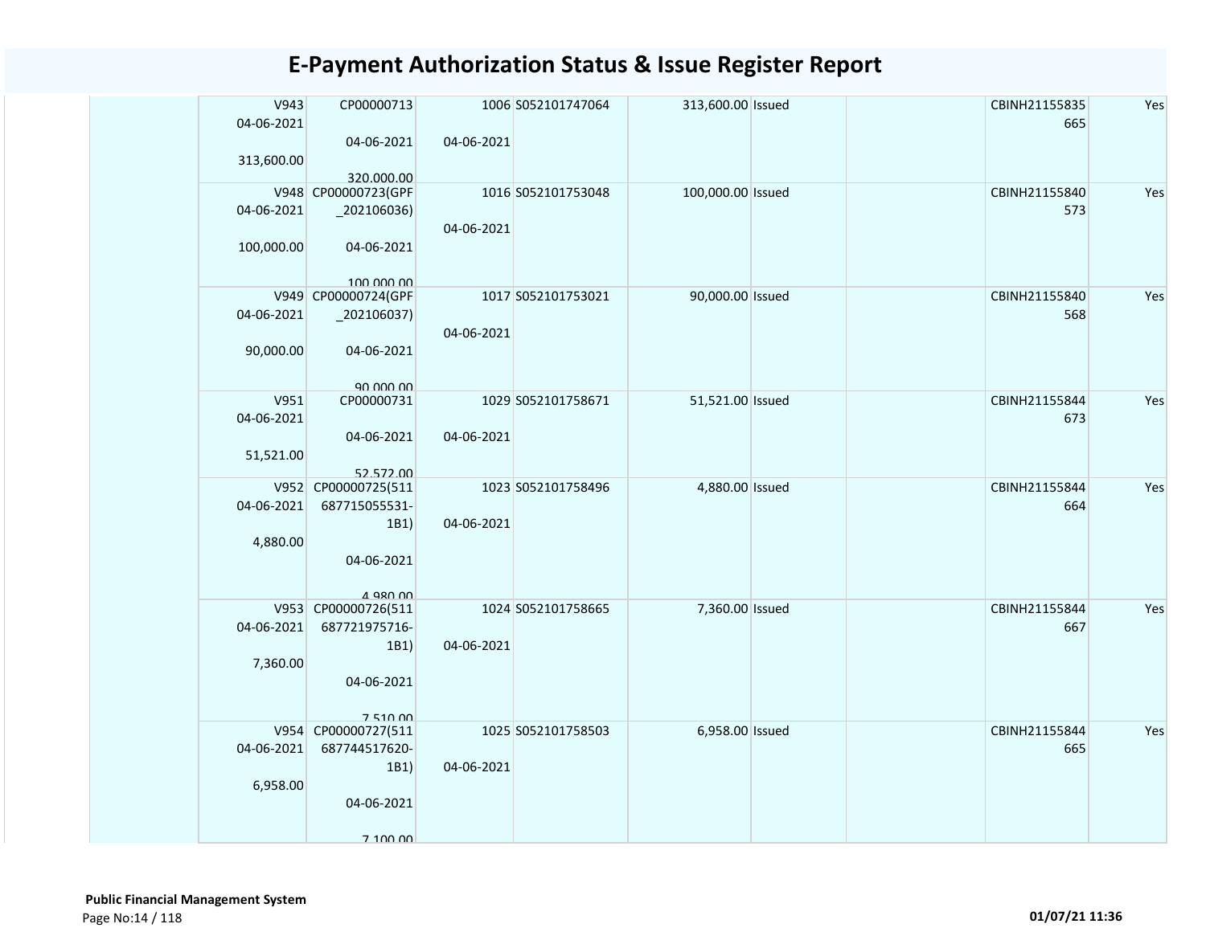# E-Payment Authorization Status & Issue Register Report

| | | | | | | | | | |
|---|---|---|---|---|---|---|---|---|---|
| | V943<br>04-06-2021<br><br>313,600.00 | CP00000713<br><br>04-06-2021<br><br>320,000.00 | 1006<br><br>04-06-2021 | S052101747064 | 313,600.00 | Issued | | CBINH21155835665 | Yes |
| | V948<br>04-06-2021<br><br>100,000.00 | CP00000723(GPF_202106036)<br><br>04-06-2021<br><br>100,000.00 | 1016<br><br>04-06-2021 | S052101753048 | 100,000.00 | Issued | | CBINH21155840573 | Yes |
| | V949<br>04-06-2021<br><br>90,000.00 | CP00000724(GPF_202106037)<br><br>04-06-2021<br><br>90,000.00 | 1017<br><br>04-06-2021 | S052101753021 | 90,000.00 | Issued | | CBINH21155840568 | Yes |
| | V951<br>04-06-2021<br><br>51,521.00 | CP00000731<br><br>04-06-2021<br><br>52,572.00 | 1029<br><br>04-06-2021 | S052101758671 | 51,521.00 | Issued | | CBINH21155844673 | Yes |
| | V952<br>04-06-2021<br><br>4,880.00 | CP00000725(511687715055531-1B1)<br><br>04-06-2021<br><br>4,980.00 | 1023<br><br>04-06-2021 | S052101758496 | 4,880.00 | Issued | | CBINH21155844664 | Yes |
| | V953<br>04-06-2021<br><br>7,360.00 | CP00000726(511687721975716-1B1)<br><br>04-06-2021<br><br>7,510.00 | 1024<br><br>04-06-2021 | S052101758665 | 7,360.00 | Issued | | CBINH21155844667 | Yes |
| | V954<br>04-06-2021<br><br>6,958.00 | CP00000727(511687744517620-1B1)<br><br>04-06-2021<br><br>7,100.00 | 1025<br><br>04-06-2021 | S052101758503 | 6,958.00 | Issued | | CBINH21155844665 | Yes |

**Public Financial Management System**

01/07/21 11:36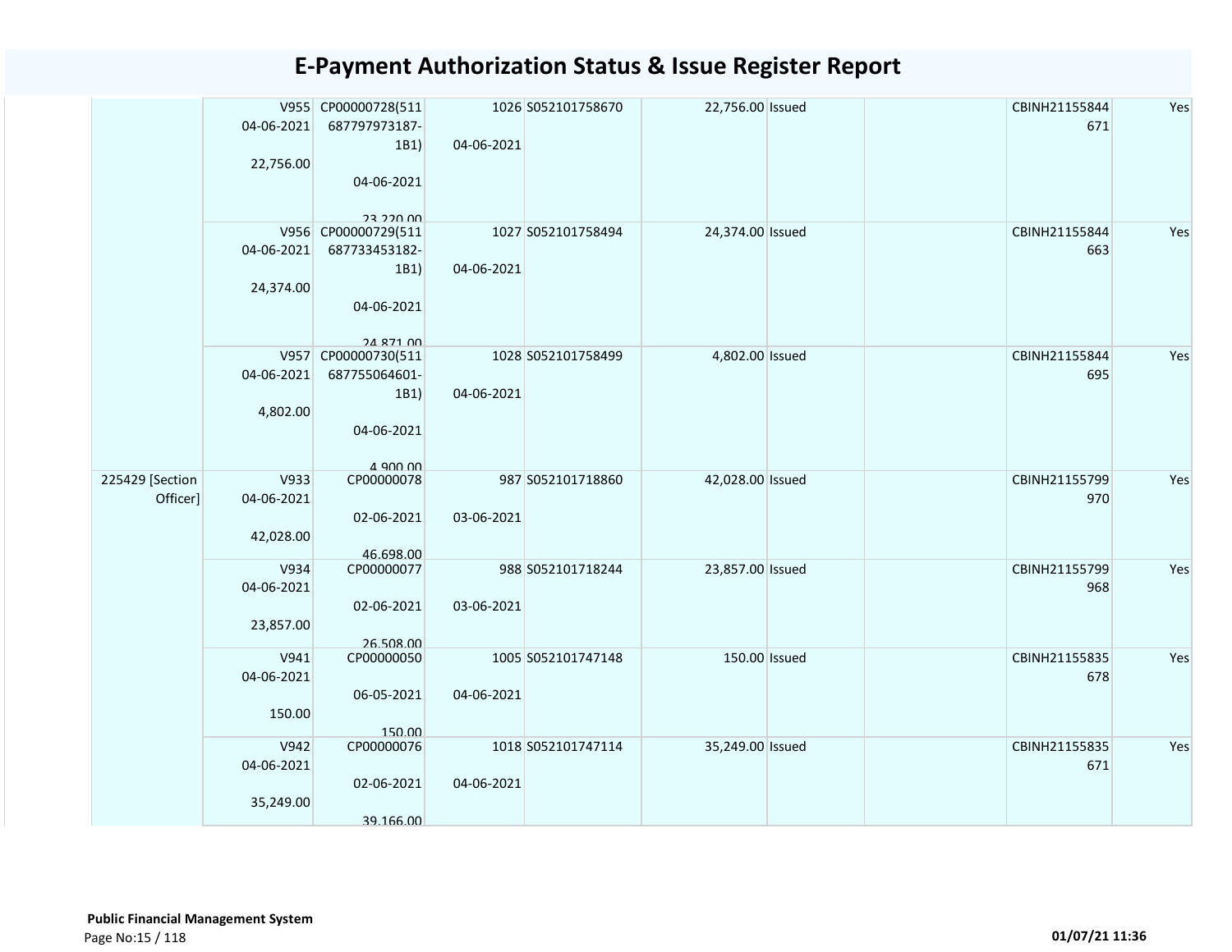# E-Payment Authorization Status & Issue Register Report

| | | | | | | | | | |
|---|---|---|---|---|---|---|---|---|---|
| | V955 04-06-2021 22,756.00 | CP00000728(511 687797973187-1B1) 04-06-2021 23,220.00 | 1026 04-06-2021 | S052101758670 | 22,756.00 | Issued | | CBINH21155844 671 | Yes |
| | V956 04-06-2021 24,374.00 | CP00000729(511 687733453182-1B1) 04-06-2021 24,871.00 | 1027 04-06-2021 | S052101758494 | 24,374.00 | Issued | | CBINH21155844 663 | Yes |
| | V957 04-06-2021 4,802.00 | CP00000730(511 687755064601-1B1) 04-06-2021 4,900.00 | 1028 04-06-2021 | S052101758499 | 4,802.00 | Issued | | CBINH21155844 695 | Yes |
| 225429 [Section Officer] | V933 04-06-2021 42,028.00 | CP00000078 02-06-2021 46,698.00 | 987 03-06-2021 | S052101718860 | 42,028.00 | Issued | | CBINH21155799 970 | Yes |
| | V934 04-06-2021 23,857.00 | CP00000077 02-06-2021 26,508.00 | 988 03-06-2021 | S052101718244 | 23,857.00 | Issued | | CBINH21155799 968 | Yes |
| | V941 04-06-2021 150.00 | CP00000050 06-05-2021 150.00 | 1005 04-06-2021 | S052101747148 | 150.00 | Issued | | CBINH21155835 678 | Yes |
| | V942 04-06-2021 35,249.00 | CP00000076 02-06-2021 39,166.00 | 1018 04-06-2021 | S052101747114 | 35,249.00 | Issued | | CBINH21155835 671 | Yes |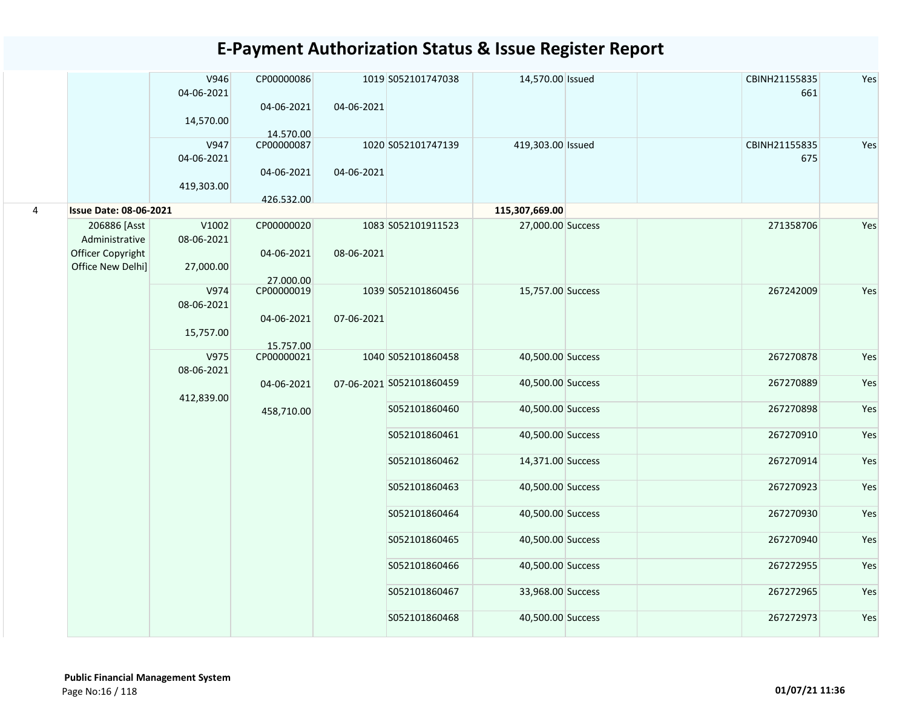# E-Payment Authorization Status & Issue Register Report

| | | | | | | | | | | |
|---|---|---|---|---|---|---|---|---|---|---|
| | | V946<br>04-06-2021<br>14,570.00 | CP00000086<br>04-06-2021<br>14,570.00 | 1019<br>04-06-2021 | S052101747038 | 14,570.00 | Issued | | CBINH21155835661 | Yes |
| | | V947<br>04-06-2021<br>419,303.00 | CP00000087<br>04-06-2021<br>426,532.00 | 1020<br>04-06-2021 | S052101747139 | 419,303.00 | Issued | | CBINH21155835675 | Yes |
| 4 | **Issue Date: 08-06-2021** | | | | | **115,307,669.00** | | | | |
| | 206886 [Asst Administrative Officer Copyright Office New Delhi] | V1002<br>08-06-2021<br>27,000.00 | CP00000020<br>04-06-2021<br>27,000.00 | 1083<br>08-06-2021 | S052101911523 | 27,000.00 | Success | | 271358706 | Yes |
| | | V974<br>08-06-2021<br>15,757.00 | CP00000019<br>04-06-2021<br>15,757.00 | 1039<br>07-06-2021 | S052101860456 | 15,757.00 | Success | | 267242009 | Yes |
| | | V975<br>08-06-2021<br>412,839.00 | CP00000021<br>04-06-2021<br>458,710.00 | 1040<br>07-06-2021 | S052101860458 | 40,500.00 | Success | | 267270878 | Yes |
| | | | | | S052101860459 | 40,500.00 | Success | | 267270889 | Yes |
| | | | | | S052101860460 | 40,500.00 | Success | | 267270898 | Yes |
| | | | | | S052101860461 | 40,500.00 | Success | | 267270910 | Yes |
| | | | | | S052101860462 | 14,371.00 | Success | | 267270914 | Yes |
| | | | | | S052101860463 | 40,500.00 | Success | | 267270923 | Yes |
| | | | | | S052101860464 | 40,500.00 | Success | | 267270930 | Yes |
| | | | | | S052101860465 | 40,500.00 | Success | | 267270940 | Yes |
| | | | | | S052101860466 | 40,500.00 | Success | | 267272955 | Yes |
| | | | | | S052101860467 | 33,968.00 | Success | | 267272965 | Yes |
| | | | | | S052101860468 | 40,500.00 | Success | | 267272973 | Yes |

**Public Financial Management System**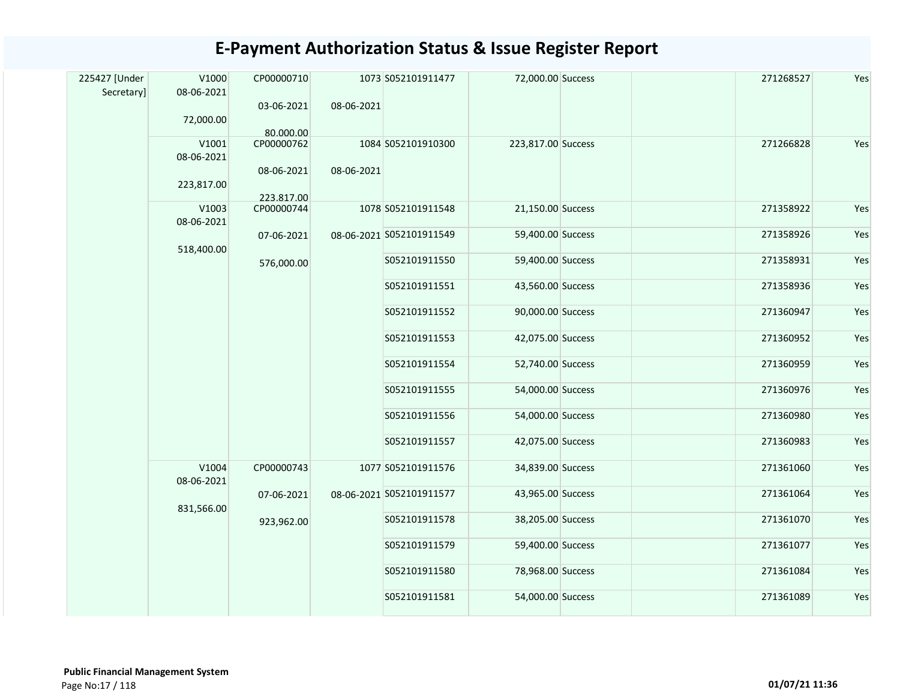# E-Payment Authorization Status & Issue Register Report

| | | | | | | | | | |
|---|---|---|---|---|---|---|---|---|---|
| 225427 [Under Secretary] | V1000 08-06-2021 72,000.00 | CP00000710 03-06-2021 80,000.00 | 1073 08-06-2021 | S052101911477 | 72,000.00 | Success | | 271268527 | Yes |
| | V1001 08-06-2021 223,817.00 | CP00000762 08-06-2021 223,817.00 | 1084 08-06-2021 | S052101910300 | 223,817.00 | Success | | 271266828 | Yes |
| | V1003 08-06-2021 518,400.00 | CP00000744 07-06-2021 576,000.00 | 1078 08-06-2021 | S052101911548 | 21,150.00 | Success | | 271358922 | Yes |
| | | | | S052101911549 | 59,400.00 | Success | | 271358926 | Yes |
| | | | | S052101911550 | 59,400.00 | Success | | 271358931 | Yes |
| | | | | S052101911551 | 43,560.00 | Success | | 271358936 | Yes |
| | | | | S052101911552 | 90,000.00 | Success | | 271360947 | Yes |
| | | | | S052101911553 | 42,075.00 | Success | | 271360952 | Yes |
| | | | | S052101911554 | 52,740.00 | Success | | 271360959 | Yes |
| | | | | S052101911555 | 54,000.00 | Success | | 271360976 | Yes |
| | | | | S052101911556 | 54,000.00 | Success | | 271360980 | Yes |
| | | | | S052101911557 | 42,075.00 | Success | | 271360983 | Yes |
| | V1004 08-06-2021 831,566.00 | CP00000743 07-06-2021 923,962.00 | 1077 08-06-2021 | S052101911576 | 34,839.00 | Success | | 271361060 | Yes |
| | | | | S052101911577 | 43,965.00 | Success | | 271361064 | Yes |
| | | | | S052101911578 | 38,205.00 | Success | | 271361070 | Yes |
| | | | | S052101911579 | 59,400.00 | Success | | 271361077 | Yes |
| | | | | S052101911580 | 78,968.00 | Success | | 271361084 | Yes |
| | | | | S052101911581 | 54,000.00 | Success | | 271361089 | Yes |

**Public Financial Management System**

**01/07/21 11:36**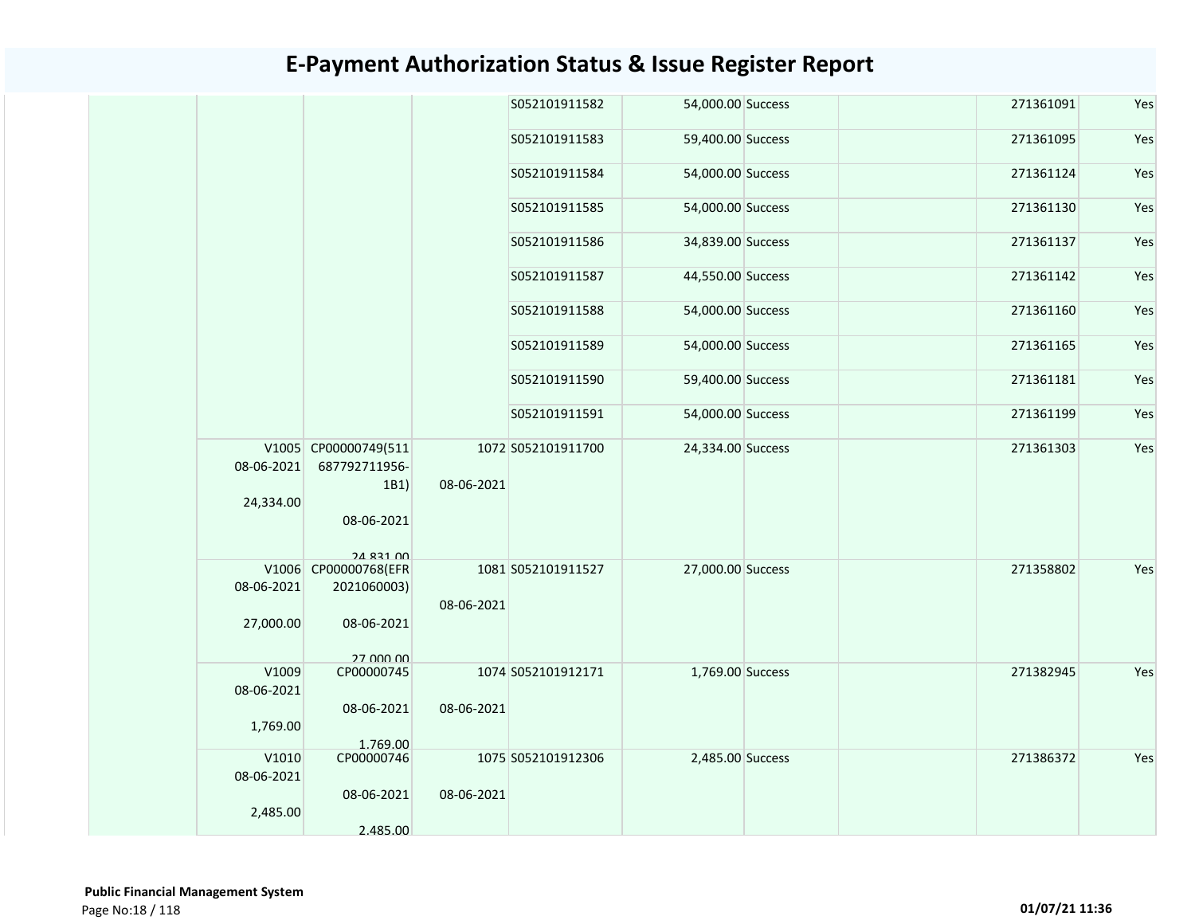# E-Payment Authorization Status & Issue Register Report

| | | | | | | | | | |
|---|---|---|---|---|---|---|---|---|---|
| | | | | S052101911582 | 54,000.00 | Success | | 271361091 | Yes |
| | | | | S052101911583 | 59,400.00 | Success | | 271361095 | Yes |
| | | | | S052101911584 | 54,000.00 | Success | | 271361124 | Yes |
| | | | | S052101911585 | 54,000.00 | Success | | 271361130 | Yes |
| | | | | S052101911586 | 34,839.00 | Success | | 271361137 | Yes |
| | | | | S052101911587 | 44,550.00 | Success | | 271361142 | Yes |
| | | | | S052101911588 | 54,000.00 | Success | | 271361160 | Yes |
| | | | | S052101911589 | 54,000.00 | Success | | 271361165 | Yes |
| | | | | S052101911590 | 59,400.00 | Success | | 271361181 | Yes |
| | | | | S052101911591 | 54,000.00 | Success | | 271361199 | Yes |
| | V1005 08-06-2021 24,334.00 | CP00000749(511687792711956-1B1) 08-06-2021 24,831.00 | 1072 08-06-2021 | S052101911700 | 24,334.00 | Success | | 271361303 | Yes |
| | V1006 08-06-2021 27,000.00 | CP00000768(EFR2021060003) 08-06-2021 27,000.00 | 1081 08-06-2021 | S052101911527 | 27,000.00 | Success | | 271358802 | Yes |
| | V1009 08-06-2021 1,769.00 | CP00000745 08-06-2021 1,769.00 | 1074 08-06-2021 | S052101912171 | 1,769.00 | Success | | 271382945 | Yes |
| | V1010 08-06-2021 2,485.00 | CP00000746 08-06-2021 2,485.00 | 1075 08-06-2021 | S052101912306 | 2,485.00 | Success | | 271386372 | Yes |

**Public Financial Management System**

01/07/21 11:36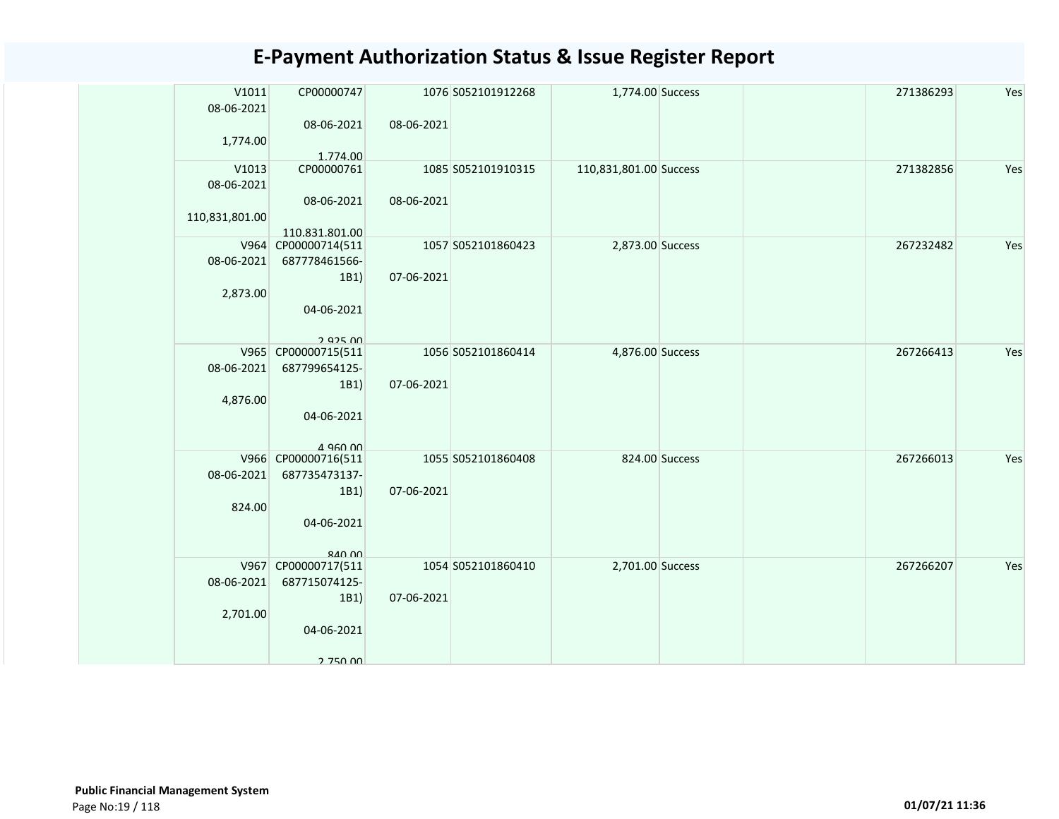# E-Payment Authorization Status & Issue Register Report

| | | | | | | | | | |
|---|---|---|---|---|---|---|---|---|---|
| | V1011 08-06-2021 1,774.00 | CP00000747 08-06-2021 1,774.00 | 1076 08-06-2021 | S052101912268 | 1,774.00 | Success | | 271386293 | Yes |
| | V1013 08-06-2021 110,831,801.00 | CP00000761 08-06-2021 110,831,801.00 | 1085 08-06-2021 | S052101910315 | 110,831,801.00 | Success | | 271382856 | Yes |
| | V964 08-06-2021 2,873.00 | CP00000714(511 687778461566-1B1) 04-06-2021 2,925.00 | 1057 07-06-2021 | S052101860423 | 2,873.00 | Success | | 267232482 | Yes |
| | V965 08-06-2021 4,876.00 | CP00000715(511 687799654125-1B1) 04-06-2021 4,960.00 | 1056 07-06-2021 | S052101860414 | 4,876.00 | Success | | 267266413 | Yes |
| | V966 08-06-2021 824.00 | CP00000716(511 687735473137-1B1) 04-06-2021 840.00 | 1055 07-06-2021 | S052101860408 | 824.00 | Success | | 267266013 | Yes |
| | V967 08-06-2021 2,701.00 | CP00000717(511 687715074125-1B1) 04-06-2021 2,750.00 | 1054 07-06-2021 | S052101860410 | 2,701.00 | Success | | 267266207 | Yes |

**Public Financial Management System**

01/07/21 11:36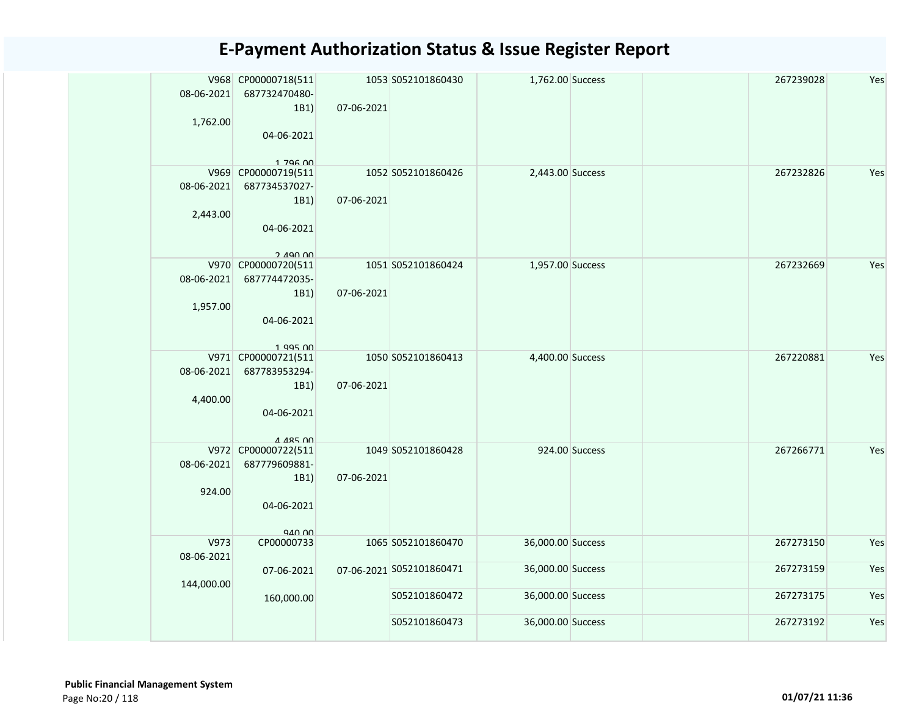# E-Payment Authorization Status & Issue Register Report

| | | | | | | | | |
|---|---|---|---|---|---|---|---|---|
| | V968 08-06-2021 1,762.00 | CP00000718(511 687732470480-1B1) 04-06-2021 1,796.00 | 1053 07-06-2021 | S052101860430 | 1,762.00 | Success | | 267239028 | Yes |
| | V969 08-06-2021 2,443.00 | CP00000719(511 687734537027-1B1) 04-06-2021 2,490.00 | 1052 07-06-2021 | S052101860426 | 2,443.00 | Success | | 267232826 | Yes |
| | V970 08-06-2021 1,957.00 | CP00000720(511 687774472035-1B1) 04-06-2021 1,995.00 | 1051 07-06-2021 | S052101860424 | 1,957.00 | Success | | 267232669 | Yes |
| | V971 08-06-2021 4,400.00 | CP00000721(511 687783953294-1B1) 04-06-2021 4,485.00 | 1050 07-06-2021 | S052101860413 | 4,400.00 | Success | | 267220881 | Yes |
| | V972 08-06-2021 924.00 | CP00000722(511 687779609881-1B1) 04-06-2021 940.00 | 1049 07-06-2021 | S052101860428 | 924.00 | Success | | 267266771 | Yes |
| | V973 08-06-2021 144,000.00 | CP00000733 07-06-2021 160,000.00 | 1065 07-06-2021 | S052101860470 | 36,000.00 | Success | | 267273150 | Yes |
| | | | | S052101860471 | 36,000.00 | Success | | 267273159 | Yes |
| | | | | S052101860472 | 36,000.00 | Success | | 267273175 | Yes |
| | | | | S052101860473 | 36,000.00 | Success | | 267273192 | Yes |

**Public Financial Management System**

01/07/21 11:36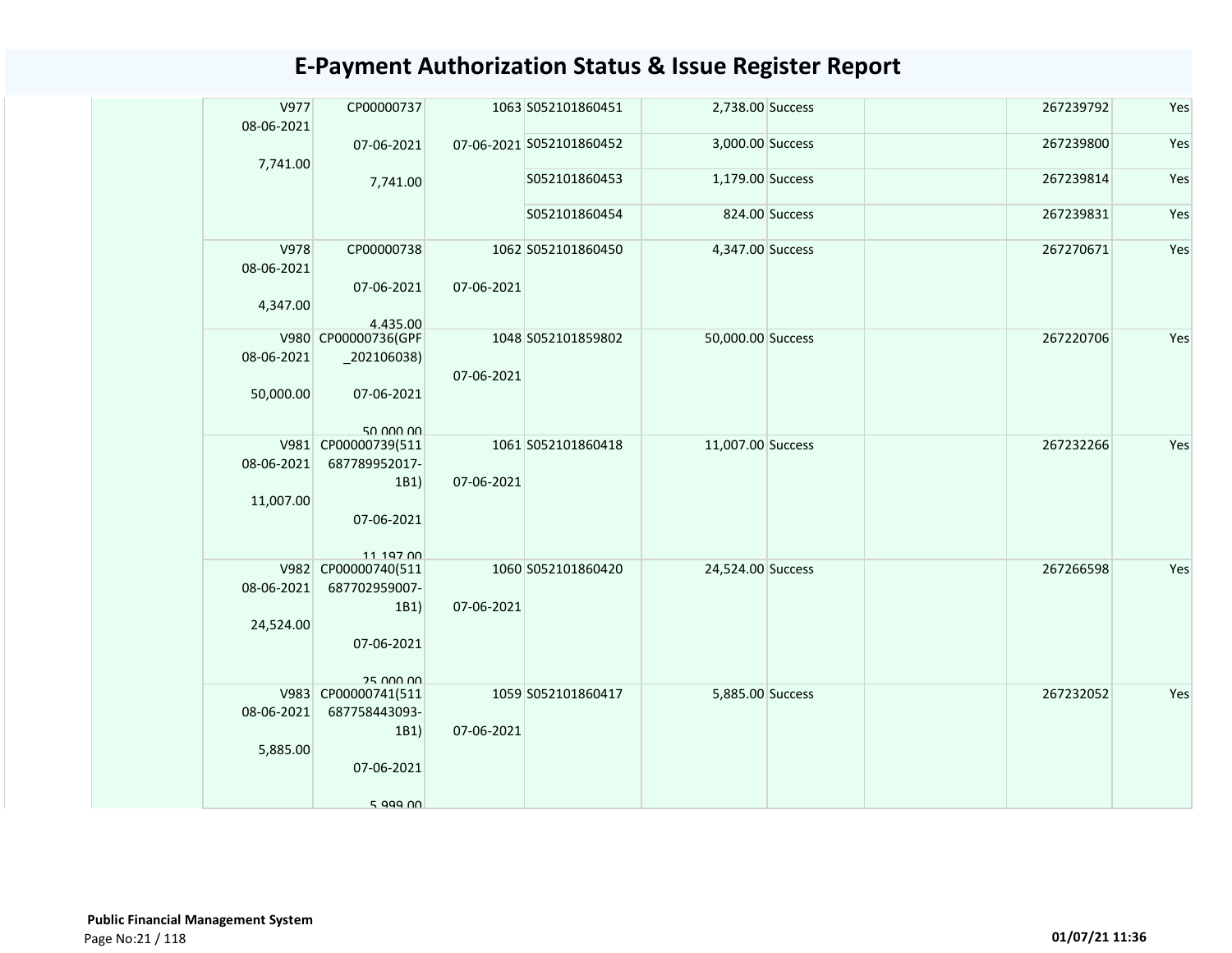# E-Payment Authorization Status & Issue Register Report

| | | | | | | | | | |
|---|---|---|---|---|---|---|---|---|---|
| | V977 08-06-2021 7,741.00 | CP00000737 07-06-2021 7,741.00 | 1063 07-06-2021 | S052101860451 | 2,738.00 | Success | | 267239792 | Yes |
| | | | | S052101860452 | 3,000.00 | Success | | 267239800 | Yes |
| | | | | S052101860453 | 1,179.00 | Success | | 267239814 | Yes |
| | | | | S052101860454 | 824.00 | Success | | 267239831 | Yes |
| | V978 08-06-2021 4,347.00 | CP00000738 07-06-2021 4,435.00 | 1062 07-06-2021 | S052101860450 | 4,347.00 | Success | | 267270671 | Yes |
| | V980 08-06-2021 50,000.00 | CP00000736(GPF_202106038) 07-06-2021 50,000.00 | 1048 07-06-2021 | S052101859802 | 50,000.00 | Success | | 267220706 | Yes |
| | V981 08-06-2021 11,007.00 | CP00000739(511687789952017-1B1) 07-06-2021 11,197.00 | 1061 07-06-2021 | S052101860418 | 11,007.00 | Success | | 267232266 | Yes |
| | V982 08-06-2021 24,524.00 | CP00000740(511687702959007-1B1) 07-06-2021 25,000.00 | 1060 07-06-2021 | S052101860420 | 24,524.00 | Success | | 267266598 | Yes |
| | V983 08-06-2021 5,885.00 | CP00000741(511687758443093-1B1) 07-06-2021 5,999.00 | 1059 07-06-2021 | S052101860417 | 5,885.00 | Success | | 267232052 | Yes |

**Public Financial Management System**

01/07/21 11:36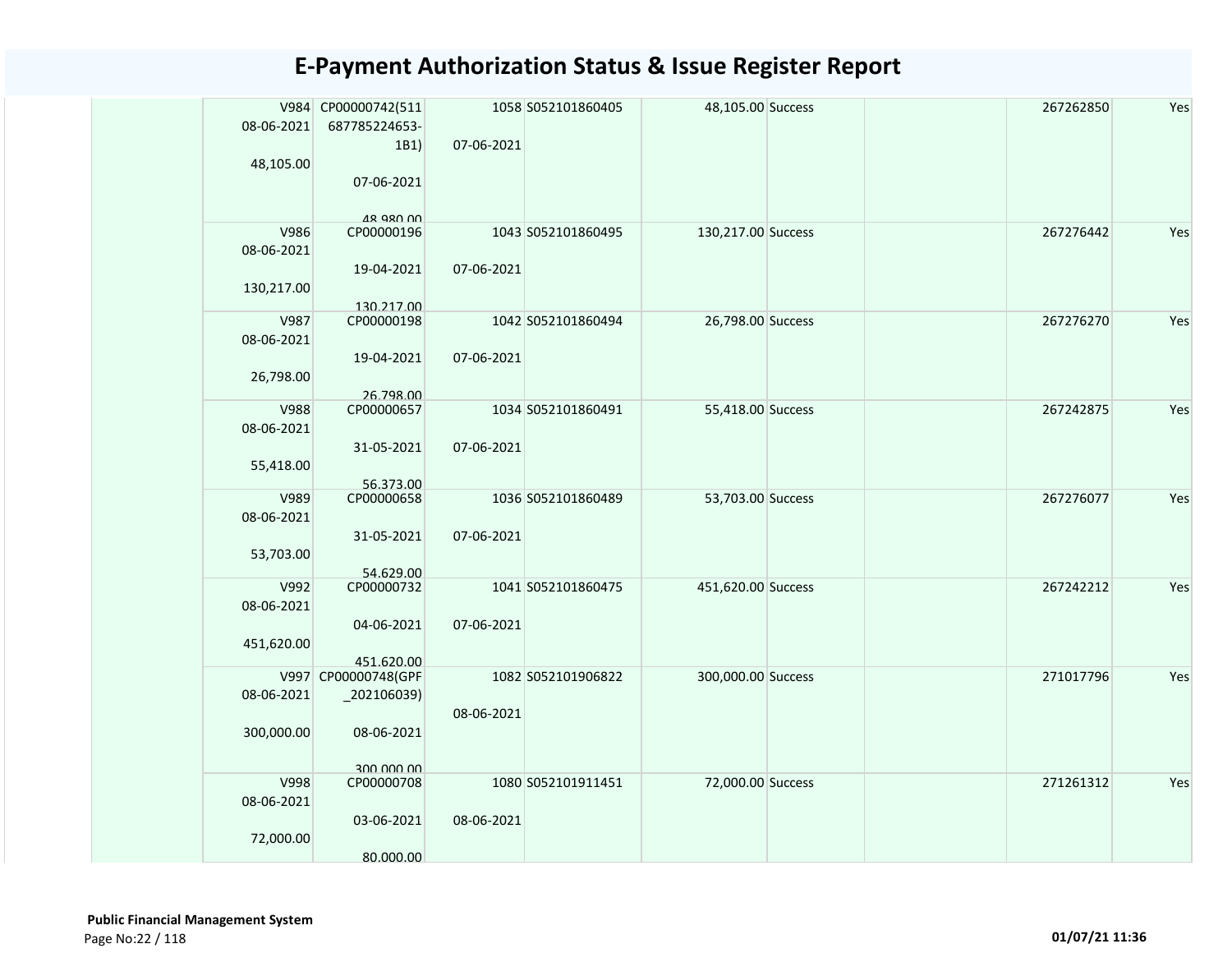# E-Payment Authorization Status & Issue Register Report

| | | | | | | | | |
|---|---|---|---|---|---|---|---|---|
| | V984 08-06-2021 48,105.00 | CP00000742(511 687785224653-1B1) 07-06-2021 48,980.00 | 1058 07-06-2021 | S052101860405 | 48,105.00 | Success | | 267262850 | Yes |
| | V986 08-06-2021 130,217.00 | CP00000196 19-04-2021 130,217.00 | 1043 07-06-2021 | S052101860495 | 130,217.00 | Success | | 267276442 | Yes |
| | V987 08-06-2021 26,798.00 | CP00000198 19-04-2021 26,798.00 | 1042 07-06-2021 | S052101860494 | 26,798.00 | Success | | 267276270 | Yes |
| | V988 08-06-2021 55,418.00 | CP00000657 31-05-2021 56,373.00 | 1034 07-06-2021 | S052101860491 | 55,418.00 | Success | | 267242875 | Yes |
| | V989 08-06-2021 53,703.00 | CP00000658 31-05-2021 54,629.00 | 1036 07-06-2021 | S052101860489 | 53,703.00 | Success | | 267276077 | Yes |
| | V992 08-06-2021 451,620.00 | CP00000732 04-06-2021 451,620.00 | 1041 07-06-2021 | S052101860475 | 451,620.00 | Success | | 267242212 | Yes |
| | V997 08-06-2021 300,000.00 | CP00000748(GPF_202106039) 08-06-2021 300,000.00 | 1082 08-06-2021 | S052101906822 | 300,000.00 | Success | | 271017796 | Yes |
| | V998 08-06-2021 72,000.00 | CP00000708 03-06-2021 80,000.00 | 1080 08-06-2021 | S052101911451 | 72,000.00 | Success | | 271261312 | Yes |

**Public Financial Management System**

01/07/21 11:36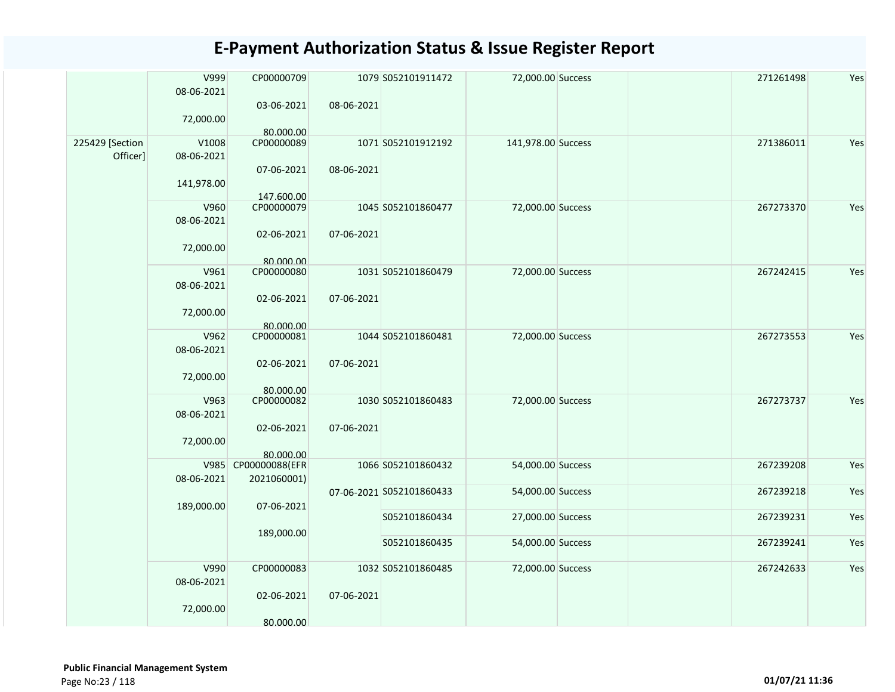# E-Payment Authorization Status & Issue Register Report

| | | | | | | | | | |
|---|---|---|---|---|---|---|---|---|---|
| | V999 08-06-2021 72,000.00 | CP00000709 03-06-2021 80,000.00 | 1079 08-06-2021 | S052101911472 | 72,000.00 | Success | | 271261498 | Yes |
| 225429 [Section Officer] | V1008 08-06-2021 141,978.00 | CP00000089 07-06-2021 147,600.00 | 1071 08-06-2021 | S052101912192 | 141,978.00 | Success | | 271386011 | Yes |
| | V960 08-06-2021 72,000.00 | CP00000079 02-06-2021 80,000.00 | 1045 07-06-2021 | S052101860477 | 72,000.00 | Success | | 267273370 | Yes |
| | V961 08-06-2021 72,000.00 | CP00000080 02-06-2021 80,000.00 | 1031 07-06-2021 | S052101860479 | 72,000.00 | Success | | 267242415 | Yes |
| | V962 08-06-2021 72,000.00 | CP00000081 02-06-2021 80,000.00 | 1044 07-06-2021 | S052101860481 | 72,000.00 | Success | | 267273553 | Yes |
| | V963 08-06-2021 72,000.00 | CP00000082 02-06-2021 80,000.00 | 1030 07-06-2021 | S052101860483 | 72,000.00 | Success | | 267273737 | Yes |
| | V985 08-06-2021 189,000.00 | CP00000088(EFR 2021060001) 07-06-2021 189,000.00 | 1066 07-06-2021 | S052101860432 | 54,000.00 | Success | | 267239208 | Yes |
| | | | | S052101860433 | 54,000.00 | Success | | 267239218 | Yes |
| | | | | S052101860434 | 27,000.00 | Success | | 267239231 | Yes |
| | | | | S052101860435 | 54,000.00 | Success | | 267239241 | Yes |
| | V990 08-06-2021 72,000.00 | CP00000083 02-06-2021 80,000.00 | 1032 07-06-2021 | S052101860485 | 72,000.00 | Success | | 267242633 | Yes |

**Public Financial Management System**

01/07/21 11:36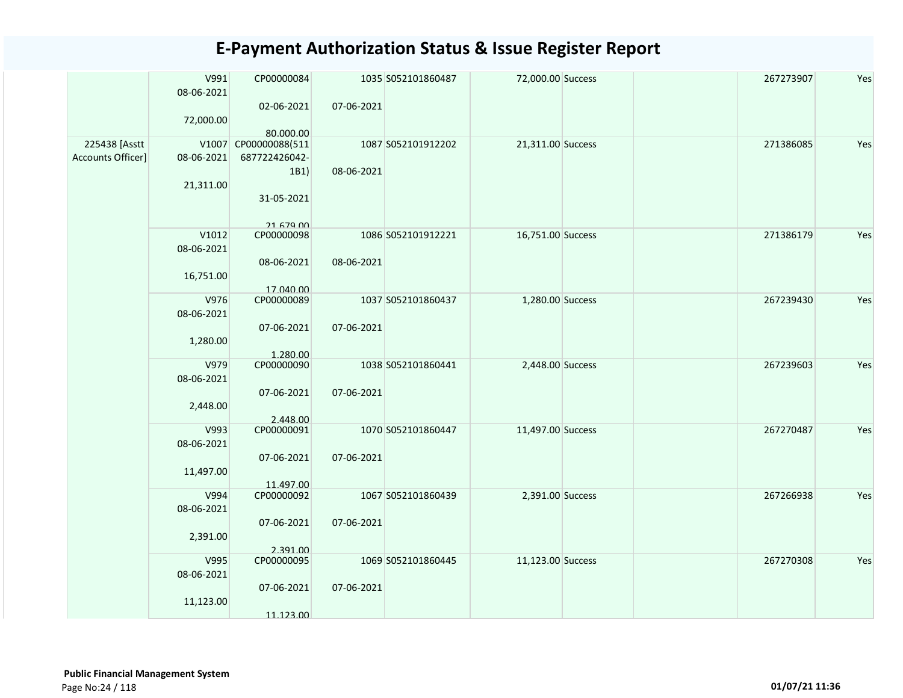# E-Payment Authorization Status & Issue Register Report

| | | | | | | | | | |
|---|---|---|---|---|---|---|---|---|---|
| | V991<br>08-06-2021<br>72,000.00 | CP00000084<br>02-06-2021<br>80,000.00 | 1035<br>07-06-2021 | S052101860487 | 72,000.00 | Success | | 267273907 | Yes |
| 225438 [Asstt Accounts Officer] | V1007<br>08-06-2021<br>21,311.00 | CP00000088(511687722426042-1B1)<br>31-05-2021<br>21,679.00 | 1087<br>08-06-2021 | S052101912202 | 21,311.00 | Success | | 271386085 | Yes |
| | V1012<br>08-06-2021<br>16,751.00 | CP00000098<br>08-06-2021<br>17,040.00 | 1086<br>08-06-2021 | S052101912221 | 16,751.00 | Success | | 271386179 | Yes |
| | V976<br>08-06-2021<br>1,280.00 | CP00000089<br>07-06-2021<br>1,280.00 | 1037<br>07-06-2021 | S052101860437 | 1,280.00 | Success | | 267239430 | Yes |
| | V979<br>08-06-2021<br>2,448.00 | CP00000090<br>07-06-2021<br>2,448.00 | 1038<br>07-06-2021 | S052101860441 | 2,448.00 | Success | | 267239603 | Yes |
| | V993<br>08-06-2021<br>11,497.00 | CP00000091<br>07-06-2021<br>11,497.00 | 1070<br>07-06-2021 | S052101860447 | 11,497.00 | Success | | 267270487 | Yes |
| | V994<br>08-06-2021<br>2,391.00 | CP00000092<br>07-06-2021<br>2,391.00 | 1067<br>07-06-2021 | S052101860439 | 2,391.00 | Success | | 267266938 | Yes |
| | V995<br>08-06-2021<br>11,123.00 | CP00000095<br>07-06-2021<br>11,123.00 | 1069<br>07-06-2021 | S052101860445 | 11,123.00 | Success | | 267270308 | Yes |

**Public Financial Management System**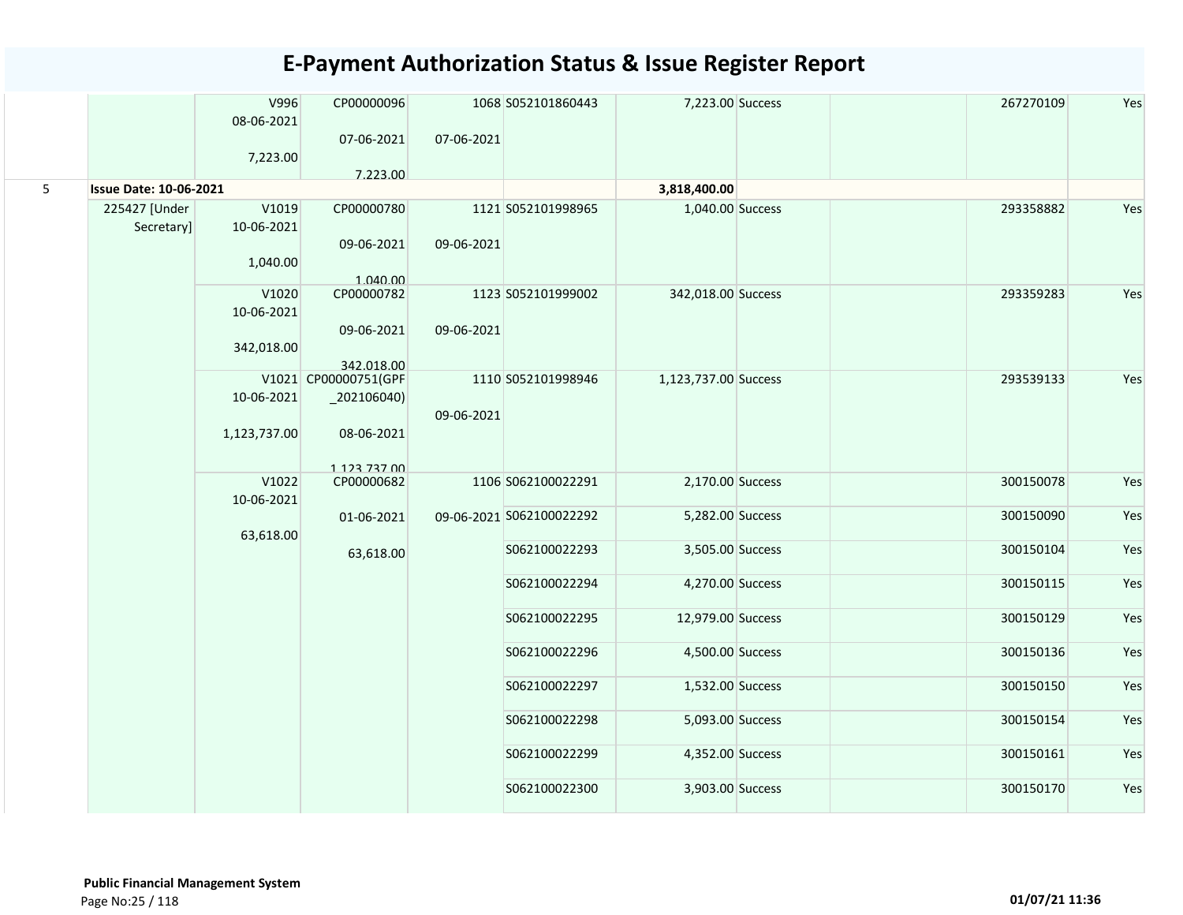# E-Payment Authorization Status & Issue Register Report

| | | | | | | | | | | |
|---|---|---|---|---|---|---|---|---|---|---|
| | | V996 08-06-2021 7,223.00 | CP00000096 07-06-2021 7,223.00 | 1068 07-06-2021 | S052101860443 | 7,223.00 | Success | | 267270109 | Yes |
| 5 | **Issue Date: 10-06-2021** | | | | | **3,818,400.00** | | | | |
| | 225427 [Under Secretary] | V1019 10-06-2021 1,040.00 | CP00000780 09-06-2021 1,040.00 | 1121 09-06-2021 | S052101998965 | 1,040.00 | Success | | 293358882 | Yes |
| | | V1020 10-06-2021 342,018.00 | CP00000782 09-06-2021 342,018.00 | 1123 09-06-2021 | S052101999002 | 342,018.00 | Success | | 293359283 | Yes |
| | | V1021 10-06-2021 1,123,737.00 | CP00000751(GPF_202106040) 08-06-2021 1,123,737.00 | 1110 09-06-2021 | S052101998946 | 1,123,737.00 | Success | | 293539133 | Yes |
| | | V1022 10-06-2021 63,618.00 | CP00000682 01-06-2021 63,618.00 | 1106 09-06-2021 | S062100022291 | 2,170.00 | Success | | 300150078 | Yes |
| | | | | | S062100022292 | 5,282.00 | Success | | 300150090 | Yes |
| | | | | | S062100022293 | 3,505.00 | Success | | 300150104 | Yes |
| | | | | | S062100022294 | 4,270.00 | Success | | 300150115 | Yes |
| | | | | | S062100022295 | 12,979.00 | Success | | 300150129 | Yes |
| | | | | | S062100022296 | 4,500.00 | Success | | 300150136 | Yes |
| | | | | | S062100022297 | 1,532.00 | Success | | 300150150 | Yes |
| | | | | | S062100022298 | 5,093.00 | Success | | 300150154 | Yes |
| | | | | | S062100022299 | 4,352.00 | Success | | 300150161 | Yes |
| | | | | | S062100022300 | 3,903.00 | Success | | 300150170 | Yes |

**Public Financial Management System**

**01/07/21 11:36**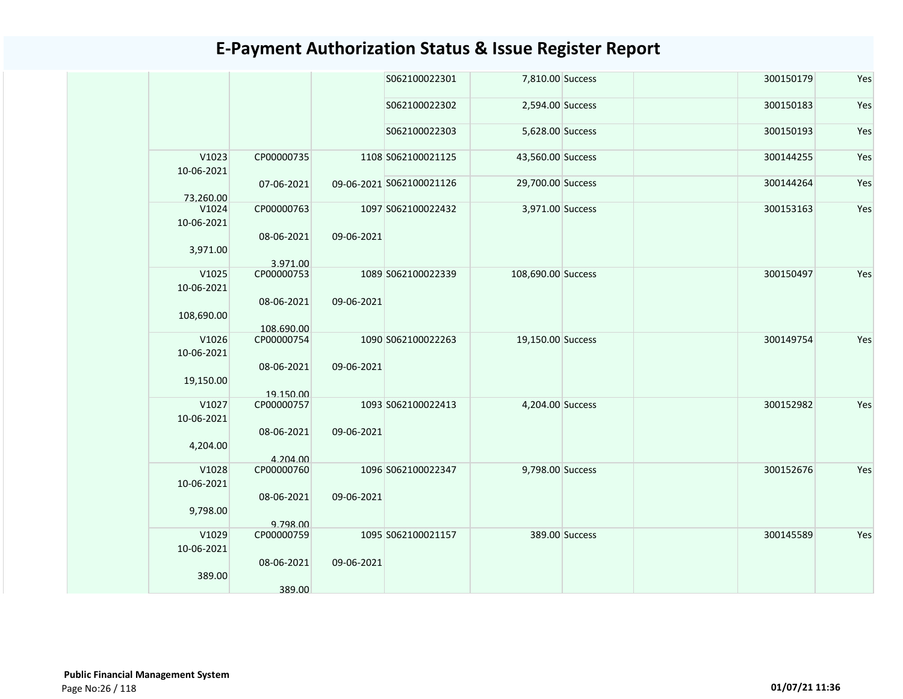# E-Payment Authorization Status & Issue Register Report

| | | | | | | | | | |
|---|---|---|---|---|---|---|---|---|---|
| | | | | S062100022301 | 7,810.00 | Success | | 300150179 | Yes |
| | | | | S062100022302 | 2,594.00 | Success | | 300150183 | Yes |
| | | | | S062100022303 | 5,628.00 | Success | | 300150193 | Yes |
| | V1023 10-06-2021 73,260.00 | CP00000735 07-06-2021 | 1108 09-06-2021 | S062100021125 | 43,560.00 | Success | | 300144255 | Yes |
| | | | | S062100021126 | 29,700.00 | Success | | 300144264 | Yes |
| | V1024 10-06-2021 3,971.00 | CP00000763 08-06-2021 3,971.00 | 1097 09-06-2021 | S062100022432 | 3,971.00 | Success | | 300153163 | Yes |
| | V1025 10-06-2021 108,690.00 | CP00000753 08-06-2021 108,690.00 | 1089 09-06-2021 | S062100022339 | 108,690.00 | Success | | 300150497 | Yes |
| | V1026 10-06-2021 19,150.00 | CP00000754 08-06-2021 19,150.00 | 1090 09-06-2021 | S062100022263 | 19,150.00 | Success | | 300149754 | Yes |
| | V1027 10-06-2021 4,204.00 | CP00000757 08-06-2021 4,204.00 | 1093 09-06-2021 | S062100022413 | 4,204.00 | Success | | 300152982 | Yes |
| | V1028 10-06-2021 9,798.00 | CP00000760 08-06-2021 9,798.00 | 1096 09-06-2021 | S062100022347 | 9,798.00 | Success | | 300152676 | Yes |
| | V1029 10-06-2021 389.00 | CP00000759 08-06-2021 389.00 | 1095 09-06-2021 | S062100021157 | 389.00 | Success | | 300145589 | Yes |

**Public Financial Management System**

01/07/21 11:36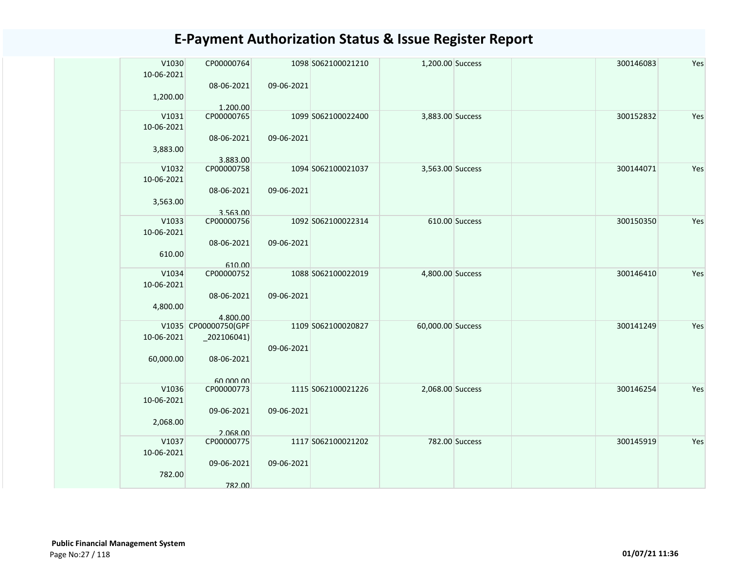# E-Payment Authorization Status & Issue Register Report

| | | | | | | | | | |
|---|---|---|---|---|---|---|---|---|---|
| | V1030 10-06-2021 1,200.00 | CP00000764 08-06-2021 1,200.00 | 1098 09-06-2021 | S062100021210 | 1,200.00 | Success | | 300146083 | Yes |
| | V1031 10-06-2021 3,883.00 | CP00000765 08-06-2021 3,883.00 | 1099 09-06-2021 | S062100022400 | 3,883.00 | Success | | 300152832 | Yes |
| | V1032 10-06-2021 3,563.00 | CP00000758 08-06-2021 3,563.00 | 1094 09-06-2021 | S062100021037 | 3,563.00 | Success | | 300144071 | Yes |
| | V1033 10-06-2021 610.00 | CP00000756 08-06-2021 610.00 | 1092 09-06-2021 | S062100022314 | 610.00 | Success | | 300150350 | Yes |
| | V1034 10-06-2021 4,800.00 | CP00000752 08-06-2021 4,800.00 | 1088 09-06-2021 | S062100022019 | 4,800.00 | Success | | 300146410 | Yes |
| | V1035 10-06-2021 60,000.00 | CP00000750(GPF _202106041) 08-06-2021 60,000.00 | 1109 09-06-2021 | S062100020827 | 60,000.00 | Success | | 300141249 | Yes |
| | V1036 10-06-2021 2,068.00 | CP00000773 09-06-2021 2,068.00 | 1115 09-06-2021 | S062100021226 | 2,068.00 | Success | | 300146254 | Yes |
| | V1037 10-06-2021 782.00 | CP00000775 09-06-2021 782.00 | 1117 09-06-2021 | S062100021202 | 782.00 | Success | | 300145919 | Yes |

**Public Financial Management System**

01/07/21 11:36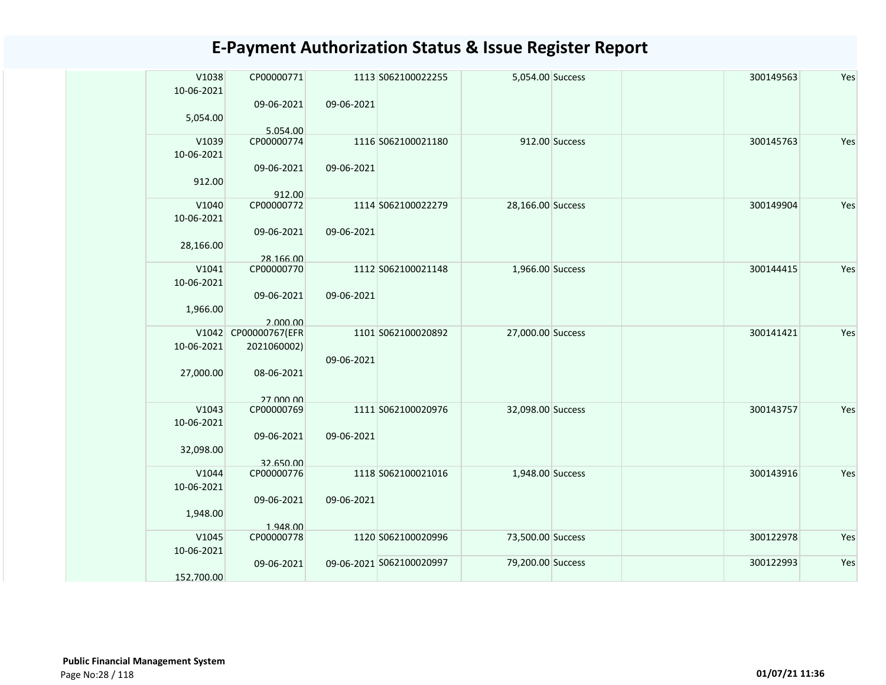# E-Payment Authorization Status & Issue Register Report

| | | | | | | | | | |
|---|---|---|---|---|---|---|---|---|---|
| | V1038 10-06-2021 5,054.00 | CP00000771 09-06-2021 5,054.00 | 1113 09-06-2021 | S062100022255 | 5,054.00 | Success | | 300149563 | Yes |
| | V1039 10-06-2021 912.00 | CP00000774 09-06-2021 912.00 | 1116 09-06-2021 | S062100021180 | 912.00 | Success | | 300145763 | Yes |
| | V1040 10-06-2021 28,166.00 | CP00000772 09-06-2021 28,166.00 | 1114 09-06-2021 | S062100022279 | 28,166.00 | Success | | 300149904 | Yes |
| | V1041 10-06-2021 1,966.00 | CP00000770 09-06-2021 2,000.00 | 1112 09-06-2021 | S062100021148 | 1,966.00 | Success | | 300144415 | Yes |
| | V1042 10-06-2021 27,000.00 | CP00000767(EFR 2021060002) 08-06-2021 27,000.00 | 1101 09-06-2021 | S062100020892 | 27,000.00 | Success | | 300141421 | Yes |
| | V1043 10-06-2021 32,098.00 | CP00000769 09-06-2021 32,650.00 | 1111 09-06-2021 | S062100020976 | 32,098.00 | Success | | 300143757 | Yes |
| | V1044 10-06-2021 1,948.00 | CP00000776 09-06-2021 1,948.00 | 1118 09-06-2021 | S062100021016 | 1,948.00 | Success | | 300143916 | Yes |
| | V1045 10-06-2021 152,700.00 | CP00000778 09-06-2021 | 1120 09-06-2021 | S062100020996 | 73,500.00 | Success | | 300122978 | Yes |
| | | | | S062100020997 | 79,200.00 | Success | | 300122993 | Yes |

**Public Financial Management System**

01/07/21 11:36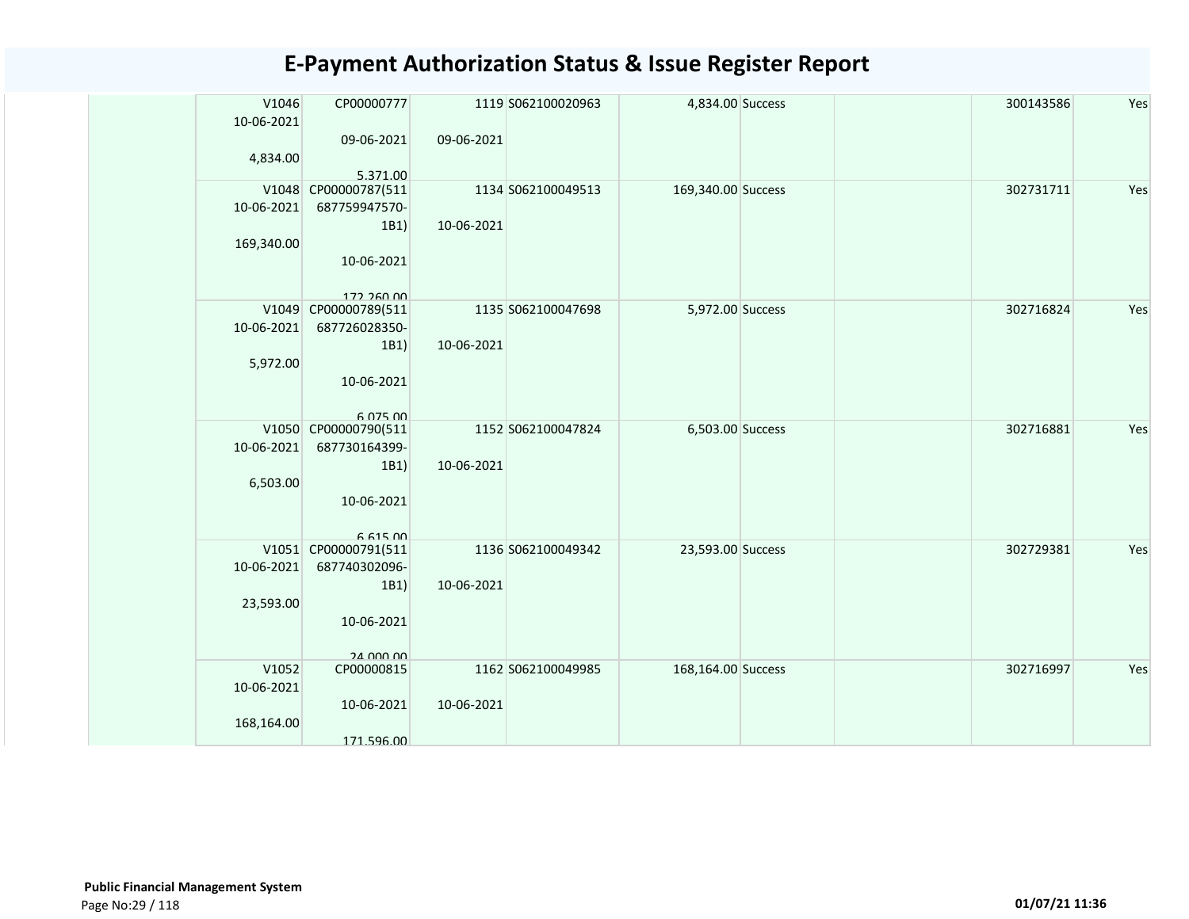# E-Payment Authorization Status & Issue Register Report

| | | | | | | | | | |
|---|---|---|---|---|---|---|---|---|---|
| | V1046<br>10-06-2021<br><br>4,834.00 | CP00000777<br><br>09-06-2021<br><br>5,371.00 | 1119<br><br>09-06-2021 | S062100020963 | 4,834.00 | Success | | 300143586 | Yes |
| | V1048<br>10-06-2021<br><br>169,340.00 | CP00000787(511687759947570-1B1)<br><br>10-06-2021<br><br>172,260.00 | 1134<br><br>10-06-2021 | S062100049513 | 169,340.00 | Success | | 302731711 | Yes |
| | V1049<br>10-06-2021<br><br>5,972.00 | CP00000789(511687726028350-1B1)<br><br>10-06-2021<br><br>6,075.00 | 1135<br><br>10-06-2021 | S062100047698 | 5,972.00 | Success | | 302716824 | Yes |
| | V1050<br>10-06-2021<br><br>6,503.00 | CP00000790(511687730164399-1B1)<br><br>10-06-2021<br><br>6,615.00 | 1152<br><br>10-06-2021 | S062100047824 | 6,503.00 | Success | | 302716881 | Yes |
| | V1051<br>10-06-2021<br><br>23,593.00 | CP00000791(511687740302096-1B1)<br><br>10-06-2021<br><br>24,000.00 | 1136<br><br>10-06-2021 | S062100049342 | 23,593.00 | Success | | 302729381 | Yes |
| | V1052<br>10-06-2021<br><br>168,164.00 | CP00000815<br><br>10-06-2021<br><br>171,596.00 | 1162<br><br>10-06-2021 | S062100049985 | 168,164.00 | Success | | 302716997 | Yes |

**Public Financial Management System**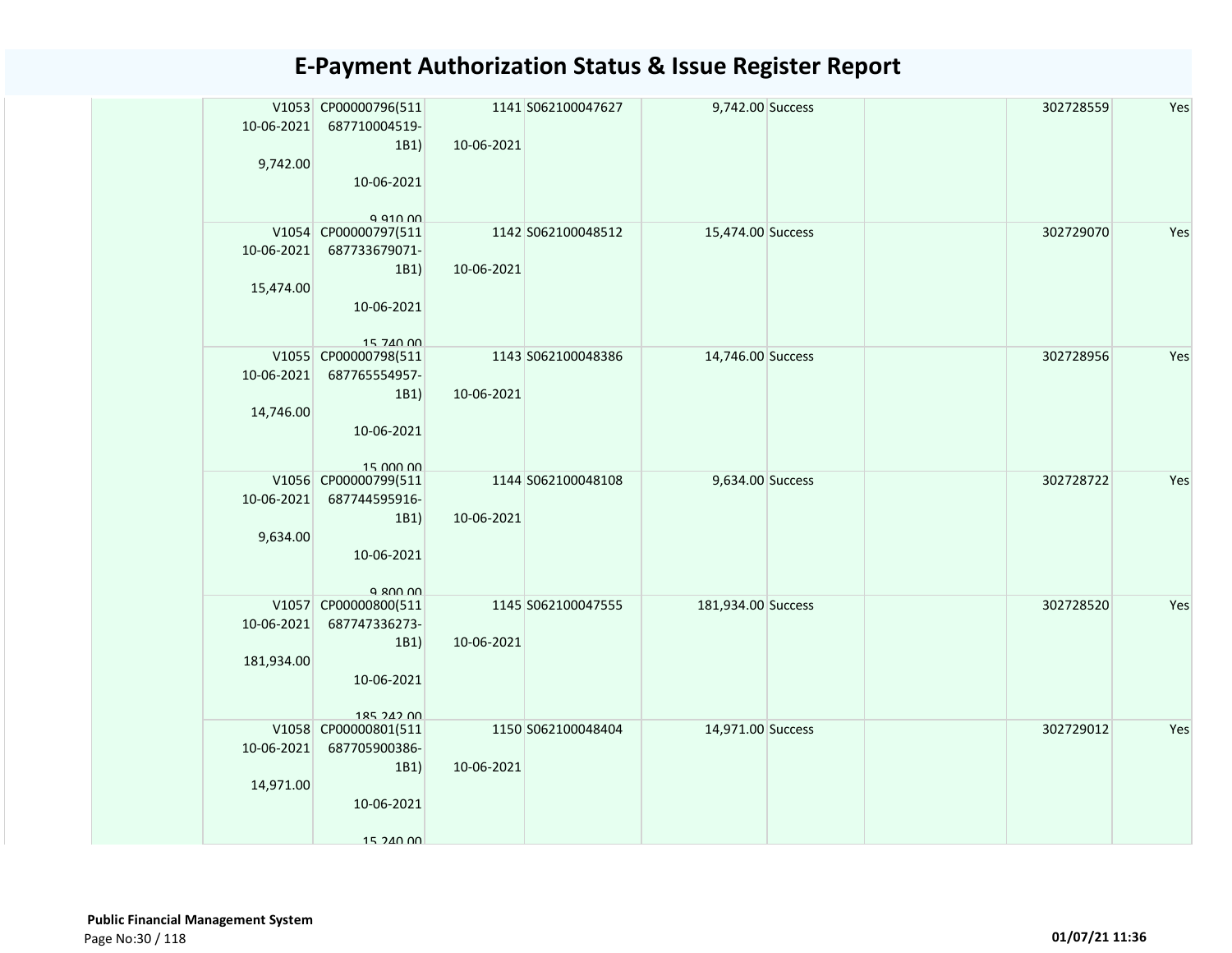# E-Payment Authorization Status & Issue Register Report

| | | | | | | | | | |
|---|---|---|---|---|---|---|---|---|---|
| | V1053 10-06-2021 9,742.00 | CP00000796(511 687710004519-1B1) 10-06-2021 9,910.00 | 1141 10-06-2021 | S062100047627 | 9,742.00 | Success | | 302728559 | Yes |
| | V1054 10-06-2021 15,474.00 | CP00000797(511 687733679071-1B1) 10-06-2021 15,740.00 | 1142 10-06-2021 | S062100048512 | 15,474.00 | Success | | 302729070 | Yes |
| | V1055 10-06-2021 14,746.00 | CP00000798(511 687765554957-1B1) 10-06-2021 15,000.00 | 1143 10-06-2021 | S062100048386 | 14,746.00 | Success | | 302728956 | Yes |
| | V1056 10-06-2021 9,634.00 | CP00000799(511 687744595916-1B1) 10-06-2021 9,800.00 | 1144 10-06-2021 | S062100048108 | 9,634.00 | Success | | 302728722 | Yes |
| | V1057 10-06-2021 181,934.00 | CP00000800(511 687747336273-1B1) 10-06-2021 185,242.00 | 1145 10-06-2021 | S062100047555 | 181,934.00 | Success | | 302728520 | Yes |
| | V1058 10-06-2021 14,971.00 | CP00000801(511 687705900386-1B1) 10-06-2021 15,240.00 | 1150 10-06-2021 | S062100048404 | 14,971.00 | Success | | 302729012 | Yes |

**Public Financial Management System**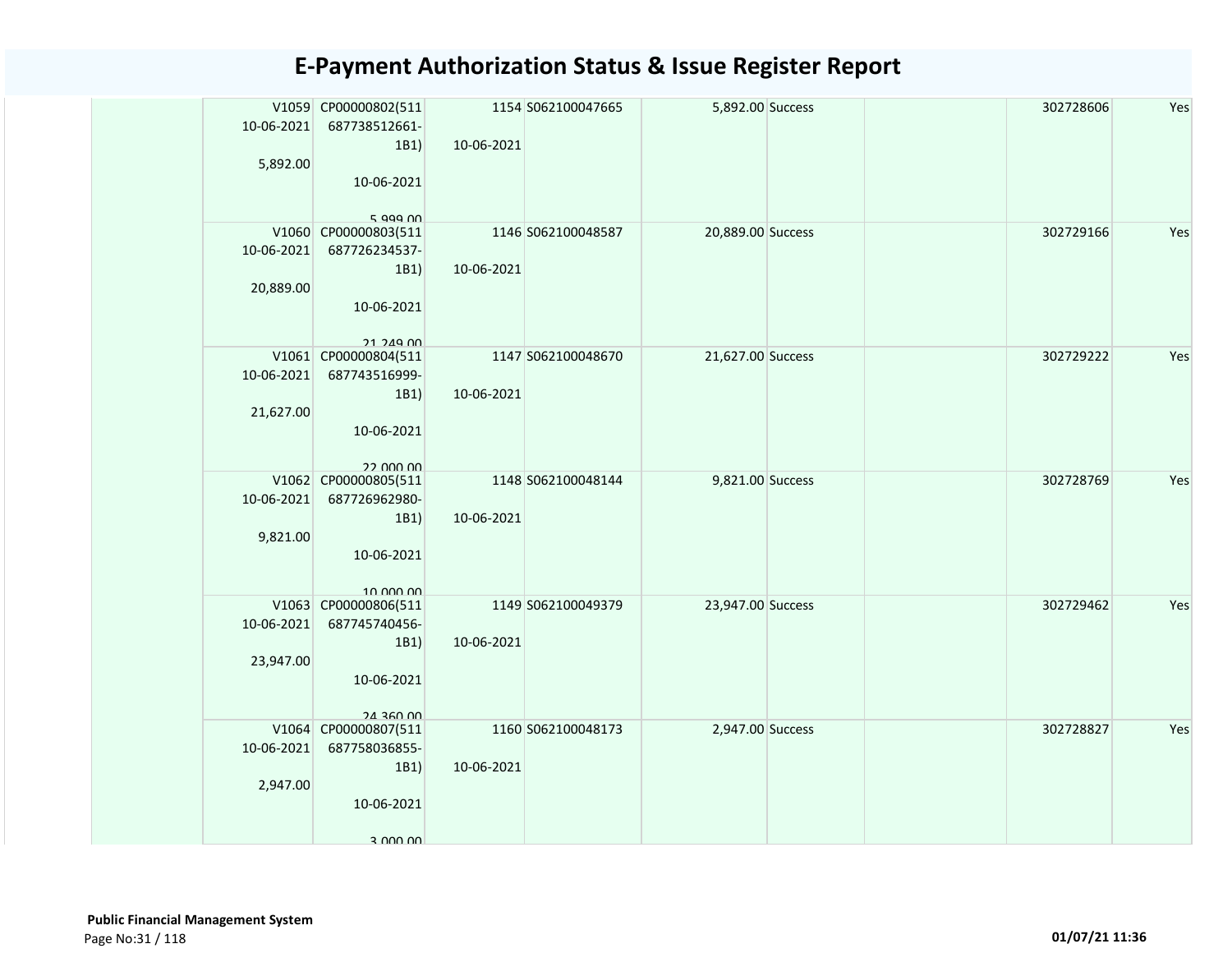# E-Payment Authorization Status & Issue Register Report

| | | | | | | | | | |
|---|---|---|---|---|---|---|---|---|---|
| | V1059 10-06-2021 5,892.00 | CP00000802(511 687738512661-1B1) 10-06-2021 5,999.00 | 1154 10-06-2021 | S062100047665 | 5,892.00 | Success | | 302728606 | Yes |
| | V1060 10-06-2021 20,889.00 | CP00000803(511 687726234537-1B1) 10-06-2021 21,249.00 | 1146 10-06-2021 | S062100048587 | 20,889.00 | Success | | 302729166 | Yes |
| | V1061 10-06-2021 21,627.00 | CP00000804(511 687743516999-1B1) 10-06-2021 22,000.00 | 1147 10-06-2021 | S062100048670 | 21,627.00 | Success | | 302729222 | Yes |
| | V1062 10-06-2021 9,821.00 | CP00000805(511 687726962980-1B1) 10-06-2021 10,000.00 | 1148 10-06-2021 | S062100048144 | 9,821.00 | Success | | 302728769 | Yes |
| | V1063 10-06-2021 23,947.00 | CP00000806(511 687745740456-1B1) 10-06-2021 24,360.00 | 1149 10-06-2021 | S062100049379 | 23,947.00 | Success | | 302729462 | Yes |
| | V1064 10-06-2021 2,947.00 | CP00000807(511 687758036855-1B1) 10-06-2021 3,000.00 | 1160 10-06-2021 | S062100048173 | 2,947.00 | Success | | 302728827 | Yes |

**Public Financial Management System**

01/07/21 11:36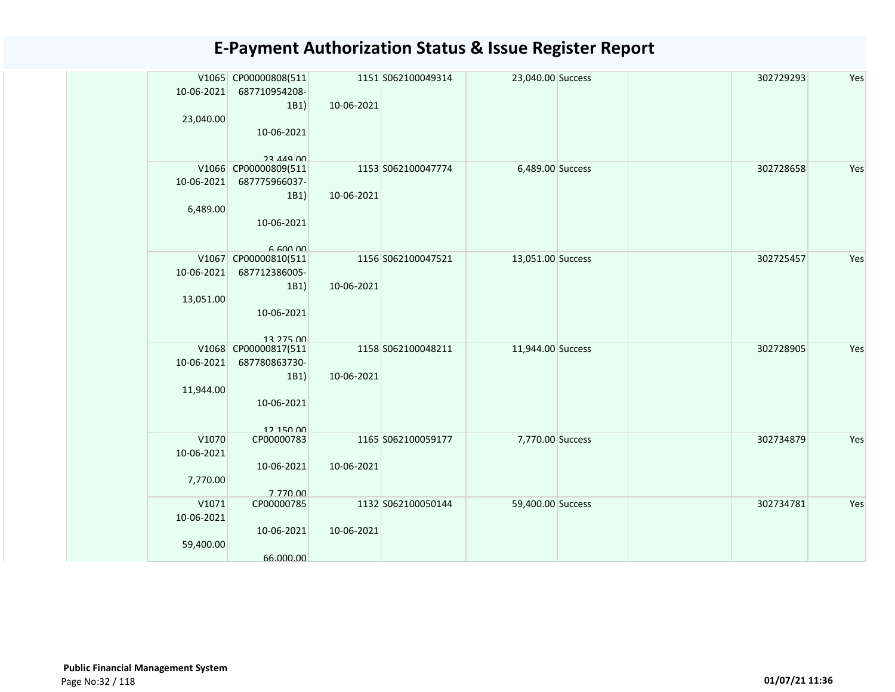# E-Payment Authorization Status & Issue Register Report

| | | | | | | | | | |
|---|---|---|---|---|---|---|---|---|---|
| | V1065<br>10-06-2021<br>23,040.00 | CP00000808(511687710954208-1B1)<br>10-06-2021<br>23,449.00 | 1151<br>10-06-2021 | S062100049314 | 23,040.00 | Success | | 302729293 | Yes |
| | V1066<br>10-06-2021<br>6,489.00 | CP00000809(511687775966037-1B1)<br>10-06-2021<br>6,600.00 | 1153<br>10-06-2021 | S062100047774 | 6,489.00 | Success | | 302728658 | Yes |
| | V1067<br>10-06-2021<br>13,051.00 | CP00000810(511687712386005-1B1)<br>10-06-2021<br>13,275.00 | 1156<br>10-06-2021 | S062100047521 | 13,051.00 | Success | | 302725457 | Yes |
| | V1068<br>10-06-2021<br>11,944.00 | CP00000817(511687780863730-1B1)<br>10-06-2021<br>12,150.00 | 1158<br>10-06-2021 | S062100048211 | 11,944.00 | Success | | 302728905 | Yes |
| | V1070<br>10-06-2021<br>7,770.00 | CP00000783<br>10-06-2021<br>7,770.00 | 1165<br>10-06-2021 | S062100059177 | 7,770.00 | Success | | 302734879 | Yes |
| | V1071<br>10-06-2021<br>59,400.00 | CP00000785<br>10-06-2021<br>66,000.00 | 1132<br>10-06-2021 | S062100050144 | 59,400.00 | Success | | 302734781 | Yes |

**Public Financial Management System**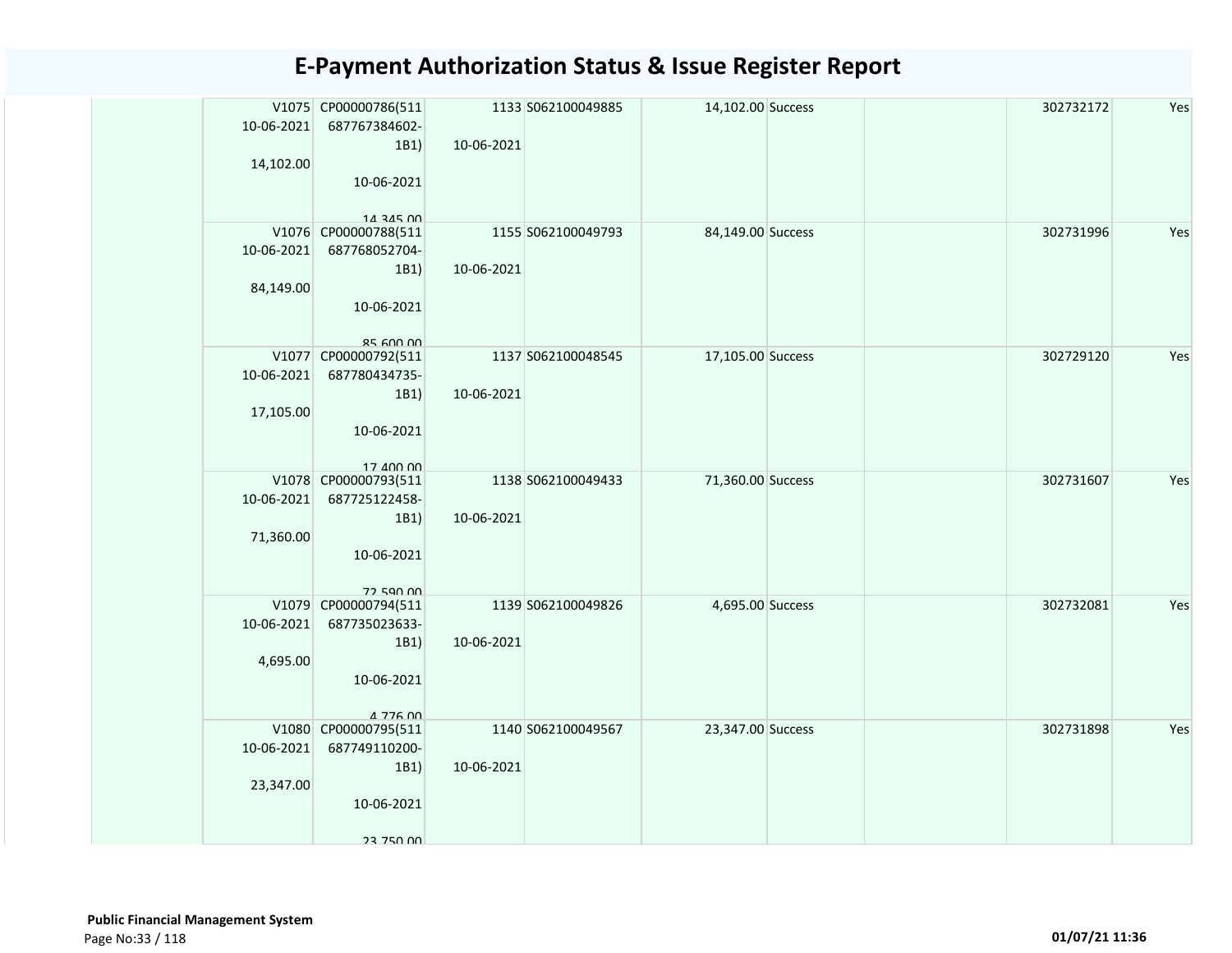# E-Payment Authorization Status & Issue Register Report

| | | | | | | | | | |
|---|---|---|---|---|---|---|---|---|---|
| | V1075 10-06-2021 14,102.00 | CP00000786(511 687767384602-1B1) 10-06-2021 14,345.00 | 1133 10-06-2021 | S062100049885 | 14,102.00 | Success | | 302732172 | Yes |
| | V1076 10-06-2021 84,149.00 | CP00000788(511 687768052704-1B1) 10-06-2021 85,600.00 | 1155 10-06-2021 | S062100049793 | 84,149.00 | Success | | 302731996 | Yes |
| | V1077 10-06-2021 17,105.00 | CP00000792(511 687780434735-1B1) 10-06-2021 17,400.00 | 1137 10-06-2021 | S062100048545 | 17,105.00 | Success | | 302729120 | Yes |
| | V1078 10-06-2021 71,360.00 | CP00000793(511 687725122458-1B1) 10-06-2021 72,590.00 | 1138 10-06-2021 | S062100049433 | 71,360.00 | Success | | 302731607 | Yes |
| | V1079 10-06-2021 4,695.00 | CP00000794(511 687735023633-1B1) 10-06-2021 4,776.00 | 1139 10-06-2021 | S062100049826 | 4,695.00 | Success | | 302732081 | Yes |
| | V1080 10-06-2021 23,347.00 | CP00000795(511 687749110200-1B1) 10-06-2021 23,750.00 | 1140 10-06-2021 | S062100049567 | 23,347.00 | Success | | 302731898 | Yes |

**Public Financial Management System**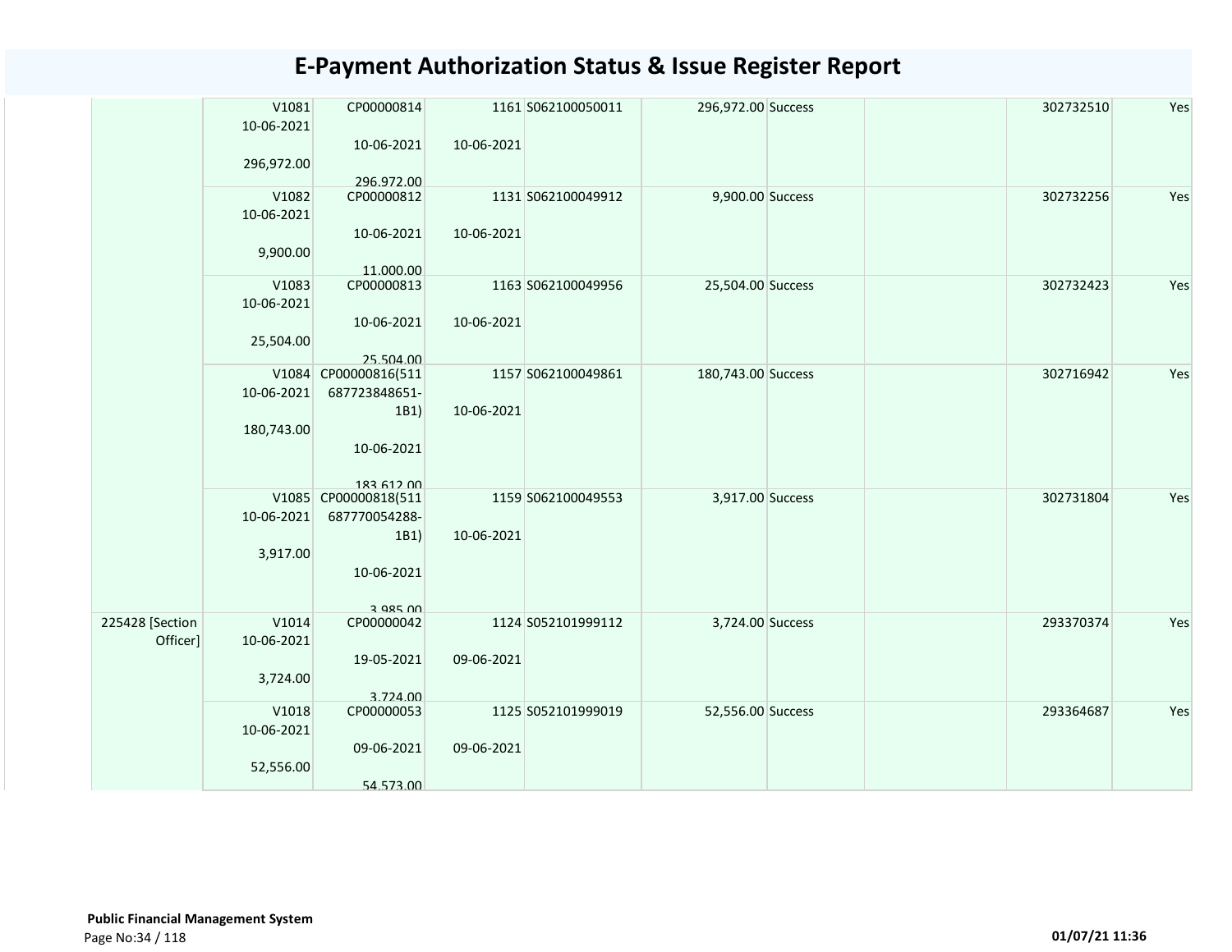# E-Payment Authorization Status & Issue Register Report

| | | | | | | | | | |
|---|---|---|---|---|---|---|---|---|---|
| | V1081 10-06-2021 296,972.00 | CP00000814 10-06-2021 296,972.00 | 1161 10-06-2021 | S062100050011 | 296,972.00 | Success | | 302732510 | Yes |
| | V1082 10-06-2021 9,900.00 | CP00000812 10-06-2021 11,000.00 | 1131 10-06-2021 | S062100049912 | 9,900.00 | Success | | 302732256 | Yes |
| | V1083 10-06-2021 25,504.00 | CP00000813 10-06-2021 25,504.00 | 1163 10-06-2021 | S062100049956 | 25,504.00 | Success | | 302732423 | Yes |
| | V1084 10-06-2021 180,743.00 | CP00000816(511687723848651-1B1) 10-06-2021 183,612.00 | 1157 10-06-2021 | S062100049861 | 180,743.00 | Success | | 302716942 | Yes |
| | V1085 10-06-2021 3,917.00 | CP00000818(511687770054288-1B1) 10-06-2021 3,985.00 | 1159 10-06-2021 | S062100049553 | 3,917.00 | Success | | 302731804 | Yes |
| 225428 [Section Officer] | V1014 10-06-2021 3,724.00 | CP00000042 19-05-2021 3,724.00 | 1124 09-06-2021 | S052101999112 | 3,724.00 | Success | | 293370374 | Yes |
| | V1018 10-06-2021 52,556.00 | CP00000053 09-06-2021 54,573.00 | 1125 09-06-2021 | S052101999019 | 52,556.00 | Success | | 293364687 | Yes |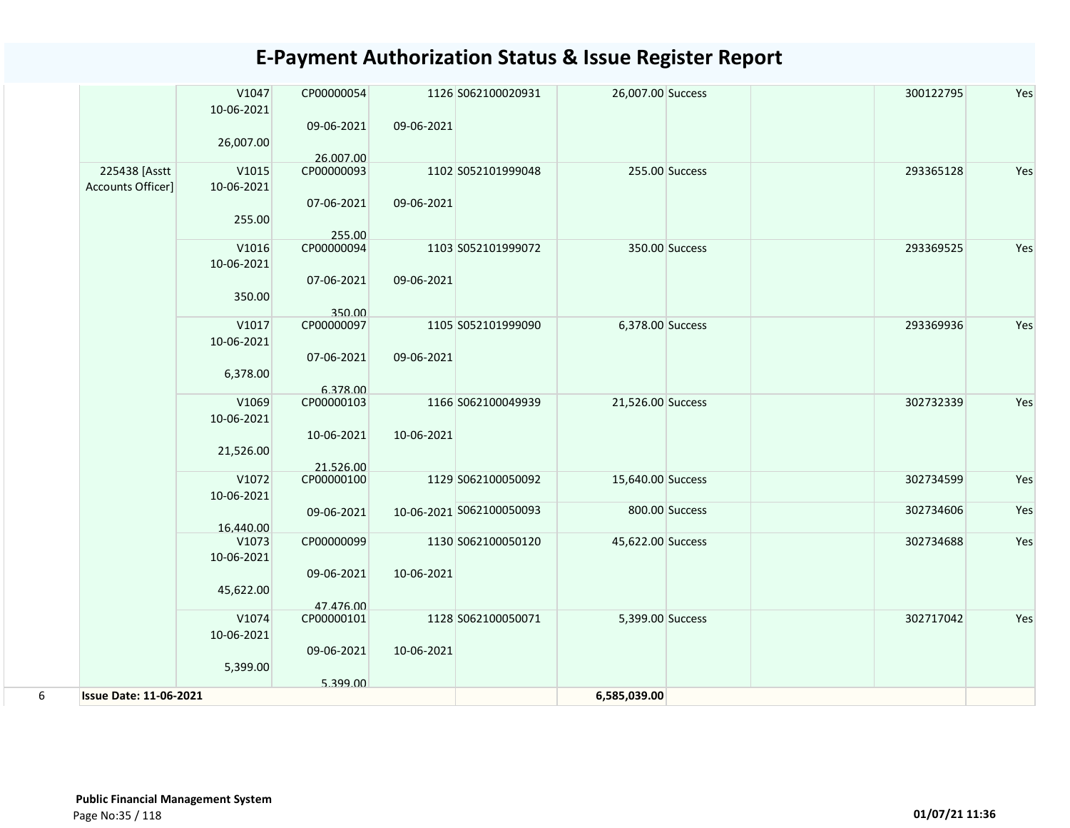# E-Payment Authorization Status & Issue Register Report

| | | | | | | | | | | | |
|---|---|---|---|---|---|---|---|---|---|---|---|
| | | V1047<br>10-06-2021<br><br>26,007.00 | CP00000054<br><br>09-06-2021<br><br>26,007.00 | 1126<br><br>09-06-2021 | S062100020931 | 26,007.00 | Success | | | 300122795 | Yes |
| | 225438 [Asstt Accounts Officer] | V1015<br>10-06-2021<br><br>255.00 | CP00000093<br><br>07-06-2021<br><br>255.00 | 1102<br><br>09-06-2021 | S052101999048 | 255.00 | Success | | | 293365128 | Yes |
| | | V1016<br>10-06-2021<br><br>350.00 | CP00000094<br><br>07-06-2021<br><br>350.00 | 1103<br><br>09-06-2021 | S052101999072 | 350.00 | Success | | | 293369525 | Yes |
| | | V1017<br>10-06-2021<br><br>6,378.00 | CP00000097<br><br>07-06-2021<br><br>6,378.00 | 1105<br><br>09-06-2021 | S052101999090 | 6,378.00 | Success | | | 293369936 | Yes |
| | | V1069<br>10-06-2021<br><br>21,526.00 | CP00000103<br><br>10-06-2021<br><br>21,526.00 | 1166<br><br>10-06-2021 | S062100049939 | 21,526.00 | Success | | | 302732339 | Yes |
| | | V1072<br>10-06-2021<br><br>16,440.00 | CP00000100<br><br>09-06-2021 | 1129<br><br>10-06-2021 | S062100050092 | 15,640.00 | Success | | | 302734599 | Yes |
| | | | | | S062100050093 | 800.00 | Success | | | 302734606 | Yes |
| | | V1073<br>10-06-2021<br><br>45,622.00 | CP00000099<br><br>09-06-2021<br><br>47,476.00 | 1130<br><br>10-06-2021 | S062100050120 | 45,622.00 | Success | | | 302734688 | Yes |
| | | V1074<br>10-06-2021<br><br>5,399.00 | CP00000101<br><br>09-06-2021<br><br>5,399.00 | 1128<br><br>10-06-2021 | S062100050071 | 5,399.00 | Success | | | 302717042 | Yes |
| 6 | **Issue Date: 11-06-2021** | | | | | **6,585,039.00** | | | | | |

**Public Financial Management System**

01/07/21 11:36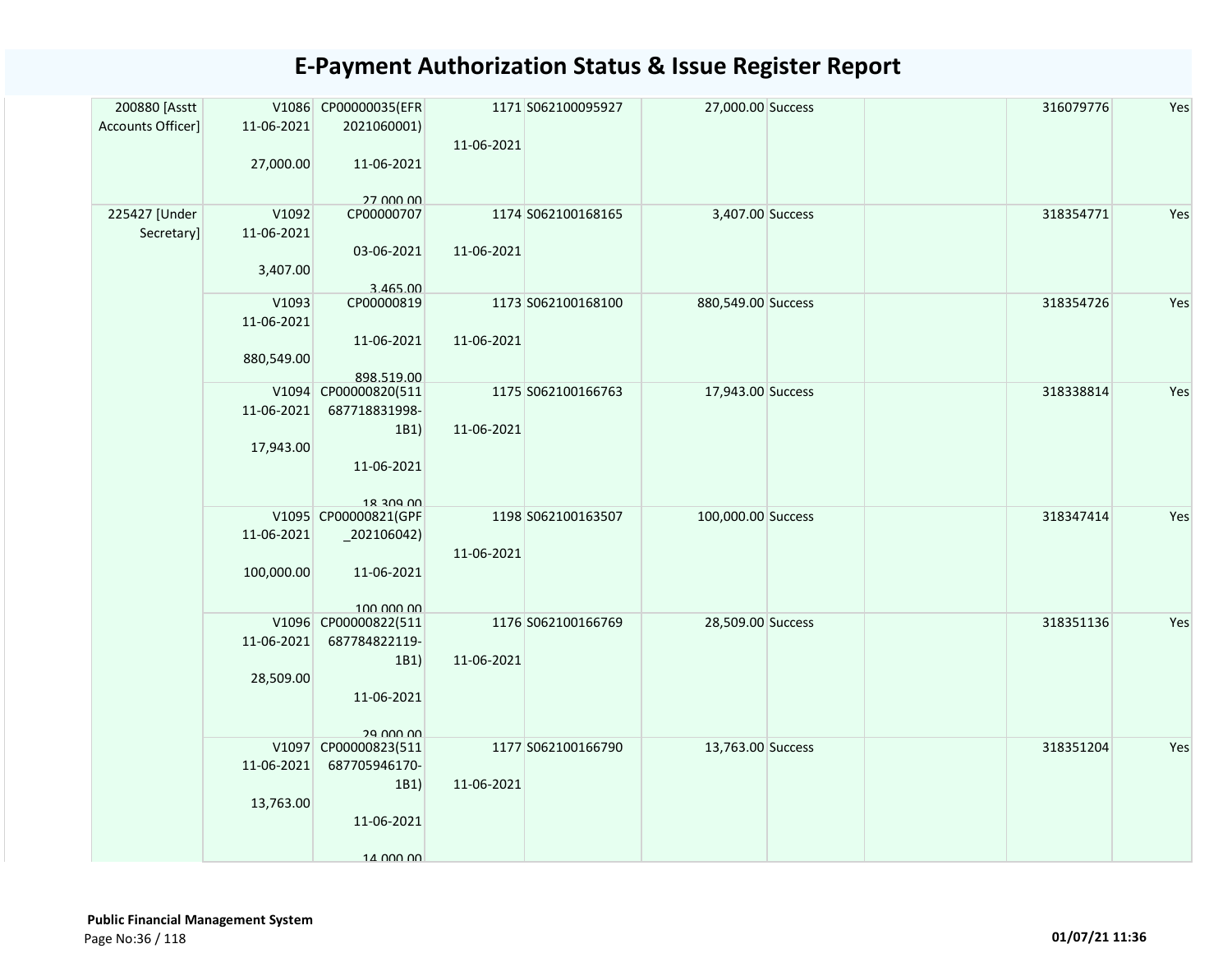# E-Payment Authorization Status & Issue Register Report

| | | | | | | | | | |
|---|---|---|---|---|---|---|---|---|---|
| 200880 [Asstt Accounts Officer] | V1086 11-06-2021 27,000.00 | CP00000035(EFR 2021060001) 11-06-2021 27,000.00 | 1171 11-06-2021 | S062100095927 | 27,000.00 | Success | | 316079776 | Yes |
| 225427 [Under Secretary] | V1092 11-06-2021 3,407.00 | CP00000707 03-06-2021 3,465.00 | 1174 11-06-2021 | S062100168165 | 3,407.00 | Success | | 318354771 | Yes |
| | V1093 11-06-2021 880,549.00 | CP00000819 11-06-2021 898,519.00 | 1173 11-06-2021 | S062100168100 | 880,549.00 | Success | | 318354726 | Yes |
| | V1094 11-06-2021 17,943.00 | CP00000820(511 687718831998-1B1) 11-06-2021 18,309.00 | 1175 11-06-2021 | S062100166763 | 17,943.00 | Success | | 318338814 | Yes |
| | V1095 11-06-2021 100,000.00 | CP00000821(GPF _202106042) 11-06-2021 100,000.00 | 1198 11-06-2021 | S062100163507 | 100,000.00 | Success | | 318347414 | Yes |
| | V1096 11-06-2021 28,509.00 | CP00000822(511 687784822119-1B1) 11-06-2021 29,000.00 | 1176 11-06-2021 | S062100166769 | 28,509.00 | Success | | 318351136 | Yes |
| | V1097 11-06-2021 13,763.00 | CP00000823(511 687705946170-1B1) 11-06-2021 14,000.00 | 1177 11-06-2021 | S062100166790 | 13,763.00 | Success | | 318351204 | Yes |

**Public Financial Management System**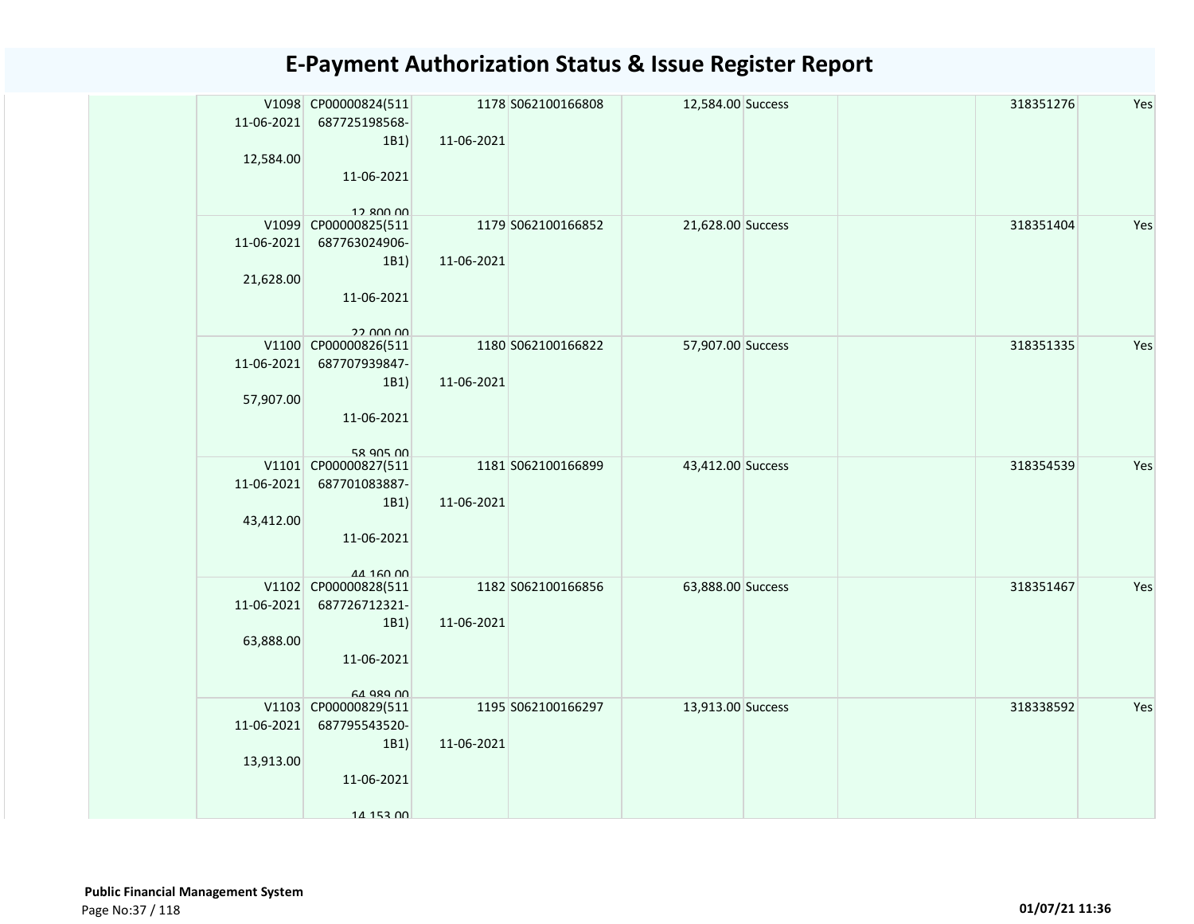# E-Payment Authorization Status & Issue Register Report

| | | | | | | | | | |
|---|---|---|---|---|---|---|---|---|---|
| | V1098 11-06-2021 12,584.00 | CP00000824(511687725198568-1B1) 11-06-2021 12,800.00 | 1178 11-06-2021 | S062100166808 | 12,584.00 | Success | | 318351276 | Yes |
| | V1099 11-06-2021 21,628.00 | CP00000825(511687763024906-1B1) 11-06-2021 22,000.00 | 1179 11-06-2021 | S062100166852 | 21,628.00 | Success | | 318351404 | Yes |
| | V1100 11-06-2021 57,907.00 | CP00000826(511687707939847-1B1) 11-06-2021 58,905.00 | 1180 11-06-2021 | S062100166822 | 57,907.00 | Success | | 318351335 | Yes |
| | V1101 11-06-2021 43,412.00 | CP00000827(511687701083887-1B1) 11-06-2021 44,160.00 | 1181 11-06-2021 | S062100166899 | 43,412.00 | Success | | 318354539 | Yes |
| | V1102 11-06-2021 63,888.00 | CP00000828(511687726712321-1B1) 11-06-2021 64,989.00 | 1182 11-06-2021 | S062100166856 | 63,888.00 | Success | | 318351467 | Yes |
| | V1103 11-06-2021 13,913.00 | CP00000829(511687795543520-1B1) 11-06-2021 14,153.00 | 1195 11-06-2021 | S062100166297 | 13,913.00 | Success | | 318338592 | Yes |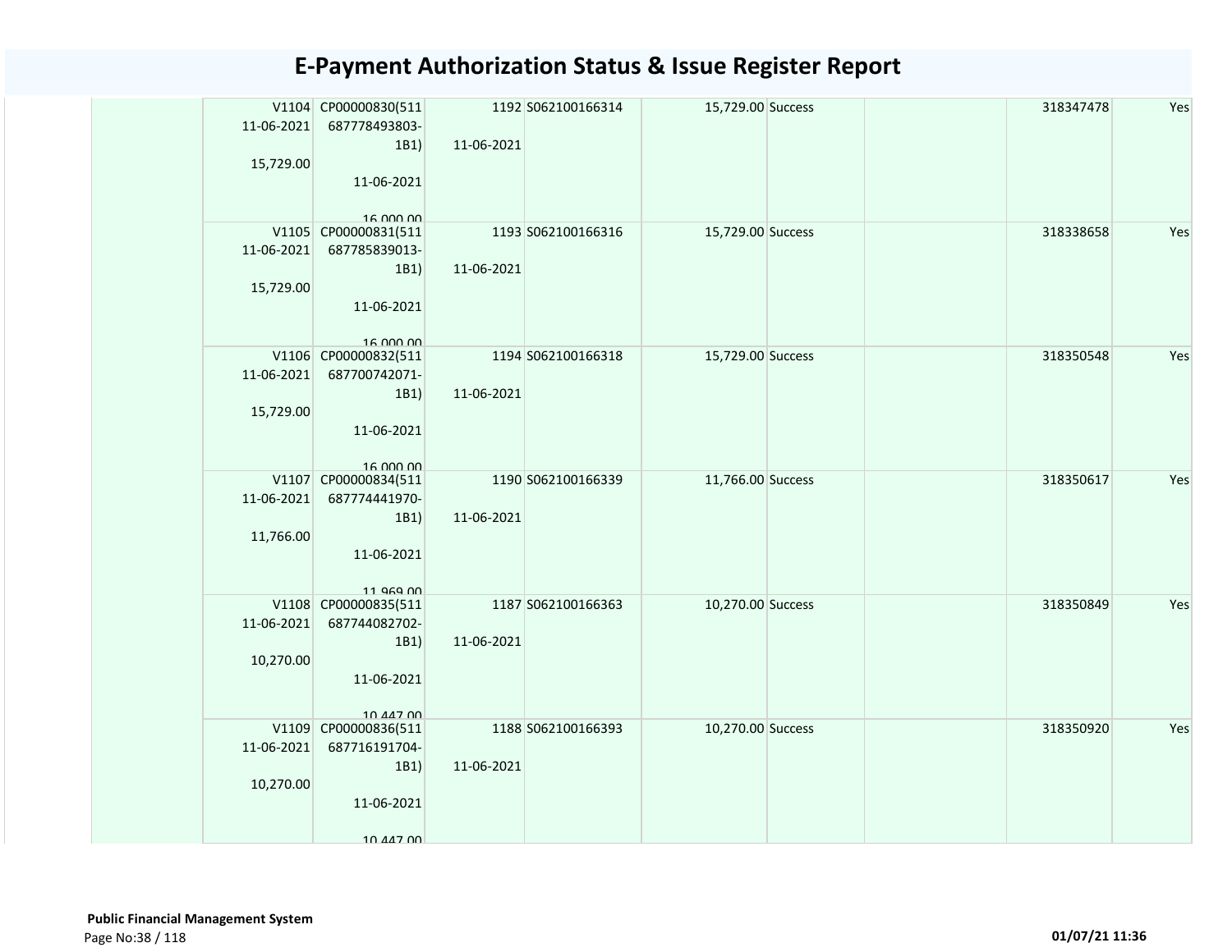# E-Payment Authorization Status & Issue Register Report

| | | | | | | | | |
|---|---|---|---|---|---|---|---|---|
| | V1104 11-06-2021 15,729.00 | CP00000830(511 687778493803-1B1) 11-06-2021 16,000.00 | 1192 11-06-2021 | S062100166314 | 15,729.00 | Success | | 318347478 | Yes |
| | V1105 11-06-2021 15,729.00 | CP00000831(511 687785839013-1B1) 11-06-2021 16,000.00 | 1193 11-06-2021 | S062100166316 | 15,729.00 | Success | | 318338658 | Yes |
| | V1106 11-06-2021 15,729.00 | CP00000832(511 687700742071-1B1) 11-06-2021 16,000.00 | 1194 11-06-2021 | S062100166318 | 15,729.00 | Success | | 318350548 | Yes |
| | V1107 11-06-2021 11,766.00 | CP00000834(511 687774441970-1B1) 11-06-2021 11,969.00 | 1190 11-06-2021 | S062100166339 | 11,766.00 | Success | | 318350617 | Yes |
| | V1108 11-06-2021 10,270.00 | CP00000835(511 687744082702-1B1) 11-06-2021 10,447.00 | 1187 11-06-2021 | S062100166363 | 10,270.00 | Success | | 318350849 | Yes |
| | V1109 11-06-2021 10,270.00 | CP00000836(511 687716191704-1B1) 11-06-2021 10,447.00 | 1188 11-06-2021 | S062100166393 | 10,270.00 | Success | | 318350920 | Yes |

**Public Financial Management System**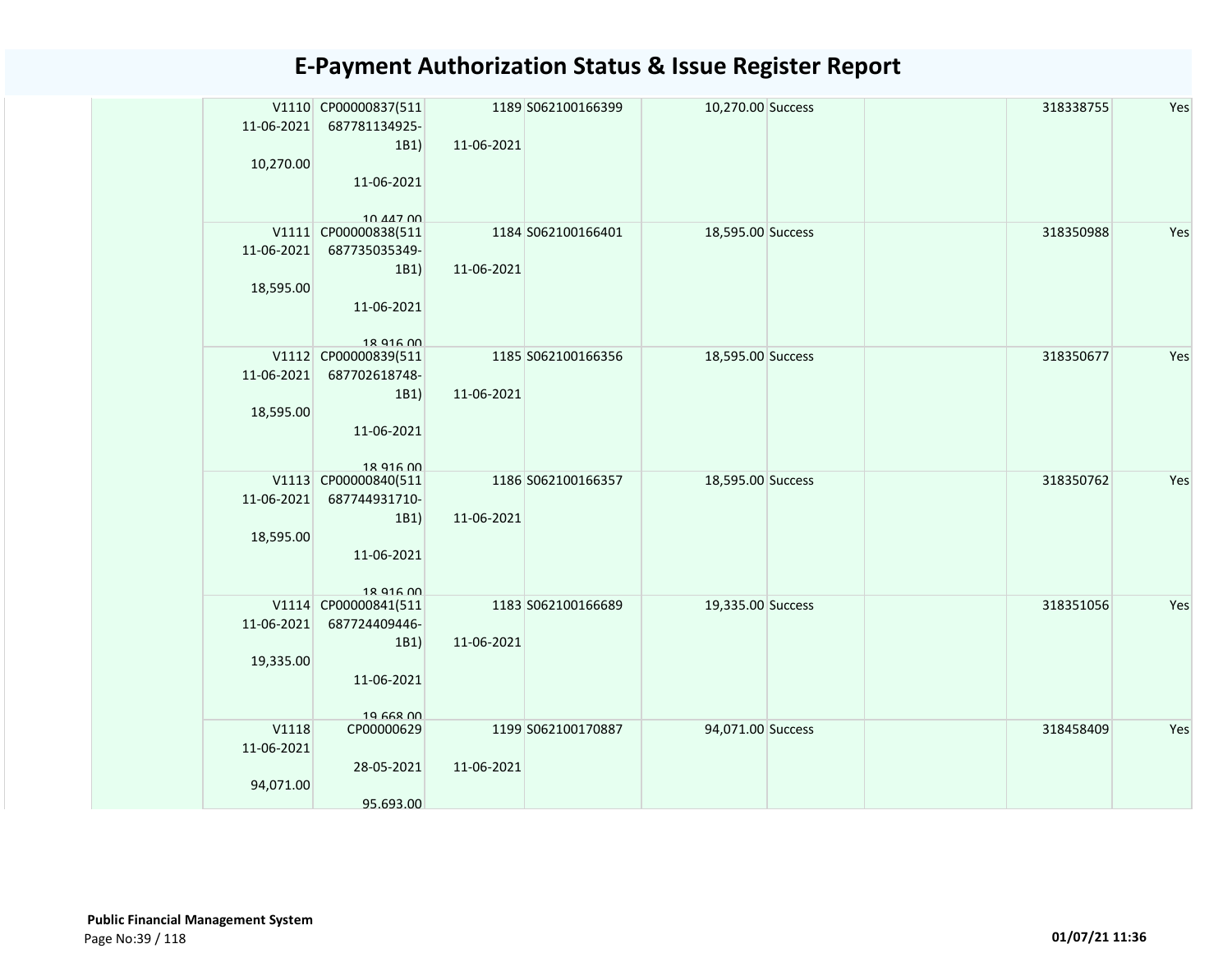# E-Payment Authorization Status & Issue Register Report

| | | | | | | | | | |
|---|---|---|---|---|---|---|---|---|---|
| | V1110 11-06-2021 10,270.00 | CP00000837(511687781134925-1B1) 11-06-2021 10,447.00 | 1189 11-06-2021 | S062100166399 | 10,270.00 | Success | | 318338755 | Yes |
| | V1111 11-06-2021 18,595.00 | CP00000838(511687735035349-1B1) 11-06-2021 18,916.00 | 1184 11-06-2021 | S062100166401 | 18,595.00 | Success | | 318350988 | Yes |
| | V1112 11-06-2021 18,595.00 | CP00000839(511687702618748-1B1) 11-06-2021 18,916.00 | 1185 11-06-2021 | S062100166356 | 18,595.00 | Success | | 318350677 | Yes |
| | V1113 11-06-2021 18,595.00 | CP00000840(511687744931710-1B1) 11-06-2021 18,916.00 | 1186 11-06-2021 | S062100166357 | 18,595.00 | Success | | 318350762 | Yes |
| | V1114 11-06-2021 19,335.00 | CP00000841(511687724409446-1B1) 11-06-2021 19,668.00 | 1183 11-06-2021 | S062100166689 | 19,335.00 | Success | | 318351056 | Yes |
| | V1118 11-06-2021 94,071.00 | CP00000629 28-05-2021 95,693.00 | 1199 11-06-2021 | S062100170887 | 94,071.00 | Success | | 318458409 | Yes |

**Public Financial Management System**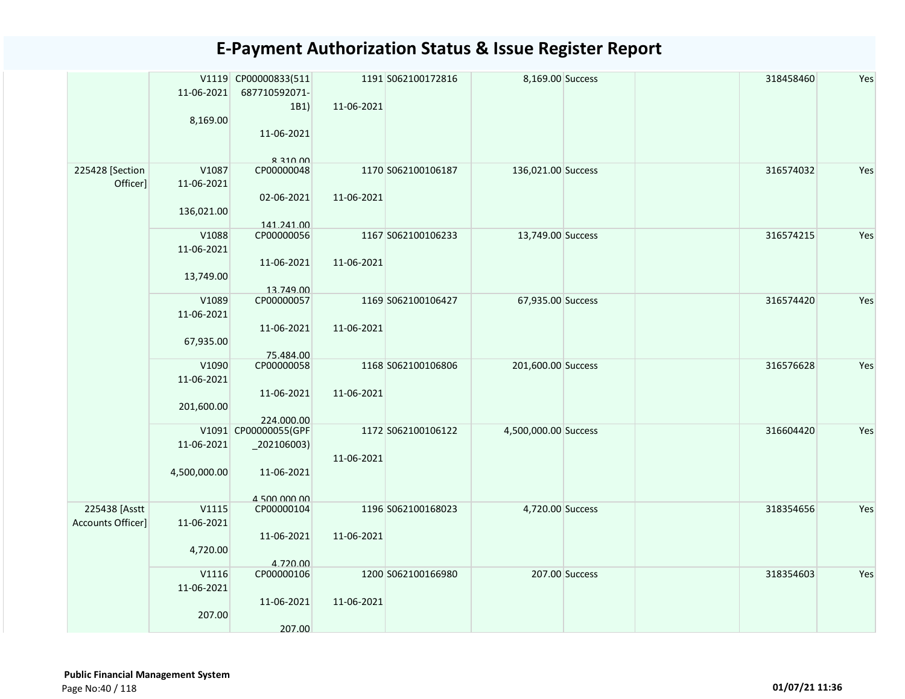# E-Payment Authorization Status & Issue Register Report

| | | | | | | | | | |
|---|---|---|---|---|---|---|---|---|---|
| | V1119 11-06-2021 8,169.00 | CP00000833(511687710592071-1B1) 11-06-2021 8,310.00 | 1191 11-06-2021 | S062100172816 | 8,169.00 | Success | | 318458460 | Yes |
| 225428 [Section Officer] | V1087 11-06-2021 136,021.00 | CP00000048 02-06-2021 141,241.00 | 1170 11-06-2021 | S062100106187 | 136,021.00 | Success | | 316574032 | Yes |
| | V1088 11-06-2021 13,749.00 | CP00000056 11-06-2021 13,749.00 | 1167 11-06-2021 | S062100106233 | 13,749.00 | Success | | 316574215 | Yes |
| | V1089 11-06-2021 67,935.00 | CP00000057 11-06-2021 75,484.00 | 1169 11-06-2021 | S062100106427 | 67,935.00 | Success | | 316574420 | Yes |
| | V1090 11-06-2021 201,600.00 | CP00000058 11-06-2021 224,000.00 | 1168 11-06-2021 | S062100106806 | 201,600.00 | Success | | 316576628 | Yes |
| | V1091 11-06-2021 4,500,000.00 | CP00000055(GPF_202106003) 11-06-2021 4,500,000.00 | 1172 11-06-2021 | S062100106122 | 4,500,000.00 | Success | | 316604420 | Yes |
| 225438 [Asstt Accounts Officer] | V1115 11-06-2021 4,720.00 | CP00000104 11-06-2021 4,720.00 | 1196 11-06-2021 | S062100168023 | 4,720.00 | Success | | 318354656 | Yes |
| | V1116 11-06-2021 207.00 | CP00000106 11-06-2021 207.00 | 1200 11-06-2021 | S062100166980 | 207.00 | Success | | 318354603 | Yes |

**Public Financial Management System**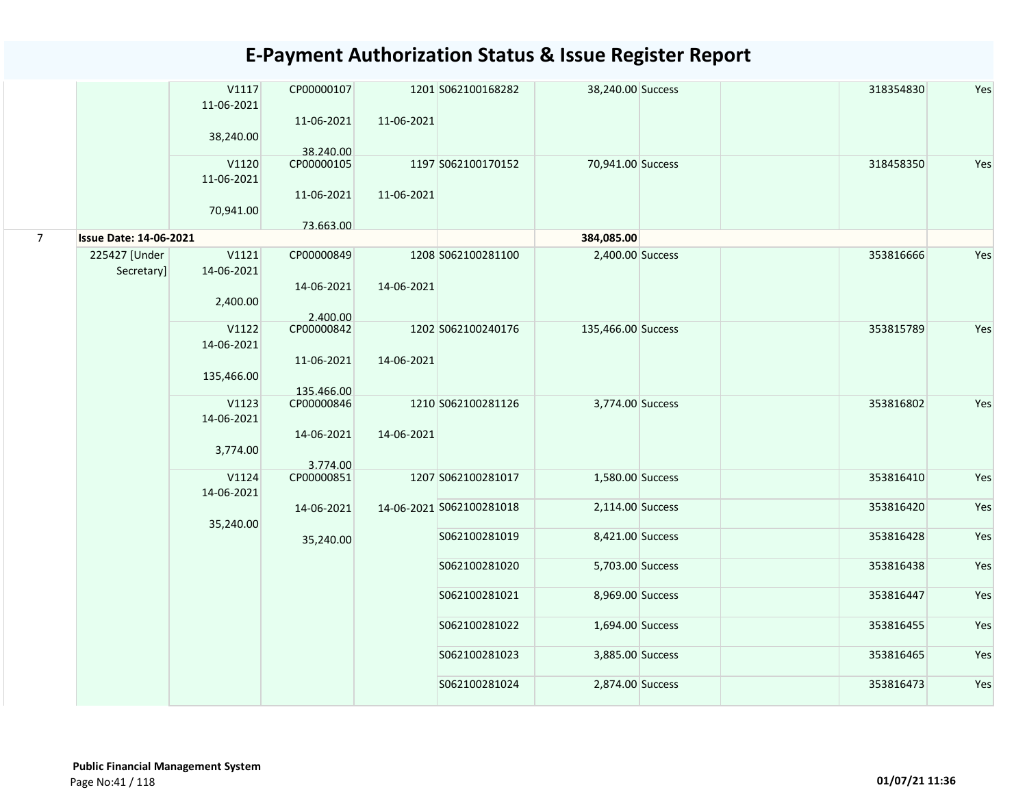# E-Payment Authorization Status & Issue Register Report

| | | | | | | | | | | |
|---|---|---|---|---|---|---|---|---|---|---|
| | | V1117 11-06-2021 38,240.00 | CP00000107 11-06-2021 38,240.00 | 1201 11-06-2021 | S062100168282 | 38,240.00 | Success | | 318354830 | Yes |
| | | V1120 11-06-2021 70,941.00 | CP00000105 11-06-2021 73,663.00 | 1197 11-06-2021 | S062100170152 | 70,941.00 | Success | | 318458350 | Yes |
| 7 | **Issue Date: 14-06-2021** | | | | | **384,085.00** | | | | |
| | 225427 [Under Secretary] | V1121 14-06-2021 2,400.00 | CP00000849 14-06-2021 2,400.00 | 1208 14-06-2021 | S062100281100 | 2,400.00 | Success | | 353816666 | Yes |
| | | V1122 14-06-2021 135,466.00 | CP00000842 11-06-2021 135,466.00 | 1202 14-06-2021 | S062100240176 | 135,466.00 | Success | | 353815789 | Yes |
| | | V1123 14-06-2021 3,774.00 | CP00000846 14-06-2021 3,774.00 | 1210 14-06-2021 | S062100281126 | 3,774.00 | Success | | 353816802 | Yes |
| | | V1124 14-06-2021 35,240.00 | CP00000851 14-06-2021 35,240.00 | 1207 14-06-2021 | S062100281017 | 1,580.00 | Success | | 353816410 | Yes |
| | | | | | S062100281018 | 2,114.00 | Success | | 353816420 | Yes |
| | | | | | S062100281019 | 8,421.00 | Success | | 353816428 | Yes |
| | | | | | S062100281020 | 5,703.00 | Success | | 353816438 | Yes |
| | | | | | S062100281021 | 8,969.00 | Success | | 353816447 | Yes |
| | | | | | S062100281022 | 1,694.00 | Success | | 353816455 | Yes |
| | | | | | S062100281023 | 3,885.00 | Success | | 353816465 | Yes |
| | | | | | S062100281024 | 2,874.00 | Success | | 353816473 | Yes |

**Public Financial Management System**

**01/07/21 11:36**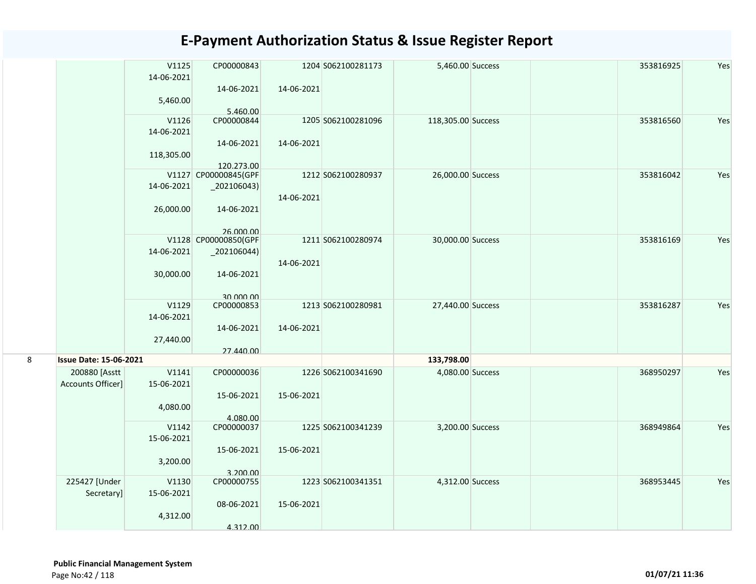# E-Payment Authorization Status & Issue Register Report

| | | | | | | | | | | |
|---|---|---|---|---|---|---|---|---|---|---|
| | | V1125 14-06-2021 5,460.00 | CP00000843 14-06-2021 5,460.00 | 1204 14-06-2021 | S062100281173 | 5,460.00 | Success | | 353816925 | Yes |
| | | V1126 14-06-2021 118,305.00 | CP00000844 14-06-2021 120,273.00 | 1205 14-06-2021 | S062100281096 | 118,305.00 | Success | | 353816560 | Yes |
| | | V1127 14-06-2021 26,000.00 | CP00000845(GPF _202106043) 14-06-2021 26,000.00 | 1212 14-06-2021 | S062100280937 | 26,000.00 | Success | | 353816042 | Yes |
| | | V1128 14-06-2021 30,000.00 | CP00000850(GPF _202106044) 14-06-2021 30,000.00 | 1211 14-06-2021 | S062100280974 | 30,000.00 | Success | | 353816169 | Yes |
| | | V1129 14-06-2021 27,440.00 | CP00000853 14-06-2021 27,440.00 | 1213 14-06-2021 | S062100280981 | 27,440.00 | Success | | 353816287 | Yes |
| 8 | **Issue Date: 15-06-2021** | | | | | **133,798.00** | | | | |
| | 200880 [Asstt Accounts Officer] | V1141 15-06-2021 4,080.00 | CP00000036 15-06-2021 4,080.00 | 1226 15-06-2021 | S062100341690 | 4,080.00 | Success | | 368950297 | Yes |
| | | V1142 15-06-2021 3,200.00 | CP00000037 15-06-2021 3,200.00 | 1225 15-06-2021 | S062100341239 | 3,200.00 | Success | | 368949864 | Yes |
| | 225427 [Under Secretary] | V1130 15-06-2021 4,312.00 | CP00000755 08-06-2021 4,312.00 | 1223 15-06-2021 | S062100341351 | 4,312.00 | Success | | 368953445 | Yes |

**Public Financial Management System**

01/07/21 11:36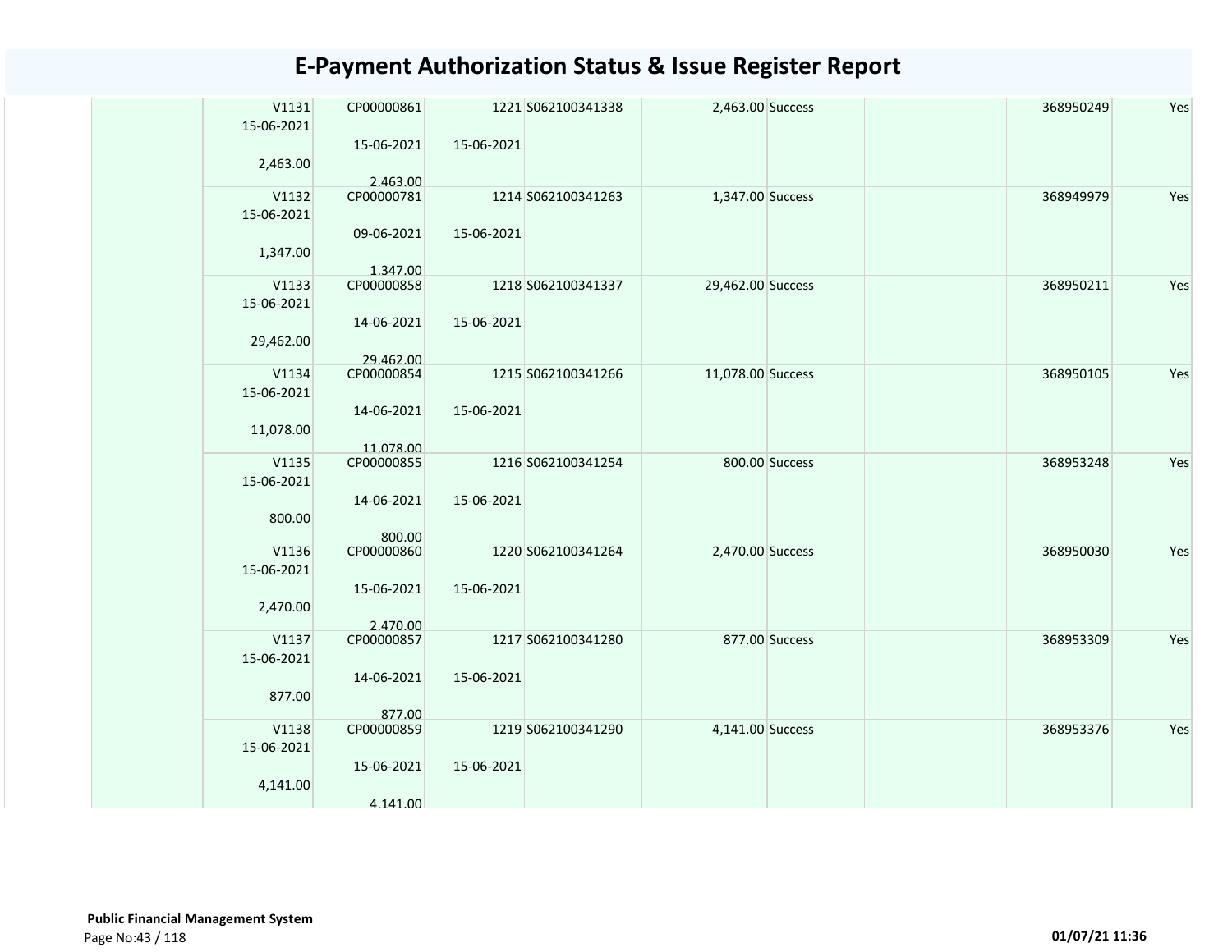# E-Payment Authorization Status & Issue Register Report

| | | | | | | | | | |
|---|---|---|---|---|---|---|---|---|---|
| | V1131 15-06-2021 2,463.00 | CP00000861 15-06-2021 2,463.00 | 1221 15-06-2021 | S062100341338 | 2,463.00 | Success | | 368950249 | Yes |
| | V1132 15-06-2021 1,347.00 | CP00000781 09-06-2021 1,347.00 | 1214 15-06-2021 | S062100341263 | 1,347.00 | Success | | 368949979 | Yes |
| | V1133 15-06-2021 29,462.00 | CP00000858 14-06-2021 29,462.00 | 1218 15-06-2021 | S062100341337 | 29,462.00 | Success | | 368950211 | Yes |
| | V1134 15-06-2021 11,078.00 | CP00000854 14-06-2021 11,078.00 | 1215 15-06-2021 | S062100341266 | 11,078.00 | Success | | 368950105 | Yes |
| | V1135 15-06-2021 800.00 | CP00000855 14-06-2021 800.00 | 1216 15-06-2021 | S062100341254 | 800.00 | Success | | 368953248 | Yes |
| | V1136 15-06-2021 2,470.00 | CP00000860 15-06-2021 2,470.00 | 1220 15-06-2021 | S062100341264 | 2,470.00 | Success | | 368950030 | Yes |
| | V1137 15-06-2021 877.00 | CP00000857 14-06-2021 877.00 | 1217 15-06-2021 | S062100341280 | 877.00 | Success | | 368953309 | Yes |
| | V1138 15-06-2021 4,141.00 | CP00000859 15-06-2021 4,141.00 | 1219 15-06-2021 | S062100341290 | 4,141.00 | Success | | 368953376 | Yes |

**Public Financial Management System**

**01/07/21 11:36**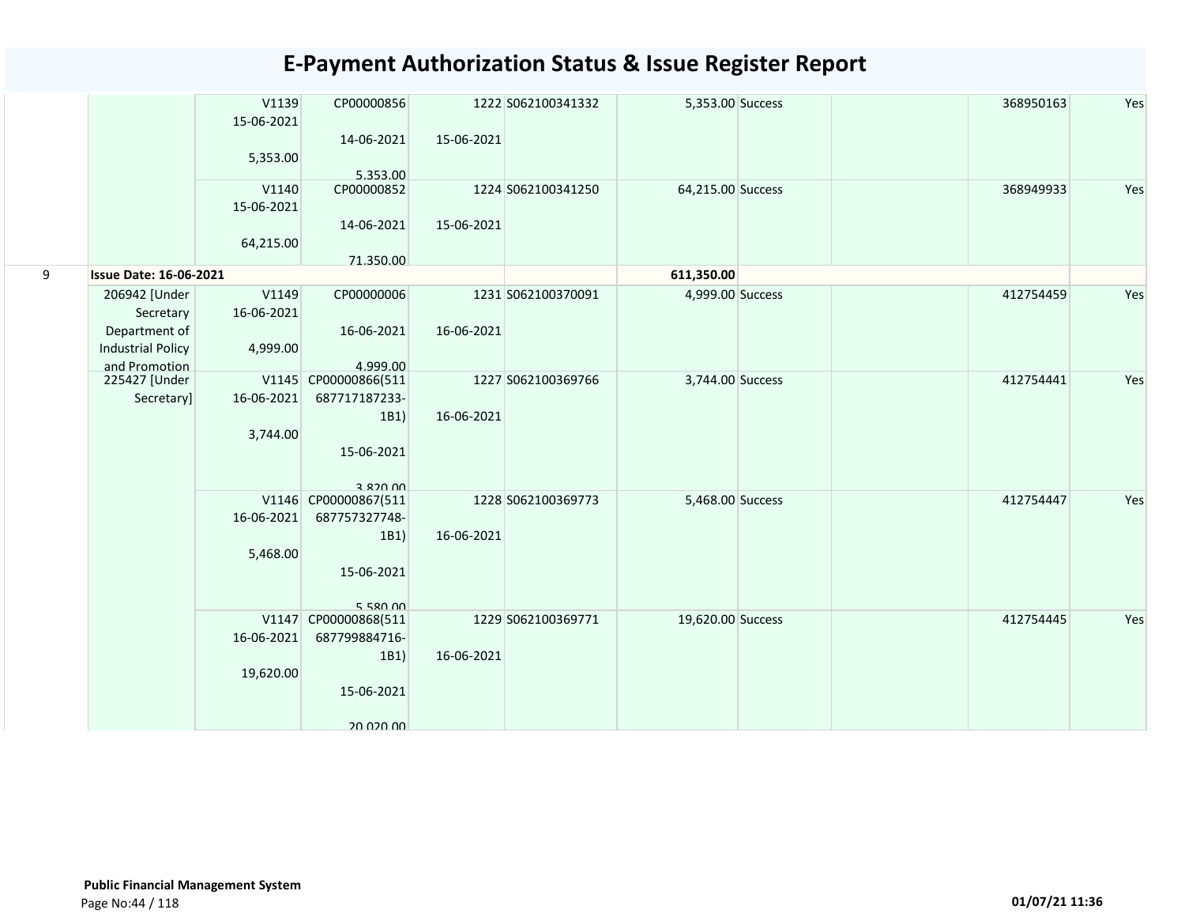# E-Payment Authorization Status & Issue Register Report

| | | | | | | | | | | |
|---|---|---|---|---|---|---|---|---|---|---|
| | | V1139 15-06-2021 5,353.00 | CP00000856 14-06-2021 5,353.00 | 1222 15-06-2021 | S062100341332 | 5,353.00 | Success | | 368950163 | Yes |
| | | V1140 15-06-2021 64,215.00 | CP00000852 14-06-2021 71,350.00 | 1224 15-06-2021 | S062100341250 | 64,215.00 | Success | | 368949933 | Yes |
| 9 | **Issue Date: 16-06-2021** | | | | | **611,350.00** | | | | |
| | 206942 [Under Secretary Department of Industrial Policy and Promotion | V1149 16-06-2021 4,999.00 | CP00000006 16-06-2021 4,999.00 | 1231 16-06-2021 | S062100370091 | 4,999.00 | Success | | 412754459 | Yes |
| | 225427 [Under Secretary] | V1145 16-06-2021 3,744.00 | CP00000866(511687717187233-1B1) 15-06-2021 3,820.00 | 1227 16-06-2021 | S062100369766 | 3,744.00 | Success | | 412754441 | Yes |
| | | V1146 16-06-2021 5,468.00 | CP00000867(511687757327748-1B1) 15-06-2021 5,580.00 | 1228 16-06-2021 | S062100369773 | 5,468.00 | Success | | 412754447 | Yes |
| | | V1147 16-06-2021 19,620.00 | CP00000868(511687799884716-1B1) 15-06-2021 20,020.00 | 1229 16-06-2021 | S062100369771 | 19,620.00 | Success | | 412754445 | Yes |

**Public Financial Management System**

01/07/21 11:36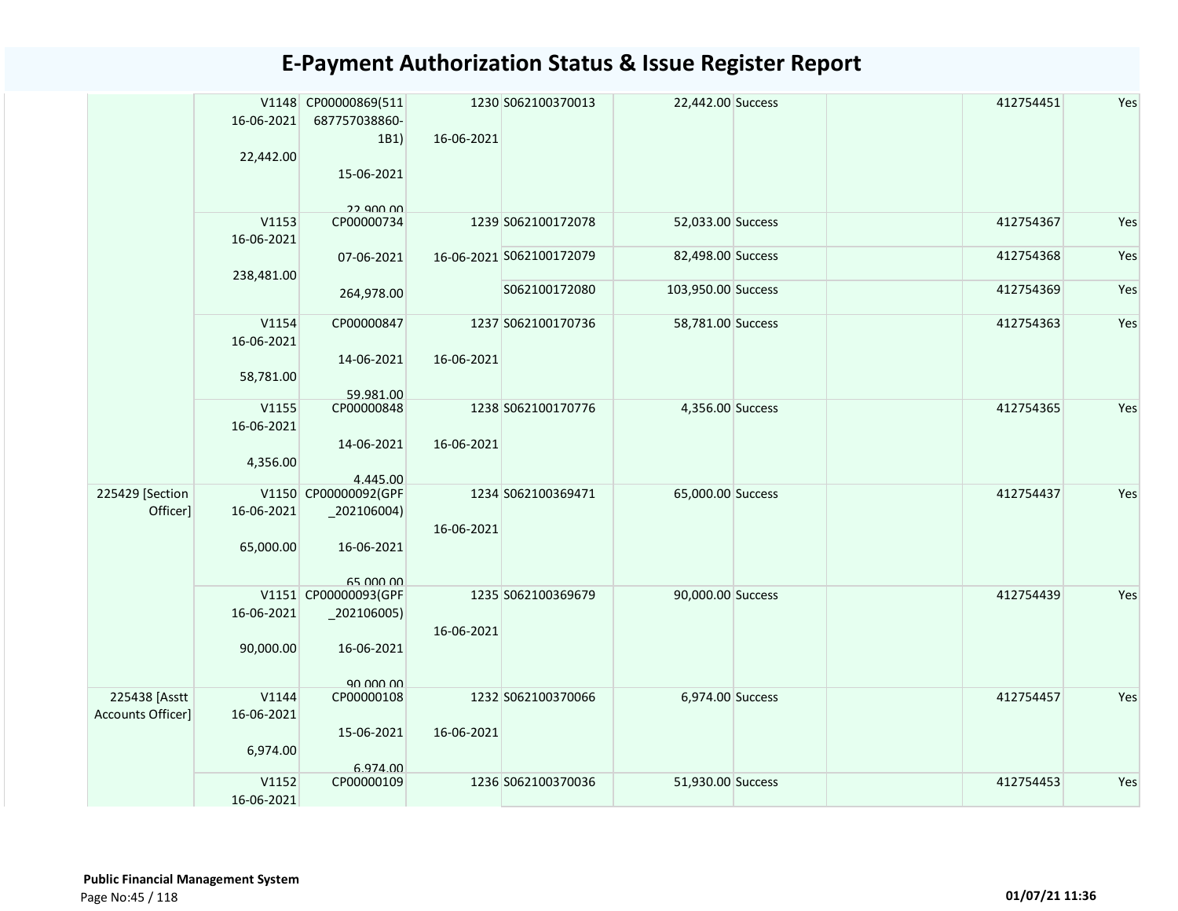# E-Payment Authorization Status & Issue Register Report

| | | | | | | | | | |
|---|---|---|---|---|---|---|---|---|---|
| | V1148 16-06-2021 22,442.00 | CP00000869(511 687757038860-1B1) 15-06-2021 22,900.00 | 1230 16-06-2021 | S062100370013 | 22,442.00 | Success | | 412754451 | Yes |
| | V1153 16-06-2021 238,481.00 | CP00000734 07-06-2021 264,978.00 | 1239 16-06-2021 | S062100172078 | 52,033.00 | Success | | 412754367 | Yes |
| | | | | S062100172079 | 82,498.00 | Success | | 412754368 | Yes |
| | | | | S062100172080 | 103,950.00 | Success | | 412754369 | Yes |
| | V1154 16-06-2021 58,781.00 | CP00000847 14-06-2021 59,981.00 | 1237 16-06-2021 | S062100170736 | 58,781.00 | Success | | 412754363 | Yes |
| | V1155 16-06-2021 4,356.00 | CP00000848 14-06-2021 4,445.00 | 1238 16-06-2021 | S062100170776 | 4,356.00 | Success | | 412754365 | Yes |
| 225429 [Section Officer] | V1150 16-06-2021 65,000.00 | CP00000092(GPF _202106004) 16-06-2021 65,000.00 | 1234 16-06-2021 | S062100369471 | 65,000.00 | Success | | 412754437 | Yes |
| | V1151 16-06-2021 90,000.00 | CP00000093(GPF _202106005) 16-06-2021 90,000.00 | 1235 16-06-2021 | S062100369679 | 90,000.00 | Success | | 412754439 | Yes |
| 225438 [Asstt Accounts Officer] | V1144 16-06-2021 6,974.00 | CP00000108 15-06-2021 6,974.00 | 1232 16-06-2021 | S062100370066 | 6,974.00 | Success | | 412754457 | Yes |
| | V1152 16-06-2021 | CP00000109 | 1236 | S062100370036 | 51,930.00 | Success | | 412754453 | Yes |

**Public Financial Management System**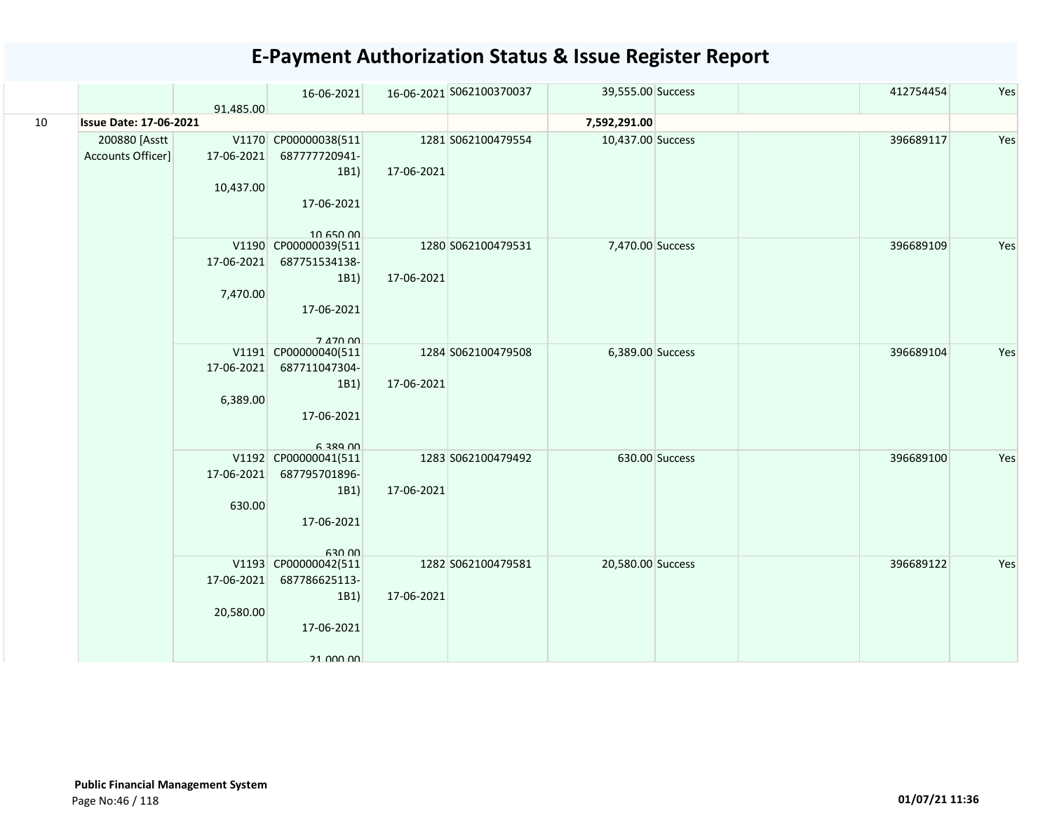# E-Payment Authorization Status & Issue Register Report

| | | | | | | | | | | |
|---|---|---|---|---|---|---|---|---|---|---|
| | | 91,485.00 | 16-06-2021 | 16-06-2021 | S062100370037 | 39,555.00 | Success | | 412754454 | Yes |
| 10 | **Issue Date: 17-06-2021** | | | | | **7,592,291.00** | | | | |
| | 200880 [Asstt Accounts Officer] | V1170 17-06-2021 10,437.00 | CP00000038(511687777720941-1B1) 17-06-2021 10,650.00 | 1281 17-06-2021 | S062100479554 | 10,437.00 | Success | | 396689117 | Yes |
| | | V1190 17-06-2021 7,470.00 | CP00000039(511687751534138-1B1) 17-06-2021 7,470.00 | 1280 17-06-2021 | S062100479531 | 7,470.00 | Success | | 396689109 | Yes |
| | | V1191 17-06-2021 6,389.00 | CP00000040(511687711047304-1B1) 17-06-2021 6,389.00 | 1284 17-06-2021 | S062100479508 | 6,389.00 | Success | | 396689104 | Yes |
| | | V1192 17-06-2021 630.00 | CP00000041(511687795701896-1B1) 17-06-2021 630.00 | 1283 17-06-2021 | S062100479492 | 630.00 | Success | | 396689100 | Yes |
| | | V1193 17-06-2021 20,580.00 | CP00000042(511687786625113-1B1) 17-06-2021 21,000.00 | 1282 17-06-2021 | S062100479581 | 20,580.00 | Success | | 396689122 | Yes |

**Public Financial Management System**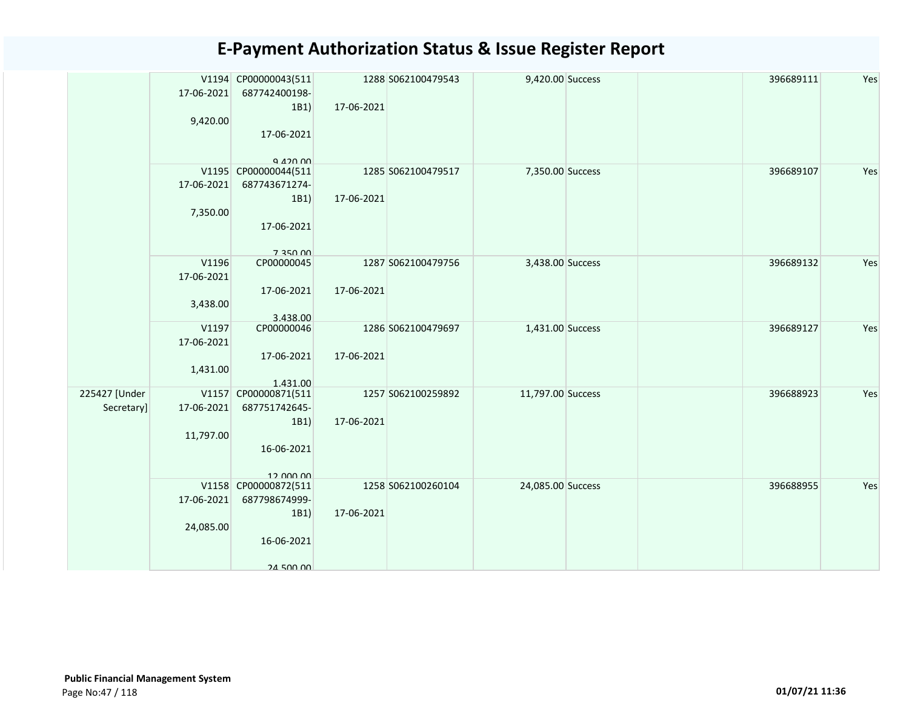# E-Payment Authorization Status & Issue Register Report

| | | | | | | | | | |
|---|---|---|---|---|---|---|---|---|---|
| | V1194 17-06-2021 9,420.00 | CP00000043(511 687742400198-1B1) 17-06-2021 9,420.00 | 1288 17-06-2021 | S062100479543 | 9,420.00 | Success | | 396689111 | Yes |
| | V1195 17-06-2021 7,350.00 | CP00000044(511 687743671274-1B1) 17-06-2021 7,350.00 | 1285 17-06-2021 | S062100479517 | 7,350.00 | Success | | 396689107 | Yes |
| | V1196 17-06-2021 3,438.00 | CP00000045 17-06-2021 3,438.00 | 1287 17-06-2021 | S062100479756 | 3,438.00 | Success | | 396689132 | Yes |
| | V1197 17-06-2021 1,431.00 | CP00000046 17-06-2021 1,431.00 | 1286 17-06-2021 | S062100479697 | 1,431.00 | Success | | 396689127 | Yes |
| 225427 [Under Secretary] | V1157 17-06-2021 11,797.00 | CP00000871(511 687751742645-1B1) 16-06-2021 12,000.00 | 1257 17-06-2021 | S062100259892 | 11,797.00 | Success | | 396688923 | Yes |
| | V1158 17-06-2021 24,085.00 | CP00000872(511 687798674999-1B1) 16-06-2021 24,500.00 | 1258 17-06-2021 | S062100260104 | 24,085.00 | Success | | 396688955 | Yes |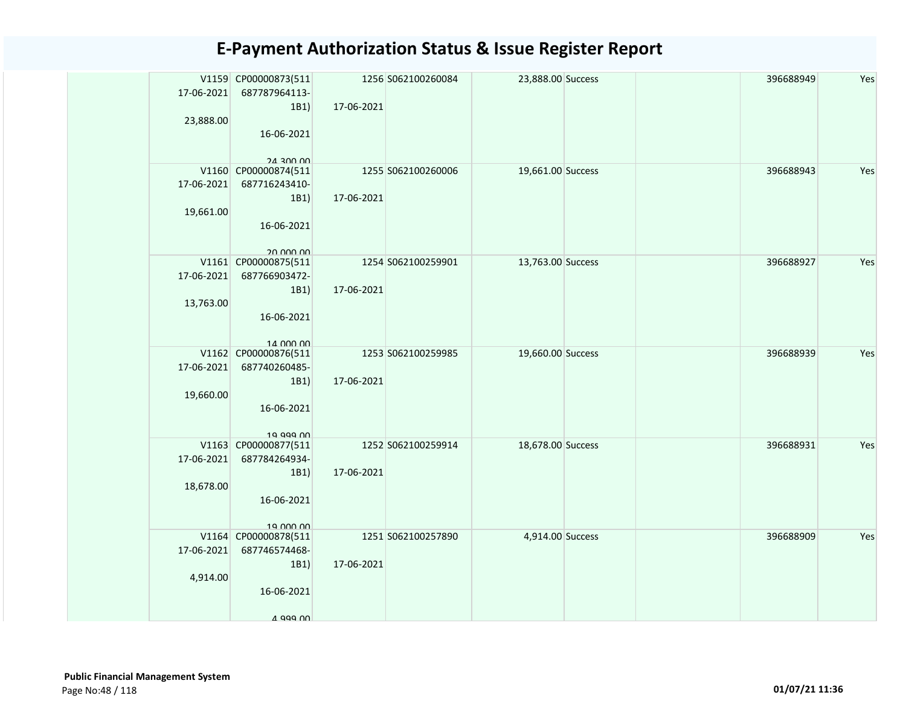# E-Payment Authorization Status & Issue Register Report

| | | | | | | | | | |
|---|---|---|---|---|---|---|---|---|---|
| | V1159 17-06-2021 23,888.00 | CP00000873(511 687787964113-1B1) 16-06-2021 24,300.00 | 1256 17-06-2021 | S062100260084 | 23,888.00 | Success | | 396688949 | Yes |
| | V1160 17-06-2021 19,661.00 | CP00000874(511 687716243410-1B1) 16-06-2021 20,000.00 | 1255 17-06-2021 | S062100260006 | 19,661.00 | Success | | 396688943 | Yes |
| | V1161 17-06-2021 13,763.00 | CP00000875(511 687766903472-1B1) 16-06-2021 14,000.00 | 1254 17-06-2021 | S062100259901 | 13,763.00 | Success | | 396688927 | Yes |
| | V1162 17-06-2021 19,660.00 | CP00000876(511 687740260485-1B1) 16-06-2021 19,999.00 | 1253 17-06-2021 | S062100259985 | 19,660.00 | Success | | 396688939 | Yes |
| | V1163 17-06-2021 18,678.00 | CP00000877(511 687784264934-1B1) 16-06-2021 19,000.00 | 1252 17-06-2021 | S062100259914 | 18,678.00 | Success | | 396688931 | Yes |
| | V1164 17-06-2021 4,914.00 | CP00000878(511 687746574468-1B1) 16-06-2021 4,999.00 | 1251 17-06-2021 | S062100257890 | 4,914.00 | Success | | 396688909 | Yes |

**Public Financial Management System**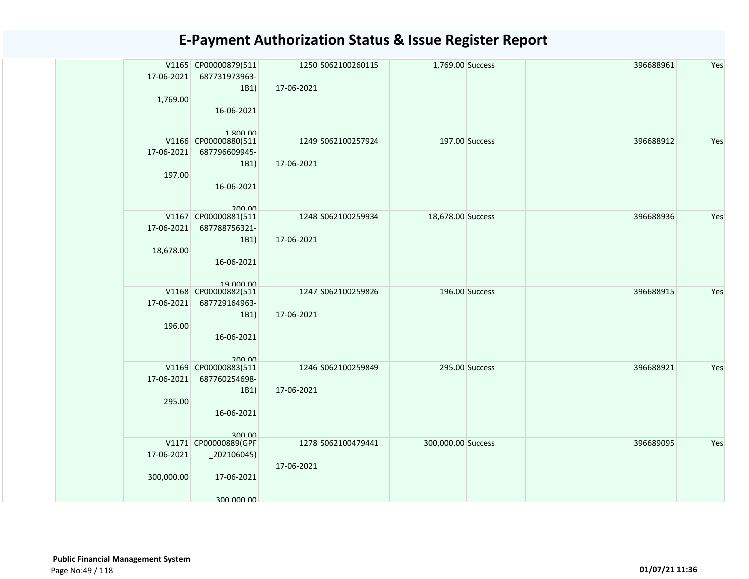# E-Payment Authorization Status & Issue Register Report

| | | | | | | | | | |
|---|---|---|---|---|---|---|---|---|---|
| | V1165 17-06-2021 1,769.00 | CP00000879(511 687731973963-1B1) 16-06-2021 1,800.00 | 1250 17-06-2021 | S062100260115 | 1,769.00 | Success | | 396688961 | Yes |
| | V1166 17-06-2021 197.00 | CP00000880(511 687796609945-1B1) 16-06-2021 200.00 | 1249 17-06-2021 | S062100257924 | 197.00 | Success | | 396688912 | Yes |
| | V1167 17-06-2021 18,678.00 | CP00000881(511 687788756321-1B1) 16-06-2021 19,000.00 | 1248 17-06-2021 | S062100259934 | 18,678.00 | Success | | 396688936 | Yes |
| | V1168 17-06-2021 196.00 | CP00000882(511 687729164963-1B1) 16-06-2021 200.00 | 1247 17-06-2021 | S062100259826 | 196.00 | Success | | 396688915 | Yes |
| | V1169 17-06-2021 295.00 | CP00000883(511 687760254698-1B1) 16-06-2021 300.00 | 1246 17-06-2021 | S062100259849 | 295.00 | Success | | 396688921 | Yes |
| | V1171 17-06-2021 300,000.00 | CP00000889(GPF _202106045) 17-06-2021 300,000.00 | 1278 17-06-2021 | S062100479441 | 300,000.00 | Success | | 396689095 | Yes |

**Public Financial Management System**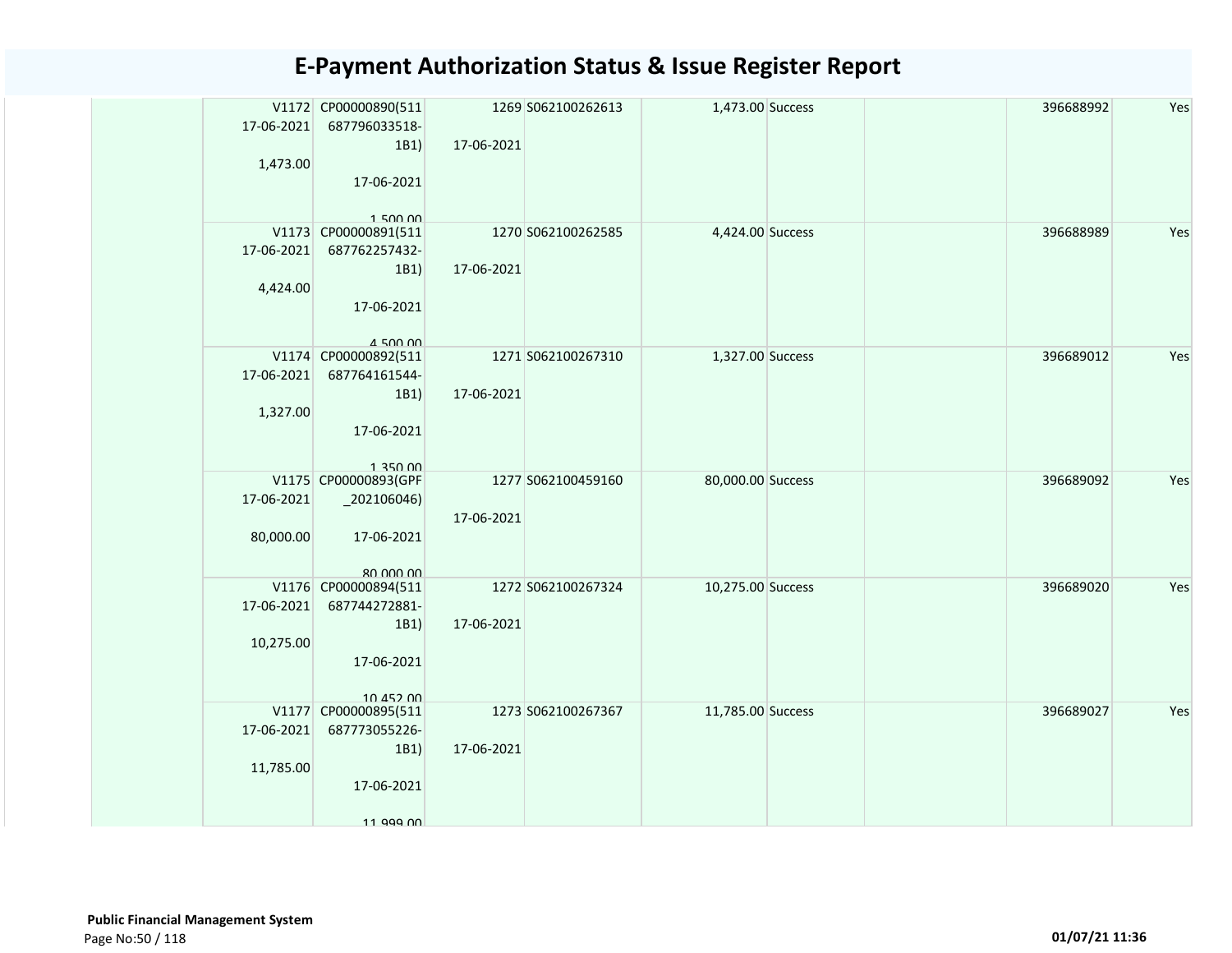# E-Payment Authorization Status & Issue Register Report

| | | | | | | | | | |
|---|---|---|---|---|---|---|---|---|---|
| | V1172 17-06-2021 1,473.00 | CP00000890(511 687796033518-1B1) 17-06-2021 1,500.00 | 1269 17-06-2021 | S062100262613 | 1,473.00 | Success | | 396688992 | Yes |
| | V1173 17-06-2021 4,424.00 | CP00000891(511 687762257432-1B1) 17-06-2021 4,500.00 | 1270 17-06-2021 | S062100262585 | 4,424.00 | Success | | 396688989 | Yes |
| | V1174 17-06-2021 1,327.00 | CP00000892(511 687764161544-1B1) 17-06-2021 1,350.00 | 1271 17-06-2021 | S062100267310 | 1,327.00 | Success | | 396689012 | Yes |
| | V1175 17-06-2021 80,000.00 | CP00000893(GPF _202106046) 17-06-2021 80,000.00 | 1277 17-06-2021 | S062100459160 | 80,000.00 | Success | | 396689092 | Yes |
| | V1176 17-06-2021 10,275.00 | CP00000894(511 687744272881-1B1) 17-06-2021 10,452.00 | 1272 17-06-2021 | S062100267324 | 10,275.00 | Success | | 396689020 | Yes |
| | V1177 17-06-2021 11,785.00 | CP00000895(511 687773055226-1B1) 17-06-2021 11,999.00 | 1273 17-06-2021 | S062100267367 | 11,785.00 | Success | | 396689027 | Yes |

**Public Financial Management System**

01/07/21 11:36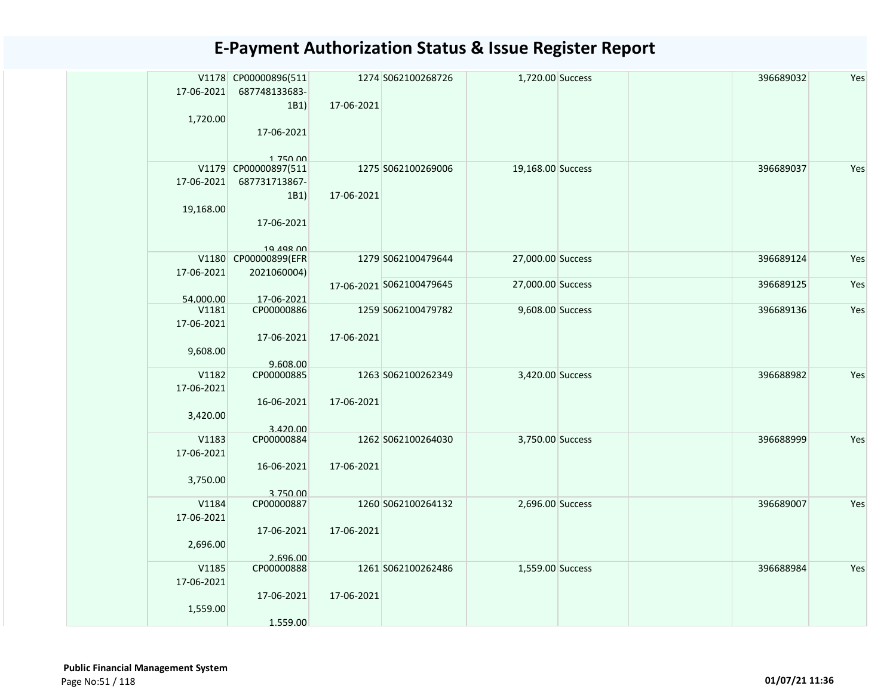# E-Payment Authorization Status & Issue Register Report

| | | | | | | | | | |
|---|---|---|---|---|---|---|---|---|---|
| | V1178 17-06-2021 1,720.00 | CP00000896(511 687748133683-1B1) 17-06-2021 1,750.00 | 1274 17-06-2021 | S062100268726 | 1,720.00 | Success | | 396689032 | Yes |
| | V1179 17-06-2021 19,168.00 | CP00000897(511 687731713867-1B1) 17-06-2021 19,498.00 | 1275 17-06-2021 | S062100269006 | 19,168.00 | Success | | 396689037 | Yes |
| | V1180 17-06-2021 54,000.00 | CP00000899(EFR 2021060004) 17-06-2021 | 1279 | S062100479644 | 27,000.00 | Success | | 396689124 | Yes |
| | | | 17-06-2021 | S062100479645 | 27,000.00 | Success | | 396689125 | Yes |
| | V1181 17-06-2021 9,608.00 | CP00000886 17-06-2021 9,608.00 | 1259 17-06-2021 | S062100479782 | 9,608.00 | Success | | 396689136 | Yes |
| | V1182 17-06-2021 3,420.00 | CP00000885 16-06-2021 3,420.00 | 1263 17-06-2021 | S062100262349 | 3,420.00 | Success | | 396688982 | Yes |
| | V1183 17-06-2021 3,750.00 | CP00000884 16-06-2021 3,750.00 | 1262 17-06-2021 | S062100264030 | 3,750.00 | Success | | 396688999 | Yes |
| | V1184 17-06-2021 2,696.00 | CP00000887 17-06-2021 2,696.00 | 1260 17-06-2021 | S062100264132 | 2,696.00 | Success | | 396689007 | Yes |
| | V1185 17-06-2021 1,559.00 | CP00000888 17-06-2021 1,559.00 | 1261 17-06-2021 | S062100262486 | 1,559.00 | Success | | 396688984 | Yes |

**Public Financial Management System**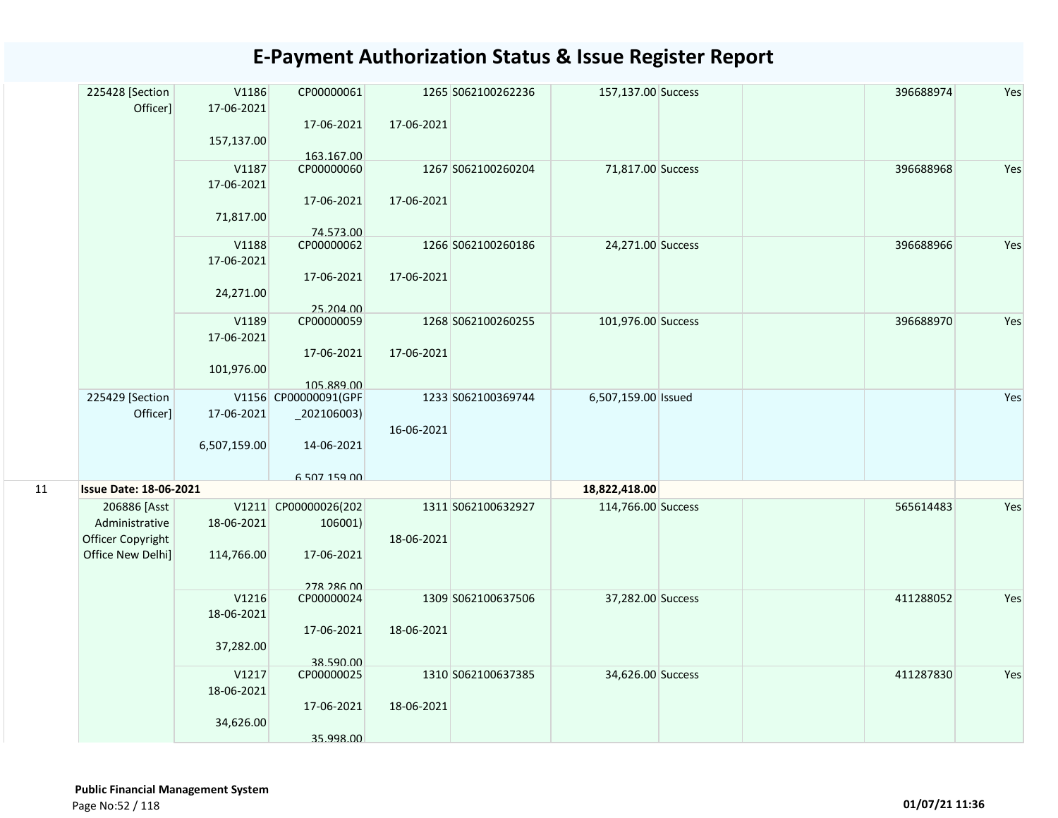# E-Payment Authorization Status & Issue Register Report

| | | | | | | | | | | |
|---|---|---|---|---|---|---|---|---|---|---|
| | 225428 [Section Officer] | V1186 17-06-2021 157,137.00 | CP00000061 17-06-2021 163,167.00 | 1265 17-06-2021 | S062100262236 | 157,137.00 | Success | | 396688974 | Yes |
| | | V1187 17-06-2021 71,817.00 | CP00000060 17-06-2021 74,573.00 | 1267 17-06-2021 | S062100260204 | 71,817.00 | Success | | 396688968 | Yes |
| | | V1188 17-06-2021 24,271.00 | CP00000062 17-06-2021 25,204.00 | 1266 17-06-2021 | S062100260186 | 24,271.00 | Success | | 396688966 | Yes |
| | | V1189 17-06-2021 101,976.00 | CP00000059 17-06-2021 105,889.00 | 1268 17-06-2021 | S062100260255 | 101,976.00 | Success | | 396688970 | Yes |
| | 225429 [Section Officer] | V1156 17-06-2021 6,507,159.00 | CP00000091(GPF_202106003) 14-06-2021 6,507,159.00 | 1233 16-06-2021 | S062100369744 | 6,507,159.00 | Issued | | | Yes |
| 11 | **Issue Date: 18-06-2021** | | | | | 18,822,418.00 | | | | |
| | 206886 [Asst Administrative Officer Copyright Office New Delhi] | V1211 18-06-2021 114,766.00 | CP00000026(202106001) 17-06-2021 278,286.00 | 1311 18-06-2021 | S062100632927 | 114,766.00 | Success | | 565614483 | Yes |
| | | V1216 18-06-2021 37,282.00 | CP00000024 17-06-2021 38,590.00 | 1309 18-06-2021 | S062100637506 | 37,282.00 | Success | | 411288052 | Yes |
| | | V1217 18-06-2021 34,626.00 | CP00000025 17-06-2021 35,998.00 | 1310 18-06-2021 | S062100637385 | 34,626.00 | Success | | 411287830 | Yes |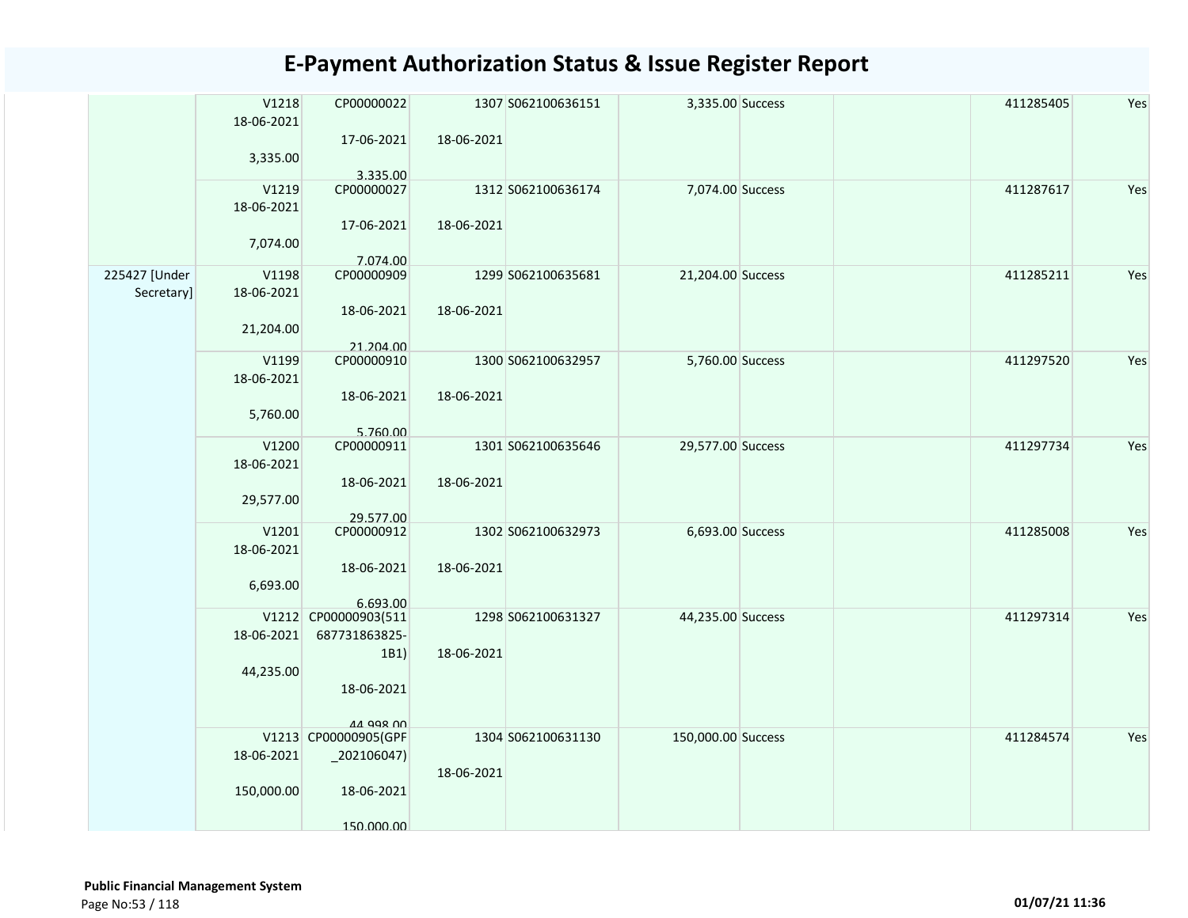# E-Payment Authorization Status & Issue Register Report

| | | | | | | | | | |
|---|---|---|---|---|---|---|---|---|---|
| | V1218 18-06-2021 3,335.00 | CP00000022 17-06-2021 3,335.00 | 1307 18-06-2021 | S062100636151 | 3,335.00 | Success | | 411285405 | Yes |
| | V1219 18-06-2021 7,074.00 | CP00000027 17-06-2021 7,074.00 | 1312 18-06-2021 | S062100636174 | 7,074.00 | Success | | 411287617 | Yes |
| 225427 [Under Secretary] | V1198 18-06-2021 21,204.00 | CP00000909 18-06-2021 21,204.00 | 1299 18-06-2021 | S062100635681 | 21,204.00 | Success | | 411285211 | Yes |
| | V1199 18-06-2021 5,760.00 | CP00000910 18-06-2021 5,760.00 | 1300 18-06-2021 | S062100632957 | 5,760.00 | Success | | 411297520 | Yes |
| | V1200 18-06-2021 29,577.00 | CP00000911 18-06-2021 29,577.00 | 1301 18-06-2021 | S062100635646 | 29,577.00 | Success | | 411297734 | Yes |
| | V1201 18-06-2021 6,693.00 | CP00000912 18-06-2021 6,693.00 | 1302 18-06-2021 | S062100632973 | 6,693.00 | Success | | 411285008 | Yes |
| | V1212 18-06-2021 44,235.00 | CP00000903(511687731863825-1B1) 18-06-2021 44,998.00 | 1298 18-06-2021 | S062100631327 | 44,235.00 | Success | | 411297314 | Yes |
| | V1213 18-06-2021 150,000.00 | CP00000905(GPF_202106047) 18-06-2021 150,000.00 | 1304 18-06-2021 | S062100631130 | 150,000.00 | Success | | 411284574 | Yes |

**Public Financial Management System**

Page No:53 / 118

**01/07/21 11:36**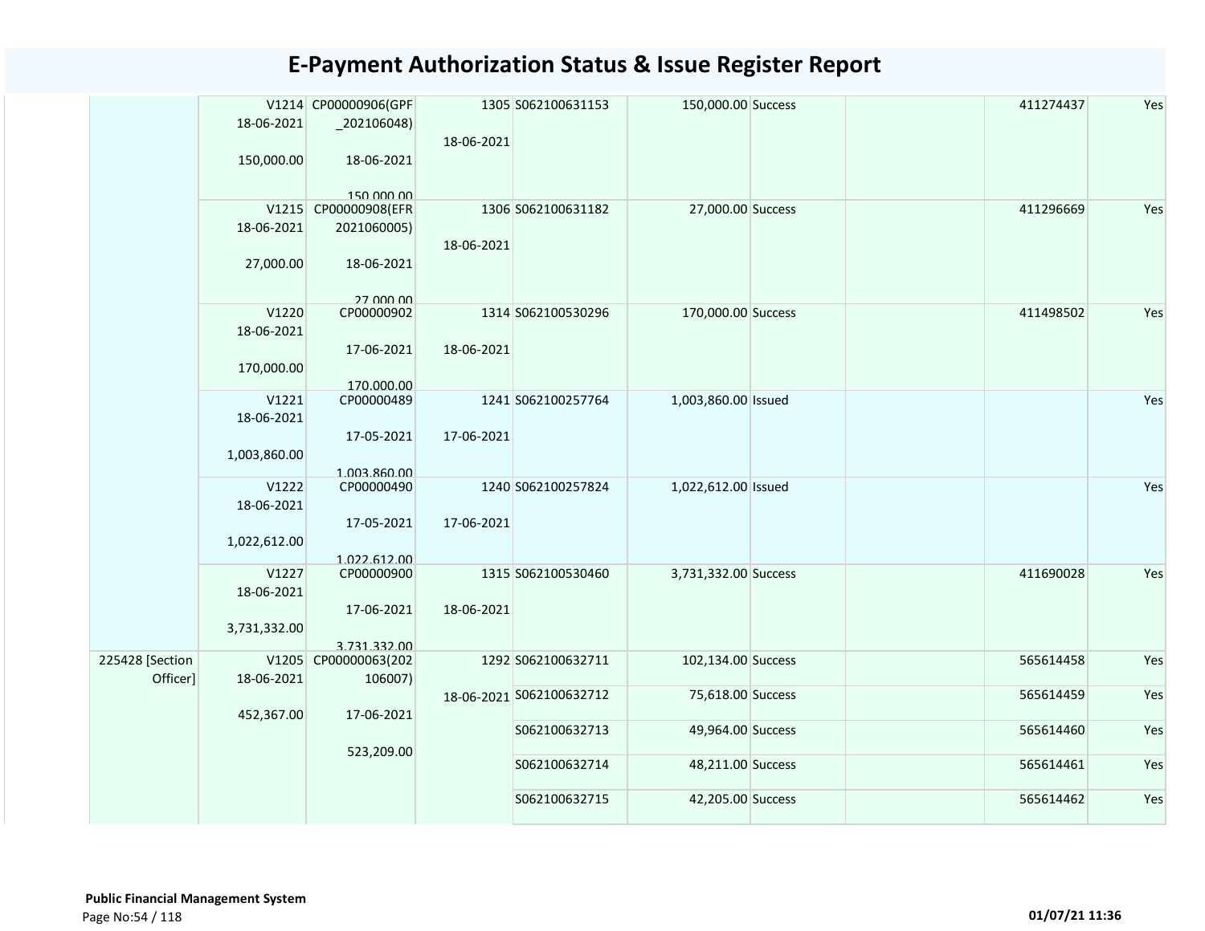# E-Payment Authorization Status & Issue Register Report

| | | | | | | | | | |
|---|---|---|---|---|---|---|---|---|---|
| | V1214 18-06-2021 150,000.00 | CP00000906(GPF_202106048) 18-06-2021 150,000.00 | 1305 18-06-2021 | S062100631153 | 150,000.00 | Success | | 411274437 | Yes |
| | V1215 18-06-2021 27,000.00 | CP00000908(EFR2021060005) 18-06-2021 27,000.00 | 1306 18-06-2021 | S062100631182 | 27,000.00 | Success | | 411296669 | Yes |
| | V1220 18-06-2021 170,000.00 | CP00000902 17-06-2021 170,000.00 | 1314 18-06-2021 | S062100530296 | 170,000.00 | Success | | 411498502 | Yes |
| | V1221 18-06-2021 1,003,860.00 | CP00000489 17-05-2021 1,003,860.00 | 1241 17-06-2021 | S062100257764 | 1,003,860.00 | Issued | | | Yes |
| | V1222 18-06-2021 1,022,612.00 | CP00000490 17-05-2021 1,022,612.00 | 1240 17-06-2021 | S062100257824 | 1,022,612.00 | Issued | | | Yes |
| | V1227 18-06-2021 3,731,332.00 | CP00000900 17-06-2021 3,731,332.00 | 1315 18-06-2021 | S062100530460 | 3,731,332.00 | Success | | 411690028 | Yes |
| 225428 [Section Officer] | V1205 18-06-2021 452,367.00 | CP00000063(202106007) 17-06-2021 523,209.00 | 1292 18-06-2021 | S062100632711 | 102,134.00 | Success | | 565614458 | Yes |
| | | | | S062100632712 | 75,618.00 | Success | | 565614459 | Yes |
| | | | | S062100632713 | 49,964.00 | Success | | 565614460 | Yes |
| | | | | S062100632714 | 48,211.00 | Success | | 565614461 | Yes |
| | | | | S062100632715 | 42,205.00 | Success | | 565614462 | Yes |

**Public Financial Management System**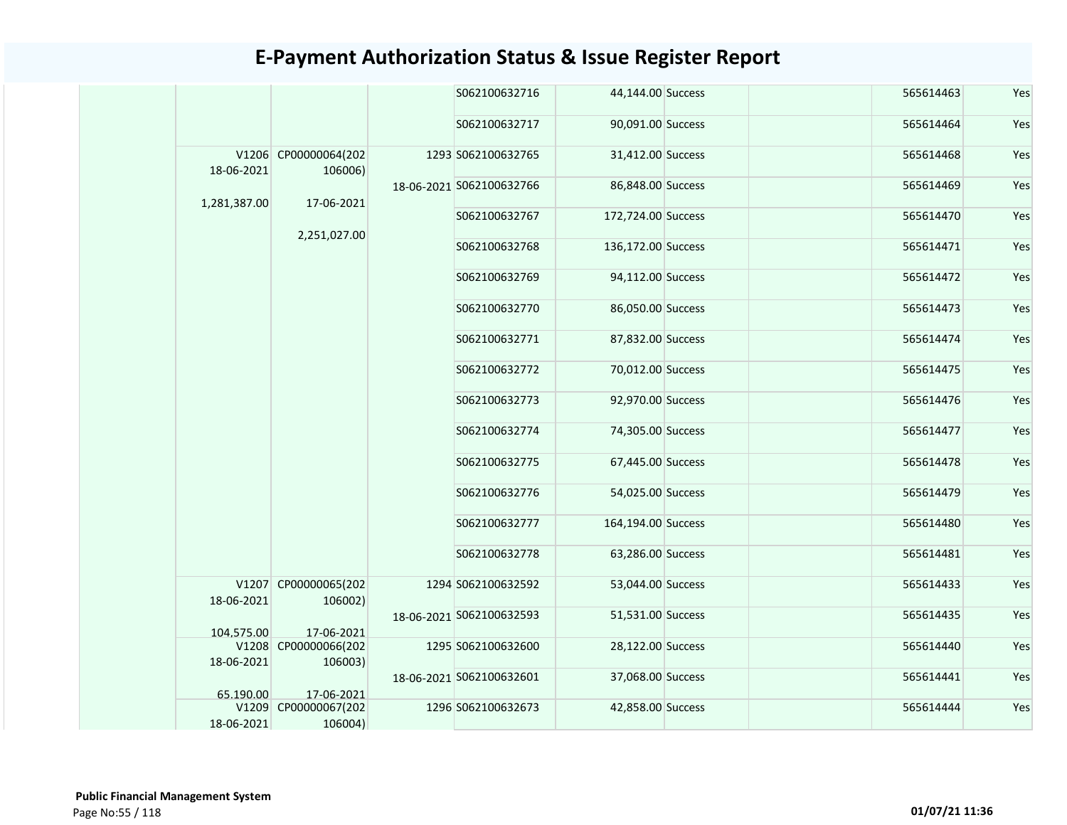# E-Payment Authorization Status & Issue Register Report

| | | | | | | | | | |
|---|---|---|---|---|---|---|---|---|---|
| | | | | S062100632716 | 44,144.00 | Success | | 565614463 | Yes |
| | | | | S062100632717 | 90,091.00 | Success | | 565614464 | Yes |
| | V1206 18-06-2021 1,281,387.00 | CP00000064(202106006) 17-06-2021 2,251,027.00 | 1293 18-06-2021 | S062100632765 | 31,412.00 | Success | | 565614468 | Yes |
| | | | | S062100632766 | 86,848.00 | Success | | 565614469 | Yes |
| | | | | S062100632767 | 172,724.00 | Success | | 565614470 | Yes |
| | | | | S062100632768 | 136,172.00 | Success | | 565614471 | Yes |
| | | | | S062100632769 | 94,112.00 | Success | | 565614472 | Yes |
| | | | | S062100632770 | 86,050.00 | Success | | 565614473 | Yes |
| | | | | S062100632771 | 87,832.00 | Success | | 565614474 | Yes |
| | | | | S062100632772 | 70,012.00 | Success | | 565614475 | Yes |
| | | | | S062100632773 | 92,970.00 | Success | | 565614476 | Yes |
| | | | | S062100632774 | 74,305.00 | Success | | 565614477 | Yes |
| | | | | S062100632775 | 67,445.00 | Success | | 565614478 | Yes |
| | | | | S062100632776 | 54,025.00 | Success | | 565614479 | Yes |
| | | | | S062100632777 | 164,194.00 | Success | | 565614480 | Yes |
| | | | | S062100632778 | 63,286.00 | Success | | 565614481 | Yes |
| | V1207 18-06-2021 104,575.00 | CP00000065(202106002) 17-06-2021 | 1294 18-06-2021 | S062100632592 | 53,044.00 | Success | | 565614433 | Yes |
| | | | | S062100632593 | 51,531.00 | Success | | 565614435 | Yes |
| | V1208 18-06-2021 65,190.00 | CP00000066(202106003) 17-06-2021 | 1295 18-06-2021 | S062100632600 | 28,122.00 | Success | | 565614440 | Yes |
| | | | | S062100632601 | 37,068.00 | Success | | 565614441 | Yes |
| | V1209 18-06-2021 | CP00000067(202106004) | 1296 | S062100632673 | 42,858.00 | Success | | 565614444 | Yes |

**Public Financial Management System**

01/07/21 11:36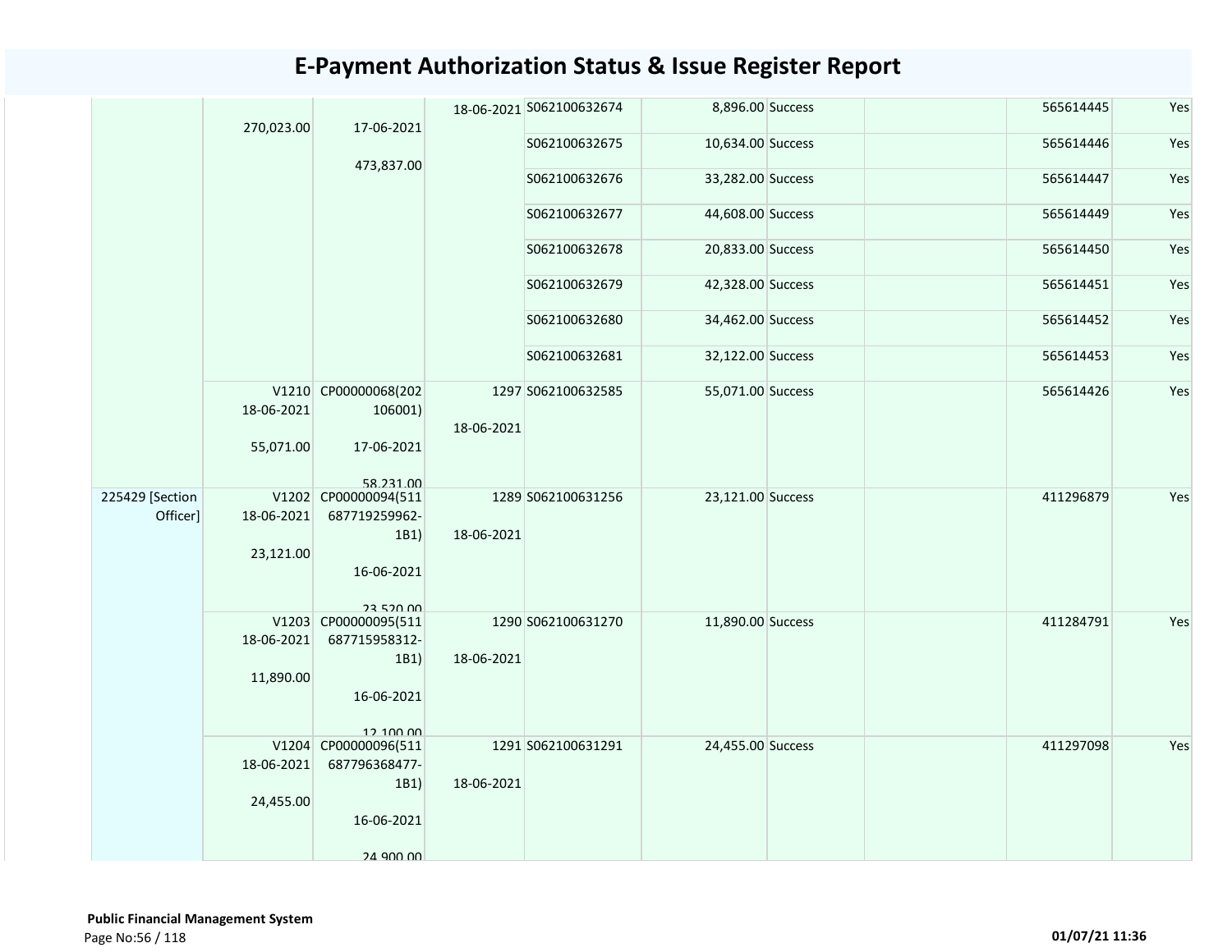# E-Payment Authorization Status & Issue Register Report

| | | | | | | | | | |
|---|---|---|---|---|---|---|---|---|---|
| | 270,023.00 | 17-06-2021<br><br>473,837.00 | 18-06-2021 | S062100632674 | 8,896.00 | Success | | 565614445 | Yes |
| | | | | S062100632675 | 10,634.00 | Success | | 565614446 | Yes |
| | | | | S062100632676 | 33,282.00 | Success | | 565614447 | Yes |
| | | | | S062100632677 | 44,608.00 | Success | | 565614449 | Yes |
| | | | | S062100632678 | 20,833.00 | Success | | 565614450 | Yes |
| | | | | S062100632679 | 42,328.00 | Success | | 565614451 | Yes |
| | | | | S062100632680 | 34,462.00 | Success | | 565614452 | Yes |
| | | | | S062100632681 | 32,122.00 | Success | | 565614453 | Yes |
| | V1210<br>18-06-2021<br><br>55,071.00 | CP00000068(202106001)<br><br>17-06-2021<br><br>58,231.00 | 1297<br><br>18-06-2021 | S062100632585 | 55,071.00 | Success | | 565614426 | Yes |
| 225429 [Section Officer] | V1202<br>18-06-2021<br><br>23,121.00 | CP00000094(511687719259962-1B1)<br><br>16-06-2021<br><br>23,520.00 | 1289<br><br>18-06-2021 | S062100631256 | 23,121.00 | Success | | 411296879 | Yes |
| | V1203<br>18-06-2021<br><br>11,890.00 | CP00000095(511687715958312-1B1)<br><br>16-06-2021<br><br>12,100.00 | 1290<br><br>18-06-2021 | S062100631270 | 11,890.00 | Success | | 411284791 | Yes |
| | V1204<br>18-06-2021<br><br>24,455.00 | CP00000096(511687796368477-1B1)<br><br>16-06-2021<br><br>24,900.00 | 1291<br><br>18-06-2021 | S062100631291 | 24,455.00 | Success | | 411297098 | Yes |

**Public Financial Management System**

01/07/21 11:36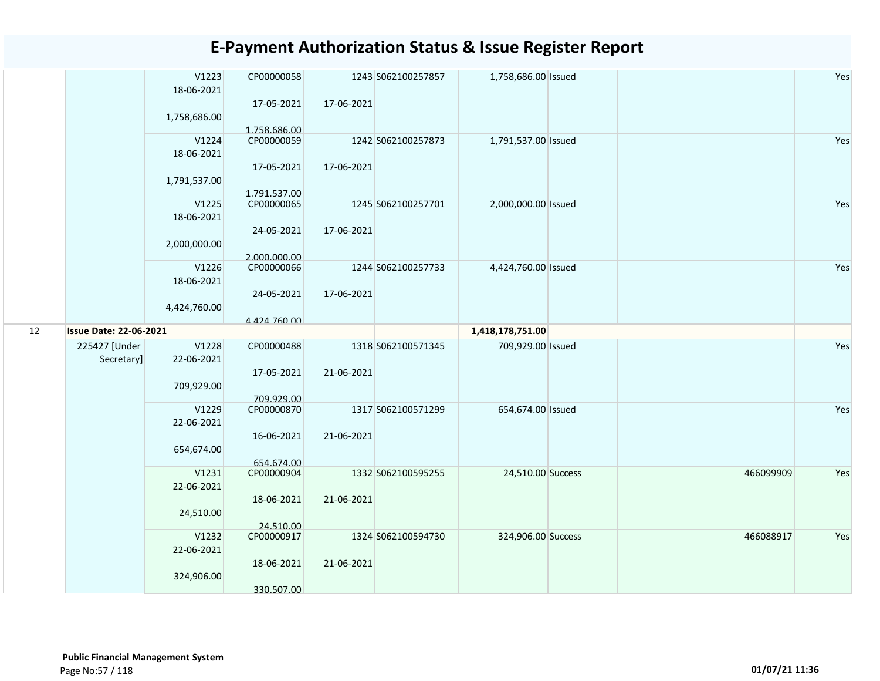# E-Payment Authorization Status & Issue Register Report

| | | | | | | | | | | |
|---|---|---|---|---|---|---|---|---|---|---|
| | | V1223<br>18-06-2021<br>1,758,686.00 | CP00000058<br>17-05-2021<br>1,758,686.00 | 1243<br>17-06-2021 | S062100257857 | 1,758,686.00 | Issued | | | Yes |
| | | V1224<br>18-06-2021<br>1,791,537.00 | CP00000059<br>17-05-2021<br>1,791,537.00 | 1242<br>17-06-2021 | S062100257873 | 1,791,537.00 | Issued | | | Yes |
| | | V1225<br>18-06-2021<br>2,000,000.00 | CP00000065<br>24-05-2021<br>2,000,000.00 | 1245<br>17-06-2021 | S062100257701 | 2,000,000.00 | Issued | | | Yes |
| | | V1226<br>18-06-2021<br>4,424,760.00 | CP00000066<br>24-05-2021<br>4,424,760.00 | 1244<br>17-06-2021 | S062100257733 | 4,424,760.00 | Issued | | | Yes |
| 12 | **Issue Date: 22-06-2021** | | | | | **1,418,178,751.00** | | | | |
| | 225427 [Under Secretary] | V1228<br>22-06-2021<br>709,929.00 | CP00000488<br>17-05-2021<br>709,929.00 | 1318<br>21-06-2021 | S062100571345 | 709,929.00 | Issued | | | Yes |
| | | V1229<br>22-06-2021<br>654,674.00 | CP00000870<br>16-06-2021<br>654,674.00 | 1317<br>21-06-2021 | S062100571299 | 654,674.00 | Issued | | | Yes |
| | | V1231<br>22-06-2021<br>24,510.00 | CP00000904<br>18-06-2021<br>24,510.00 | 1332<br>21-06-2021 | S062100595255 | 24,510.00 | Success | | 466099909 | Yes |
| | | V1232<br>22-06-2021<br>324,906.00 | CP00000917<br>18-06-2021<br>330,507.00 | 1324<br>21-06-2021 | S062100594730 | 324,906.00 | Success | | 466088917 | Yes |

**Public Financial Management System**

**01/07/21 11:36**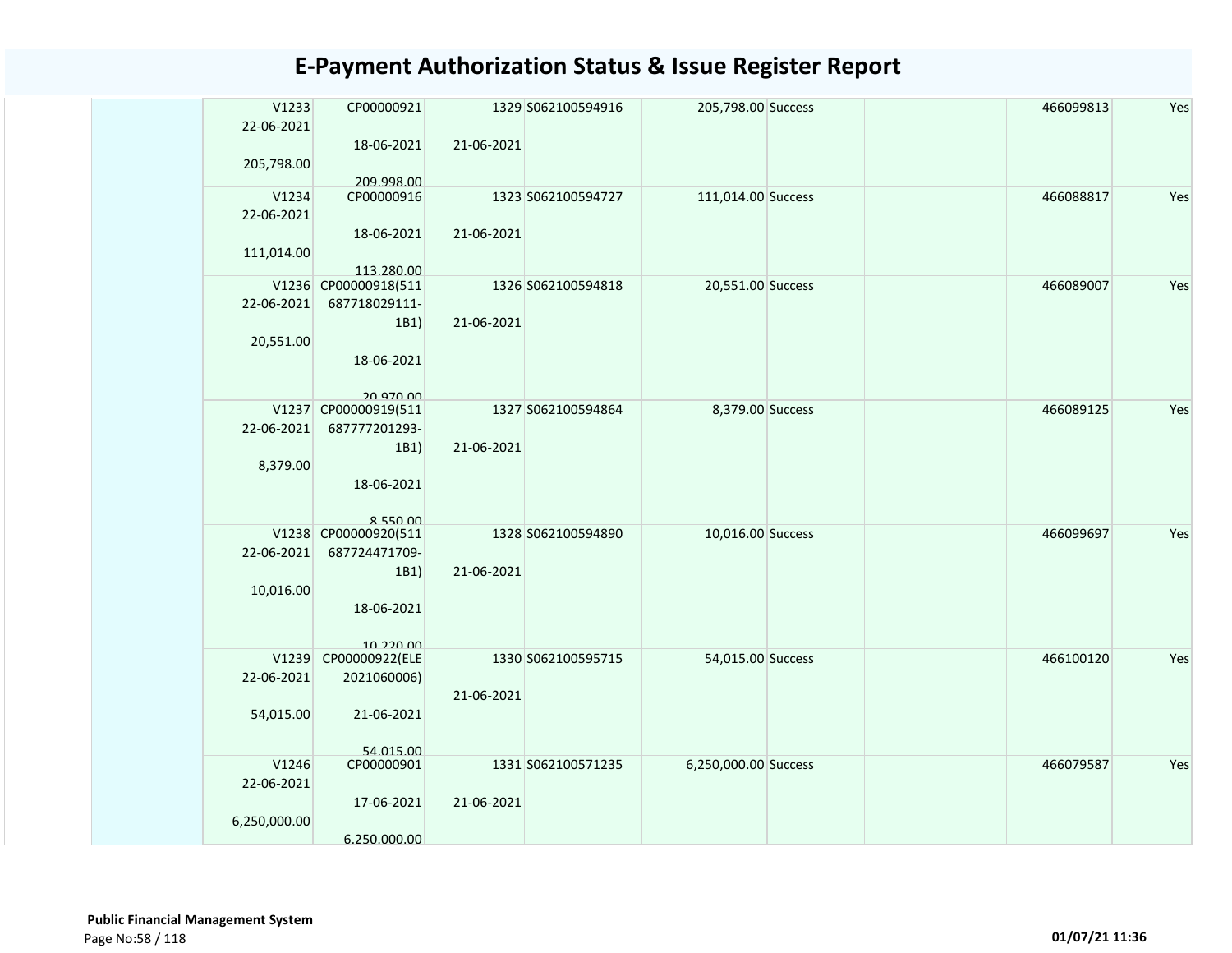# E-Payment Authorization Status & Issue Register Report

| | | | | | | | | | |
|---|---|---|---|---|---|---|---|---|---|
| | V1233<br>22-06-2021<br><br>205,798.00 | CP00000921<br><br>18-06-2021<br><br>209,998.00 | 1329<br><br>21-06-2021 | S062100594916 | 205,798.00 | Success | | 466099813 | Yes |
| | V1234<br>22-06-2021<br><br>111,014.00 | CP00000916<br><br>18-06-2021<br><br>113,280.00 | 1323<br><br>21-06-2021 | S062100594727 | 111,014.00 | Success | | 466088817 | Yes |
| | V1236<br>22-06-2021<br><br>20,551.00 | CP00000918(511687718029111-1B1)<br><br>18-06-2021<br><br>20,970.00 | 1326<br><br>21-06-2021 | S062100594818 | 20,551.00 | Success | | 466089007 | Yes |
| | V1237<br>22-06-2021<br><br>8,379.00 | CP00000919(511687777201293-1B1)<br><br>18-06-2021<br><br>8,550.00 | 1327<br><br>21-06-2021 | S062100594864 | 8,379.00 | Success | | 466089125 | Yes |
| | V1238<br>22-06-2021<br><br>10,016.00 | CP00000920(511687724471709-1B1)<br><br>18-06-2021<br><br>10,220.00 | 1328<br><br>21-06-2021 | S062100594890 | 10,016.00 | Success | | 466099697 | Yes |
| | V1239<br>22-06-2021<br><br>54,015.00 | CP00000922(ELE2021060006)<br><br>21-06-2021<br><br>54,015.00 | 1330<br><br>21-06-2021 | S062100595715 | 54,015.00 | Success | | 466100120 | Yes |
| | V1246<br>22-06-2021<br><br>6,250,000.00 | CP00000901<br><br>17-06-2021<br><br>6,250,000.00 | 1331<br><br>21-06-2021 | S062100571235 | 6,250,000.00 | Success | | 466079587 | Yes |

**Public Financial Management System**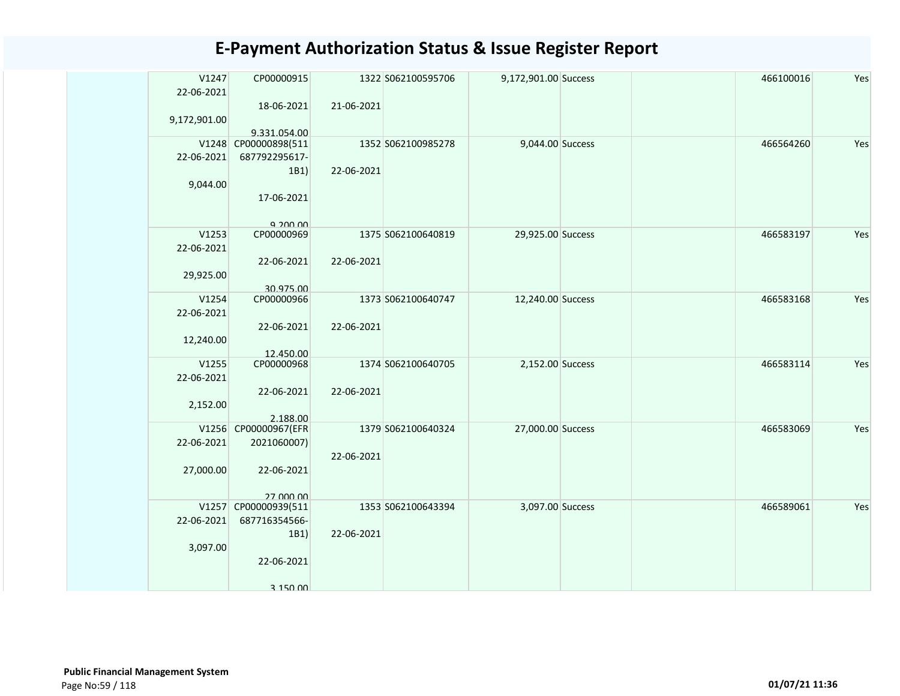# E-Payment Authorization Status & Issue Register Report

| | | | | | | | | | |
|---|---|---|---|---|---|---|---|---|---|
| | V1247<br>22-06-2021<br><br>9,172,901.00 | CP00000915<br><br>18-06-2021<br><br>9,331,054.00 | 1322<br><br>21-06-2021 | S062100595706 | 9,172,901.00 | Success | | 466100016 | Yes |
| | V1248<br>22-06-2021<br><br>9,044.00 | CP00000898(511687792295617-1B1)<br><br>17-06-2021<br><br>9,200.00 | 1352<br><br>22-06-2021 | S062100985278 | 9,044.00 | Success | | 466564260 | Yes |
| | V1253<br>22-06-2021<br><br>29,925.00 | CP00000969<br><br>22-06-2021<br><br>30,975.00 | 1375<br><br>22-06-2021 | S062100640819 | 29,925.00 | Success | | 466583197 | Yes |
| | V1254<br>22-06-2021<br><br>12,240.00 | CP00000966<br><br>22-06-2021<br><br>12,450.00 | 1373<br><br>22-06-2021 | S062100640747 | 12,240.00 | Success | | 466583168 | Yes |
| | V1255<br>22-06-2021<br><br>2,152.00 | CP00000968<br><br>22-06-2021<br><br>2,188.00 | 1374<br><br>22-06-2021 | S062100640705 | 2,152.00 | Success | | 466583114 | Yes |
| | V1256<br>22-06-2021<br><br>27,000.00 | CP00000967(EFR2021060007)<br><br>22-06-2021<br><br>27,000.00 | 1379<br><br>22-06-2021 | S062100640324 | 27,000.00 | Success | | 466583069 | Yes |
| | V1257<br>22-06-2021<br><br>3,097.00 | CP00000939(511687716354566-1B1)<br><br>22-06-2021<br><br>3,150.00 | 1353<br><br>22-06-2021 | S062100643394 | 3,097.00 | Success | | 466589061 | Yes |

**Public Financial Management System**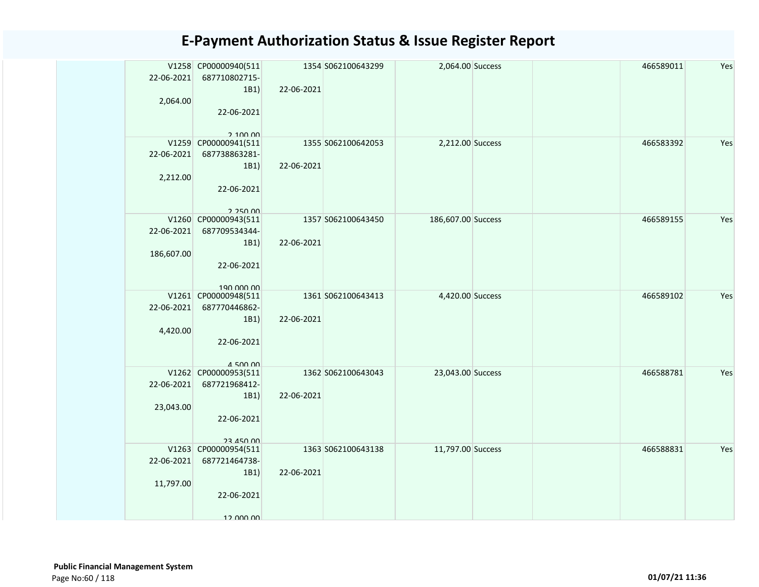# E-Payment Authorization Status & Issue Register Report

| | | | | | | | | |
|---|---|---|---|---|---|---|---|---|
| | V1258 22-06-2021 2,064.00 | CP00000940(511 687710802715-1B1) 22-06-2021 2,100.00 | 1354 22-06-2021 | S062100643299 | 2,064.00 | Success | | 466589011 | Yes |
| | V1259 22-06-2021 2,212.00 | CP00000941(511 687738863281-1B1) 22-06-2021 2,250.00 | 1355 22-06-2021 | S062100642053 | 2,212.00 | Success | | 466583392 | Yes |
| | V1260 22-06-2021 186,607.00 | CP00000943(511 687709534344-1B1) 22-06-2021 190,000.00 | 1357 22-06-2021 | S062100643450 | 186,607.00 | Success | | 466589155 | Yes |
| | V1261 22-06-2021 4,420.00 | CP00000948(511 687770446862-1B1) 22-06-2021 4,500.00 | 1361 22-06-2021 | S062100643413 | 4,420.00 | Success | | 466589102 | Yes |
| | V1262 22-06-2021 23,043.00 | CP00000953(511 687721968412-1B1) 22-06-2021 23,450.00 | 1362 22-06-2021 | S062100643043 | 23,043.00 | Success | | 466588781 | Yes |
| | V1263 22-06-2021 11,797.00 | CP00000954(511 687721464738-1B1) 22-06-2021 12,000.00 | 1363 22-06-2021 | S062100643138 | 11,797.00 | Success | | 466588831 | Yes |

**Public Financial Management System**

01/07/21 11:36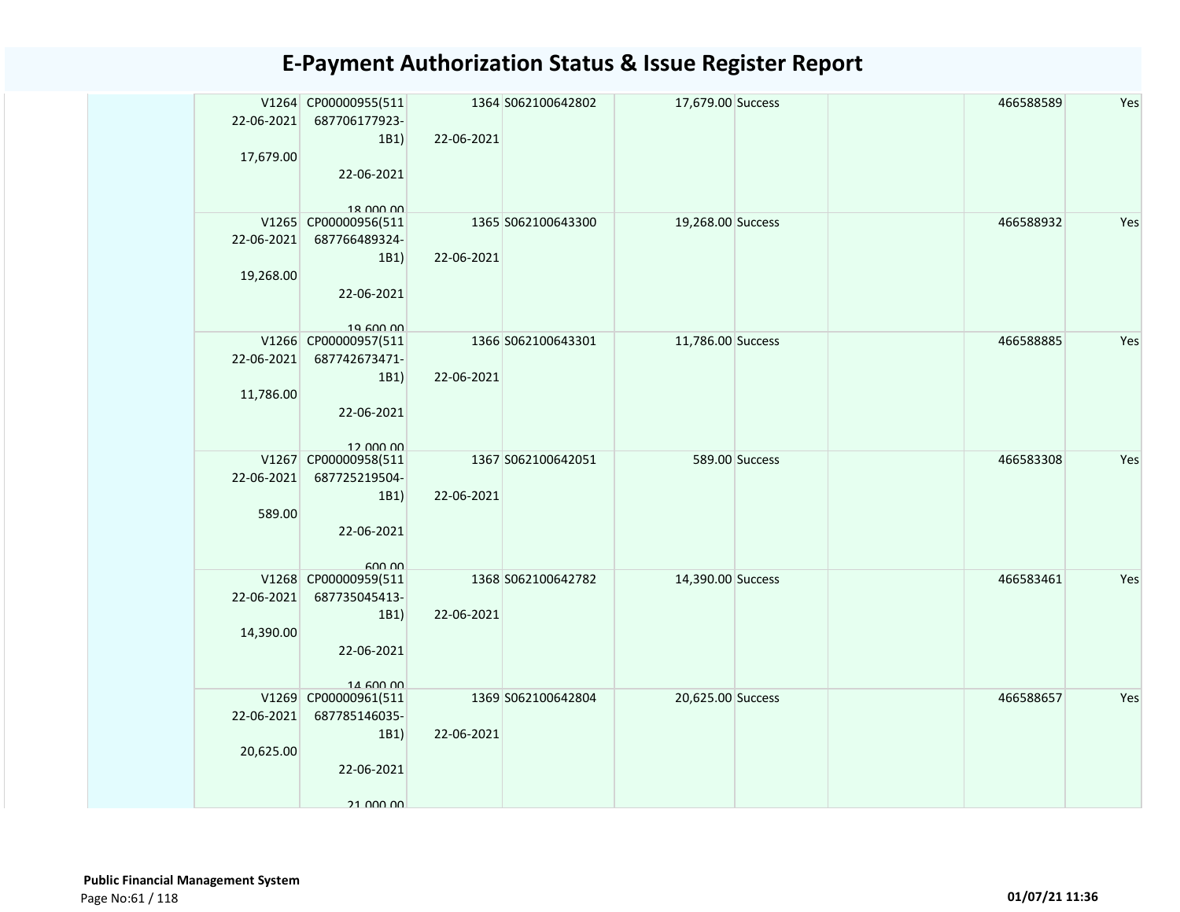# E-Payment Authorization Status & Issue Register Report

| | | | | | | | | |
|---|---|---|---|---|---|---|---|---|
| | V1264 22-06-2021 17,679.00 | CP00000955(511 687706177923-1B1) 22-06-2021 18,000.00 | 1364 22-06-2021 | S062100642802 | 17,679.00 | Success | | 466588589 | Yes |
| | V1265 22-06-2021 19,268.00 | CP00000956(511 687766489324-1B1) 22-06-2021 19,600.00 | 1365 22-06-2021 | S062100643300 | 19,268.00 | Success | | 466588932 | Yes |
| | V1266 22-06-2021 11,786.00 | CP00000957(511 687742673471-1B1) 22-06-2021 12,000.00 | 1366 22-06-2021 | S062100643301 | 11,786.00 | Success | | 466588885 | Yes |
| | V1267 22-06-2021 589.00 | CP00000958(511 687725219504-1B1) 22-06-2021 600.00 | 1367 22-06-2021 | S062100642051 | 589.00 | Success | | 466583308 | Yes |
| | V1268 22-06-2021 14,390.00 | CP00000959(511 687735045413-1B1) 22-06-2021 14,600.00 | 1368 22-06-2021 | S062100642782 | 14,390.00 | Success | | 466583461 | Yes |
| | V1269 22-06-2021 20,625.00 | CP00000961(511 687785146035-1B1) 22-06-2021 21,000.00 | 1369 22-06-2021 | S062100642804 | 20,625.00 | Success | | 466588657 | Yes |

**Public Financial Management System**

01/07/21 11:36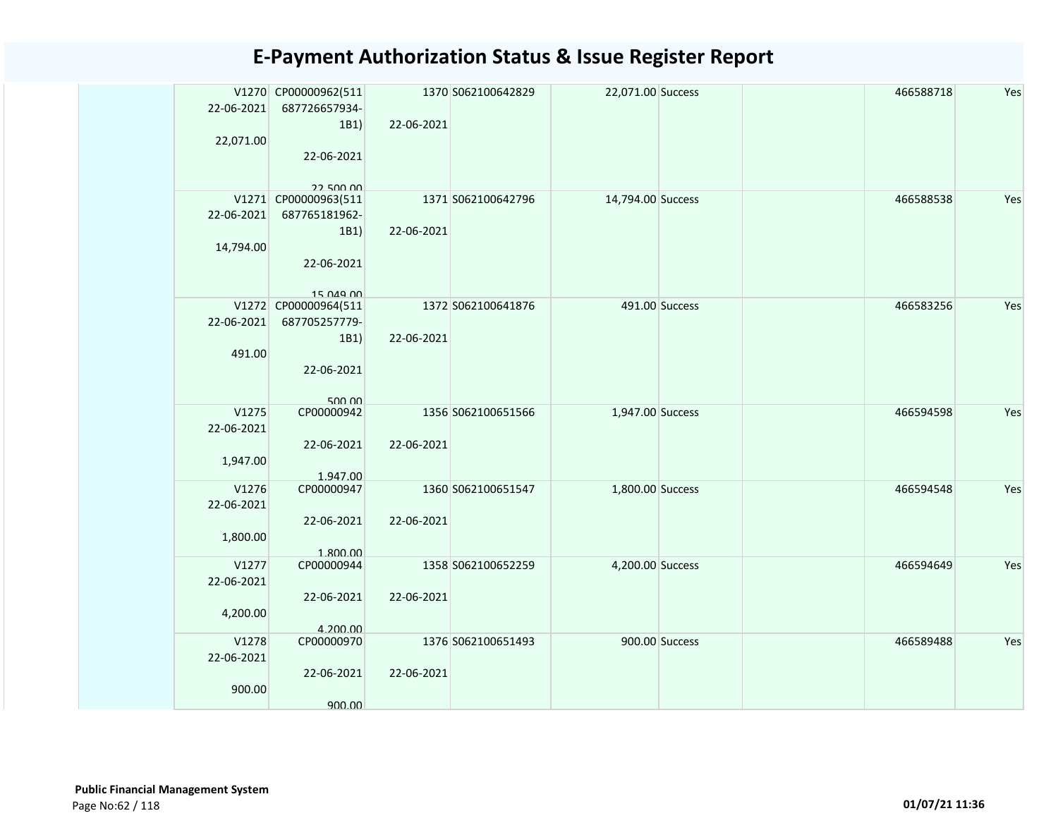# E-Payment Authorization Status & Issue Register Report

| | | | | | | | | |
|---|---|---|---|---|---|---|---|---|
| V1270 22-06-2021 22,071.00 | CP00000962(511687726657934-1B1) 22-06-2021 22,500.00 | 1370 22-06-2021 | S062100642829 | 22,071.00 | Success | | 466588718 | Yes |
| V1271 22-06-2021 14,794.00 | CP00000963(511687765181962-1B1) 22-06-2021 15,049.00 | 1371 22-06-2021 | S062100642796 | 14,794.00 | Success | | 466588538 | Yes |
| V1272 22-06-2021 491.00 | CP00000964(511687705257779-1B1) 22-06-2021 500.00 | 1372 22-06-2021 | S062100641876 | 491.00 | Success | | 466583256 | Yes |
| V1275 22-06-2021 1,947.00 | CP00000942 22-06-2021 1,947.00 | 1356 22-06-2021 | S062100651566 | 1,947.00 | Success | | 466594598 | Yes |
| V1276 22-06-2021 1,800.00 | CP00000947 22-06-2021 1,800.00 | 1360 22-06-2021 | S062100651547 | 1,800.00 | Success | | 466594548 | Yes |
| V1277 22-06-2021 4,200.00 | CP00000944 22-06-2021 4,200.00 | 1358 22-06-2021 | S062100652259 | 4,200.00 | Success | | 466594649 | Yes |
| V1278 22-06-2021 900.00 | CP00000970 22-06-2021 900.00 | 1376 22-06-2021 | S062100651493 | 900.00 | Success | | 466589488 | Yes |

**Public Financial Management System**

01/07/21 11:36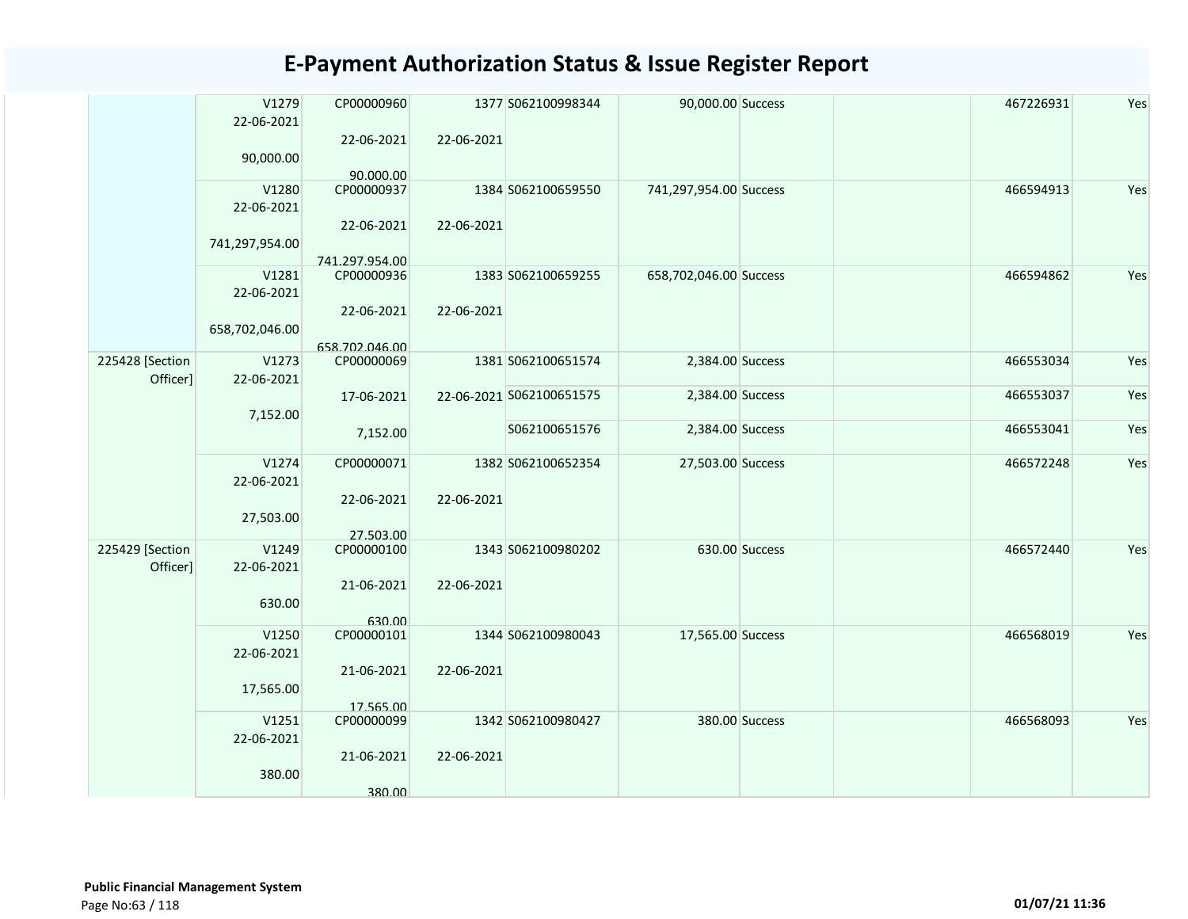# E-Payment Authorization Status & Issue Register Report

| | | | | | | | | | |
|---|---|---|---|---|---|---|---|---|---|
| | V1279<br>22-06-2021<br>90,000.00 | CP00000960<br>22-06-2021<br>90,000.00 | 1377<br>22-06-2021 | S062100998344 | 90,000.00 | Success | | 467226931 | Yes |
| | V1280<br>22-06-2021<br>741,297,954.00 | CP00000937<br>22-06-2021<br>741,297,954.00 | 1384<br>22-06-2021 | S062100659550 | 741,297,954.00 | Success | | 466594913 | Yes |
| | V1281<br>22-06-2021<br>658,702,046.00 | CP00000936<br>22-06-2021<br>658,702,046.00 | 1383<br>22-06-2021 | S062100659255 | 658,702,046.00 | Success | | 466594862 | Yes |
| 225428 [Section Officer] | V1273<br>22-06-2021<br>7,152.00 | CP00000069<br>17-06-2021<br>7,152.00 | 1381<br>22-06-2021 | S062100651574 | 2,384.00 | Success | | 466553034 | Yes |
| | | | | S062100651575 | 2,384.00 | Success | | 466553037 | Yes |
| | | | | S062100651576 | 2,384.00 | Success | | 466553041 | Yes |
| | V1274<br>22-06-2021<br>27,503.00 | CP00000071<br>22-06-2021<br>27,503.00 | 1382<br>22-06-2021 | S062100652354 | 27,503.00 | Success | | 466572248 | Yes |
| 225429 [Section Officer] | V1249<br>22-06-2021<br>630.00 | CP00000100<br>21-06-2021<br>630.00 | 1343<br>22-06-2021 | S062100980202 | 630.00 | Success | | 466572440 | Yes |
| | V1250<br>22-06-2021<br>17,565.00 | CP00000101<br>21-06-2021<br>17,565.00 | 1344<br>22-06-2021 | S062100980043 | 17,565.00 | Success | | 466568019 | Yes |
| | V1251<br>22-06-2021<br>380.00 | CP00000099<br>21-06-2021<br>380.00 | 1342<br>22-06-2021 | S062100980427 | 380.00 | Success | | 466568093 | Yes |

**Public Financial Management System**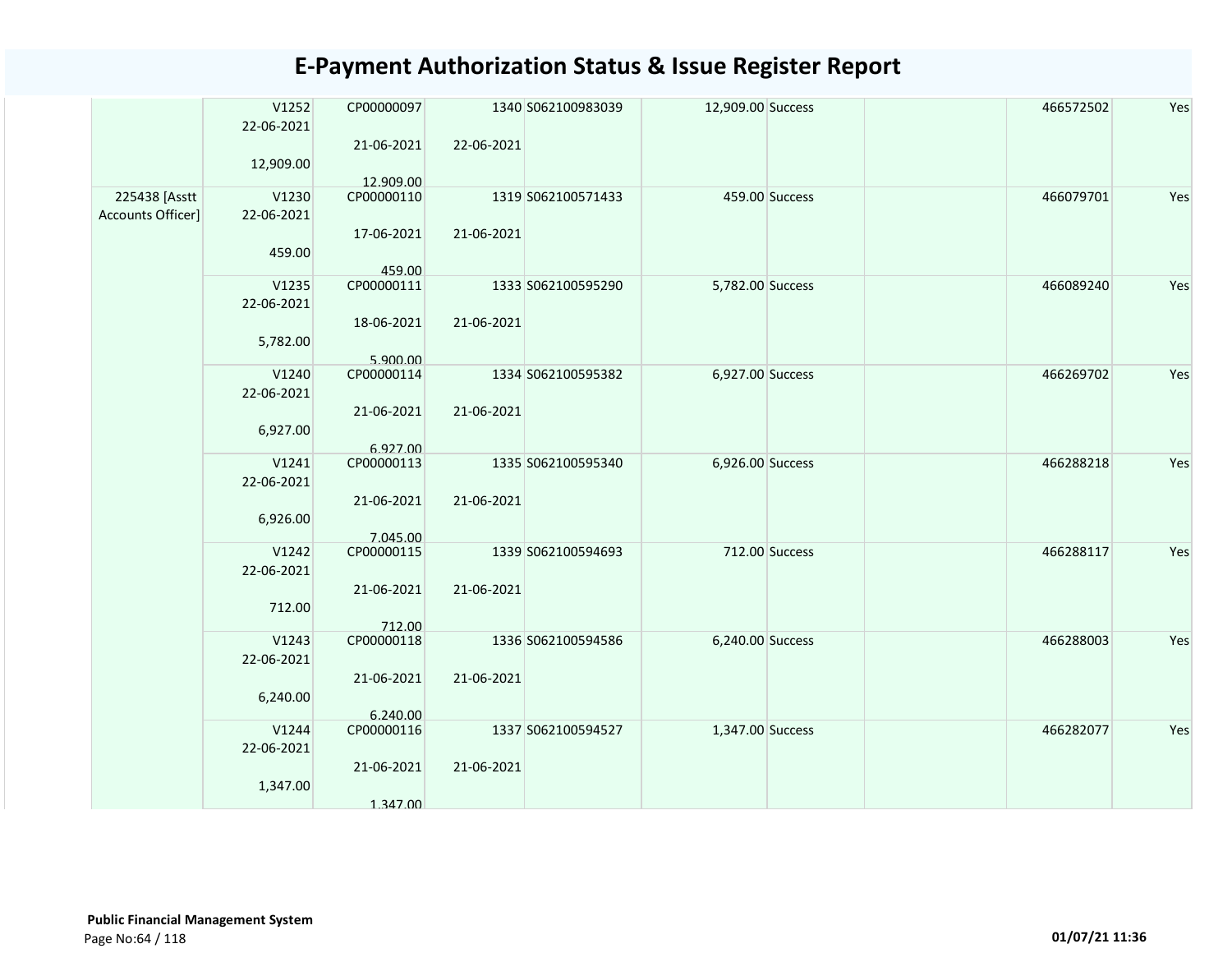# E-Payment Authorization Status & Issue Register Report

| | | | | | | | | | |
|---|---|---|---|---|---|---|---|---|---|
| | V1252<br>22-06-2021<br><br>12,909.00 | CP00000097<br><br>21-06-2021<br><br>12,909.00 | 1340<br><br>22-06-2021 | S062100983039 | 12,909.00 | Success | | 466572502 | Yes |
| 225438 [Asstt Accounts Officer] | V1230<br>22-06-2021<br><br>459.00 | CP00000110<br><br>17-06-2021<br><br>459.00 | 1319<br><br>21-06-2021 | S062100571433 | 459.00 | Success | | 466079701 | Yes |
| | V1235<br>22-06-2021<br><br>5,782.00 | CP00000111<br><br>18-06-2021<br><br>5,900.00 | 1333<br><br>21-06-2021 | S062100595290 | 5,782.00 | Success | | 466089240 | Yes |
| | V1240<br>22-06-2021<br><br>6,927.00 | CP00000114<br><br>21-06-2021<br><br>6,927.00 | 1334<br><br>21-06-2021 | S062100595382 | 6,927.00 | Success | | 466269702 | Yes |
| | V1241<br>22-06-2021<br><br>6,926.00 | CP00000113<br><br>21-06-2021<br><br>7,045.00 | 1335<br><br>21-06-2021 | S062100595340 | 6,926.00 | Success | | 466288218 | Yes |
| | V1242<br>22-06-2021<br><br>712.00 | CP00000115<br><br>21-06-2021<br><br>712.00 | 1339<br><br>21-06-2021 | S062100594693 | 712.00 | Success | | 466288117 | Yes |
| | V1243<br>22-06-2021<br><br>6,240.00 | CP00000118<br><br>21-06-2021<br><br>6,240.00 | 1336<br><br>21-06-2021 | S062100594586 | 6,240.00 | Success | | 466288003 | Yes |
| | V1244<br>22-06-2021<br><br>1,347.00 | CP00000116<br><br>21-06-2021<br><br>1,347.00 | 1337<br><br>21-06-2021 | S062100594527 | 1,347.00 | Success | | 466282077 | Yes |

**Public Financial Management System**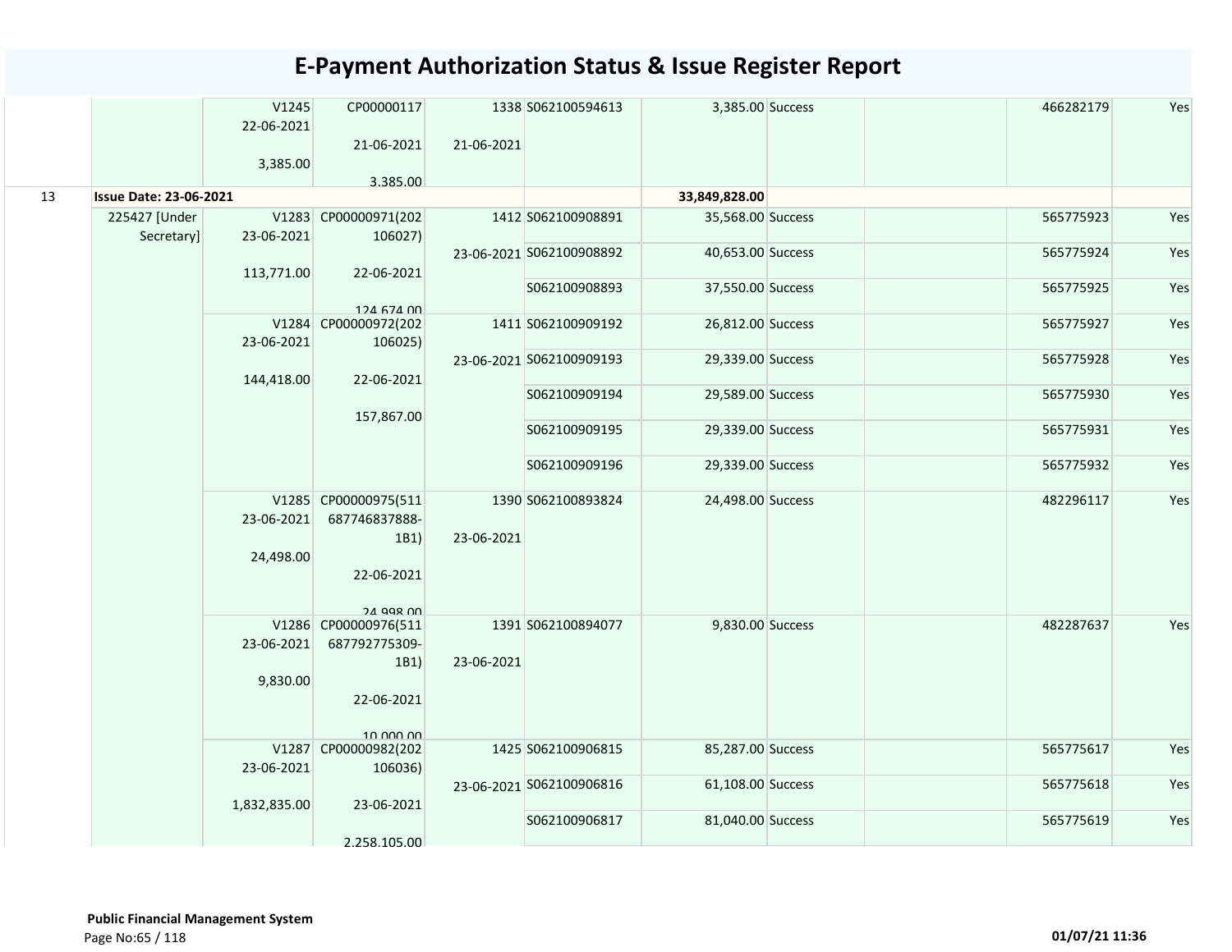# E-Payment Authorization Status & Issue Register Report

| | | | | | | | | | | |
|---|---|---|---|---|---|---|---|---|---|---|
| | | V1245 22-06-2021 3,385.00 | CP00000117 21-06-2021 3,385.00 | 1338 21-06-2021 | S062100594613 | 3,385.00 | Success | | 466282179 | Yes |
| 13 | **Issue Date: 23-06-2021** | | | | | 33,849,828.00 | | | | |
| | 225427 [Under Secretary] | V1283 23-06-2021 113,771.00 | CP00000971(202106027) 22-06-2021 124,674.00 | 1412 23-06-2021 | S062100908891 | 35,568.00 | Success | | 565775923 | Yes |
| | | | | | S062100908892 | 40,653.00 | Success | | 565775924 | Yes |
| | | | | | S062100908893 | 37,550.00 | Success | | 565775925 | Yes |
| | | V1284 23-06-2021 144,418.00 | CP00000972(202106025) 22-06-2021 157,867.00 | 1411 23-06-2021 | S062100909192 | 26,812.00 | Success | | 565775927 | Yes |
| | | | | | S062100909193 | 29,339.00 | Success | | 565775928 | Yes |
| | | | | | S062100909194 | 29,589.00 | Success | | 565775930 | Yes |
| | | | | | S062100909195 | 29,339.00 | Success | | 565775931 | Yes |
| | | | | | S062100909196 | 29,339.00 | Success | | 565775932 | Yes |
| | | V1285 23-06-2021 24,498.00 | CP00000975(511687746837888-1B1) 22-06-2021 24,998.00 | 1390 23-06-2021 | S062100893824 | 24,498.00 | Success | | 482296117 | Yes |
| | | V1286 23-06-2021 9,830.00 | CP00000976(511687792775309-1B1) 22-06-2021 10,000.00 | 1391 23-06-2021 | S062100894077 | 9,830.00 | Success | | 482287637 | Yes |
| | | V1287 23-06-2021 1,832,835.00 | CP00000982(202106036) 23-06-2021 2,258,105.00 | 1425 23-06-2021 | S062100906815 | 85,287.00 | Success | | 565775617 | Yes |
| | | | | | S062100906816 | 61,108.00 | Success | | 565775618 | Yes |
| | | | | | S062100906817 | 81,040.00 | Success | | 565775619 | Yes |

**Public Financial Management System**

01/07/21 11:36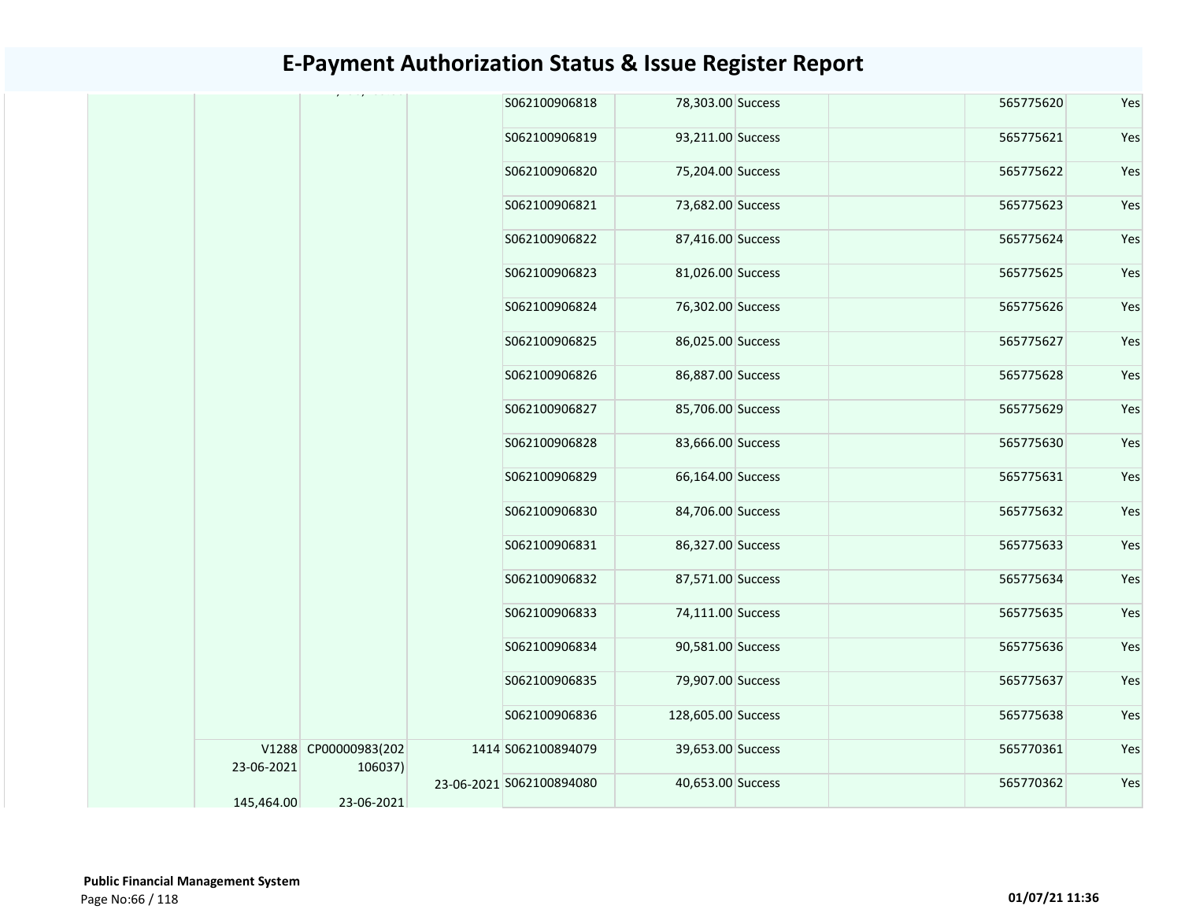# E-Payment Authorization Status & Issue Register Report

| | | | | | | | | | |
|---|---|---|---|---|---|---|---|---|---|
| | | | | S062100906818 | 78,303.00 | Success | | 565775620 | Yes |
| | | | | S062100906819 | 93,211.00 | Success | | 565775621 | Yes |
| | | | | S062100906820 | 75,204.00 | Success | | 565775622 | Yes |
| | | | | S062100906821 | 73,682.00 | Success | | 565775623 | Yes |
| | | | | S062100906822 | 87,416.00 | Success | | 565775624 | Yes |
| | | | | S062100906823 | 81,026.00 | Success | | 565775625 | Yes |
| | | | | S062100906824 | 76,302.00 | Success | | 565775626 | Yes |
| | | | | S062100906825 | 86,025.00 | Success | | 565775627 | Yes |
| | | | | S062100906826 | 86,887.00 | Success | | 565775628 | Yes |
| | | | | S062100906827 | 85,706.00 | Success | | 565775629 | Yes |
| | | | | S062100906828 | 83,666.00 | Success | | 565775630 | Yes |
| | | | | S062100906829 | 66,164.00 | Success | | 565775631 | Yes |
| | | | | S062100906830 | 84,706.00 | Success | | 565775632 | Yes |
| | | | | S062100906831 | 86,327.00 | Success | | 565775633 | Yes |
| | | | | S062100906832 | 87,571.00 | Success | | 565775634 | Yes |
| | | | | S062100906833 | 74,111.00 | Success | | 565775635 | Yes |
| | | | | S062100906834 | 90,581.00 | Success | | 565775636 | Yes |
| | | | | S062100906835 | 79,907.00 | Success | | 565775637 | Yes |
| | | | | S062100906836 | 128,605.00 | Success | | 565775638 | Yes |
| | V1288 23-06-2021 145,464.00 | CP00000983(202106037) 23-06-2021 | 1414 23-06-2021 | S062100894079 | 39,653.00 | Success | | 565770361 | Yes |
| | | | | S062100894080 | 40,653.00 | Success | | 565770362 | Yes |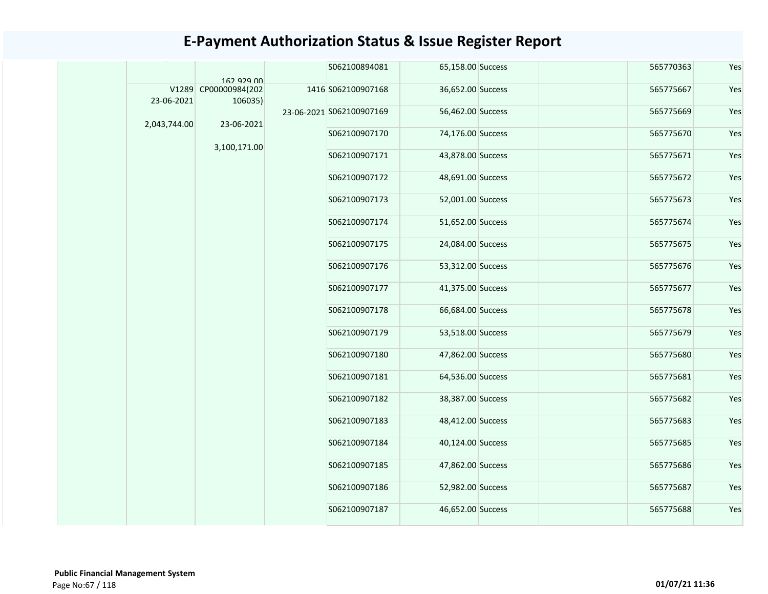# E-Payment Authorization Status & Issue Register Report

| | | | | | | | | | |
|---|---|---|---|---|---|---|---|---|---|
| | 162,929.00 | | | S062100894081 | 65,158.00 | Success | | 565770363 | Yes |
| | V1289 23-06-2021 2,043,744.00 | CP00000984(202106035) 23-06-2021 3,100,171.00 | 1416 23-06-2021 | S062100907168 | 36,652.00 | Success | | 565775667 | Yes |
| | | | | S062100907169 | 56,462.00 | Success | | 565775669 | Yes |
| | | | | S062100907170 | 74,176.00 | Success | | 565775670 | Yes |
| | | | | S062100907171 | 43,878.00 | Success | | 565775671 | Yes |
| | | | | S062100907172 | 48,691.00 | Success | | 565775672 | Yes |
| | | | | S062100907173 | 52,001.00 | Success | | 565775673 | Yes |
| | | | | S062100907174 | 51,652.00 | Success | | 565775674 | Yes |
| | | | | S062100907175 | 24,084.00 | Success | | 565775675 | Yes |
| | | | | S062100907176 | 53,312.00 | Success | | 565775676 | Yes |
| | | | | S062100907177 | 41,375.00 | Success | | 565775677 | Yes |
| | | | | S062100907178 | 66,684.00 | Success | | 565775678 | Yes |
| | | | | S062100907179 | 53,518.00 | Success | | 565775679 | Yes |
| | | | | S062100907180 | 47,862.00 | Success | | 565775680 | Yes |
| | | | | S062100907181 | 64,536.00 | Success | | 565775681 | Yes |
| | | | | S062100907182 | 38,387.00 | Success | | 565775682 | Yes |
| | | | | S062100907183 | 48,412.00 | Success | | 565775683 | Yes |
| | | | | S062100907184 | 40,124.00 | Success | | 565775685 | Yes |
| | | | | S062100907185 | 47,862.00 | Success | | 565775686 | Yes |
| | | | | S062100907186 | 52,982.00 | Success | | 565775687 | Yes |
| | | | | S062100907187 | 46,652.00 | Success | | 565775688 | Yes |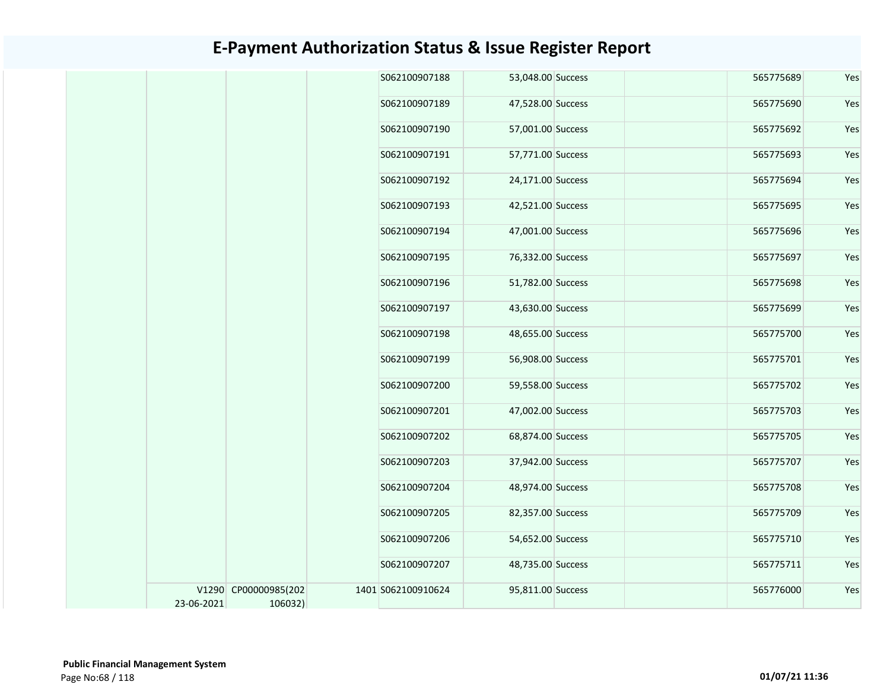# E-Payment Authorization Status & Issue Register Report

| | | | | | | | | | |
|---|---|---|---|---|---|---|---|---|---|
| | | | | S062100907188 | 53,048.00 | Success | | 565775689 | Yes |
| | | | | S062100907189 | 47,528.00 | Success | | 565775690 | Yes |
| | | | | S062100907190 | 57,001.00 | Success | | 565775692 | Yes |
| | | | | S062100907191 | 57,771.00 | Success | | 565775693 | Yes |
| | | | | S062100907192 | 24,171.00 | Success | | 565775694 | Yes |
| | | | | S062100907193 | 42,521.00 | Success | | 565775695 | Yes |
| | | | | S062100907194 | 47,001.00 | Success | | 565775696 | Yes |
| | | | | S062100907195 | 76,332.00 | Success | | 565775697 | Yes |
| | | | | S062100907196 | 51,782.00 | Success | | 565775698 | Yes |
| | | | | S062100907197 | 43,630.00 | Success | | 565775699 | Yes |
| | | | | S062100907198 | 48,655.00 | Success | | 565775700 | Yes |
| | | | | S062100907199 | 56,908.00 | Success | | 565775701 | Yes |
| | | | | S062100907200 | 59,558.00 | Success | | 565775702 | Yes |
| | | | | S062100907201 | 47,002.00 | Success | | 565775703 | Yes |
| | | | | S062100907202 | 68,874.00 | Success | | 565775705 | Yes |
| | | | | S062100907203 | 37,942.00 | Success | | 565775707 | Yes |
| | | | | S062100907204 | 48,974.00 | Success | | 565775708 | Yes |
| | | | | S062100907205 | 82,357.00 | Success | | 565775709 | Yes |
| | | | | S062100907206 | 54,652.00 | Success | | 565775710 | Yes |
| | | | | S062100907207 | 48,735.00 | Success | | 565775711 | Yes |
| | V1290 23-06-2021 | CP00000985(202106032) | 1401 | S062100910624 | 95,811.00 | Success | | 565776000 | Yes |

**Public Financial Management System**

**01/07/21 11:36**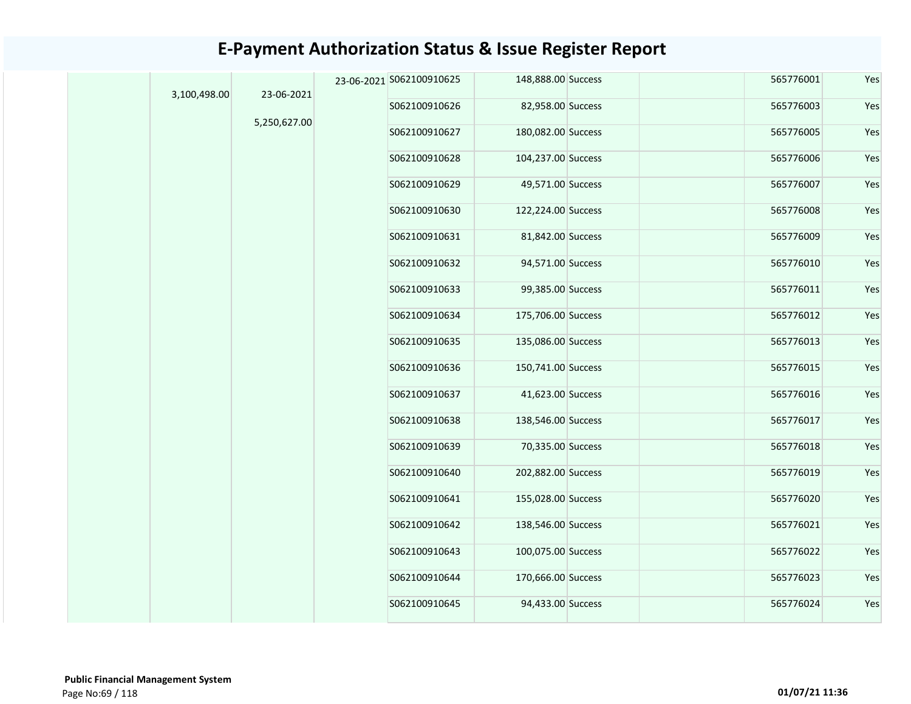# E-Payment Authorization Status & Issue Register Report

| | | | | | | | | | |
|---|---|---|---|---|---|---|---|---|---|
| | 3,100,498.00 | 23-06-2021<br>5,250,627.00 | 23-06-2021 | S062100910625 | 148,888.00 | Success | | 565776001 | Yes |
| | | | | S062100910626 | 82,958.00 | Success | | 565776003 | Yes |
| | | | | S062100910627 | 180,082.00 | Success | | 565776005 | Yes |
| | | | | S062100910628 | 104,237.00 | Success | | 565776006 | Yes |
| | | | | S062100910629 | 49,571.00 | Success | | 565776007 | Yes |
| | | | | S062100910630 | 122,224.00 | Success | | 565776008 | Yes |
| | | | | S062100910631 | 81,842.00 | Success | | 565776009 | Yes |
| | | | | S062100910632 | 94,571.00 | Success | | 565776010 | Yes |
| | | | | S062100910633 | 99,385.00 | Success | | 565776011 | Yes |
| | | | | S062100910634 | 175,706.00 | Success | | 565776012 | Yes |
| | | | | S062100910635 | 135,086.00 | Success | | 565776013 | Yes |
| | | | | S062100910636 | 150,741.00 | Success | | 565776015 | Yes |
| | | | | S062100910637 | 41,623.00 | Success | | 565776016 | Yes |
| | | | | S062100910638 | 138,546.00 | Success | | 565776017 | Yes |
| | | | | S062100910639 | 70,335.00 | Success | | 565776018 | Yes |
| | | | | S062100910640 | 202,882.00 | Success | | 565776019 | Yes |
| | | | | S062100910641 | 155,028.00 | Success | | 565776020 | Yes |
| | | | | S062100910642 | 138,546.00 | Success | | 565776021 | Yes |
| | | | | S062100910643 | 100,075.00 | Success | | 565776022 | Yes |
| | | | | S062100910644 | 170,666.00 | Success | | 565776023 | Yes |
| | | | | S062100910645 | 94,433.00 | Success | | 565776024 | Yes |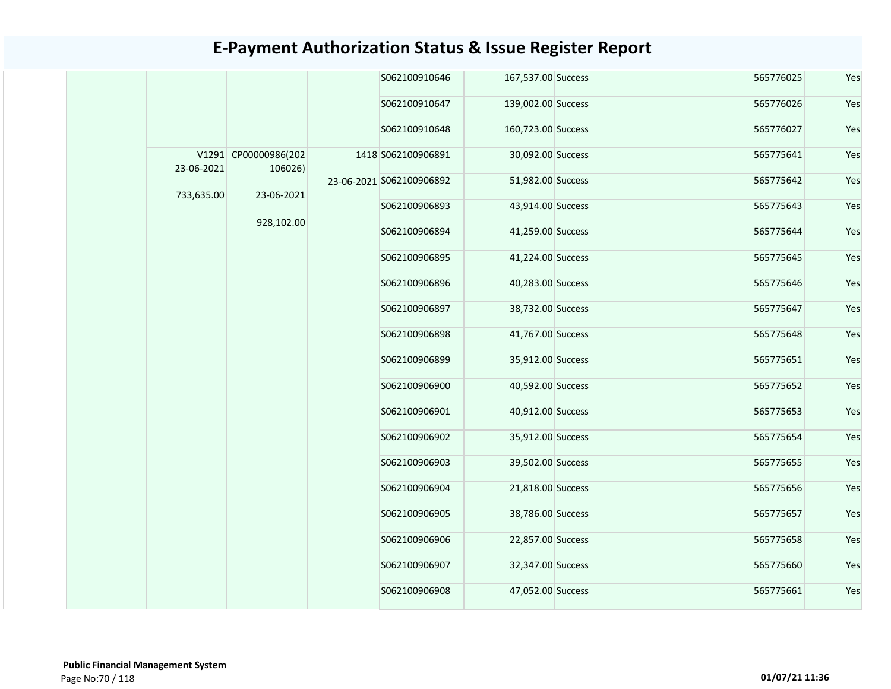# E-Payment Authorization Status & Issue Register Report

| | | | | | | | | | |
|---|---|---|---|---|---|---|---|---|---|
| | | | | S062100910646 | 167,537.00 | Success | | 565776025 | Yes |
| | | | | S062100910647 | 139,002.00 | Success | | 565776026 | Yes |
| | | | | S062100910648 | 160,723.00 | Success | | 565776027 | Yes |
| | V1291 23-06-2021 733,635.00 | CP00000986(202106026) 23-06-2021 928,102.00 | 1418 23-06-2021 | S062100906891 | 30,092.00 | Success | | 565775641 | Yes |
| | | | | S062100906892 | 51,982.00 | Success | | 565775642 | Yes |
| | | | | S062100906893 | 43,914.00 | Success | | 565775643 | Yes |
| | | | | S062100906894 | 41,259.00 | Success | | 565775644 | Yes |
| | | | | S062100906895 | 41,224.00 | Success | | 565775645 | Yes |
| | | | | S062100906896 | 40,283.00 | Success | | 565775646 | Yes |
| | | | | S062100906897 | 38,732.00 | Success | | 565775647 | Yes |
| | | | | S062100906898 | 41,767.00 | Success | | 565775648 | Yes |
| | | | | S062100906899 | 35,912.00 | Success | | 565775651 | Yes |
| | | | | S062100906900 | 40,592.00 | Success | | 565775652 | Yes |
| | | | | S062100906901 | 40,912.00 | Success | | 565775653 | Yes |
| | | | | S062100906902 | 35,912.00 | Success | | 565775654 | Yes |
| | | | | S062100906903 | 39,502.00 | Success | | 565775655 | Yes |
| | | | | S062100906904 | 21,818.00 | Success | | 565775656 | Yes |
| | | | | S062100906905 | 38,786.00 | Success | | 565775657 | Yes |
| | | | | S062100906906 | 22,857.00 | Success | | 565775658 | Yes |
| | | | | S062100906907 | 32,347.00 | Success | | 565775660 | Yes |
| | | | | S062100906908 | 47,052.00 | Success | | 565775661 | Yes |

**Public Financial Management System**

**01/07/21 11:36**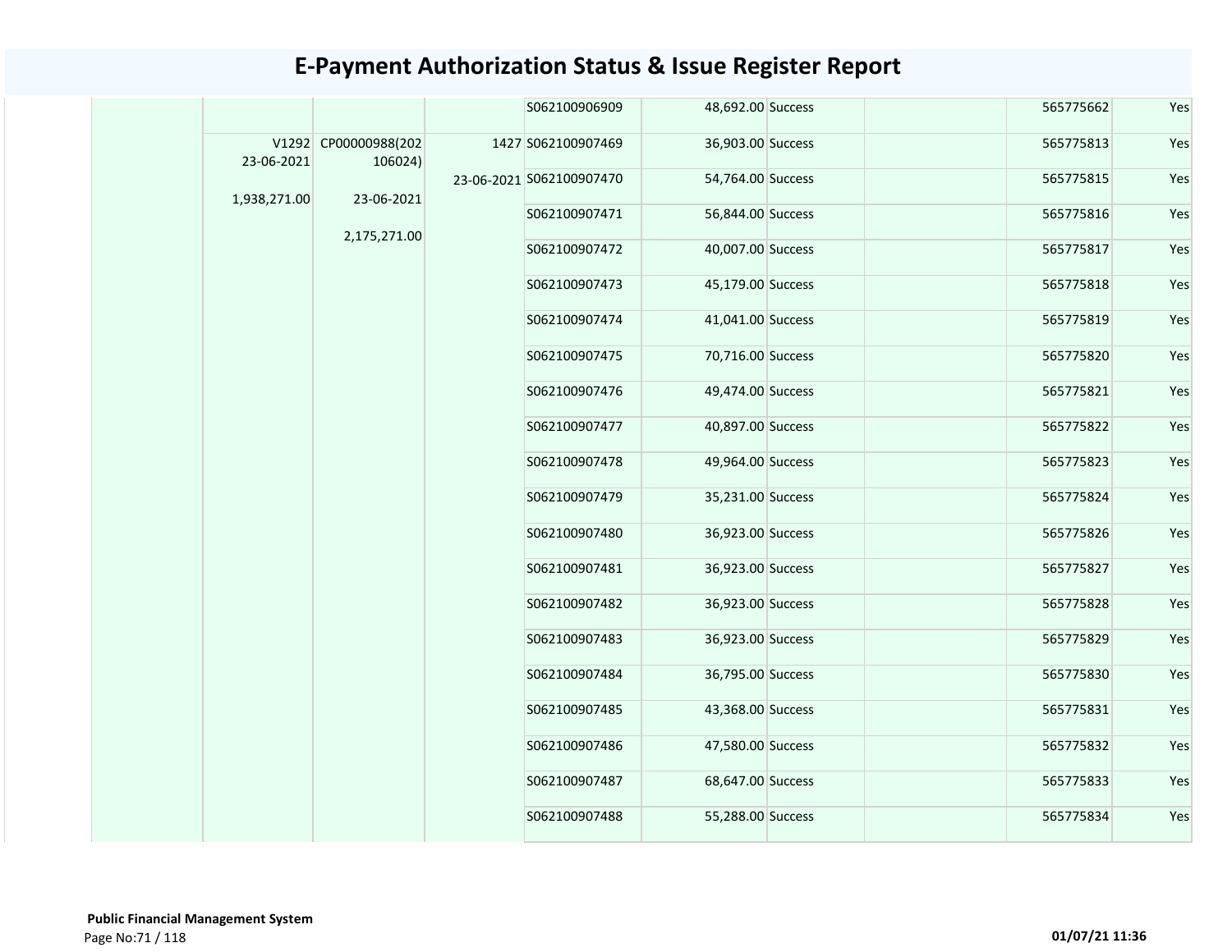# E-Payment Authorization Status & Issue Register Report

| | | | | | | | | | |
|---|---|---|---|---|---|---|---|---|---|
| | | | | S062100906909 | 48,692.00 | Success | | 565775662 | Yes |
| | V1292 23-06-2021 1,938,271.00 | CP00000988(202106024) 23-06-2021 2,175,271.00 | 1427 23-06-2021 | S062100907469 | 36,903.00 | Success | | 565775813 | Yes |
| | | | | S062100907470 | 54,764.00 | Success | | 565775815 | Yes |
| | | | | S062100907471 | 56,844.00 | Success | | 565775816 | Yes |
| | | | | S062100907472 | 40,007.00 | Success | | 565775817 | Yes |
| | | | | S062100907473 | 45,179.00 | Success | | 565775818 | Yes |
| | | | | S062100907474 | 41,041.00 | Success | | 565775819 | Yes |
| | | | | S062100907475 | 70,716.00 | Success | | 565775820 | Yes |
| | | | | S062100907476 | 49,474.00 | Success | | 565775821 | Yes |
| | | | | S062100907477 | 40,897.00 | Success | | 565775822 | Yes |
| | | | | S062100907478 | 49,964.00 | Success | | 565775823 | Yes |
| | | | | S062100907479 | 35,231.00 | Success | | 565775824 | Yes |
| | | | | S062100907480 | 36,923.00 | Success | | 565775826 | Yes |
| | | | | S062100907481 | 36,923.00 | Success | | 565775827 | Yes |
| | | | | S062100907482 | 36,923.00 | Success | | 565775828 | Yes |
| | | | | S062100907483 | 36,923.00 | Success | | 565775829 | Yes |
| | | | | S062100907484 | 36,795.00 | Success | | 565775830 | Yes |
| | | | | S062100907485 | 43,368.00 | Success | | 565775831 | Yes |
| | | | | S062100907486 | 47,580.00 | Success | | 565775832 | Yes |
| | | | | S062100907487 | 68,647.00 | Success | | 565775833 | Yes |
| | | | | S062100907488 | 55,288.00 | Success | | 565775834 | Yes |

**Public Financial Management System**

**01/07/21 11:36**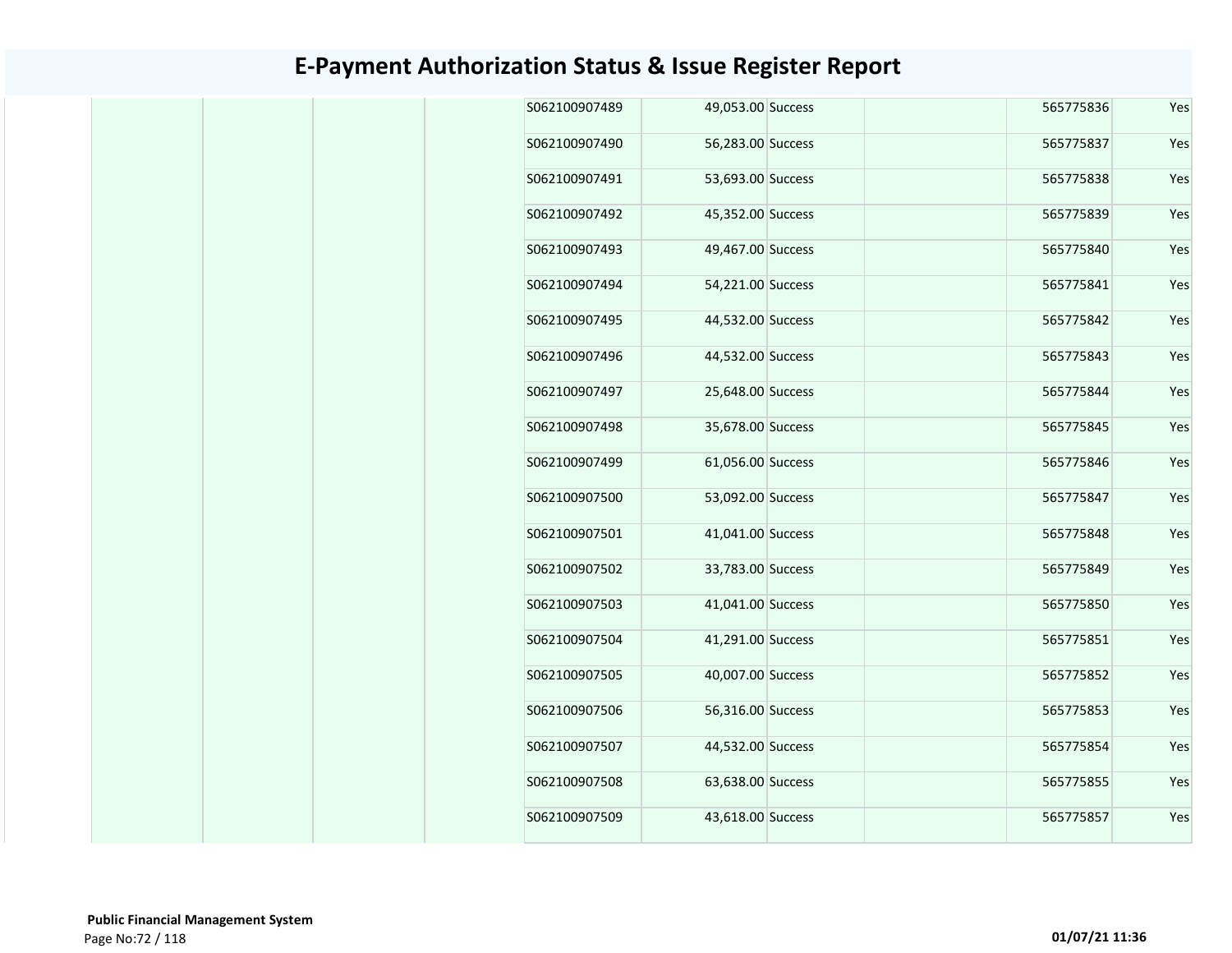# E-Payment Authorization Status & Issue Register Report

| | | | | | | | | | |
|---|---|---|---|---|---|---|---|---|---|
| | | | | S062100907489 | 49,053.00 | Success | | 565775836 | Yes |
| | | | | S062100907490 | 56,283.00 | Success | | 565775837 | Yes |
| | | | | S062100907491 | 53,693.00 | Success | | 565775838 | Yes |
| | | | | S062100907492 | 45,352.00 | Success | | 565775839 | Yes |
| | | | | S062100907493 | 49,467.00 | Success | | 565775840 | Yes |
| | | | | S062100907494 | 54,221.00 | Success | | 565775841 | Yes |
| | | | | S062100907495 | 44,532.00 | Success | | 565775842 | Yes |
| | | | | S062100907496 | 44,532.00 | Success | | 565775843 | Yes |
| | | | | S062100907497 | 25,648.00 | Success | | 565775844 | Yes |
| | | | | S062100907498 | 35,678.00 | Success | | 565775845 | Yes |
| | | | | S062100907499 | 61,056.00 | Success | | 565775846 | Yes |
| | | | | S062100907500 | 53,092.00 | Success | | 565775847 | Yes |
| | | | | S062100907501 | 41,041.00 | Success | | 565775848 | Yes |
| | | | | S062100907502 | 33,783.00 | Success | | 565775849 | Yes |
| | | | | S062100907503 | 41,041.00 | Success | | 565775850 | Yes |
| | | | | S062100907504 | 41,291.00 | Success | | 565775851 | Yes |
| | | | | S062100907505 | 40,007.00 | Success | | 565775852 | Yes |
| | | | | S062100907506 | 56,316.00 | Success | | 565775853 | Yes |
| | | | | S062100907507 | 44,532.00 | Success | | 565775854 | Yes |
| | | | | S062100907508 | 63,638.00 | Success | | 565775855 | Yes |
| | | | | S062100907509 | 43,618.00 | Success | | 565775857 | Yes |

**Public Financial Management System**

**01/07/21 11:36**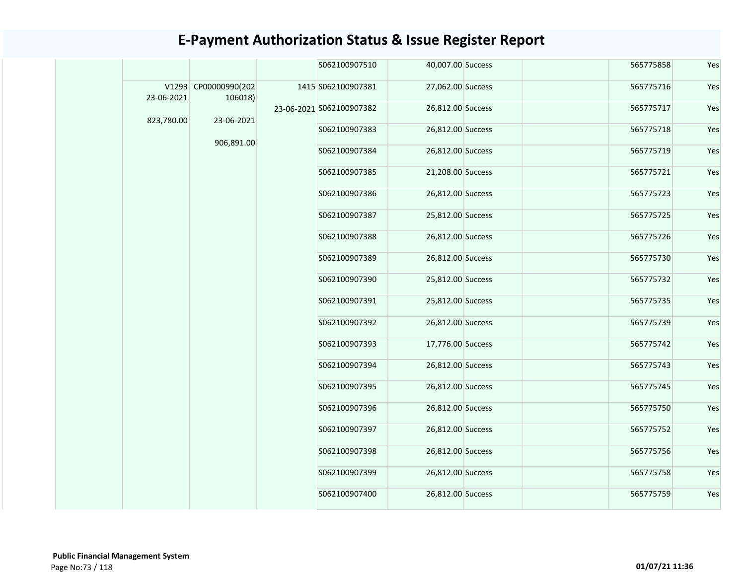# E-Payment Authorization Status & Issue Register Report

| | | | | | | | | | |
|---|---|---|---|---|---|---|---|---|---|
| | | | | S062100907510 | 40,007.00 | Success | | 565775858 | Yes |
| | V1293 23-06-2021 823,780.00 | CP00000990(202106018) 23-06-2021 906,891.00 | 1415 23-06-2021 | S062100907381 | 27,062.00 | Success | | 565775716 | Yes |
| | | | | S062100907382 | 26,812.00 | Success | | 565775717 | Yes |
| | | | | S062100907383 | 26,812.00 | Success | | 565775718 | Yes |
| | | | | S062100907384 | 26,812.00 | Success | | 565775719 | Yes |
| | | | | S062100907385 | 21,208.00 | Success | | 565775721 | Yes |
| | | | | S062100907386 | 26,812.00 | Success | | 565775723 | Yes |
| | | | | S062100907387 | 25,812.00 | Success | | 565775725 | Yes |
| | | | | S062100907388 | 26,812.00 | Success | | 565775726 | Yes |
| | | | | S062100907389 | 26,812.00 | Success | | 565775730 | Yes |
| | | | | S062100907390 | 25,812.00 | Success | | 565775732 | Yes |
| | | | | S062100907391 | 25,812.00 | Success | | 565775735 | Yes |
| | | | | S062100907392 | 26,812.00 | Success | | 565775739 | Yes |
| | | | | S062100907393 | 17,776.00 | Success | | 565775742 | Yes |
| | | | | S062100907394 | 26,812.00 | Success | | 565775743 | Yes |
| | | | | S062100907395 | 26,812.00 | Success | | 565775745 | Yes |
| | | | | S062100907396 | 26,812.00 | Success | | 565775750 | Yes |
| | | | | S062100907397 | 26,812.00 | Success | | 565775752 | Yes |
| | | | | S062100907398 | 26,812.00 | Success | | 565775756 | Yes |
| | | | | S062100907399 | 26,812.00 | Success | | 565775758 | Yes |
| | | | | S062100907400 | 26,812.00 | Success | | 565775759 | Yes |

**Public Financial Management System**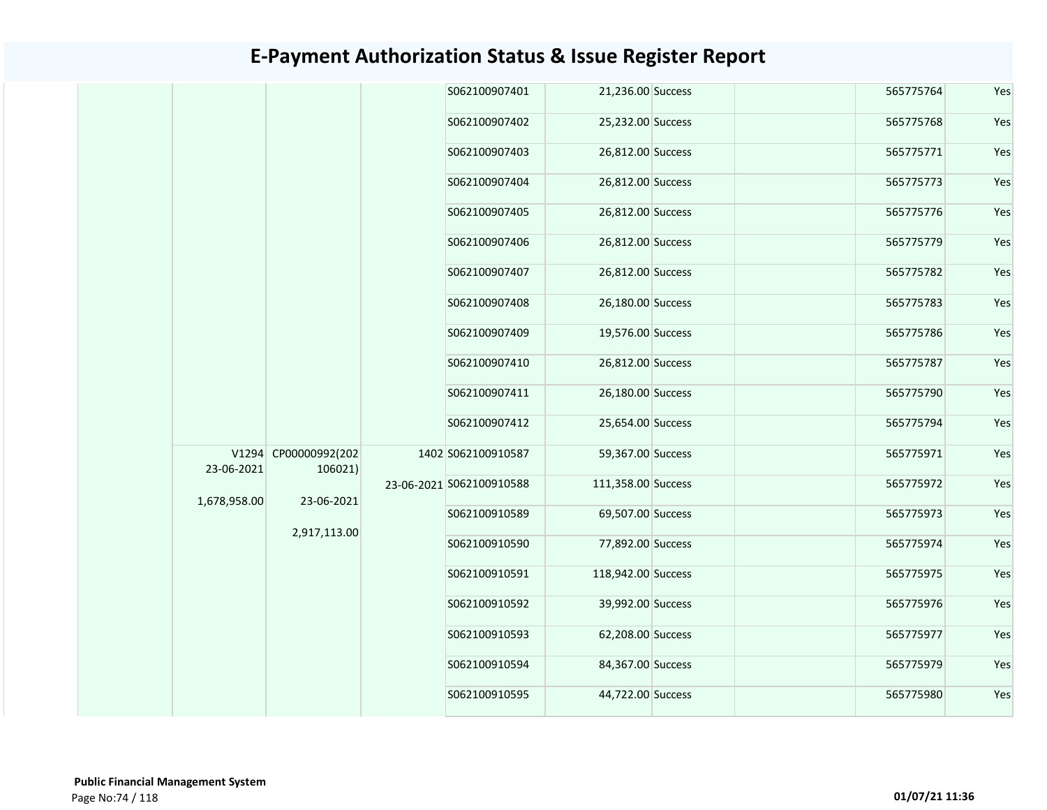# E-Payment Authorization Status & Issue Register Report

| | | | | | | | | | |
|---|---|---|---|---|---|---|---|---|---|
| | | | | S062100907401 | 21,236.00 | Success | | 565775764 | Yes |
| | | | | S062100907402 | 25,232.00 | Success | | 565775768 | Yes |
| | | | | S062100907403 | 26,812.00 | Success | | 565775771 | Yes |
| | | | | S062100907404 | 26,812.00 | Success | | 565775773 | Yes |
| | | | | S062100907405 | 26,812.00 | Success | | 565775776 | Yes |
| | | | | S062100907406 | 26,812.00 | Success | | 565775779 | Yes |
| | | | | S062100907407 | 26,812.00 | Success | | 565775782 | Yes |
| | | | | S062100907408 | 26,180.00 | Success | | 565775783 | Yes |
| | | | | S062100907409 | 19,576.00 | Success | | 565775786 | Yes |
| | | | | S062100907410 | 26,812.00 | Success | | 565775787 | Yes |
| | | | | S062100907411 | 26,180.00 | Success | | 565775790 | Yes |
| | | | | S062100907412 | 25,654.00 | Success | | 565775794 | Yes |
| | V1294 23-06-2021 1,678,958.00 | CP00000992(202106021) 23-06-2021 2,917,113.00 | 1402 23-06-2021 | S062100910587 | 59,367.00 | Success | | 565775971 | Yes |
| | | | | S062100910588 | 111,358.00 | Success | | 565775972 | Yes |
| | | | | S062100910589 | 69,507.00 | Success | | 565775973 | Yes |
| | | | | S062100910590 | 77,892.00 | Success | | 565775974 | Yes |
| | | | | S062100910591 | 118,942.00 | Success | | 565775975 | Yes |
| | | | | S062100910592 | 39,992.00 | Success | | 565775976 | Yes |
| | | | | S062100910593 | 62,208.00 | Success | | 565775977 | Yes |
| | | | | S062100910594 | 84,367.00 | Success | | 565775979 | Yes |
| | | | | S062100910595 | 44,722.00 | Success | | 565775980 | Yes |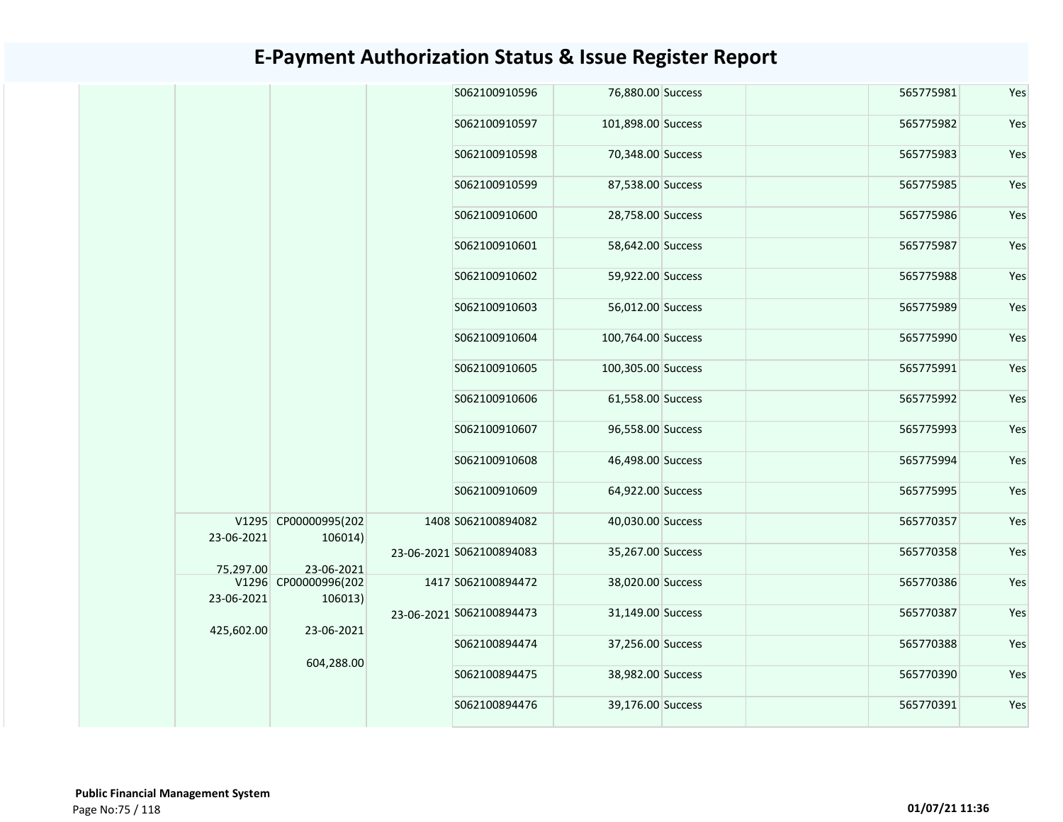# E-Payment Authorization Status & Issue Register Report

| | | | | | | | | | |
|---|---|---|---|---|---|---|---|---|---|
| | | | | S062100910596 | 76,880.00 | Success | | 565775981 | Yes |
| | | | | S062100910597 | 101,898.00 | Success | | 565775982 | Yes |
| | | | | S062100910598 | 70,348.00 | Success | | 565775983 | Yes |
| | | | | S062100910599 | 87,538.00 | Success | | 565775985 | Yes |
| | | | | S062100910600 | 28,758.00 | Success | | 565775986 | Yes |
| | | | | S062100910601 | 58,642.00 | Success | | 565775987 | Yes |
| | | | | S062100910602 | 59,922.00 | Success | | 565775988 | Yes |
| | | | | S062100910603 | 56,012.00 | Success | | 565775989 | Yes |
| | | | | S062100910604 | 100,764.00 | Success | | 565775990 | Yes |
| | | | | S062100910605 | 100,305.00 | Success | | 565775991 | Yes |
| | | | | S062100910606 | 61,558.00 | Success | | 565775992 | Yes |
| | | | | S062100910607 | 96,558.00 | Success | | 565775993 | Yes |
| | | | | S062100910608 | 46,498.00 | Success | | 565775994 | Yes |
| | | | | S062100910609 | 64,922.00 | Success | | 565775995 | Yes |
| | V1295 23-06-2021 75,297.00 | CP00000995(202106014) 23-06-2021 | 1408 23-06-2021 | S062100894082 | 40,030.00 | Success | | 565770357 | Yes |
| | | | | S062100894083 | 35,267.00 | Success | | 565770358 | Yes |
| | V1296 23-06-2021 425,602.00 | CP00000996(202106013) 23-06-2021 604,288.00 | 1417 23-06-2021 | S062100894472 | 38,020.00 | Success | | 565770386 | Yes |
| | | | | S062100894473 | 31,149.00 | Success | | 565770387 | Yes |
| | | | | S062100894474 | 37,256.00 | Success | | 565770388 | Yes |
| | | | | S062100894475 | 38,982.00 | Success | | 565770390 | Yes |
| | | | | S062100894476 | 39,176.00 | Success | | 565770391 | Yes |

**Public Financial Management System**

Page No:75 / 118

**01/07/21 11:36**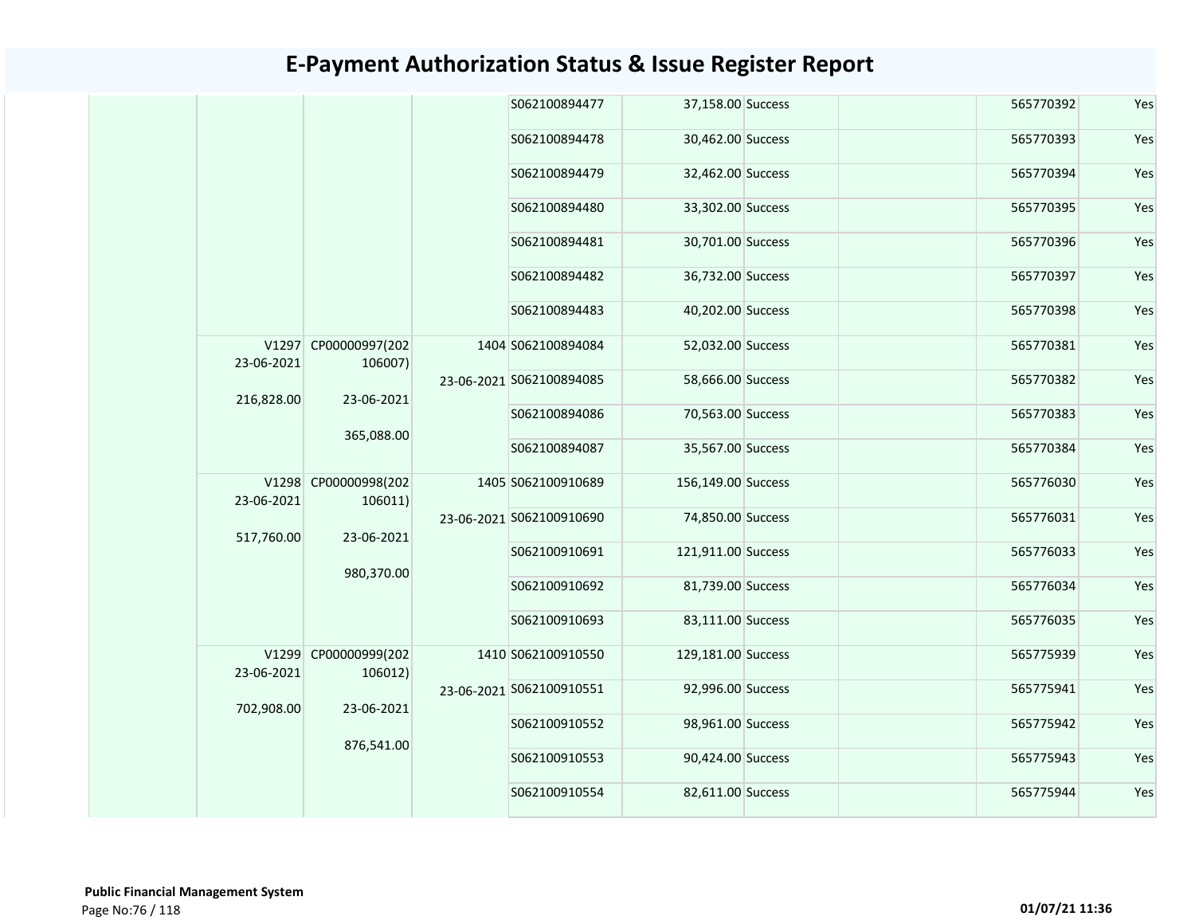# E-Payment Authorization Status & Issue Register Report

| | | | | | | | | | |
|---|---|---|---|---|---|---|---|---|---|
| | | | | S062100894477 | 37,158.00 | Success | | 565770392 | Yes |
| | | | | S062100894478 | 30,462.00 | Success | | 565770393 | Yes |
| | | | | S062100894479 | 32,462.00 | Success | | 565770394 | Yes |
| | | | | S062100894480 | 33,302.00 | Success | | 565770395 | Yes |
| | | | | S062100894481 | 30,701.00 | Success | | 565770396 | Yes |
| | | | | S062100894482 | 36,732.00 | Success | | 565770397 | Yes |
| | | | | S062100894483 | 40,202.00 | Success | | 565770398 | Yes |
| | V1297 23-06-2021 216,828.00 | CP00000997(202106007) 23-06-2021 365,088.00 | 1404 23-06-2021 | S062100894084 | 52,032.00 | Success | | 565770381 | Yes |
| | | | | S062100894085 | 58,666.00 | Success | | 565770382 | Yes |
| | | | | S062100894086 | 70,563.00 | Success | | 565770383 | Yes |
| | | | | S062100894087 | 35,567.00 | Success | | 565770384 | Yes |
| | V1298 23-06-2021 517,760.00 | CP00000998(202106011) 23-06-2021 980,370.00 | 1405 23-06-2021 | S062100910689 | 156,149.00 | Success | | 565776030 | Yes |
| | | | | S062100910690 | 74,850.00 | Success | | 565776031 | Yes |
| | | | | S062100910691 | 121,911.00 | Success | | 565776033 | Yes |
| | | | | S062100910692 | 81,739.00 | Success | | 565776034 | Yes |
| | | | | S062100910693 | 83,111.00 | Success | | 565776035 | Yes |
| | V1299 23-06-2021 702,908.00 | CP00000999(202106012) 23-06-2021 876,541.00 | 1410 23-06-2021 | S062100910550 | 129,181.00 | Success | | 565775939 | Yes |
| | | | | S062100910551 | 92,996.00 | Success | | 565775941 | Yes |
| | | | | S062100910552 | 98,961.00 | Success | | 565775942 | Yes |
| | | | | S062100910553 | 90,424.00 | Success | | 565775943 | Yes |
| | | | | S062100910554 | 82,611.00 | Success | | 565775944 | Yes |

**Public Financial Management System**

01/07/21 11:36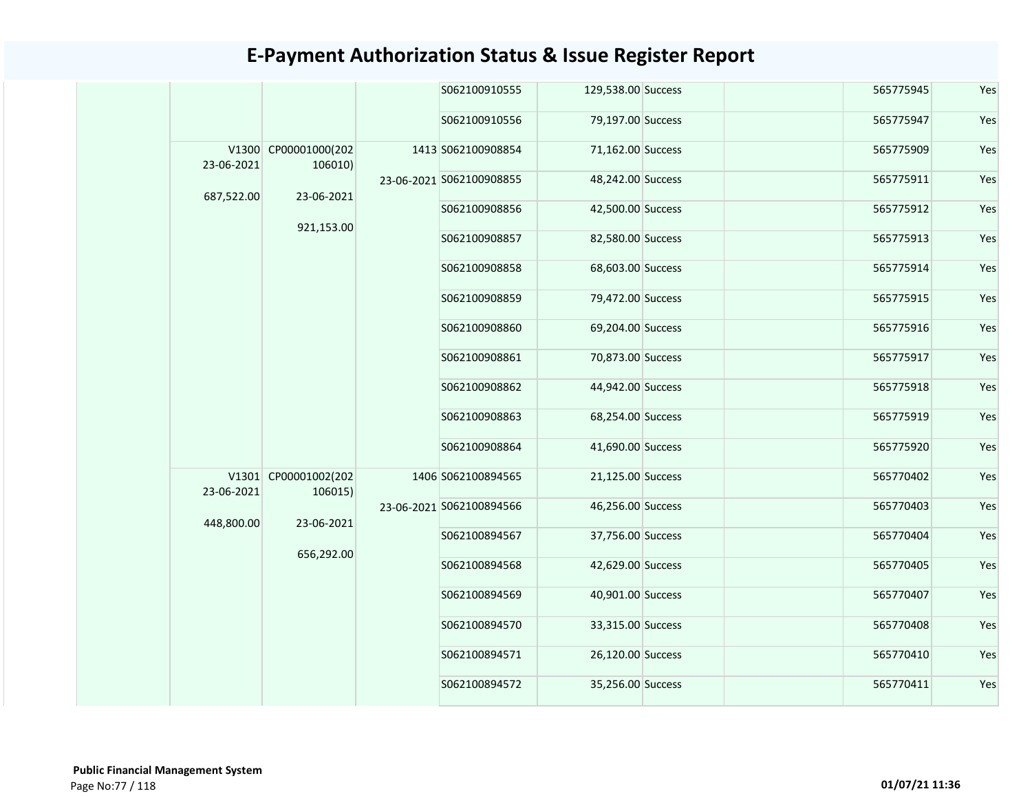# E-Payment Authorization Status & Issue Register Report

| | | | | | | | | | |
|---|---|---|---|---|---|---|---|---|---|
| | | | | S062100910555 | 129,538.00 | Success | | 565775945 | Yes |
| | | | | S062100910556 | 79,197.00 | Success | | 565775947 | Yes |
| | V1300 23-06-2021 687,522.00 | CP00001000(202106010) 23-06-2021 921,153.00 | 1413 23-06-2021 | S062100908854 | 71,162.00 | Success | | 565775909 | Yes |
| | | | | S062100908855 | 48,242.00 | Success | | 565775911 | Yes |
| | | | | S062100908856 | 42,500.00 | Success | | 565775912 | Yes |
| | | | | S062100908857 | 82,580.00 | Success | | 565775913 | Yes |
| | | | | S062100908858 | 68,603.00 | Success | | 565775914 | Yes |
| | | | | S062100908859 | 79,472.00 | Success | | 565775915 | Yes |
| | | | | S062100908860 | 69,204.00 | Success | | 565775916 | Yes |
| | | | | S062100908861 | 70,873.00 | Success | | 565775917 | Yes |
| | | | | S062100908862 | 44,942.00 | Success | | 565775918 | Yes |
| | | | | S062100908863 | 68,254.00 | Success | | 565775919 | Yes |
| | | | | S062100908864 | 41,690.00 | Success | | 565775920 | Yes |
| | V1301 23-06-2021 448,800.00 | CP00001002(202106015) 23-06-2021 656,292.00 | 1406 23-06-2021 | S062100894565 | 21,125.00 | Success | | 565770402 | Yes |
| | | | | S062100894566 | 46,256.00 | Success | | 565770403 | Yes |
| | | | | S062100894567 | 37,756.00 | Success | | 565770404 | Yes |
| | | | | S062100894568 | 42,629.00 | Success | | 565770405 | Yes |
| | | | | S062100894569 | 40,901.00 | Success | | 565770407 | Yes |
| | | | | S062100894570 | 33,315.00 | Success | | 565770408 | Yes |
| | | | | S062100894571 | 26,120.00 | Success | | 565770410 | Yes |
| | | | | S062100894572 | 35,256.00 | Success | | 565770411 | Yes |

**Public Financial Management System**

01/07/21 11:36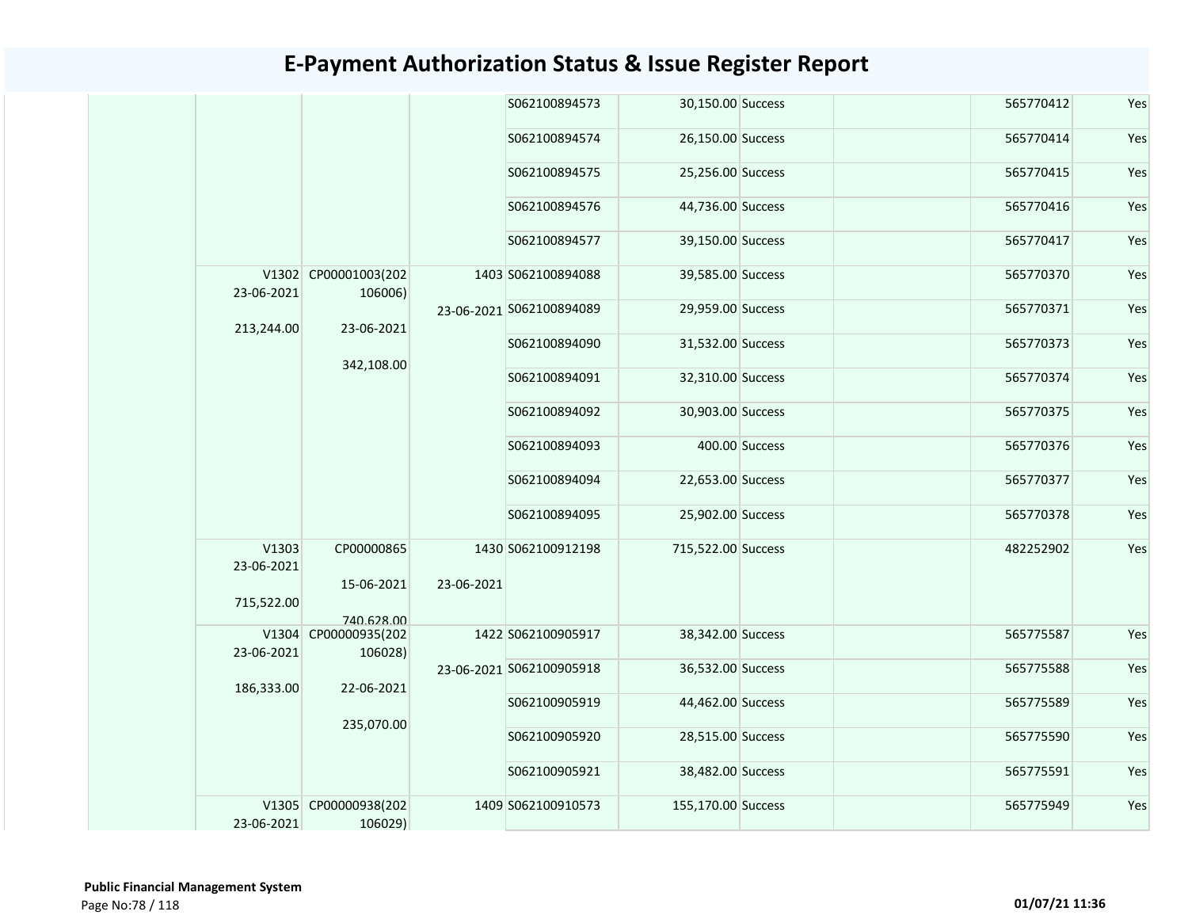# E-Payment Authorization Status & Issue Register Report

| | | | | | | | | | |
|---|---|---|---|---|---|---|---|---|---|
| | | | | S062100894573 | 30,150.00 | Success | | 565770412 | Yes |
| | | | | S062100894574 | 26,150.00 | Success | | 565770414 | Yes |
| | | | | S062100894575 | 25,256.00 | Success | | 565770415 | Yes |
| | | | | S062100894576 | 44,736.00 | Success | | 565770416 | Yes |
| | | | | S062100894577 | 39,150.00 | Success | | 565770417 | Yes |
| | V1302 23-06-2021 213,244.00 | CP00001003(202106006) 23-06-2021 342,108.00 | 1403 23-06-2021 | S062100894088 | 39,585.00 | Success | | 565770370 | Yes |
| | | | | S062100894089 | 29,959.00 | Success | | 565770371 | Yes |
| | | | | S062100894090 | 31,532.00 | Success | | 565770373 | Yes |
| | | | | S062100894091 | 32,310.00 | Success | | 565770374 | Yes |
| | | | | S062100894092 | 30,903.00 | Success | | 565770375 | Yes |
| | | | | S062100894093 | 400.00 | Success | | 565770376 | Yes |
| | | | | S062100894094 | 22,653.00 | Success | | 565770377 | Yes |
| | | | | S062100894095 | 25,902.00 | Success | | 565770378 | Yes |
| | V1303 23-06-2021 715,522.00 | CP00000865 15-06-2021 740,628.00 | 1430 23-06-2021 | S062100912198 | 715,522.00 | Success | | 482252902 | Yes |
| | V1304 23-06-2021 186,333.00 | CP00000935(202106028) 22-06-2021 235,070.00 | 1422 23-06-2021 | S062100905917 | 38,342.00 | Success | | 565775587 | Yes |
| | | | | S062100905918 | 36,532.00 | Success | | 565775588 | Yes |
| | | | | S062100905919 | 44,462.00 | Success | | 565775589 | Yes |
| | | | | S062100905920 | 28,515.00 | Success | | 565775590 | Yes |
| | | | | S062100905921 | 38,482.00 | Success | | 565775591 | Yes |
| | V1305 23-06-2021 | CP00000938(202106029) | 1409 | S062100910573 | 155,170.00 | Success | | 565775949 | Yes |

**Public Financial Management System**

01/07/21 11:36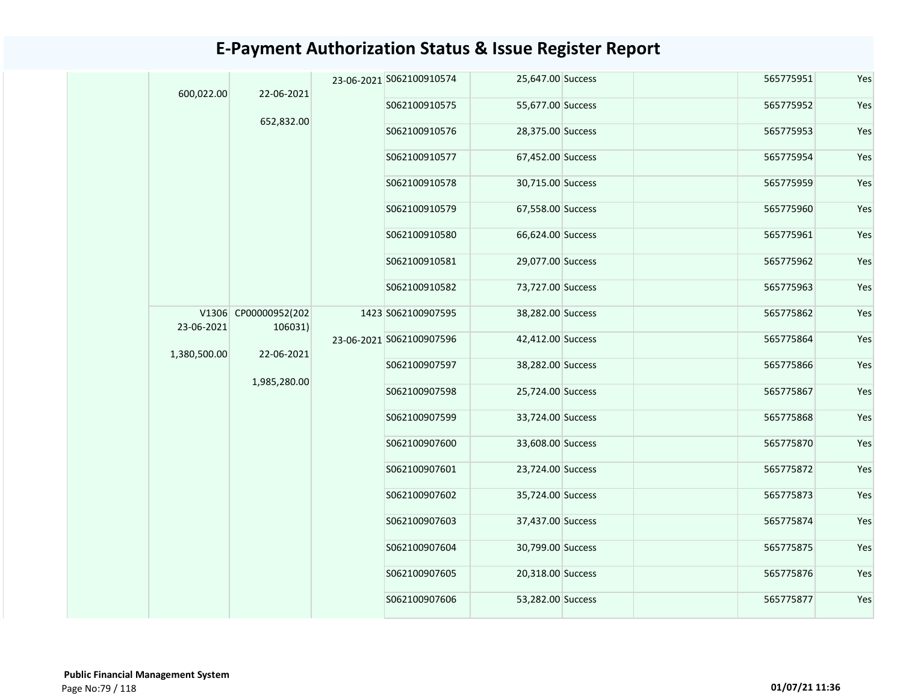# E-Payment Authorization Status & Issue Register Report

| | | | | | | | | | |
|---|---|---|---|---|---|---|---|---|---|
| | 600,022.00 | 22-06-2021<br>652,832.00 | 23-06-2021 | S062100910574 | 25,647.00 | Success | | 565775951 | Yes |
| | | | | S062100910575 | 55,677.00 | Success | | 565775952 | Yes |
| | | | | S062100910576 | 28,375.00 | Success | | 565775953 | Yes |
| | | | | S062100910577 | 67,452.00 | Success | | 565775954 | Yes |
| | | | | S062100910578 | 30,715.00 | Success | | 565775959 | Yes |
| | | | | S062100910579 | 67,558.00 | Success | | 565775960 | Yes |
| | | | | S062100910580 | 66,624.00 | Success | | 565775961 | Yes |
| | | | | S062100910581 | 29,077.00 | Success | | 565775962 | Yes |
| | | | | S062100910582 | 73,727.00 | Success | | 565775963 | Yes |
| | V1306<br>23-06-2021<br>1,380,500.00 | CP00000952(202106031)<br>22-06-2021<br>1,985,280.00 | 1423<br>23-06-2021 | S062100907595 | 38,282.00 | Success | | 565775862 | Yes |
| | | | | S062100907596 | 42,412.00 | Success | | 565775864 | Yes |
| | | | | S062100907597 | 38,282.00 | Success | | 565775866 | Yes |
| | | | | S062100907598 | 25,724.00 | Success | | 565775867 | Yes |
| | | | | S062100907599 | 33,724.00 | Success | | 565775868 | Yes |
| | | | | S062100907600 | 33,608.00 | Success | | 565775870 | Yes |
| | | | | S062100907601 | 23,724.00 | Success | | 565775872 | Yes |
| | | | | S062100907602 | 35,724.00 | Success | | 565775873 | Yes |
| | | | | S062100907603 | 37,437.00 | Success | | 565775874 | Yes |
| | | | | S062100907604 | 30,799.00 | Success | | 565775875 | Yes |
| | | | | S062100907605 | 20,318.00 | Success | | 565775876 | Yes |
| | | | | S062100907606 | 53,282.00 | Success | | 565775877 | Yes |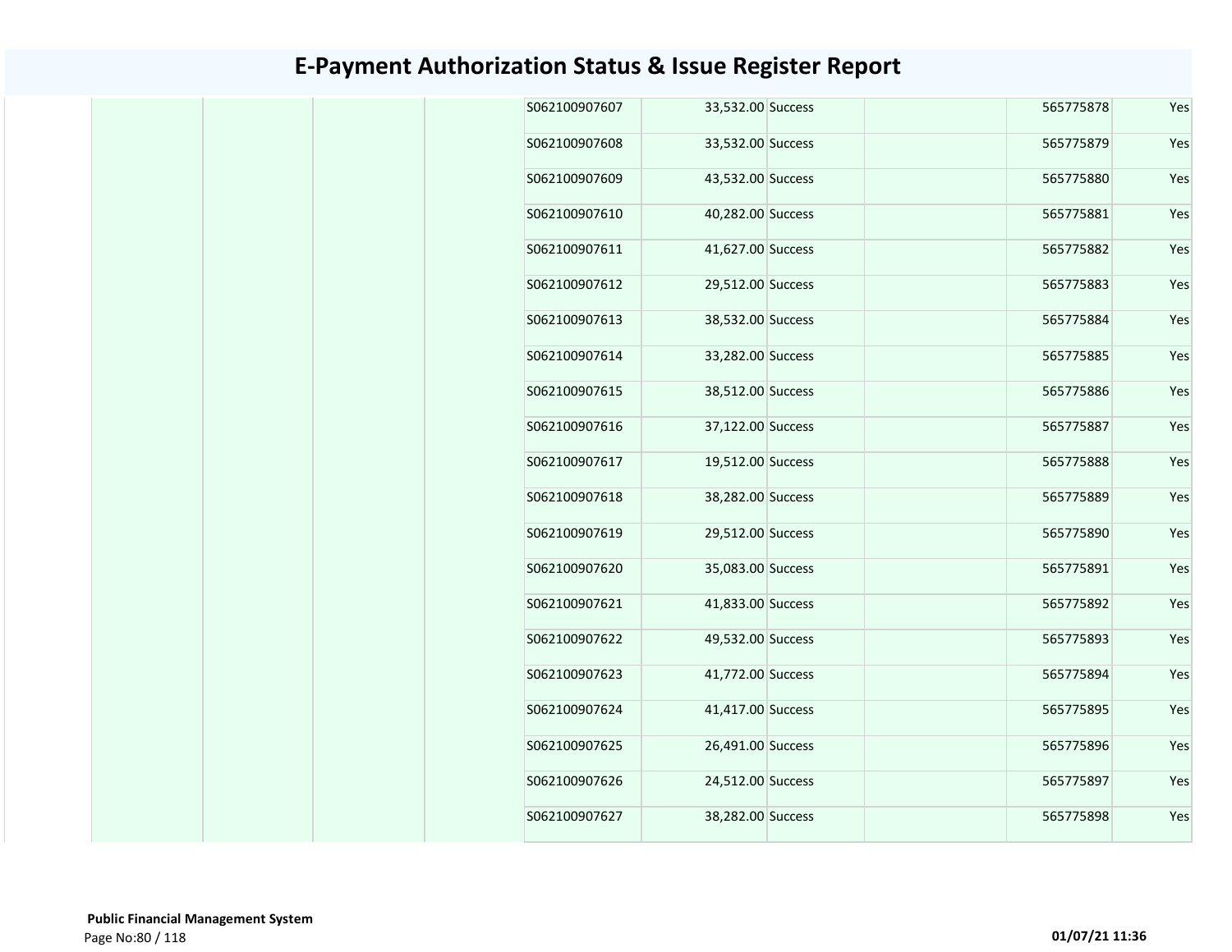# E-Payment Authorization Status & Issue Register Report

| | | | | | | | | | |
|---|---|---|---|---|---|---|---|---|---|
| | | | | S062100907607 | 33,532.00 | Success | | 565775878 | Yes |
| | | | | S062100907608 | 33,532.00 | Success | | 565775879 | Yes |
| | | | | S062100907609 | 43,532.00 | Success | | 565775880 | Yes |
| | | | | S062100907610 | 40,282.00 | Success | | 565775881 | Yes |
| | | | | S062100907611 | 41,627.00 | Success | | 565775882 | Yes |
| | | | | S062100907612 | 29,512.00 | Success | | 565775883 | Yes |
| | | | | S062100907613 | 38,532.00 | Success | | 565775884 | Yes |
| | | | | S062100907614 | 33,282.00 | Success | | 565775885 | Yes |
| | | | | S062100907615 | 38,512.00 | Success | | 565775886 | Yes |
| | | | | S062100907616 | 37,122.00 | Success | | 565775887 | Yes |
| | | | | S062100907617 | 19,512.00 | Success | | 565775888 | Yes |
| | | | | S062100907618 | 38,282.00 | Success | | 565775889 | Yes |
| | | | | S062100907619 | 29,512.00 | Success | | 565775890 | Yes |
| | | | | S062100907620 | 35,083.00 | Success | | 565775891 | Yes |
| | | | | S062100907621 | 41,833.00 | Success | | 565775892 | Yes |
| | | | | S062100907622 | 49,532.00 | Success | | 565775893 | Yes |
| | | | | S062100907623 | 41,772.00 | Success | | 565775894 | Yes |
| | | | | S062100907624 | 41,417.00 | Success | | 565775895 | Yes |
| | | | | S062100907625 | 26,491.00 | Success | | 565775896 | Yes |
| | | | | S062100907626 | 24,512.00 | Success | | 565775897 | Yes |
| | | | | S062100907627 | 38,282.00 | Success | | 565775898 | Yes |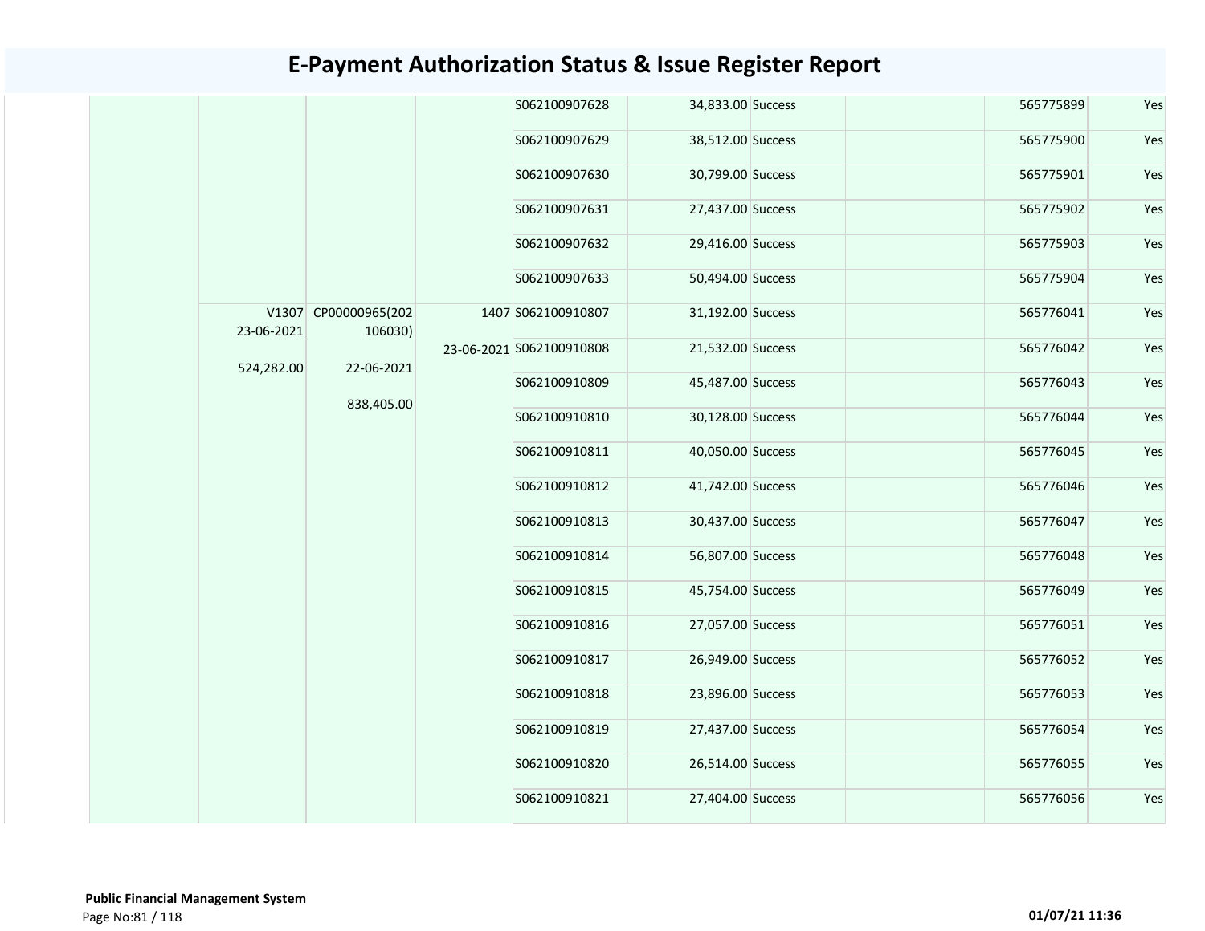# E-Payment Authorization Status & Issue Register Report

| | | | | | | | | | |
|---|---|---|---|---|---|---|---|---|---|
| | | | | S062100907628 | 34,833.00 | Success | | 565775899 | Yes |
| | | | | S062100907629 | 38,512.00 | Success | | 565775900 | Yes |
| | | | | S062100907630 | 30,799.00 | Success | | 565775901 | Yes |
| | | | | S062100907631 | 27,437.00 | Success | | 565775902 | Yes |
| | | | | S062100907632 | 29,416.00 | Success | | 565775903 | Yes |
| | | | | S062100907633 | 50,494.00 | Success | | 565775904 | Yes |
| | V1307 23-06-2021 524,282.00 | CP00000965(202106030) 22-06-2021 838,405.00 | 1407 23-06-2021 | S062100910807 | 31,192.00 | Success | | 565776041 | Yes |
| | | | | S062100910808 | 21,532.00 | Success | | 565776042 | Yes |
| | | | | S062100910809 | 45,487.00 | Success | | 565776043 | Yes |
| | | | | S062100910810 | 30,128.00 | Success | | 565776044 | Yes |
| | | | | S062100910811 | 40,050.00 | Success | | 565776045 | Yes |
| | | | | S062100910812 | 41,742.00 | Success | | 565776046 | Yes |
| | | | | S062100910813 | 30,437.00 | Success | | 565776047 | Yes |
| | | | | S062100910814 | 56,807.00 | Success | | 565776048 | Yes |
| | | | | S062100910815 | 45,754.00 | Success | | 565776049 | Yes |
| | | | | S062100910816 | 27,057.00 | Success | | 565776051 | Yes |
| | | | | S062100910817 | 26,949.00 | Success | | 565776052 | Yes |
| | | | | S062100910818 | 23,896.00 | Success | | 565776053 | Yes |
| | | | | S062100910819 | 27,437.00 | Success | | 565776054 | Yes |
| | | | | S062100910820 | 26,514.00 | Success | | 565776055 | Yes |
| | | | | S062100910821 | 27,404.00 | Success | | 565776056 | Yes |

**Public Financial Management System**

01/07/21 11:36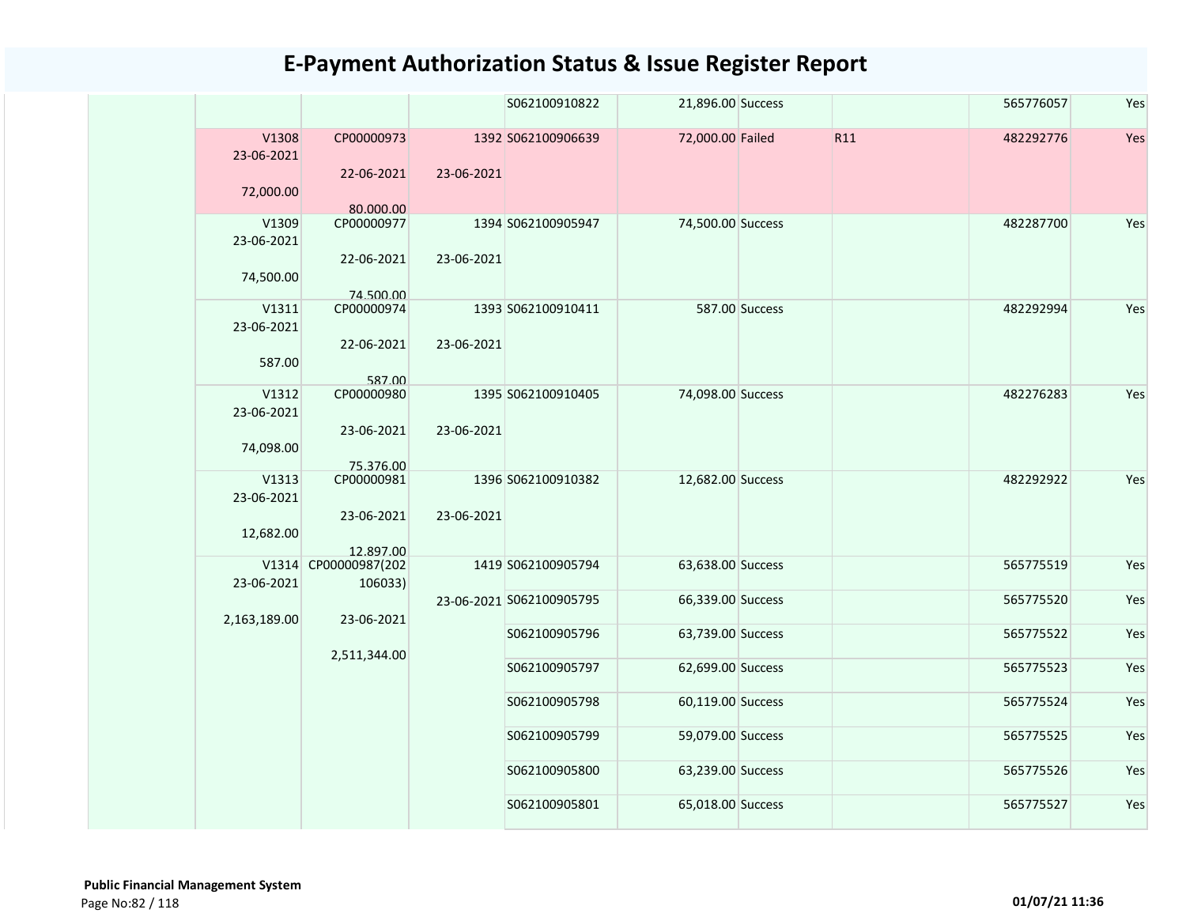# E-Payment Authorization Status & Issue Register Report

| | | | | | | | | | |
|---|---|---|---|---|---|---|---|---|---|
| | | | | S062100910822 | 21,896.00 | Success | | 565776057 | Yes |
| | V1308 23-06-2021 72,000.00 | CP00000973 22-06-2021 80,000.00 | 1392 23-06-2021 | S062100906639 | 72,000.00 | Failed | R11 | 482292776 | Yes |
| | V1309 23-06-2021 74,500.00 | CP00000977 22-06-2021 74,500.00 | 1394 23-06-2021 | S062100905947 | 74,500.00 | Success | | 482287700 | Yes |
| | V1311 23-06-2021 587.00 | CP00000974 22-06-2021 587.00 | 1393 23-06-2021 | S062100910411 | 587.00 | Success | | 482292994 | Yes |
| | V1312 23-06-2021 74,098.00 | CP00000980 23-06-2021 75,376.00 | 1395 23-06-2021 | S062100910405 | 74,098.00 | Success | | 482276283 | Yes |
| | V1313 23-06-2021 12,682.00 | CP00000981 23-06-2021 12,897.00 | 1396 23-06-2021 | S062100910382 | 12,682.00 | Success | | 482292922 | Yes |
| | V1314 23-06-2021 2,163,189.00 | CP00000987(202106033) 23-06-2021 2,511,344.00 | 1419 23-06-2021 | S062100905794 | 63,638.00 | Success | | 565775519 | Yes |
| | | | | S062100905795 | 66,339.00 | Success | | 565775520 | Yes |
| | | | | S062100905796 | 63,739.00 | Success | | 565775522 | Yes |
| | | | | S062100905797 | 62,699.00 | Success | | 565775523 | Yes |
| | | | | S062100905798 | 60,119.00 | Success | | 565775524 | Yes |
| | | | | S062100905799 | 59,079.00 | Success | | 565775525 | Yes |
| | | | | S062100905800 | 63,239.00 | Success | | 565775526 | Yes |
| | | | | S062100905801 | 65,018.00 | Success | | 565775527 | Yes |

**Public Financial Management System**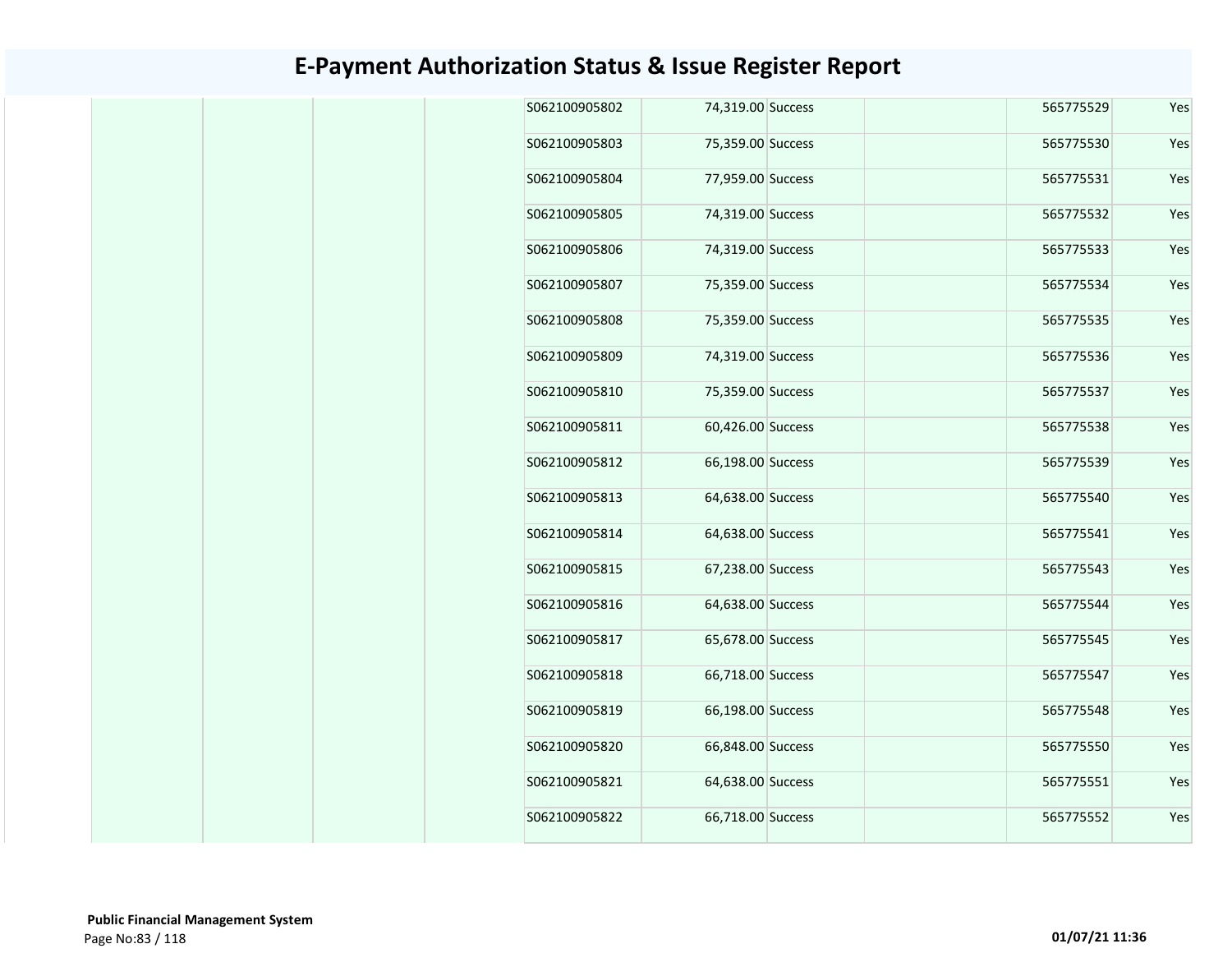# E-Payment Authorization Status & Issue Register Report

| | | | | | | | | | |
|---|---|---|---|---|---|---|---|---|---|
| | | | | S062100905802 | 74,319.00 | Success | | 565775529 | Yes |
| | | | | S062100905803 | 75,359.00 | Success | | 565775530 | Yes |
| | | | | S062100905804 | 77,959.00 | Success | | 565775531 | Yes |
| | | | | S062100905805 | 74,319.00 | Success | | 565775532 | Yes |
| | | | | S062100905806 | 74,319.00 | Success | | 565775533 | Yes |
| | | | | S062100905807 | 75,359.00 | Success | | 565775534 | Yes |
| | | | | S062100905808 | 75,359.00 | Success | | 565775535 | Yes |
| | | | | S062100905809 | 74,319.00 | Success | | 565775536 | Yes |
| | | | | S062100905810 | 75,359.00 | Success | | 565775537 | Yes |
| | | | | S062100905811 | 60,426.00 | Success | | 565775538 | Yes |
| | | | | S062100905812 | 66,198.00 | Success | | 565775539 | Yes |
| | | | | S062100905813 | 64,638.00 | Success | | 565775540 | Yes |
| | | | | S062100905814 | 64,638.00 | Success | | 565775541 | Yes |
| | | | | S062100905815 | 67,238.00 | Success | | 565775543 | Yes |
| | | | | S062100905816 | 64,638.00 | Success | | 565775544 | Yes |
| | | | | S062100905817 | 65,678.00 | Success | | 565775545 | Yes |
| | | | | S062100905818 | 66,718.00 | Success | | 565775547 | Yes |
| | | | | S062100905819 | 66,198.00 | Success | | 565775548 | Yes |
| | | | | S062100905820 | 66,848.00 | Success | | 565775550 | Yes |
| | | | | S062100905821 | 64,638.00 | Success | | 565775551 | Yes |
| | | | | S062100905822 | 66,718.00 | Success | | 565775552 | Yes |

**Public Financial Management System**

**01/07/21 11:36**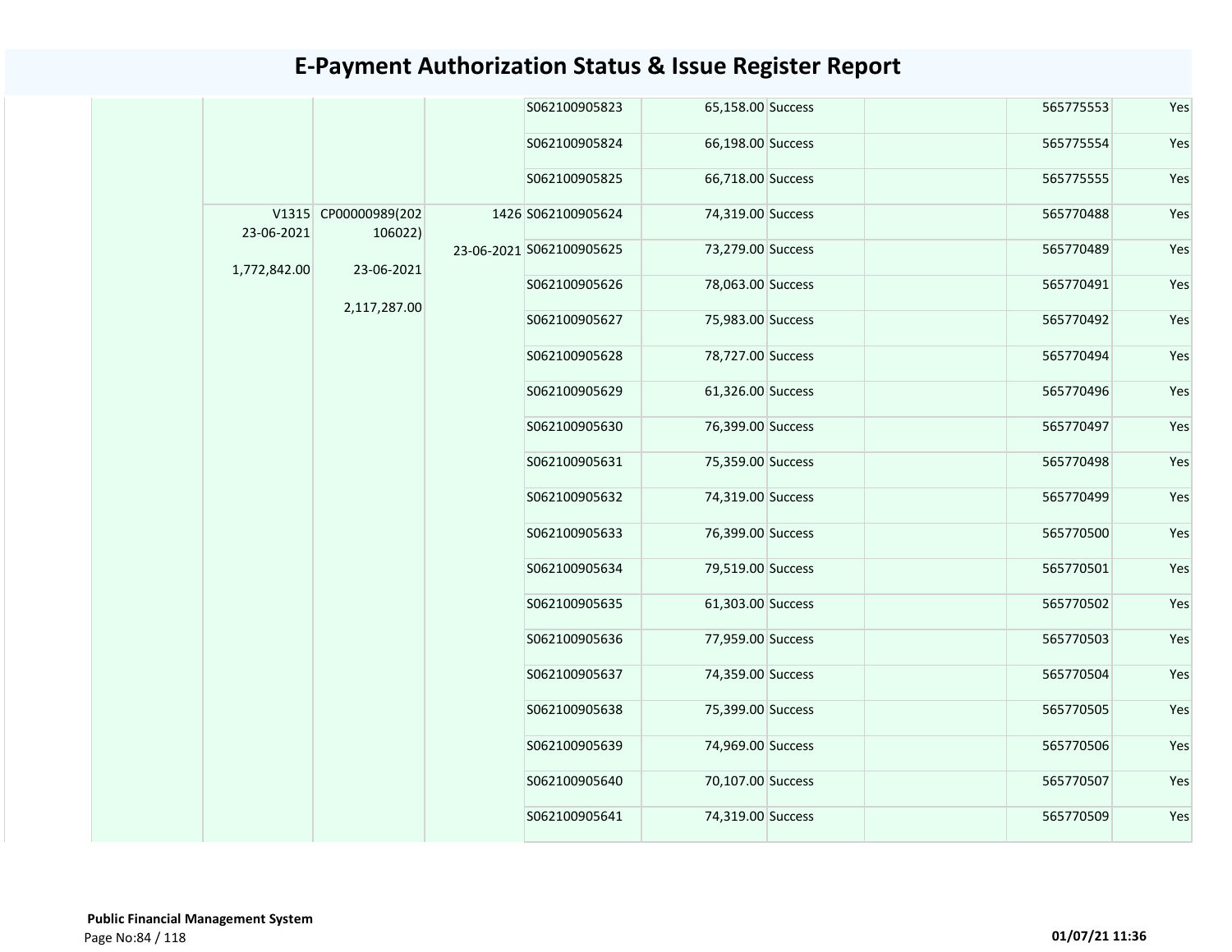# E-Payment Authorization Status & Issue Register Report

| | | | | | | | | | |
|---|---|---|---|---|---|---|---|---|---|
| | | | | S062100905823 | 65,158.00 | Success | | 565775553 | Yes |
| | | | | S062100905824 | 66,198.00 | Success | | 565775554 | Yes |
| | | | | S062100905825 | 66,718.00 | Success | | 565775555 | Yes |
| | V1315 23-06-2021 1,772,842.00 | CP00000989(202106022) 23-06-2021 2,117,287.00 | 1426 23-06-2021 | S062100905624 | 74,319.00 | Success | | 565770488 | Yes |
| | | | | S062100905625 | 73,279.00 | Success | | 565770489 | Yes |
| | | | | S062100905626 | 78,063.00 | Success | | 565770491 | Yes |
| | | | | S062100905627 | 75,983.00 | Success | | 565770492 | Yes |
| | | | | S062100905628 | 78,727.00 | Success | | 565770494 | Yes |
| | | | | S062100905629 | 61,326.00 | Success | | 565770496 | Yes |
| | | | | S062100905630 | 76,399.00 | Success | | 565770497 | Yes |
| | | | | S062100905631 | 75,359.00 | Success | | 565770498 | Yes |
| | | | | S062100905632 | 74,319.00 | Success | | 565770499 | Yes |
| | | | | S062100905633 | 76,399.00 | Success | | 565770500 | Yes |
| | | | | S062100905634 | 79,519.00 | Success | | 565770501 | Yes |
| | | | | S062100905635 | 61,303.00 | Success | | 565770502 | Yes |
| | | | | S062100905636 | 77,959.00 | Success | | 565770503 | Yes |
| | | | | S062100905637 | 74,359.00 | Success | | 565770504 | Yes |
| | | | | S062100905638 | 75,399.00 | Success | | 565770505 | Yes |
| | | | | S062100905639 | 74,969.00 | Success | | 565770506 | Yes |
| | | | | S062100905640 | 70,107.00 | Success | | 565770507 | Yes |
| | | | | S062100905641 | 74,319.00 | Success | | 565770509 | Yes |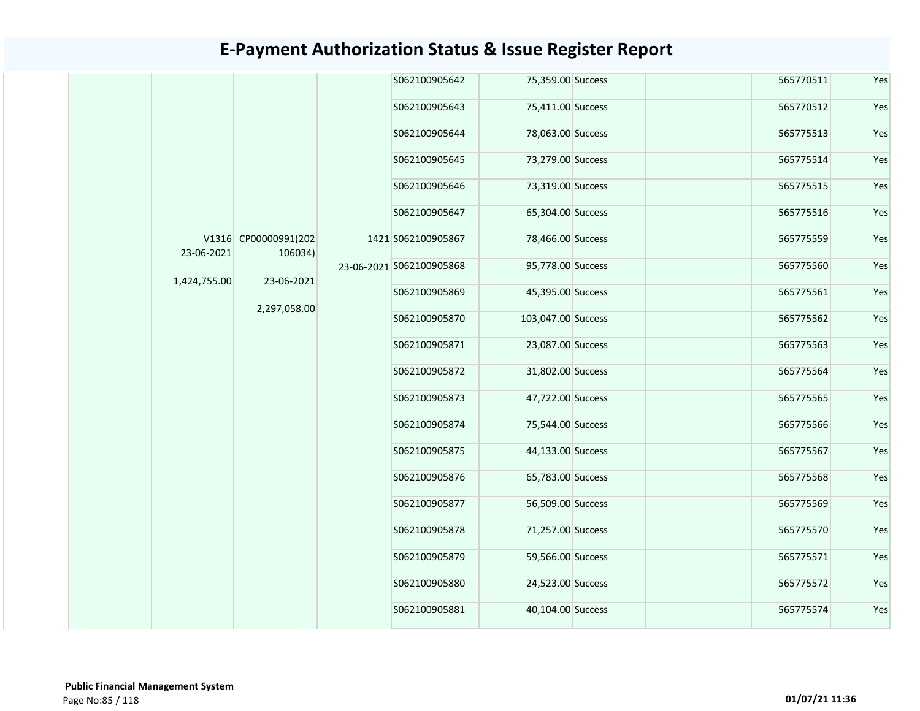# E-Payment Authorization Status & Issue Register Report

| | | | | | | | | | |
|---|---|---|---|---|---|---|---|---|---|
| | | | | S062100905642 | 75,359.00 | Success | | 565770511 | Yes |
| | | | | S062100905643 | 75,411.00 | Success | | 565770512 | Yes |
| | | | | S062100905644 | 78,063.00 | Success | | 565775513 | Yes |
| | | | | S062100905645 | 73,279.00 | Success | | 565775514 | Yes |
| | | | | S062100905646 | 73,319.00 | Success | | 565775515 | Yes |
| | | | | S062100905647 | 65,304.00 | Success | | 565775516 | Yes |
| | V1316 23-06-2021 1,424,755.00 | CP00000991(202106034) 23-06-2021 2,297,058.00 | 1421 23-06-2021 | S062100905867 | 78,466.00 | Success | | 565775559 | Yes |
| | | | | S062100905868 | 95,778.00 | Success | | 565775560 | Yes |
| | | | | S062100905869 | 45,395.00 | Success | | 565775561 | Yes |
| | | | | S062100905870 | 103,047.00 | Success | | 565775562 | Yes |
| | | | | S062100905871 | 23,087.00 | Success | | 565775563 | Yes |
| | | | | S062100905872 | 31,802.00 | Success | | 565775564 | Yes |
| | | | | S062100905873 | 47,722.00 | Success | | 565775565 | Yes |
| | | | | S062100905874 | 75,544.00 | Success | | 565775566 | Yes |
| | | | | S062100905875 | 44,133.00 | Success | | 565775567 | Yes |
| | | | | S062100905876 | 65,783.00 | Success | | 565775568 | Yes |
| | | | | S062100905877 | 56,509.00 | Success | | 565775569 | Yes |
| | | | | S062100905878 | 71,257.00 | Success | | 565775570 | Yes |
| | | | | S062100905879 | 59,566.00 | Success | | 565775571 | Yes |
| | | | | S062100905880 | 24,523.00 | Success | | 565775572 | Yes |
| | | | | S062100905881 | 40,104.00 | Success | | 565775574 | Yes |

**Public Financial Management System**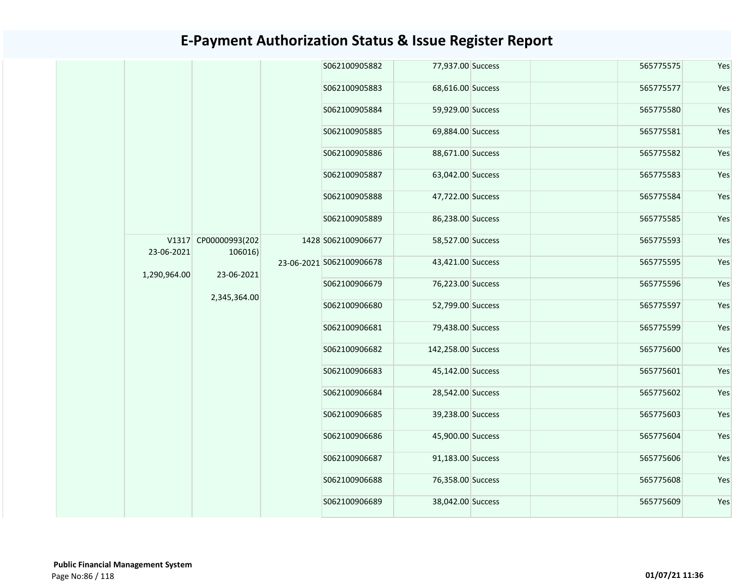# E-Payment Authorization Status & Issue Register Report

| | | | | | | | | | |
|---|---|---|---|---|---|---|---|---|---|
| | | | | S062100905882 | 77,937.00 | Success | | 565775575 | Yes |
| | | | | S062100905883 | 68,616.00 | Success | | 565775577 | Yes |
| | | | | S062100905884 | 59,929.00 | Success | | 565775580 | Yes |
| | | | | S062100905885 | 69,884.00 | Success | | 565775581 | Yes |
| | | | | S062100905886 | 88,671.00 | Success | | 565775582 | Yes |
| | | | | S062100905887 | 63,042.00 | Success | | 565775583 | Yes |
| | | | | S062100905888 | 47,722.00 | Success | | 565775584 | Yes |
| | | | | S062100905889 | 86,238.00 | Success | | 565775585 | Yes |
| | V1317 23-06-2021 1,290,964.00 | CP00000993(202106016) 23-06-2021 2,345,364.00 | 1428 23-06-2021 | S062100906677 | 58,527.00 | Success | | 565775593 | Yes |
| | | | | S062100906678 | 43,421.00 | Success | | 565775595 | Yes |
| | | | | S062100906679 | 76,223.00 | Success | | 565775596 | Yes |
| | | | | S062100906680 | 52,799.00 | Success | | 565775597 | Yes |
| | | | | S062100906681 | 79,438.00 | Success | | 565775599 | Yes |
| | | | | S062100906682 | 142,258.00 | Success | | 565775600 | Yes |
| | | | | S062100906683 | 45,142.00 | Success | | 565775601 | Yes |
| | | | | S062100906684 | 28,542.00 | Success | | 565775602 | Yes |
| | | | | S062100906685 | 39,238.00 | Success | | 565775603 | Yes |
| | | | | S062100906686 | 45,900.00 | Success | | 565775604 | Yes |
| | | | | S062100906687 | 91,183.00 | Success | | 565775606 | Yes |
| | | | | S062100906688 | 76,358.00 | Success | | 565775608 | Yes |
| | | | | S062100906689 | 38,042.00 | Success | | 565775609 | Yes |

**Public Financial Management System**

**01/07/21 11:36**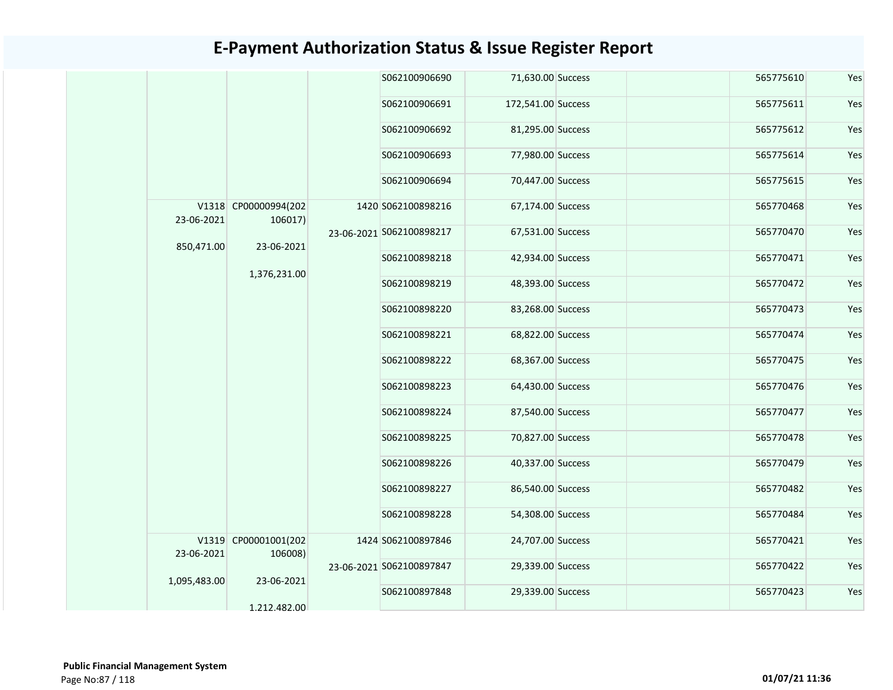# E-Payment Authorization Status & Issue Register Report

| | | | | | | | | | |
|---|---|---|---|---|---|---|---|---|---|
| | | | | S062100906690 | 71,630.00 | Success | | 565775610 | Yes |
| | | | | S062100906691 | 172,541.00 | Success | | 565775611 | Yes |
| | | | | S062100906692 | 81,295.00 | Success | | 565775612 | Yes |
| | | | | S062100906693 | 77,980.00 | Success | | 565775614 | Yes |
| | | | | S062100906694 | 70,447.00 | Success | | 565775615 | Yes |
| | V1318 23-06-2021 850,471.00 | CP00000994(202106017) 23-06-2021 1,376,231.00 | 1420 23-06-2021 | S062100898216 | 67,174.00 | Success | | 565770468 | Yes |
| | | | | S062100898217 | 67,531.00 | Success | | 565770470 | Yes |
| | | | | S062100898218 | 42,934.00 | Success | | 565770471 | Yes |
| | | | | S062100898219 | 48,393.00 | Success | | 565770472 | Yes |
| | | | | S062100898220 | 83,268.00 | Success | | 565770473 | Yes |
| | | | | S062100898221 | 68,822.00 | Success | | 565770474 | Yes |
| | | | | S062100898222 | 68,367.00 | Success | | 565770475 | Yes |
| | | | | S062100898223 | 64,430.00 | Success | | 565770476 | Yes |
| | | | | S062100898224 | 87,540.00 | Success | | 565770477 | Yes |
| | | | | S062100898225 | 70,827.00 | Success | | 565770478 | Yes |
| | | | | S062100898226 | 40,337.00 | Success | | 565770479 | Yes |
| | | | | S062100898227 | 86,540.00 | Success | | 565770482 | Yes |
| | | | | S062100898228 | 54,308.00 | Success | | 565770484 | Yes |
| | V1319 23-06-2021 1,095,483.00 | CP00001001(202106008) 23-06-2021 1,212,482.00 | 1424 23-06-2021 | S062100897846 | 24,707.00 | Success | | 565770421 | Yes |
| | | | | S062100897847 | 29,339.00 | Success | | 565770422 | Yes |
| | | | | S062100897848 | 29,339.00 | Success | | 565770423 | Yes |

**Public Financial Management System**

01/07/21 11:36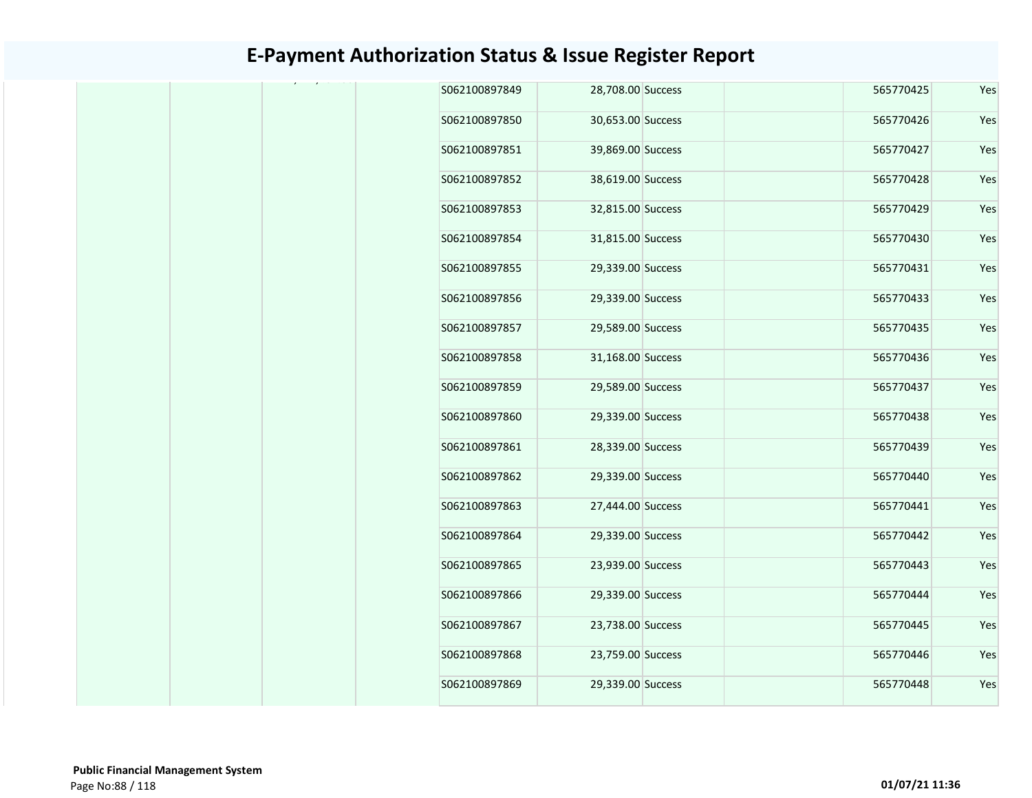# E-Payment Authorization Status & Issue Register Report

| | | | | | | | | | |
|---|---|---|---|---|---|---|---|---|---|
| | | | | S062100897849 | 28,708.00 | Success | | 565770425 | Yes |
| | | | | S062100897850 | 30,653.00 | Success | | 565770426 | Yes |
| | | | | S062100897851 | 39,869.00 | Success | | 565770427 | Yes |
| | | | | S062100897852 | 38,619.00 | Success | | 565770428 | Yes |
| | | | | S062100897853 | 32,815.00 | Success | | 565770429 | Yes |
| | | | | S062100897854 | 31,815.00 | Success | | 565770430 | Yes |
| | | | | S062100897855 | 29,339.00 | Success | | 565770431 | Yes |
| | | | | S062100897856 | 29,339.00 | Success | | 565770433 | Yes |
| | | | | S062100897857 | 29,589.00 | Success | | 565770435 | Yes |
| | | | | S062100897858 | 31,168.00 | Success | | 565770436 | Yes |
| | | | | S062100897859 | 29,589.00 | Success | | 565770437 | Yes |
| | | | | S062100897860 | 29,339.00 | Success | | 565770438 | Yes |
| | | | | S062100897861 | 28,339.00 | Success | | 565770439 | Yes |
| | | | | S062100897862 | 29,339.00 | Success | | 565770440 | Yes |
| | | | | S062100897863 | 27,444.00 | Success | | 565770441 | Yes |
| | | | | S062100897864 | 29,339.00 | Success | | 565770442 | Yes |
| | | | | S062100897865 | 23,939.00 | Success | | 565770443 | Yes |
| | | | | S062100897866 | 29,339.00 | Success | | 565770444 | Yes |
| | | | | S062100897867 | 23,738.00 | Success | | 565770445 | Yes |
| | | | | S062100897868 | 23,759.00 | Success | | 565770446 | Yes |
| | | | | S062100897869 | 29,339.00 | Success | | 565770448 | Yes |

**Public Financial Management System**

**01/07/21 11:36**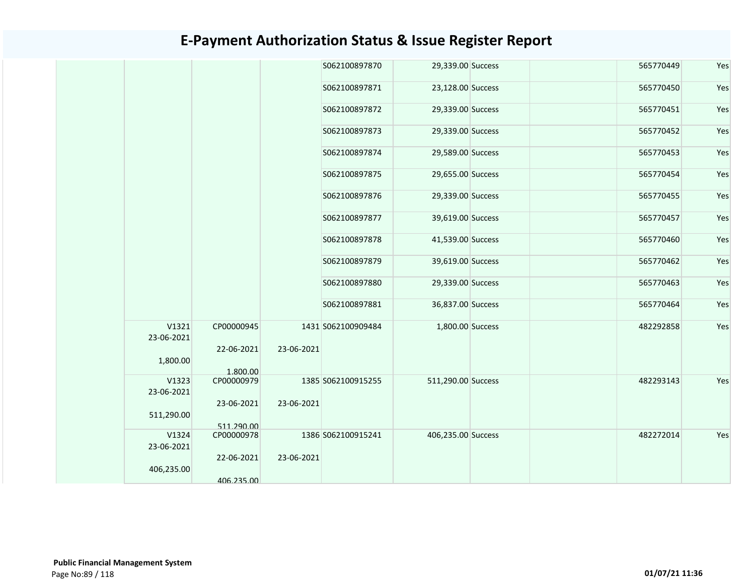# E-Payment Authorization Status & Issue Register Report

| | | | | | | | | | |
|---|---|---|---|---|---|---|---|---|---|
| | | | | S062100897870 | 29,339.00 | Success | | 565770449 | Yes |
| | | | | S062100897871 | 23,128.00 | Success | | 565770450 | Yes |
| | | | | S062100897872 | 29,339.00 | Success | | 565770451 | Yes |
| | | | | S062100897873 | 29,339.00 | Success | | 565770452 | Yes |
| | | | | S062100897874 | 29,589.00 | Success | | 565770453 | Yes |
| | | | | S062100897875 | 29,655.00 | Success | | 565770454 | Yes |
| | | | | S062100897876 | 29,339.00 | Success | | 565770455 | Yes |
| | | | | S062100897877 | 39,619.00 | Success | | 565770457 | Yes |
| | | | | S062100897878 | 41,539.00 | Success | | 565770460 | Yes |
| | | | | S062100897879 | 39,619.00 | Success | | 565770462 | Yes |
| | | | | S062100897880 | 29,339.00 | Success | | 565770463 | Yes |
| | | | | S062100897881 | 36,837.00 | Success | | 565770464 | Yes |
| | V1321 23-06-2021 1,800.00 | CP00000945 22-06-2021 1,800.00 | 1431 23-06-2021 | S062100909484 | 1,800.00 | Success | | 482292858 | Yes |
| | V1323 23-06-2021 511,290.00 | CP00000979 23-06-2021 511,290.00 | 1385 23-06-2021 | S062100915255 | 511,290.00 | Success | | 482293143 | Yes |
| | V1324 23-06-2021 406,235.00 | CP00000978 22-06-2021 406,235.00 | 1386 23-06-2021 | S062100915241 | 406,235.00 | Success | | 482272014 | Yes |

**Public Financial Management System**

01/07/21 11:36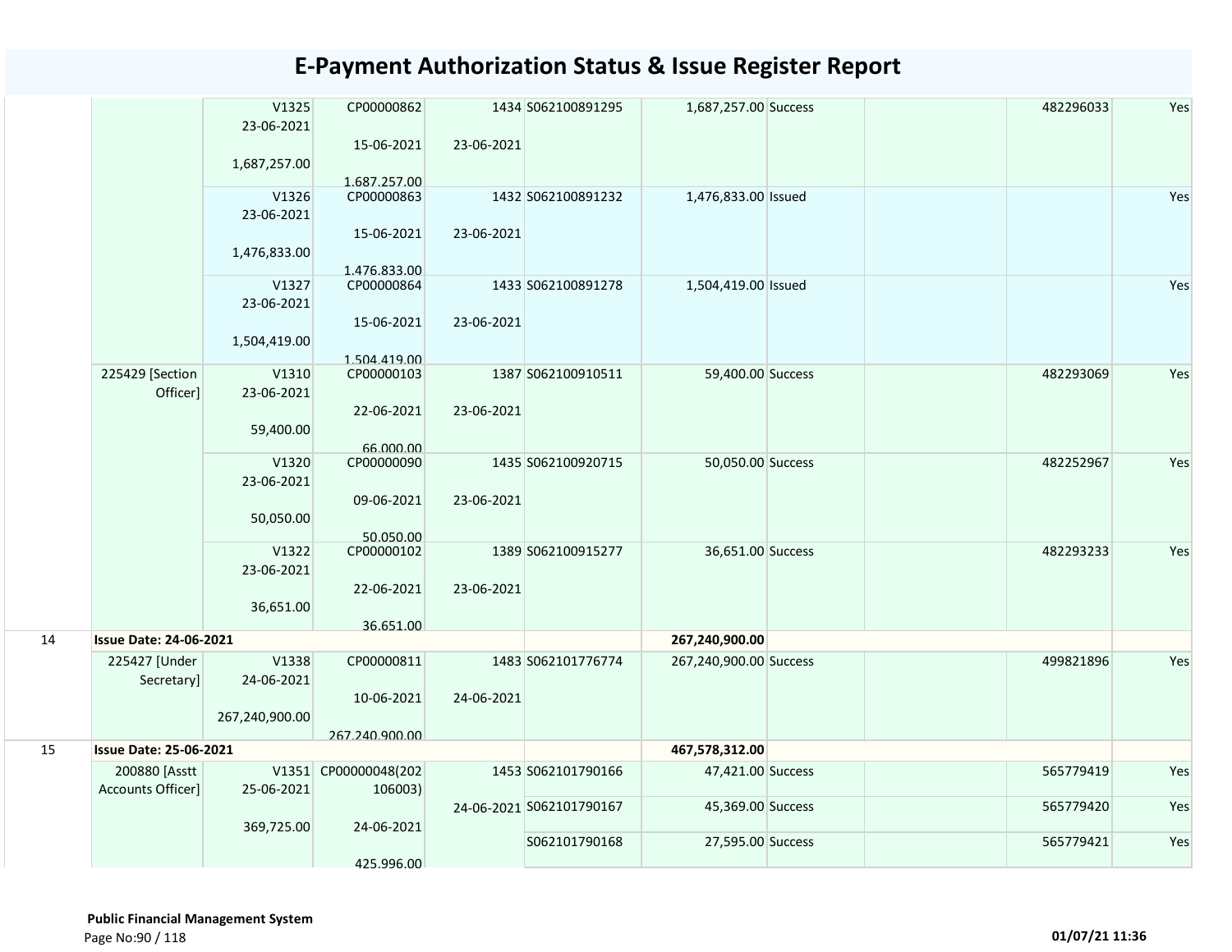# E-Payment Authorization Status & Issue Register Report

| | | | | | | | | | | |
|---|---|---|---|---|---|---|---|---|---|---|
| | | V1325<br>23-06-2021<br>1,687,257.00 | CP00000862<br>15-06-2021<br>1,687,257.00 | 1434<br>23-06-2021 | S062100891295 | 1,687,257.00 | Success | | 482296033 | Yes |
| | | V1326<br>23-06-2021<br>1,476,833.00 | CP00000863<br>15-06-2021<br>1,476,833.00 | 1432<br>23-06-2021 | S062100891232 | 1,476,833.00 | Issued | | | Yes |
| | | V1327<br>23-06-2021<br>1,504,419.00 | CP00000864<br>15-06-2021<br>1,504,419.00 | 1433<br>23-06-2021 | S062100891278 | 1,504,419.00 | Issued | | | Yes |
| | 225429 [Section Officer] | V1310<br>23-06-2021<br>59,400.00 | CP00000103<br>22-06-2021<br>66,000.00 | 1387<br>23-06-2021 | S062100910511 | 59,400.00 | Success | | 482293069 | Yes |
| | | V1320<br>23-06-2021<br>50,050.00 | CP00000090<br>09-06-2021<br>50,050.00 | 1435<br>23-06-2021 | S062100920715 | 50,050.00 | Success | | 482252967 | Yes |
| | | V1322<br>23-06-2021<br>36,651.00 | CP00000102<br>22-06-2021<br>36,651.00 | 1389<br>23-06-2021 | S062100915277 | 36,651.00 | Success | | 482293233 | Yes |
| 14 | **Issue Date: 24-06-2021** | | | | | **267,240,900.00** | | | | |
| | 225427 [Under Secretary] | V1338<br>24-06-2021<br>267,240,900.00 | CP00000811<br>10-06-2021<br>267,240,900.00 | 1483<br>24-06-2021 | S062101776774 | 267,240,900.00 | Success | | 499821896 | Yes |
| 15 | **Issue Date: 25-06-2021** | | | | | **467,578,312.00** | | | | |
| | 200880 [Asstt Accounts Officer] | V1351<br>25-06-2021<br>369,725.00 | CP00000048(202106003)<br>24-06-2021<br>425,996.00 | 1453<br>24-06-2021 | S062101790166 | 47,421.00 | Success | | 565779419 | Yes |
| | | | | | S062101790167 | 45,369.00 | Success | | 565779420 | Yes |
| | | | | | S062101790168 | 27,595.00 | Success | | 565779421 | Yes |

**Public Financial Management System**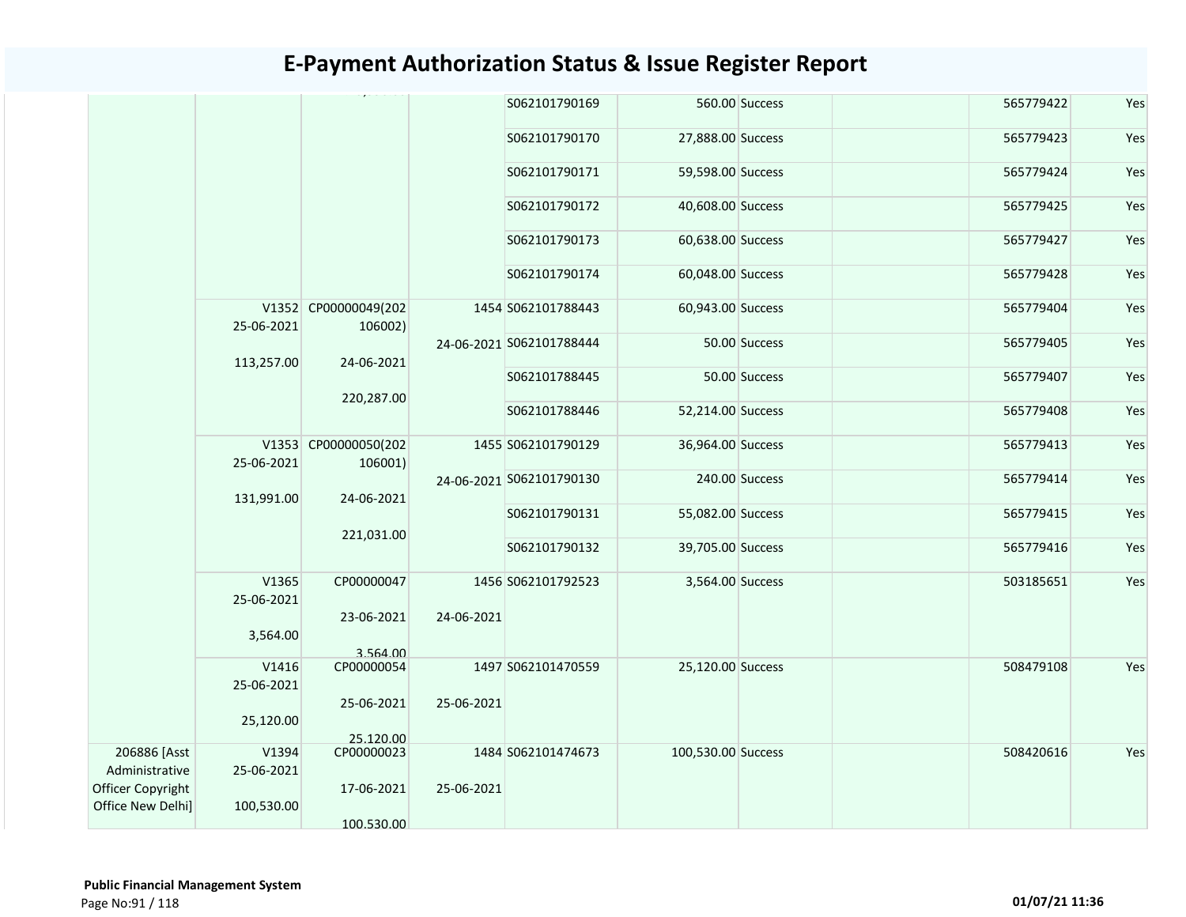# E-Payment Authorization Status & Issue Register Report

| | | | | | | | | | |
|---|---|---|---|---|---|---|---|---|---|
| | | | | S062101790169 | 560.00 | Success | | 565779422 | Yes |
| | | | | S062101790170 | 27,888.00 | Success | | 565779423 | Yes |
| | | | | S062101790171 | 59,598.00 | Success | | 565779424 | Yes |
| | | | | S062101790172 | 40,608.00 | Success | | 565779425 | Yes |
| | | | | S062101790173 | 60,638.00 | Success | | 565779427 | Yes |
| | | | | S062101790174 | 60,048.00 | Success | | 565779428 | Yes |
| | V1352 25-06-2021 113,257.00 | CP00000049(202106002) 24-06-2021 220,287.00 | 1454 24-06-2021 | S062101788443 | 60,943.00 | Success | | 565779404 | Yes |
| | | | | S062101788444 | 50.00 | Success | | 565779405 | Yes |
| | | | | S062101788445 | 50.00 | Success | | 565779407 | Yes |
| | | | | S062101788446 | 52,214.00 | Success | | 565779408 | Yes |
| | V1353 25-06-2021 131,991.00 | CP00000050(202106001) 24-06-2021 221,031.00 | 1455 24-06-2021 | S062101790129 | 36,964.00 | Success | | 565779413 | Yes |
| | | | | S062101790130 | 240.00 | Success | | 565779414 | Yes |
| | | | | S062101790131 | 55,082.00 | Success | | 565779415 | Yes |
| | | | | S062101790132 | 39,705.00 | Success | | 565779416 | Yes |
| | V1365 25-06-2021 3,564.00 | CP00000047 23-06-2021 3,564.00 | 1456 24-06-2021 | S062101792523 | 3,564.00 | Success | | 503185651 | Yes |
| | V1416 25-06-2021 25,120.00 | CP00000054 25-06-2021 25,120.00 | 1497 25-06-2021 | S062101470559 | 25,120.00 | Success | | 508479108 | Yes |
| 206886 [Asst Administrative Officer Copyright Office New Delhi] | V1394 25-06-2021 100,530.00 | CP00000023 17-06-2021 100,530.00 | 1484 25-06-2021 | S062101474673 | 100,530.00 | Success | | 508420616 | Yes |

**Public Financial Management System**

01/07/21 11:36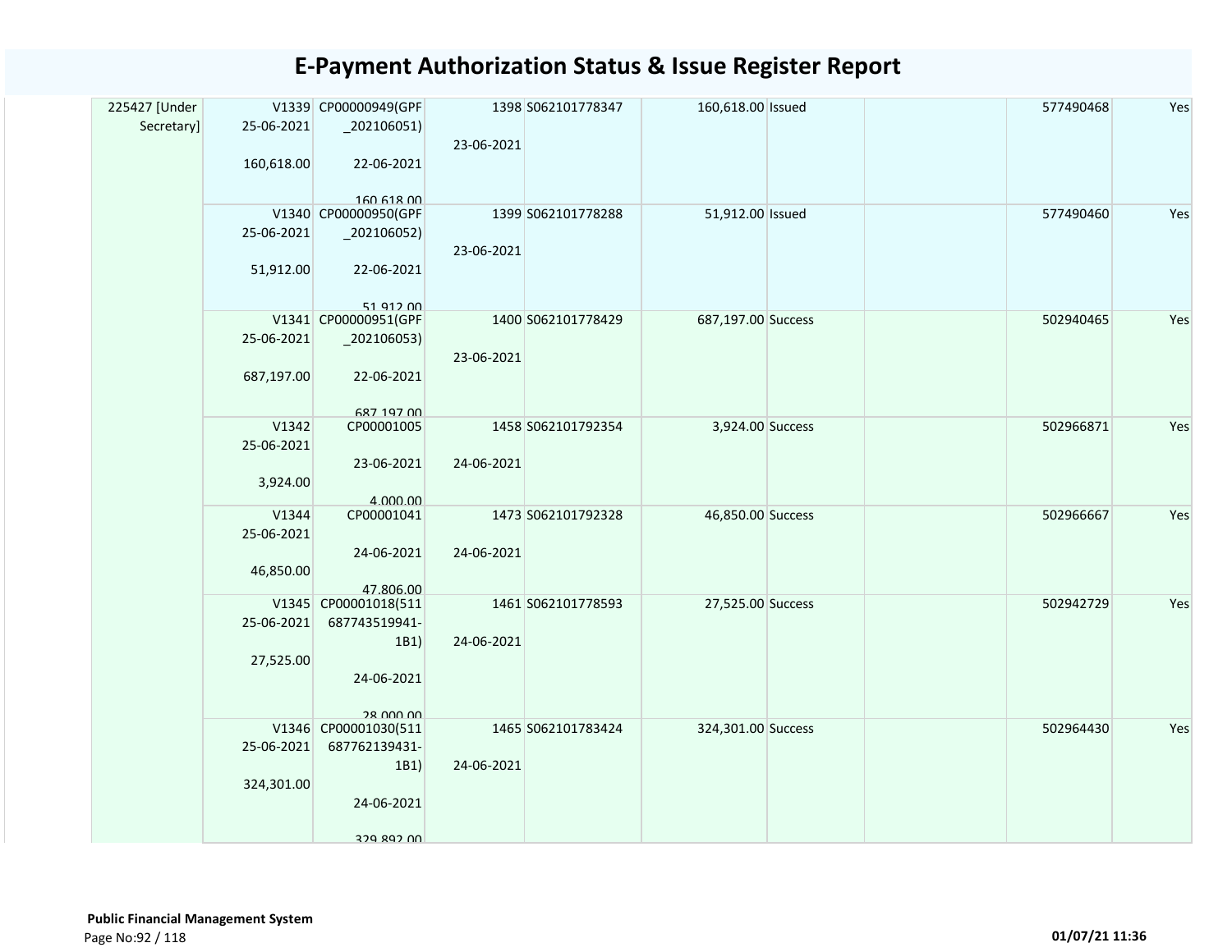# E-Payment Authorization Status & Issue Register Report

| | | | | | | | | | |
|---|---|---|---|---|---|---|---|---|---|
| 225427 [Under Secretary] | V1339 25-06-2021 160,618.00 | CP00000949(GPF_202106051) 22-06-2021 160,618.00 | 1398 23-06-2021 | S062101778347 | 160,618.00 | Issued | | 577490468 | Yes |
| | V1340 25-06-2021 51,912.00 | CP00000950(GPF_202106052) 22-06-2021 51,912.00 | 1399 23-06-2021 | S062101778288 | 51,912.00 | Issued | | 577490460 | Yes |
| | V1341 25-06-2021 687,197.00 | CP00000951(GPF_202106053) 22-06-2021 687,197.00 | 1400 23-06-2021 | S062101778429 | 687,197.00 | Success | | 502940465 | Yes |
| | V1342 25-06-2021 3,924.00 | CP00001005 23-06-2021 4,000.00 | 1458 24-06-2021 | S062101792354 | 3,924.00 | Success | | 502966871 | Yes |
| | V1344 25-06-2021 46,850.00 | CP00001041 24-06-2021 47,806.00 | 1473 24-06-2021 | S062101792328 | 46,850.00 | Success | | 502966667 | Yes |
| | V1345 25-06-2021 27,525.00 | CP00001018(511687743519941-1B1) 24-06-2021 28,000.00 | 1461 24-06-2021 | S062101778593 | 27,525.00 | Success | | 502942729 | Yes |
| | V1346 25-06-2021 324,301.00 | CP00001030(511687762139431-1B1) 24-06-2021 329,892.00 | 1465 24-06-2021 | S062101783424 | 324,301.00 | Success | | 502964430 | Yes |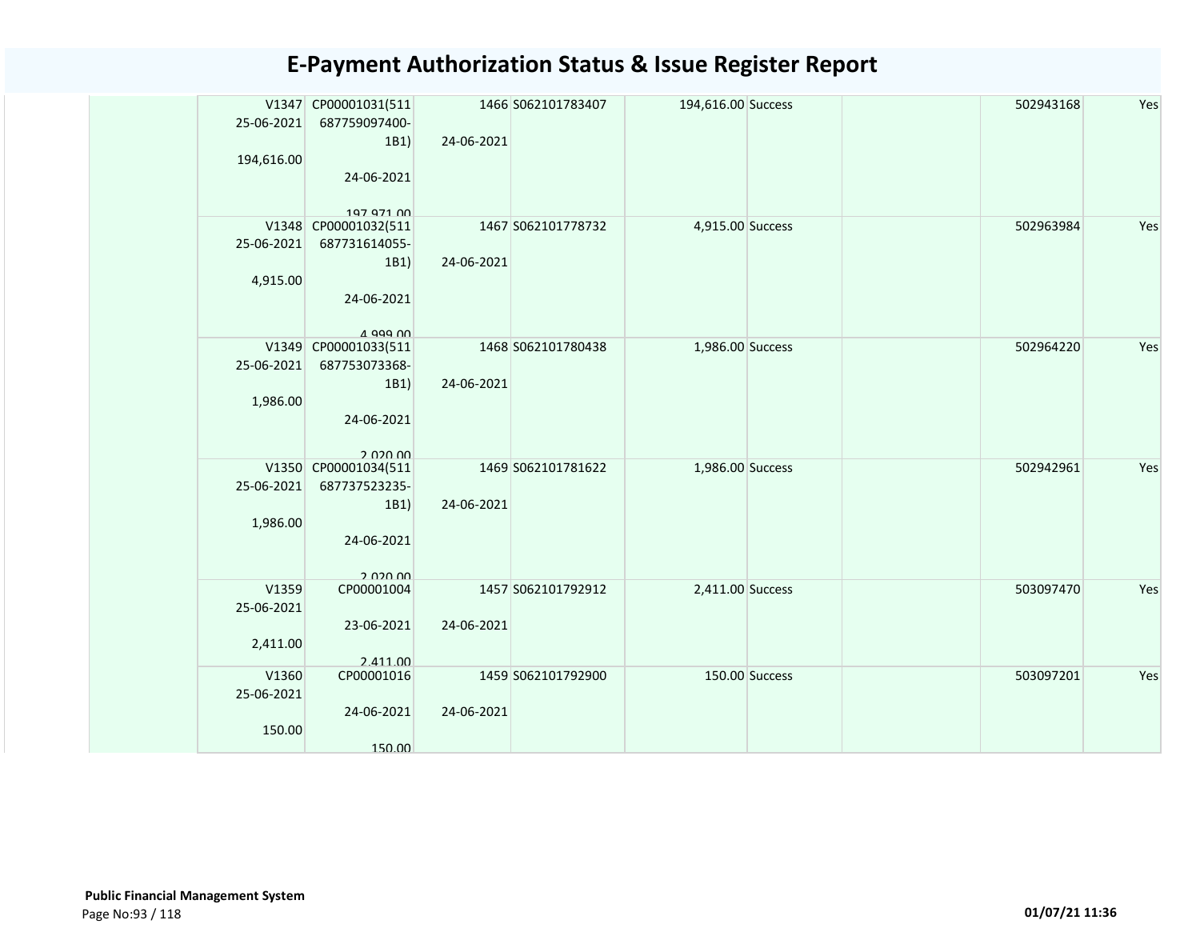# E-Payment Authorization Status & Issue Register Report

| | | | | | | | | | |
|---|---|---|---|---|---|---|---|---|---|
| | V1347 25-06-2021 194,616.00 | CP00001031(511 687759097400-1B1) 24-06-2021 197,971.00 | 1466 24-06-2021 | S062101783407 | 194,616.00 | Success | | 502943168 | Yes |
| | V1348 25-06-2021 4,915.00 | CP00001032(511 687731614055-1B1) 24-06-2021 4,999.00 | 1467 24-06-2021 | S062101778732 | 4,915.00 | Success | | 502963984 | Yes |
| | V1349 25-06-2021 1,986.00 | CP00001033(511 687753073368-1B1) 24-06-2021 2,020.00 | 1468 24-06-2021 | S062101780438 | 1,986.00 | Success | | 502964220 | Yes |
| | V1350 25-06-2021 1,986.00 | CP00001034(511 687737523235-1B1) 24-06-2021 2,020.00 | 1469 24-06-2021 | S062101781622 | 1,986.00 | Success | | 502942961 | Yes |
| | V1359 25-06-2021 2,411.00 | CP00001004 23-06-2021 2,411.00 | 1457 24-06-2021 | S062101792912 | 2,411.00 | Success | | 503097470 | Yes |
| | V1360 25-06-2021 150.00 | CP00001016 24-06-2021 150.00 | 1459 24-06-2021 | S062101792900 | 150.00 | Success | | 503097201 | Yes |

**Public Financial Management System**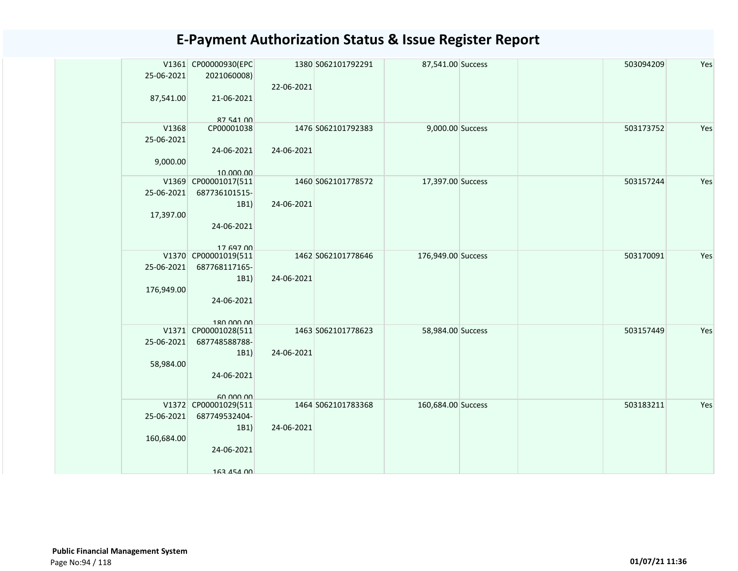# E-Payment Authorization Status & Issue Register Report

| | | | | | | | | |
|---|---|---|---|---|---|---|---|---|
| | V1361 25-06-2021 87,541.00 | CP00000930(EPC 2021060008) 21-06-2021 87,541.00 | 1380 22-06-2021 | S062101792291 | 87,541.00 | Success | | 503094209 | Yes |
| | V1368 25-06-2021 9,000.00 | CP00001038 24-06-2021 10,000.00 | 1476 24-06-2021 | S062101792383 | 9,000.00 | Success | | 503173752 | Yes |
| | V1369 25-06-2021 17,397.00 | CP00001017(511 687736101515-1B1) 24-06-2021 17,697.00 | 1460 24-06-2021 | S062101778572 | 17,397.00 | Success | | 503157244 | Yes |
| | V1370 25-06-2021 176,949.00 | CP00001019(511 687768117165-1B1) 24-06-2021 180,000.00 | 1462 24-06-2021 | S062101778646 | 176,949.00 | Success | | 503170091 | Yes |
| | V1371 25-06-2021 58,984.00 | CP00001028(511 687748588788-1B1) 24-06-2021 60,000.00 | 1463 24-06-2021 | S062101778623 | 58,984.00 | Success | | 503157449 | Yes |
| | V1372 25-06-2021 160,684.00 | CP00001029(511 687749532404-1B1) 24-06-2021 163,454.00 | 1464 24-06-2021 | S062101783368 | 160,684.00 | Success | | 503183211 | Yes |

**Public Financial Management System**

01/07/21 11:36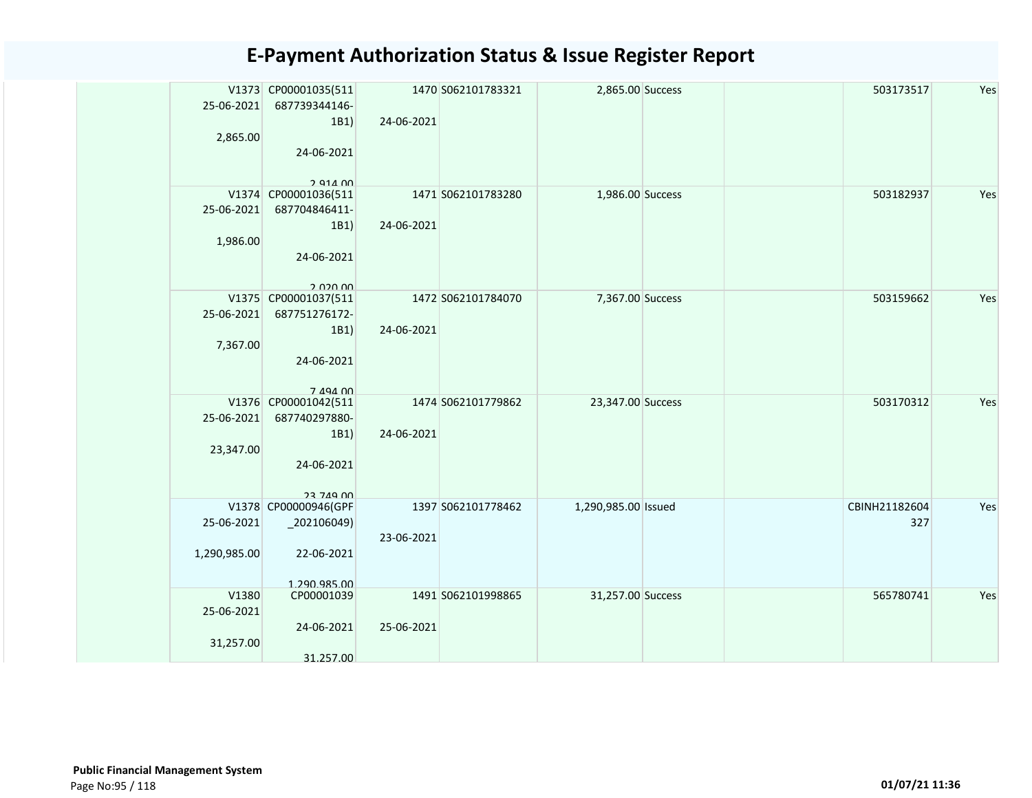# E-Payment Authorization Status & Issue Register Report

| | V1373 25-06-2021 2,865.00 | CP00001035(511687739344146-1B1) 24-06-2021 2,914.00 | 1470 24-06-2021 | S062101783321 | 2,865.00 | Success | | 503173517 | Yes |
|---|---|---|---|---|---|---|---|---|---|
| | V1374 25-06-2021 1,986.00 | CP00001036(511687704846411-1B1) 24-06-2021 2,020.00 | 1471 24-06-2021 | S062101783280 | 1,986.00 | Success | | 503182937 | Yes |
| | V1375 25-06-2021 7,367.00 | CP00001037(511687751276172-1B1) 24-06-2021 7,494.00 | 1472 24-06-2021 | S062101784070 | 7,367.00 | Success | | 503159662 | Yes |
| | V1376 25-06-2021 23,347.00 | CP00001042(511687740297880-1B1) 24-06-2021 23,749.00 | 1474 24-06-2021 | S062101779862 | 23,347.00 | Success | | 503170312 | Yes |
| | V1378 25-06-2021 1,290,985.00 | CP00000946(GPF_202106049) 22-06-2021 1,290,985.00 | 1397 23-06-2021 | S062101778462 | 1,290,985.00 | Issued | | CBINH21182604327 | Yes |
| | V1380 25-06-2021 31,257.00 | CP00001039 24-06-2021 31,257.00 | 1491 25-06-2021 | S062101998865 | 31,257.00 | Success | | 565780741 | Yes |

**Public Financial Management System**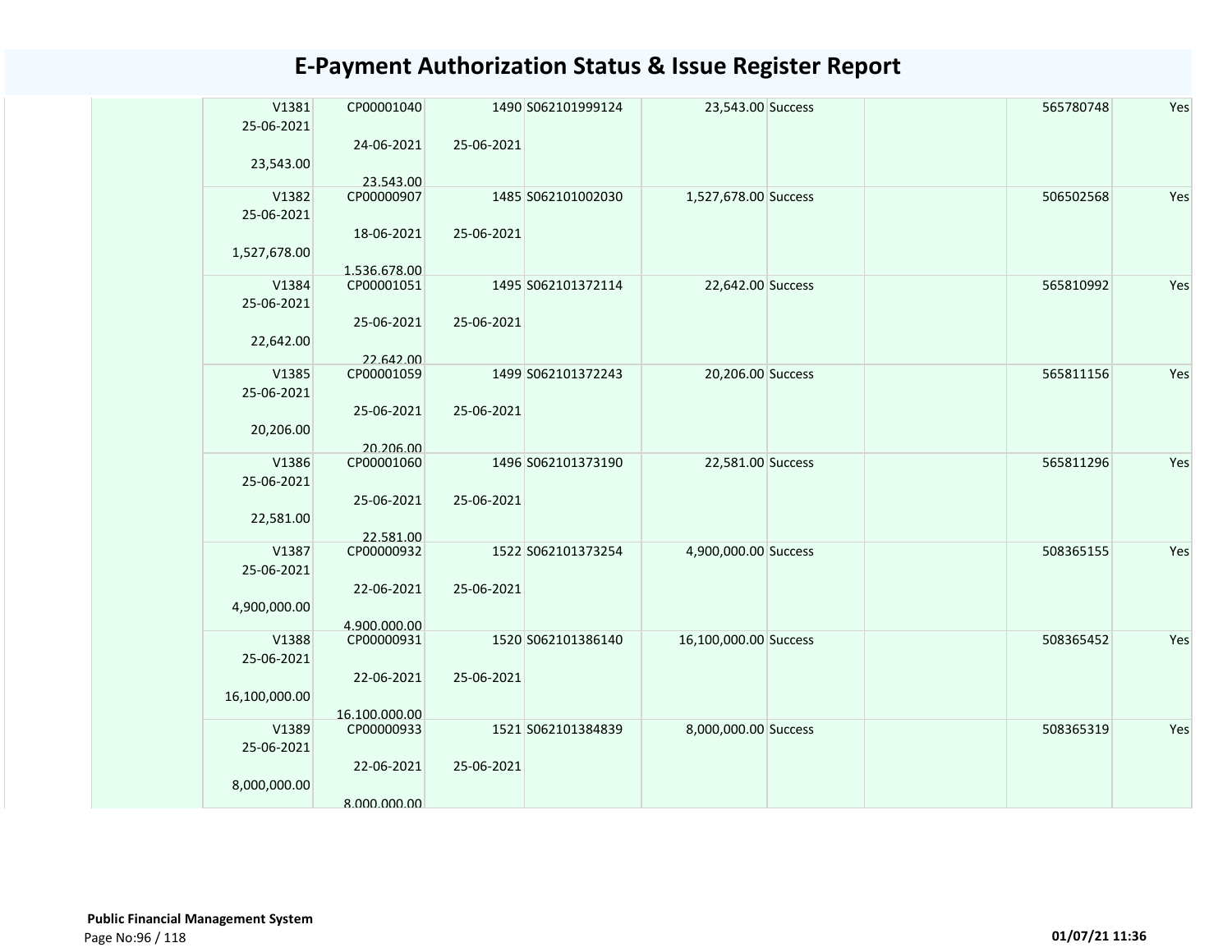# E-Payment Authorization Status & Issue Register Report

| | | | | | | | | | |
|---|---|---|---|---|---|---|---|---|---|
| | V1381 25-06-2021 23,543.00 | CP00001040 24-06-2021 23,543.00 | 1490 25-06-2021 | S062101999124 | 23,543.00 | Success | | 565780748 | Yes |
| | V1382 25-06-2021 1,527,678.00 | CP00000907 18-06-2021 1,536,678.00 | 1485 25-06-2021 | S062101002030 | 1,527,678.00 | Success | | 506502568 | Yes |
| | V1384 25-06-2021 22,642.00 | CP00001051 25-06-2021 22,642.00 | 1495 25-06-2021 | S062101372114 | 22,642.00 | Success | | 565810992 | Yes |
| | V1385 25-06-2021 20,206.00 | CP00001059 25-06-2021 20,206.00 | 1499 25-06-2021 | S062101372243 | 20,206.00 | Success | | 565811156 | Yes |
| | V1386 25-06-2021 22,581.00 | CP00001060 25-06-2021 22,581.00 | 1496 25-06-2021 | S062101373190 | 22,581.00 | Success | | 565811296 | Yes |
| | V1387 25-06-2021 4,900,000.00 | CP00000932 22-06-2021 4,900,000.00 | 1522 25-06-2021 | S062101373254 | 4,900,000.00 | Success | | 508365155 | Yes |
| | V1388 25-06-2021 16,100,000.00 | CP00000931 22-06-2021 16,100,000.00 | 1520 25-06-2021 | S062101386140 | 16,100,000.00 | Success | | 508365452 | Yes |
| | V1389 25-06-2021 8,000,000.00 | CP00000933 22-06-2021 8,000,000.00 | 1521 25-06-2021 | S062101384839 | 8,000,000.00 | Success | | 508365319 | Yes |

**Public Financial Management System**

01/07/21 11:36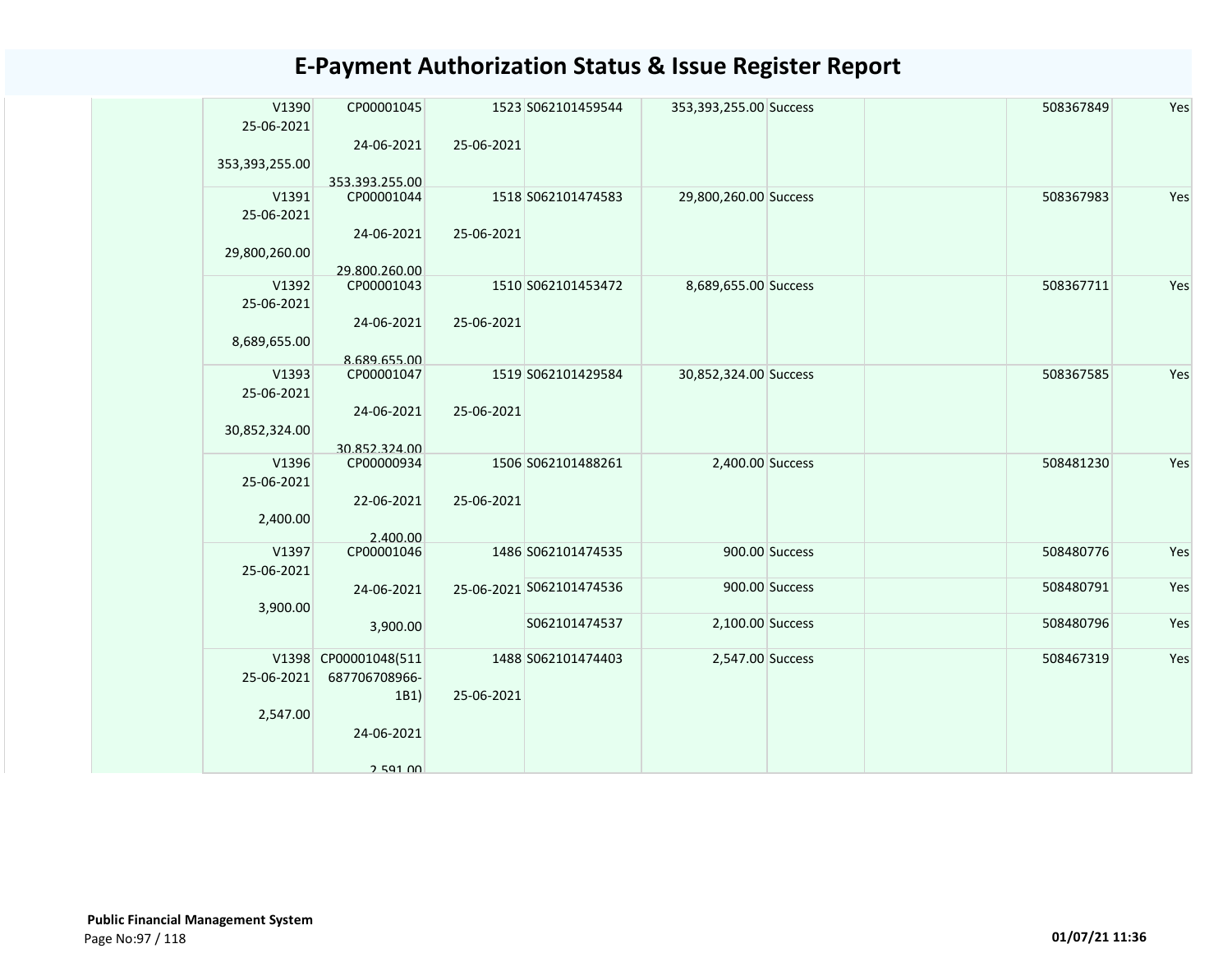# E-Payment Authorization Status & Issue Register Report

| | | | | | | | | | |
|---|---|---|---|---|---|---|---|---|---|
| | V1390 25-06-2021 353,393,255.00 | CP00001045 24-06-2021 353,393,255.00 | 1523 25-06-2021 | S062101459544 | 353,393,255.00 | Success | | 508367849 | Yes |
| | V1391 25-06-2021 29,800,260.00 | CP00001044 24-06-2021 29,800,260.00 | 1518 25-06-2021 | S062101474583 | 29,800,260.00 | Success | | 508367983 | Yes |
| | V1392 25-06-2021 8,689,655.00 | CP00001043 24-06-2021 8,689,655.00 | 1510 25-06-2021 | S062101453472 | 8,689,655.00 | Success | | 508367711 | Yes |
| | V1393 25-06-2021 30,852,324.00 | CP00001047 24-06-2021 30,852,324.00 | 1519 25-06-2021 | S062101429584 | 30,852,324.00 | Success | | 508367585 | Yes |
| | V1396 25-06-2021 2,400.00 | CP00000934 22-06-2021 2,400.00 | 1506 25-06-2021 | S062101488261 | 2,400.00 | Success | | 508481230 | Yes |
| | V1397 25-06-2021 3,900.00 | CP00001046 24-06-2021 3,900.00 | 1486 25-06-2021 | S062101474535 | 900.00 | Success | | 508480776 | Yes |
| | | | | S062101474536 | 900.00 | Success | | 508480791 | Yes |
| | | | | S062101474537 | 2,100.00 | Success | | 508480796 | Yes |
| | V1398 25-06-2021 2,547.00 | CP00001048(511687706708966-1B1) 24-06-2021 2,591.00 | 1488 25-06-2021 | S062101474403 | 2,547.00 | Success | | 508467319 | Yes |

**Public Financial Management System**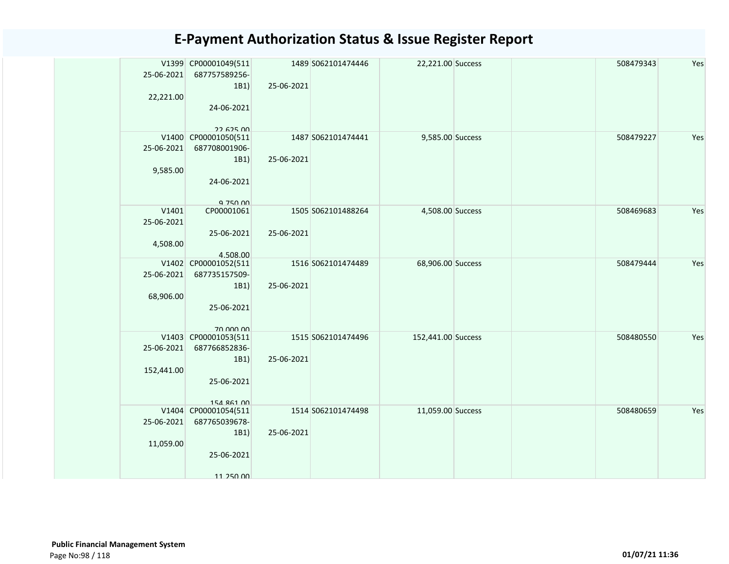# E-Payment Authorization Status & Issue Register Report

| | | | | | | | | | |
|---|---|---|---|---|---|---|---|---|---|
| | V1399 25-06-2021 22,221.00 | CP00001049(511 687757589256-1B1) 24-06-2021 22,625.00 | 1489 25-06-2021 | S062101474446 | 22,221.00 | Success | | 508479343 | Yes |
| | V1400 25-06-2021 9,585.00 | CP00001050(511 687708001906-1B1) 24-06-2021 9,750.00 | 1487 25-06-2021 | S062101474441 | 9,585.00 | Success | | 508479227 | Yes |
| | V1401 25-06-2021 4,508.00 | CP00001061 25-06-2021 4,508.00 | 1505 25-06-2021 | S062101488264 | 4,508.00 | Success | | 508469683 | Yes |
| | V1402 25-06-2021 68,906.00 | CP00001052(511 687735157509-1B1) 25-06-2021 70,000.00 | 1516 25-06-2021 | S062101474489 | 68,906.00 | Success | | 508479444 | Yes |
| | V1403 25-06-2021 152,441.00 | CP00001053(511 687766852836-1B1) 25-06-2021 154,861.00 | 1515 25-06-2021 | S062101474496 | 152,441.00 | Success | | 508480550 | Yes |
| | V1404 25-06-2021 11,059.00 | CP00001054(511 687765039678-1B1) 25-06-2021 11,250.00 | 1514 25-06-2021 | S062101474498 | 11,059.00 | Success | | 508480659 | Yes |

**Public Financial Management System**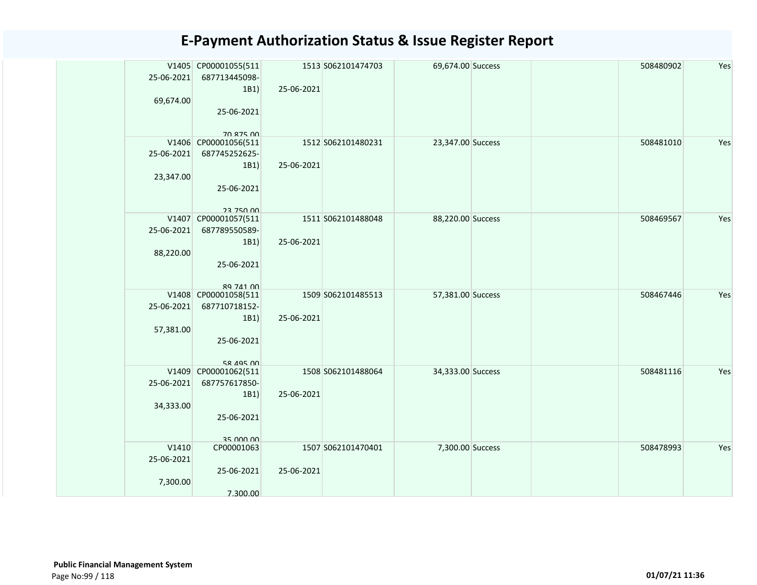# E-Payment Authorization Status & Issue Register Report

| | | | | | | | | |
|---|---|---|---|---|---|---|---|---|
| | V1405 25-06-2021 69,674.00 | CP00001055(511687713445098-1B1) 25-06-2021 70,875.00 | 1513 25-06-2021 | S062101474703 | 69,674.00 | Success | | 508480902 | Yes |
| | V1406 25-06-2021 23,347.00 | CP00001056(511687745252625-1B1) 25-06-2021 23,750.00 | 1512 25-06-2021 | S062101480231 | 23,347.00 | Success | | 508481010 | Yes |
| | V1407 25-06-2021 88,220.00 | CP00001057(511687789550589-1B1) 25-06-2021 89,741.00 | 1511 25-06-2021 | S062101488048 | 88,220.00 | Success | | 508469567 | Yes |
| | V1408 25-06-2021 57,381.00 | CP00001058(511687710718152-1B1) 25-06-2021 58,495.00 | 1509 25-06-2021 | S062101485513 | 57,381.00 | Success | | 508467446 | Yes |
| | V1409 25-06-2021 34,333.00 | CP00001062(511687757617850-1B1) 25-06-2021 35,000.00 | 1508 25-06-2021 | S062101488064 | 34,333.00 | Success | | 508481116 | Yes |
| | V1410 25-06-2021 7,300.00 | CP00001063 25-06-2021 7,300.00 | 1507 25-06-2021 | S062101470401 | 7,300.00 | Success | | 508478993 | Yes |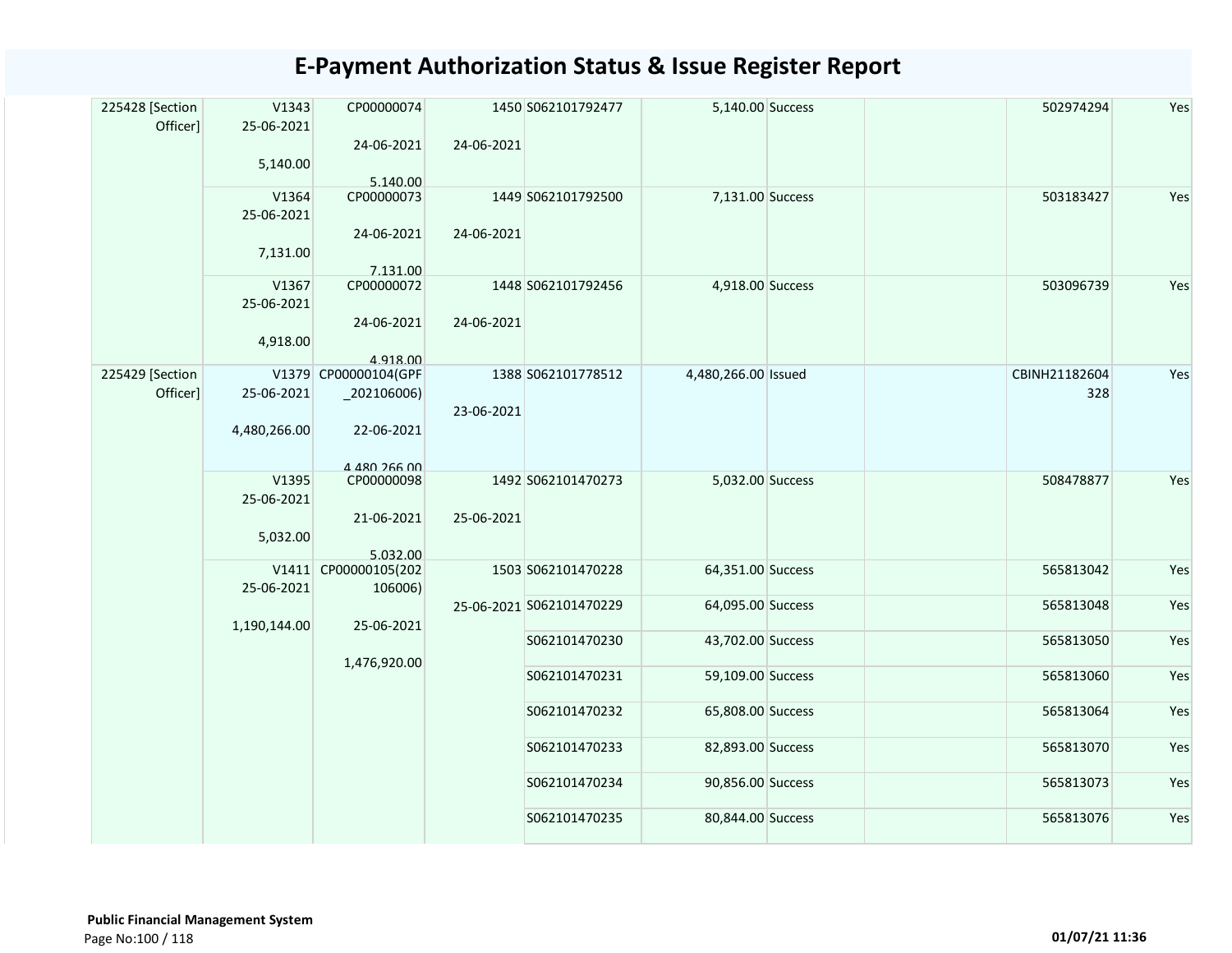# E-Payment Authorization Status & Issue Register Report

| | | | | | | | | | |
|---|---|---|---|---|---|---|---|---|---|
| 225428 [Section Officer] | V1343 25-06-2021 5,140.00 | CP00000074 24-06-2021 5,140.00 | 1450 24-06-2021 | S062101792477 | 5,140.00 | Success | | 502974294 | Yes |
| | V1364 25-06-2021 7,131.00 | CP00000073 24-06-2021 7,131.00 | 1449 24-06-2021 | S062101792500 | 7,131.00 | Success | | 503183427 | Yes |
| | V1367 25-06-2021 4,918.00 | CP00000072 24-06-2021 4,918.00 | 1448 24-06-2021 | S062101792456 | 4,918.00 | Success | | 503096739 | Yes |
| 225429 [Section Officer] | V1379 25-06-2021 4,480,266.00 | CP00000104(GPF _202106006) 22-06-2021 4,480,266.00 | 1388 23-06-2021 | S062101778512 | 4,480,266.00 | Issued | | CBINH21182604 328 | Yes |
| | V1395 25-06-2021 5,032.00 | CP00000098 21-06-2021 5,032.00 | 1492 25-06-2021 | S062101470273 | 5,032.00 | Success | | 508478877 | Yes |
| | V1411 25-06-2021 1,190,144.00 | CP00000105(202 106006) 25-06-2021 1,476,920.00 | 1503 25-06-2021 | S062101470228 | 64,351.00 | Success | | 565813042 | Yes |
| | | | | S062101470229 | 64,095.00 | Success | | 565813048 | Yes |
| | | | | S062101470230 | 43,702.00 | Success | | 565813050 | Yes |
| | | | | S062101470231 | 59,109.00 | Success | | 565813060 | Yes |
| | | | | S062101470232 | 65,808.00 | Success | | 565813064 | Yes |
| | | | | S062101470233 | 82,893.00 | Success | | 565813070 | Yes |
| | | | | S062101470234 | 90,856.00 | Success | | 565813073 | Yes |
| | | | | S062101470235 | 80,844.00 | Success | | 565813076 | Yes |

**Public Financial Management System**

01/07/21 11:36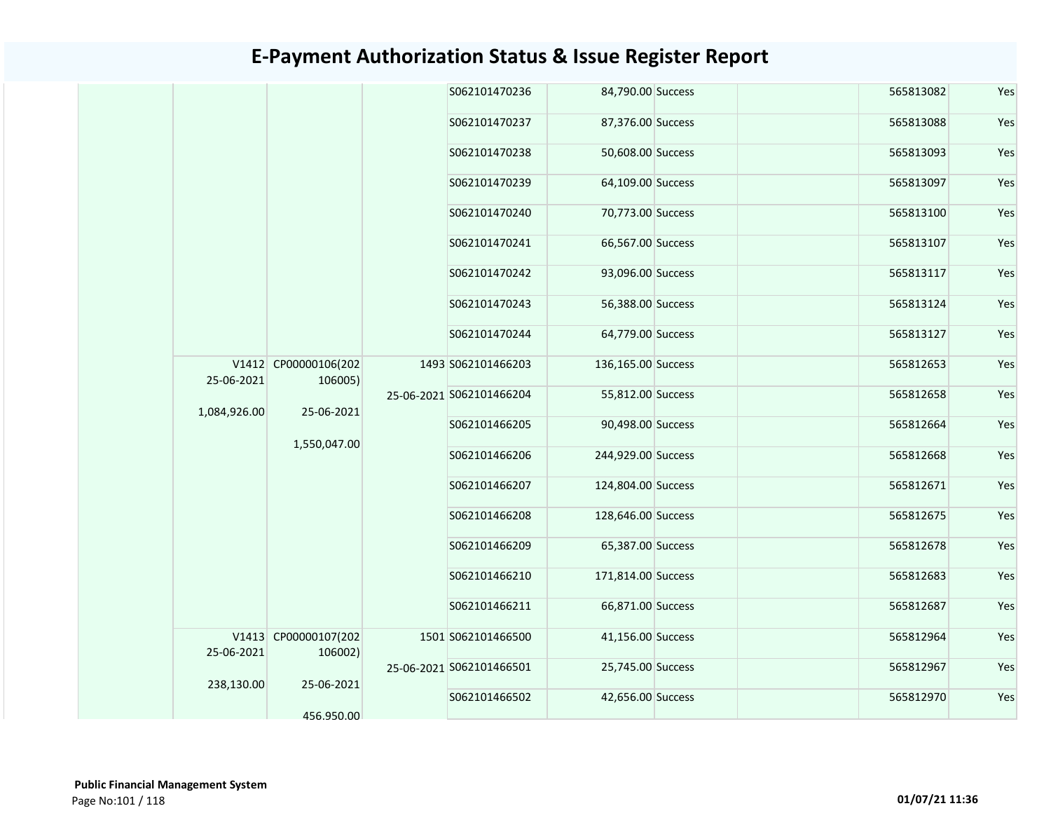# E-Payment Authorization Status & Issue Register Report

| | | | | | | | | | |
|---|---|---|---|---|---|---|---|---|---|
| | | | | S062101470236 | 84,790.00 | Success | | 565813082 | Yes |
| | | | | S062101470237 | 87,376.00 | Success | | 565813088 | Yes |
| | | | | S062101470238 | 50,608.00 | Success | | 565813093 | Yes |
| | | | | S062101470239 | 64,109.00 | Success | | 565813097 | Yes |
| | | | | S062101470240 | 70,773.00 | Success | | 565813100 | Yes |
| | | | | S062101470241 | 66,567.00 | Success | | 565813107 | Yes |
| | | | | S062101470242 | 93,096.00 | Success | | 565813117 | Yes |
| | | | | S062101470243 | 56,388.00 | Success | | 565813124 | Yes |
| | | | | S062101470244 | 64,779.00 | Success | | 565813127 | Yes |
| | V1412 25-06-2021 1,084,926.00 | CP00000106(202106005) 25-06-2021 1,550,047.00 | 1493 25-06-2021 | S062101466203 | 136,165.00 | Success | | 565812653 | Yes |
| | | | | S062101466204 | 55,812.00 | Success | | 565812658 | Yes |
| | | | | S062101466205 | 90,498.00 | Success | | 565812664 | Yes |
| | | | | S062101466206 | 244,929.00 | Success | | 565812668 | Yes |
| | | | | S062101466207 | 124,804.00 | Success | | 565812671 | Yes |
| | | | | S062101466208 | 128,646.00 | Success | | 565812675 | Yes |
| | | | | S062101466209 | 65,387.00 | Success | | 565812678 | Yes |
| | | | | S062101466210 | 171,814.00 | Success | | 565812683 | Yes |
| | | | | S062101466211 | 66,871.00 | Success | | 565812687 | Yes |
| | V1413 25-06-2021 238,130.00 | CP00000107(202106002) 25-06-2021 456,950.00 | 1501 25-06-2021 | S062101466500 | 41,156.00 | Success | | 565812964 | Yes |
| | | | | S062101466501 | 25,745.00 | Success | | 565812967 | Yes |
| | | | | S062101466502 | 42,656.00 | Success | | 565812970 | Yes |

**Public Financial Management System**

01/07/21 11:36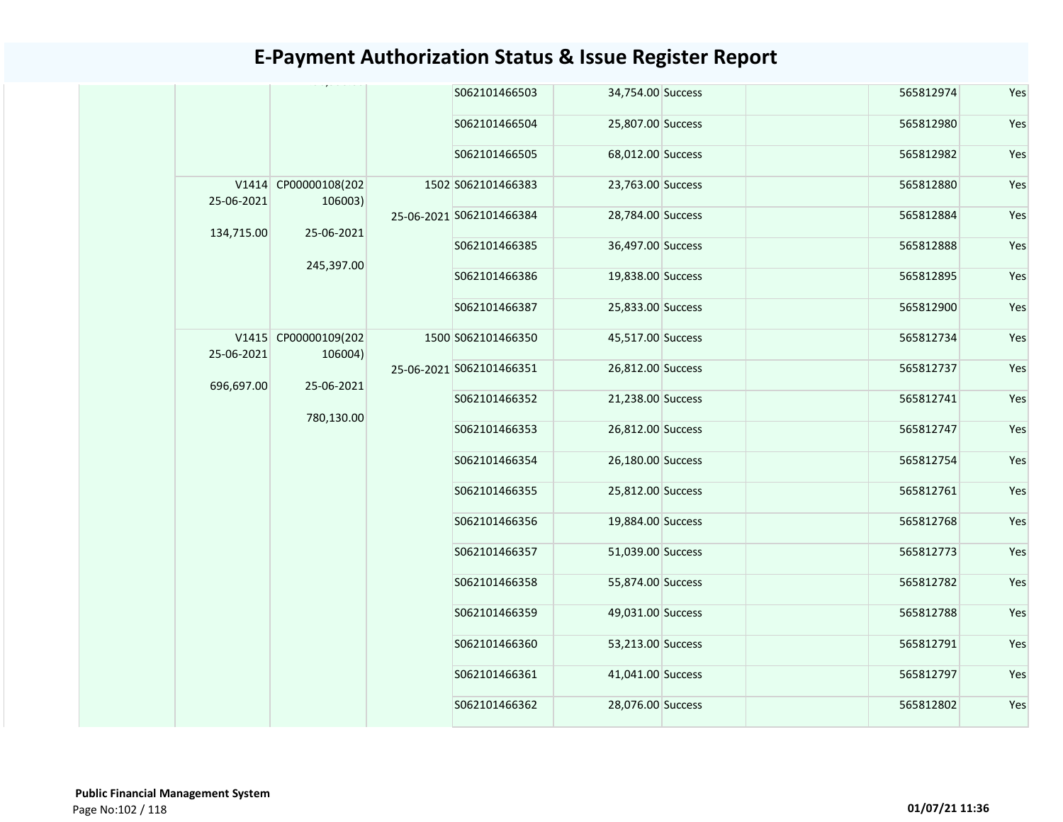# E-Payment Authorization Status & Issue Register Report

| | | | | | | | | | |
|---|---|---|---|---|---|---|---|---|---|
| | | | | S062101466503 | 34,754.00 | Success | | 565812974 | Yes |
| | | | | S062101466504 | 25,807.00 | Success | | 565812980 | Yes |
| | | | | S062101466505 | 68,012.00 | Success | | 565812982 | Yes |
| | V1414 25-06-2021 134,715.00 | CP00000108(202106003) 25-06-2021 245,397.00 | 1502 25-06-2021 | S062101466383 | 23,763.00 | Success | | 565812880 | Yes |
| | | | | S062101466384 | 28,784.00 | Success | | 565812884 | Yes |
| | | | | S062101466385 | 36,497.00 | Success | | 565812888 | Yes |
| | | | | S062101466386 | 19,838.00 | Success | | 565812895 | Yes |
| | | | | S062101466387 | 25,833.00 | Success | | 565812900 | Yes |
| | V1415 25-06-2021 696,697.00 | CP00000109(202106004) 25-06-2021 780,130.00 | 1500 25-06-2021 | S062101466350 | 45,517.00 | Success | | 565812734 | Yes |
| | | | | S062101466351 | 26,812.00 | Success | | 565812737 | Yes |
| | | | | S062101466352 | 21,238.00 | Success | | 565812741 | Yes |
| | | | | S062101466353 | 26,812.00 | Success | | 565812747 | Yes |
| | | | | S062101466354 | 26,180.00 | Success | | 565812754 | Yes |
| | | | | S062101466355 | 25,812.00 | Success | | 565812761 | Yes |
| | | | | S062101466356 | 19,884.00 | Success | | 565812768 | Yes |
| | | | | S062101466357 | 51,039.00 | Success | | 565812773 | Yes |
| | | | | S062101466358 | 55,874.00 | Success | | 565812782 | Yes |
| | | | | S062101466359 | 49,031.00 | Success | | 565812788 | Yes |
| | | | | S062101466360 | 53,213.00 | Success | | 565812791 | Yes |
| | | | | S062101466361 | 41,041.00 | Success | | 565812797 | Yes |
| | | | | S062101466362 | 28,076.00 | Success | | 565812802 | Yes |

**Public Financial Management System**

01/07/21 11:36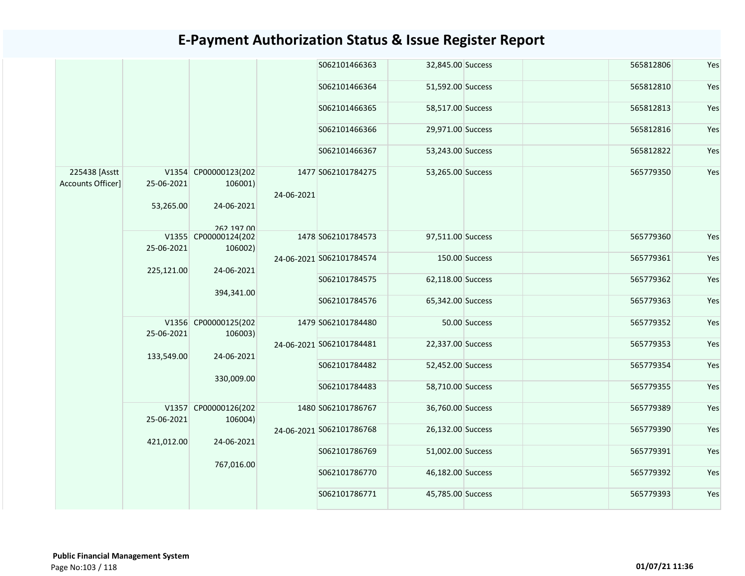# E-Payment Authorization Status & Issue Register Report

| | | | | | | | | | |
|---|---|---|---|---|---|---|---|---|---|
| | | | | S062101466363 | 32,845.00 | Success | | 565812806 | Yes |
| | | | | S062101466364 | 51,592.00 | Success | | 565812810 | Yes |
| | | | | S062101466365 | 58,517.00 | Success | | 565812813 | Yes |
| | | | | S062101466366 | 29,971.00 | Success | | 565812816 | Yes |
| | | | | S062101466367 | 53,243.00 | Success | | 565812822 | Yes |
| 225438 [Asstt Accounts Officer] | V1354 25-06-2021 53,265.00 | CP00000123(202106001) 24-06-2021 262,197.00 | 1477 24-06-2021 | S062101784275 | 53,265.00 | Success | | 565779350 | Yes |
| | V1355 25-06-2021 225,121.00 | CP00000124(202106002) 24-06-2021 394,341.00 | 1478 24-06-2021 | S062101784573 | 97,511.00 | Success | | 565779360 | Yes |
| | | | | S062101784574 | 150.00 | Success | | 565779361 | Yes |
| | | | | S062101784575 | 62,118.00 | Success | | 565779362 | Yes |
| | | | | S062101784576 | 65,342.00 | Success | | 565779363 | Yes |
| | V1356 25-06-2021 133,549.00 | CP00000125(202106003) 24-06-2021 330,009.00 | 1479 24-06-2021 | S062101784480 | 50.00 | Success | | 565779352 | Yes |
| | | | | S062101784481 | 22,337.00 | Success | | 565779353 | Yes |
| | | | | S062101784482 | 52,452.00 | Success | | 565779354 | Yes |
| | | | | S062101784483 | 58,710.00 | Success | | 565779355 | Yes |
| | V1357 25-06-2021 421,012.00 | CP00000126(202106004) 24-06-2021 767,016.00 | 1480 24-06-2021 | S062101786767 | 36,760.00 | Success | | 565779389 | Yes |
| | | | | S062101786768 | 26,132.00 | Success | | 565779390 | Yes |
| | | | | S062101786769 | 51,002.00 | Success | | 565779391 | Yes |
| | | | | S062101786770 | 46,182.00 | Success | | 565779392 | Yes |
| | | | | S062101786771 | 45,785.00 | Success | | 565779393 | Yes |

**Public Financial Management System**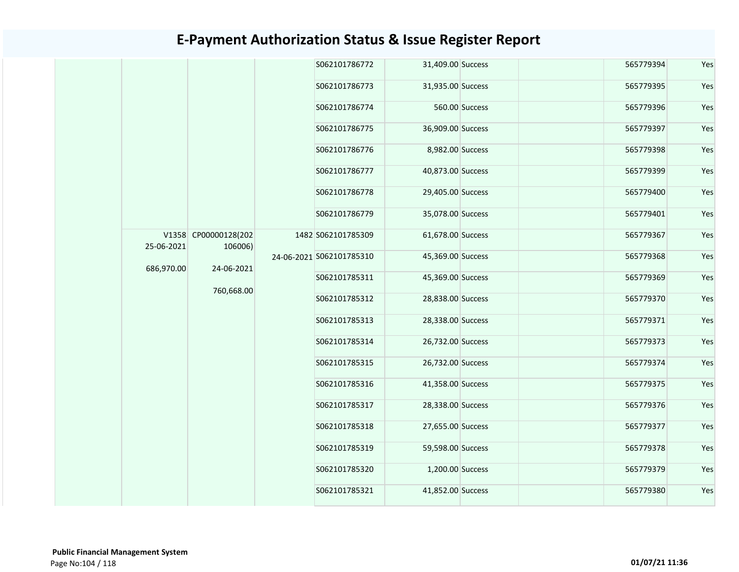# E-Payment Authorization Status & Issue Register Report

| | | | | | | | | | |
|---|---|---|---|---|---|---|---|---|---|
| | | | | S062101786772 | 31,409.00 | Success | | 565779394 | Yes |
| | | | | S062101786773 | 31,935.00 | Success | | 565779395 | Yes |
| | | | | S062101786774 | 560.00 | Success | | 565779396 | Yes |
| | | | | S062101786775 | 36,909.00 | Success | | 565779397 | Yes |
| | | | | S062101786776 | 8,982.00 | Success | | 565779398 | Yes |
| | | | | S062101786777 | 40,873.00 | Success | | 565779399 | Yes |
| | | | | S062101786778 | 29,405.00 | Success | | 565779400 | Yes |
| | | | | S062101786779 | 35,078.00 | Success | | 565779401 | Yes |
| | V1358 25-06-2021 686,970.00 | CP00000128(202106006) 24-06-2021 760,668.00 | 1482 24-06-2021 | S062101785309 | 61,678.00 | Success | | 565779367 | Yes |
| | | | | S062101785310 | 45,369.00 | Success | | 565779368 | Yes |
| | | | | S062101785311 | 45,369.00 | Success | | 565779369 | Yes |
| | | | | S062101785312 | 28,838.00 | Success | | 565779370 | Yes |
| | | | | S062101785313 | 28,338.00 | Success | | 565779371 | Yes |
| | | | | S062101785314 | 26,732.00 | Success | | 565779373 | Yes |
| | | | | S062101785315 | 26,732.00 | Success | | 565779374 | Yes |
| | | | | S062101785316 | 41,358.00 | Success | | 565779375 | Yes |
| | | | | S062101785317 | 28,338.00 | Success | | 565779376 | Yes |
| | | | | S062101785318 | 27,655.00 | Success | | 565779377 | Yes |
| | | | | S062101785319 | 59,598.00 | Success | | 565779378 | Yes |
| | | | | S062101785320 | 1,200.00 | Success | | 565779379 | Yes |
| | | | | S062101785321 | 41,852.00 | Success | | 565779380 | Yes |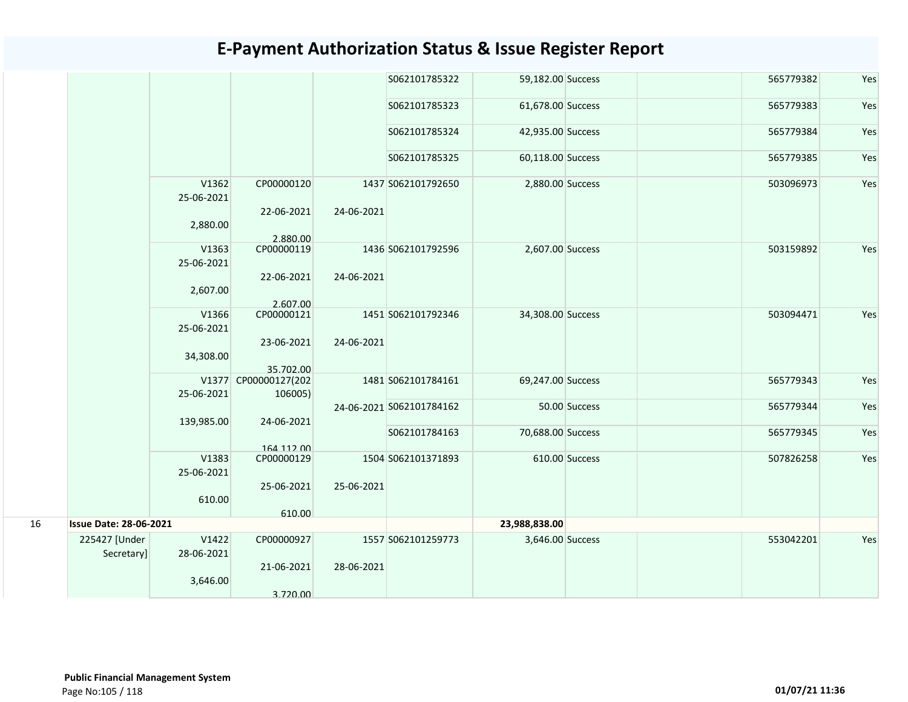# E-Payment Authorization Status & Issue Register Report

| | | | | | | | | | | |
|---|---|---|---|---|---|---|---|---|---|---|
| | | | | | S062101785322 | 59,182.00 | Success | | 565779382 | Yes |
| | | | | | S062101785323 | 61,678.00 | Success | | 565779383 | Yes |
| | | | | | S062101785324 | 42,935.00 | Success | | 565779384 | Yes |
| | | | | | S062101785325 | 60,118.00 | Success | | 565779385 | Yes |
| | | V1362 25-06-2021 2,880.00 | CP00000120 22-06-2021 2,880.00 | 1437 24-06-2021 | S062101792650 | 2,880.00 | Success | | 503096973 | Yes |
| | | V1363 25-06-2021 2,607.00 | CP00000119 22-06-2021 2,607.00 | 1436 24-06-2021 | S062101792596 | 2,607.00 | Success | | 503159892 | Yes |
| | | V1366 25-06-2021 34,308.00 | CP00000121 23-06-2021 35,702.00 | 1451 24-06-2021 | S062101792346 | 34,308.00 | Success | | 503094471 | Yes |
| | | V1377 25-06-2021 139,985.00 | CP00000127(202106005) 24-06-2021 164,112.00 | 1481 24-06-2021 | S062101784161 | 69,247.00 | Success | | 565779343 | Yes |
| | | | | | S062101784162 | 50.00 | Success | | 565779344 | Yes |
| | | | | | S062101784163 | 70,688.00 | Success | | 565779345 | Yes |
| | | V1383 25-06-2021 610.00 | CP00000129 25-06-2021 610.00 | 1504 25-06-2021 | S062101371893 | 610.00 | Success | | 507826258 | Yes |
| 16 | **Issue Date: 28-06-2021** | | | | | **23,988,838.00** | | | | |
| | 225427 [Under Secretary] | V1422 28-06-2021 3,646.00 | CP00000927 21-06-2021 3,720.00 | 1557 28-06-2021 | S062101259773 | 3,646.00 | Success | | 553042201 | Yes |

**Public Financial Management System**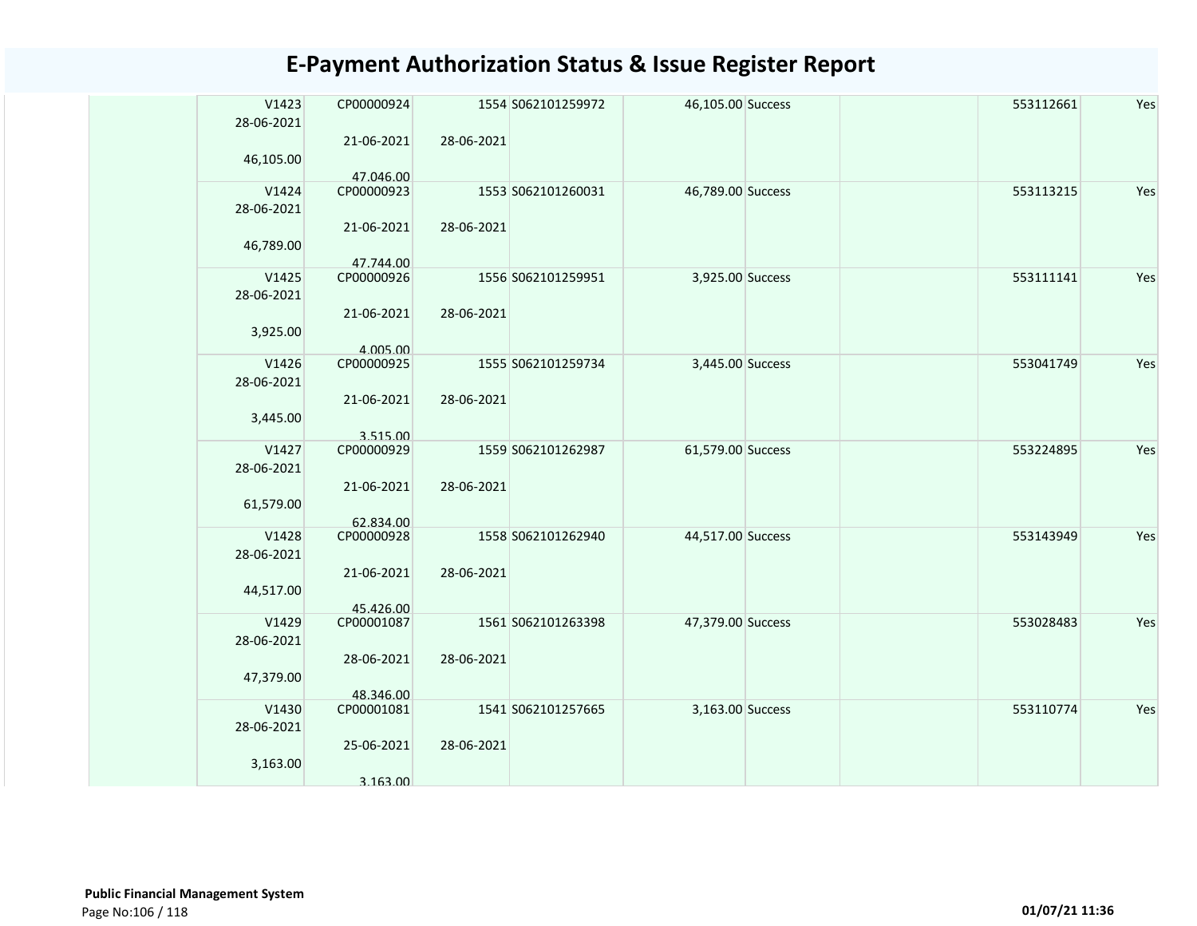# E-Payment Authorization Status & Issue Register Report

| | | | | | | | | | | |
|---|---|---|---|---|---|---|---|---|---|---|
| | V1423<br>28-06-2021<br><br>46,105.00 | CP00000924<br><br>21-06-2021<br><br>47,046.00 | 1554<br><br>28-06-2021 | S062101259972 | 46,105.00 | Success | | | 553112661 | Yes |
| | V1424<br>28-06-2021<br><br>46,789.00 | CP00000923<br><br>21-06-2021<br><br>47,744.00 | 1553<br><br>28-06-2021 | S062101260031 | 46,789.00 | Success | | | 553113215 | Yes |
| | V1425<br>28-06-2021<br><br>3,925.00 | CP00000926<br><br>21-06-2021<br><br>4,005.00 | 1556<br><br>28-06-2021 | S062101259951 | 3,925.00 | Success | | | 553111141 | Yes |
| | V1426<br>28-06-2021<br><br>3,445.00 | CP00000925<br><br>21-06-2021<br><br>3,515.00 | 1555<br><br>28-06-2021 | S062101259734 | 3,445.00 | Success | | | 553041749 | Yes |
| | V1427<br>28-06-2021<br><br>61,579.00 | CP00000929<br><br>21-06-2021<br><br>62,834.00 | 1559<br><br>28-06-2021 | S062101262987 | 61,579.00 | Success | | | 553224895 | Yes |
| | V1428<br>28-06-2021<br><br>44,517.00 | CP00000928<br><br>21-06-2021<br><br>45,426.00 | 1558<br><br>28-06-2021 | S062101262940 | 44,517.00 | Success | | | 553143949 | Yes |
| | V1429<br>28-06-2021<br><br>47,379.00 | CP00001087<br><br>28-06-2021<br><br>48,346.00 | 1561<br><br>28-06-2021 | S062101263398 | 47,379.00 | Success | | | 553028483 | Yes |
| | V1430<br>28-06-2021<br><br>3,163.00 | CP00001081<br><br>25-06-2021<br><br>3,163.00 | 1541<br><br>28-06-2021 | S062101257665 | 3,163.00 | Success | | | 553110774 | Yes |

**Public Financial Management System**

01/07/21 11:36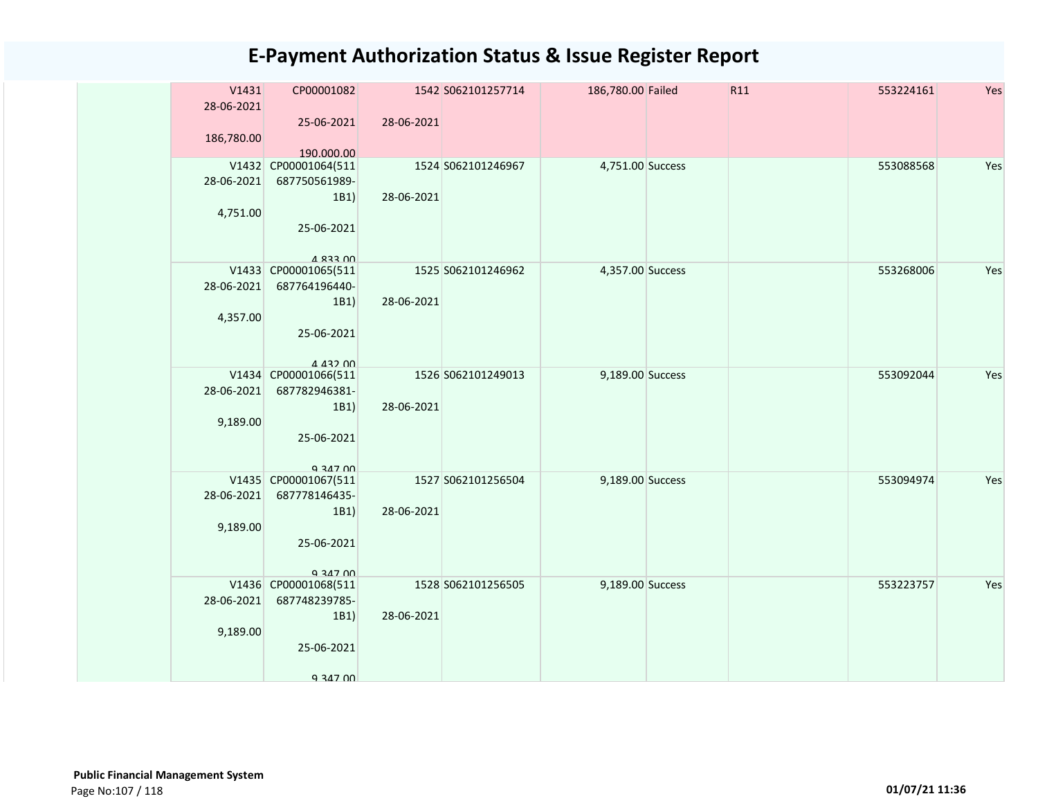# E-Payment Authorization Status & Issue Register Report

| | | | | | | | | | |
|---|---|---|---|---|---|---|---|---|---|
| | V1431 28-06-2021 186,780.00 | CP00001082 25-06-2021 190,000.00 | 1542 28-06-2021 | S062101257714 | 186,780.00 | Failed | R11 | 553224161 | Yes |
| | V1432 28-06-2021 4,751.00 | CP00001064(511687750561989-1B1) 25-06-2021 4,833.00 | 1524 28-06-2021 | S062101246967 | 4,751.00 | Success | | 553088568 | Yes |
| | V1433 28-06-2021 4,357.00 | CP00001065(511687764196440-1B1) 25-06-2021 4,432.00 | 1525 28-06-2021 | S062101246962 | 4,357.00 | Success | | 553268006 | Yes |
| | V1434 28-06-2021 9,189.00 | CP00001066(511687782946381-1B1) 25-06-2021 9,347.00 | 1526 28-06-2021 | S062101249013 | 9,189.00 | Success | | 553092044 | Yes |
| | V1435 28-06-2021 9,189.00 | CP00001067(511687778146435-1B1) 25-06-2021 9,347.00 | 1527 28-06-2021 | S062101256504 | 9,189.00 | Success | | 553094974 | Yes |
| | V1436 28-06-2021 9,189.00 | CP00001068(511687748239785-1B1) 25-06-2021 9,347.00 | 1528 28-06-2021 | S062101256505 | 9,189.00 | Success | | 553223757 | Yes |

**Public Financial Management System**

01/07/21 11:36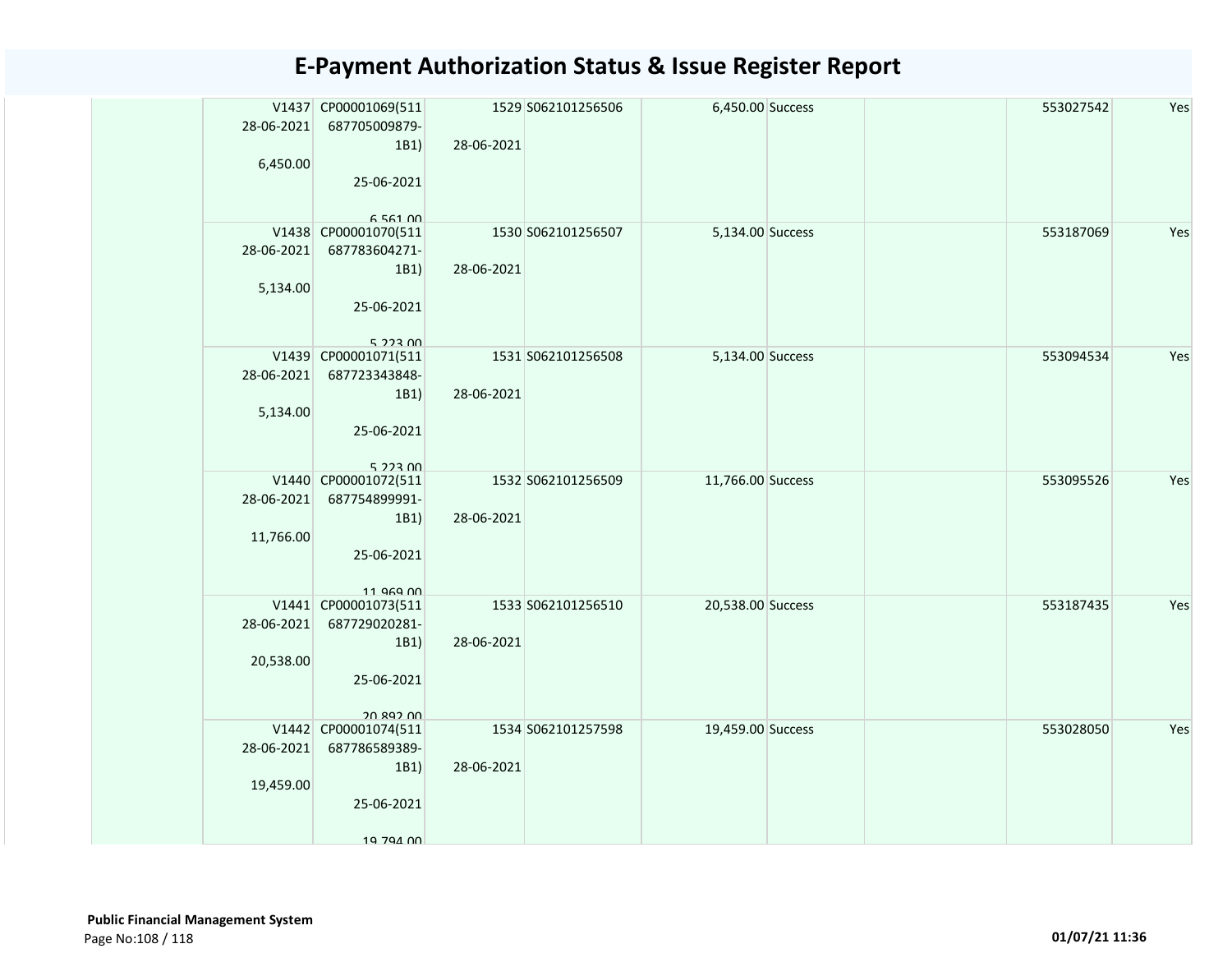# E-Payment Authorization Status & Issue Register Report

| | | | | | | | | | |
|---|---|---|---|---|---|---|---|---|---|
| | V1437 28-06-2021 6,450.00 | CP00001069(511 687705009879-1B1) 25-06-2021 6,561.00 | 1529 28-06-2021 | S062101256506 | 6,450.00 | Success | | 553027542 | Yes |
| | V1438 28-06-2021 5,134.00 | CP00001070(511 687783604271-1B1) 25-06-2021 5,223.00 | 1530 28-06-2021 | S062101256507 | 5,134.00 | Success | | 553187069 | Yes |
| | V1439 28-06-2021 5,134.00 | CP00001071(511 687723343848-1B1) 25-06-2021 5,223.00 | 1531 28-06-2021 | S062101256508 | 5,134.00 | Success | | 553094534 | Yes |
| | V1440 28-06-2021 11,766.00 | CP00001072(511 687754899991-1B1) 25-06-2021 11,969.00 | 1532 28-06-2021 | S062101256509 | 11,766.00 | Success | | 553095526 | Yes |
| | V1441 28-06-2021 20,538.00 | CP00001073(511 687729020281-1B1) 25-06-2021 20,892.00 | 1533 28-06-2021 | S062101256510 | 20,538.00 | Success | | 553187435 | Yes |
| | V1442 28-06-2021 19,459.00 | CP00001074(511 687786589389-1B1) 25-06-2021 19,794.00 | 1534 28-06-2021 | S062101257598 | 19,459.00 | Success | | 553028050 | Yes |

**Public Financial Management System**

01/07/21 11:36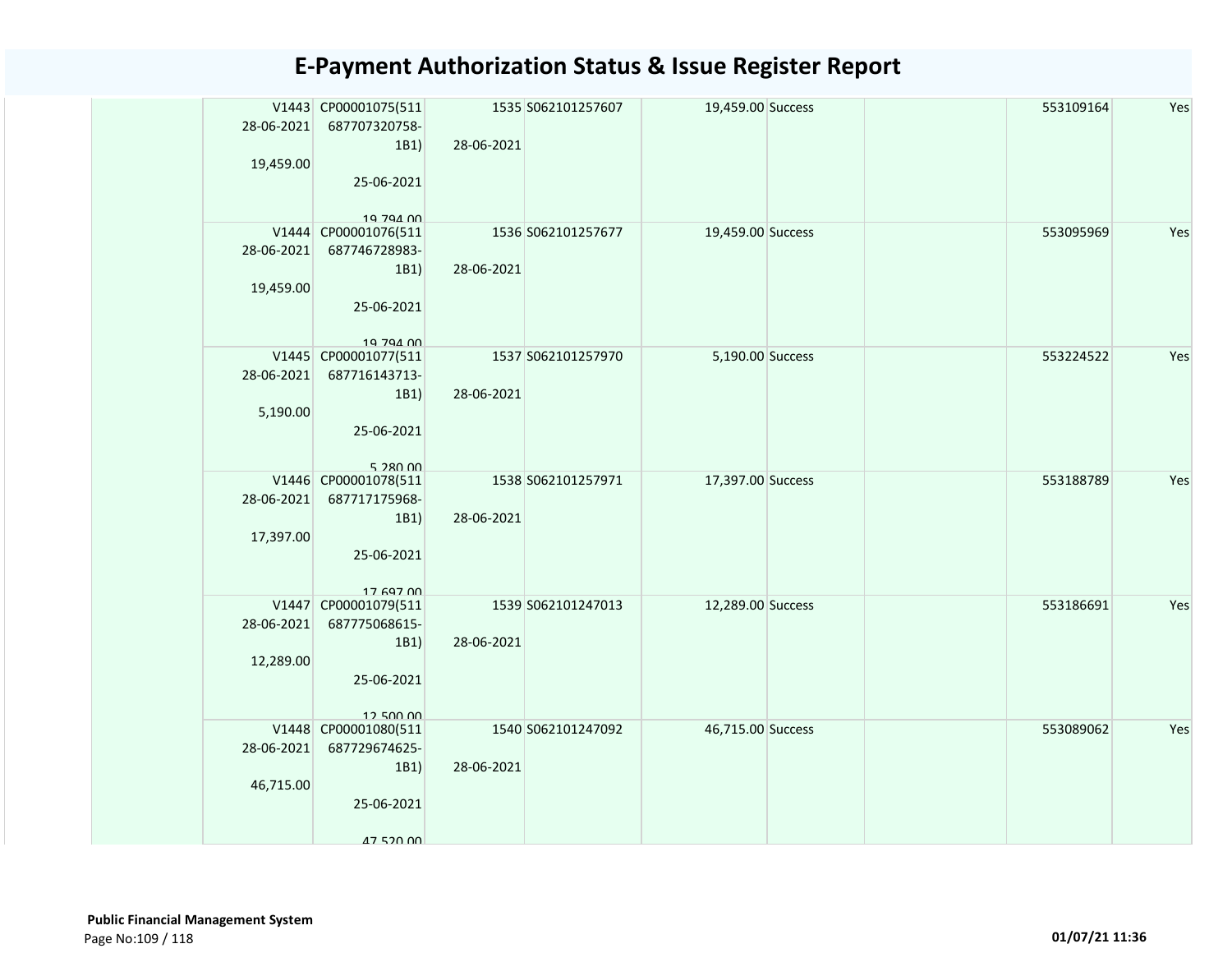# E-Payment Authorization Status & Issue Register Report

| | | | | | | | | | |
|---|---|---|---|---|---|---|---|---|---|
| | V1443 28-06-2021 19,459.00 | CP00001075(511687707320758-1B1) 25-06-2021 19,794.00 | 1535 28-06-2021 | S062101257607 | 19,459.00 | Success | | 553109164 | Yes |
| | V1444 28-06-2021 19,459.00 | CP00001076(511687746728983-1B1) 25-06-2021 19,794.00 | 1536 28-06-2021 | S062101257677 | 19,459.00 | Success | | 553095969 | Yes |
| | V1445 28-06-2021 5,190.00 | CP00001077(511687716143713-1B1) 25-06-2021 5,280.00 | 1537 28-06-2021 | S062101257970 | 5,190.00 | Success | | 553224522 | Yes |
| | V1446 28-06-2021 17,397.00 | CP00001078(511687717175968-1B1) 25-06-2021 17,697.00 | 1538 28-06-2021 | S062101257971 | 17,397.00 | Success | | 553188789 | Yes |
| | V1447 28-06-2021 12,289.00 | CP00001079(511687775068615-1B1) 25-06-2021 12,500.00 | 1539 28-06-2021 | S062101247013 | 12,289.00 | Success | | 553186691 | Yes |
| | V1448 28-06-2021 46,715.00 | CP00001080(511687729674625-1B1) 25-06-2021 47,520.00 | 1540 28-06-2021 | S062101247092 | 46,715.00 | Success | | 553089062 | Yes |

**Public Financial Management System**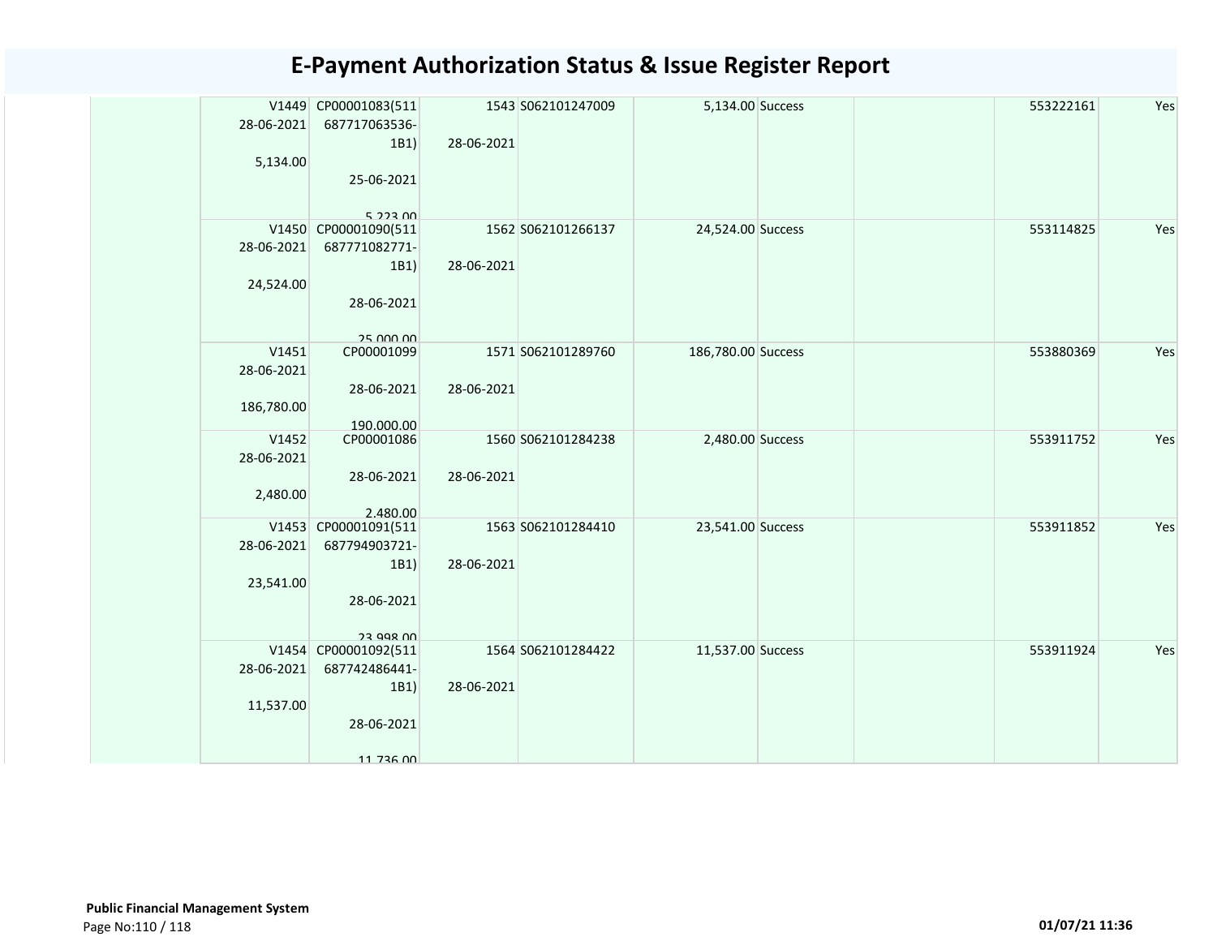# E-Payment Authorization Status & Issue Register Report

| | | | | | | | | | |
|---|---|---|---|---|---|---|---|---|---|
| | V1449 28-06-2021 5,134.00 | CP00001083(511687717063536-1B1) 25-06-2021 5,223.00 | 1543 28-06-2021 | S062101247009 | 5,134.00 | Success | | 553222161 | Yes |
| | V1450 28-06-2021 24,524.00 | CP00001090(511687771082771-1B1) 28-06-2021 25,000.00 | 1562 28-06-2021 | S062101266137 | 24,524.00 | Success | | 553114825 | Yes |
| | V1451 28-06-2021 186,780.00 | CP00001099 28-06-2021 190,000.00 | 1571 28-06-2021 | S062101289760 | 186,780.00 | Success | | 553880369 | Yes |
| | V1452 28-06-2021 2,480.00 | CP00001086 28-06-2021 2,480.00 | 1560 28-06-2021 | S062101284238 | 2,480.00 | Success | | 553911752 | Yes |
| | V1453 28-06-2021 23,541.00 | CP00001091(511687794903721-1B1) 28-06-2021 23,998.00 | 1563 28-06-2021 | S062101284410 | 23,541.00 | Success | | 553911852 | Yes |
| | V1454 28-06-2021 11,537.00 | CP00001092(511687742486441-1B1) 28-06-2021 11,736.00 | 1564 28-06-2021 | S062101284422 | 11,537.00 | Success | | 553911924 | Yes |

**Public Financial Management System**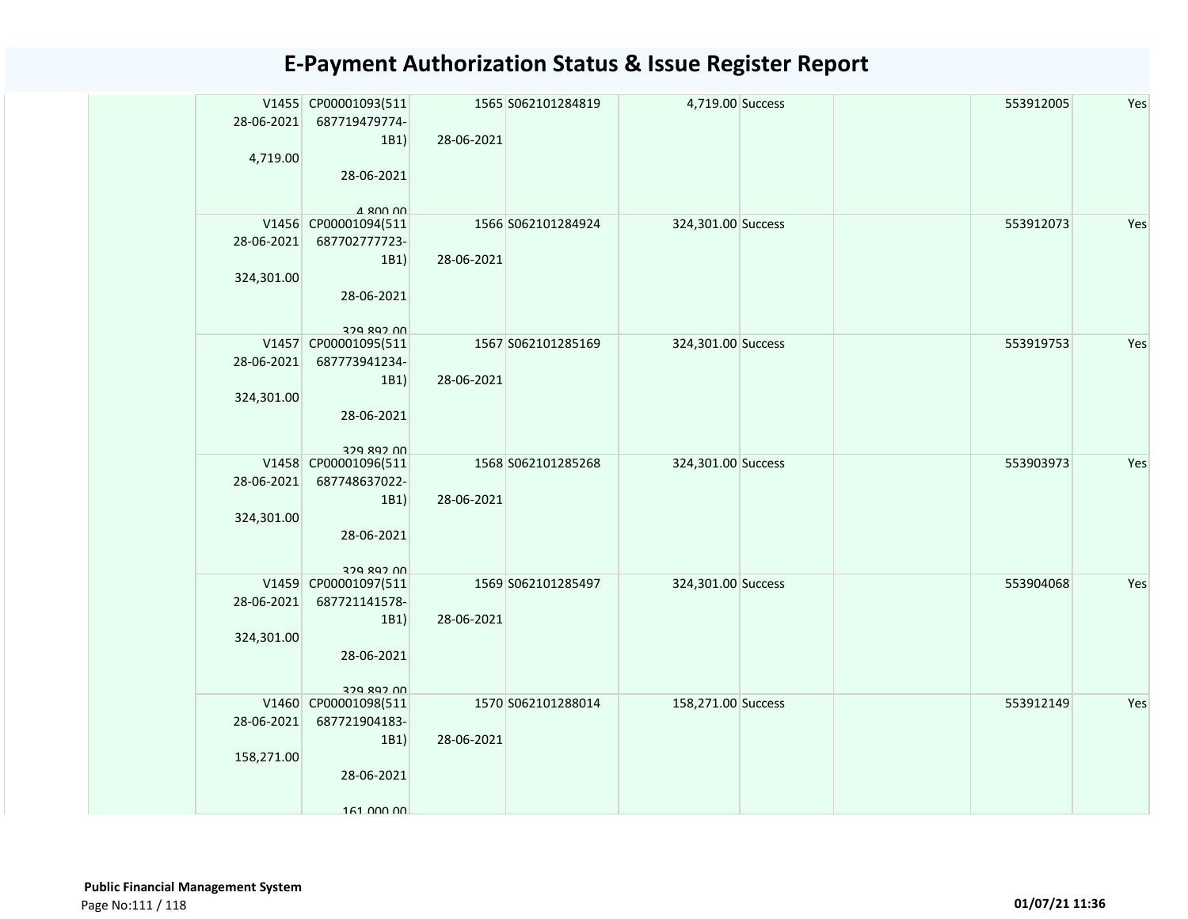# E-Payment Authorization Status & Issue Register Report

| | | | | | | | | | |
|---|---|---|---|---|---|---|---|---|---|
| | V1455 28-06-2021 4,719.00 | CP00001093(511 687719479774-1B1) 28-06-2021 4,800.00 | 1565 28-06-2021 | S062101284819 | 4,719.00 | Success | | 553912005 | Yes |
| | V1456 28-06-2021 324,301.00 | CP00001094(511 687702777723-1B1) 28-06-2021 329,892.00 | 1566 28-06-2021 | S062101284924 | 324,301.00 | Success | | 553912073 | Yes |
| | V1457 28-06-2021 324,301.00 | CP00001095(511 687773941234-1B1) 28-06-2021 329,892.00 | 1567 28-06-2021 | S062101285169 | 324,301.00 | Success | | 553919753 | Yes |
| | V1458 28-06-2021 324,301.00 | CP00001096(511 687748637022-1B1) 28-06-2021 329,892.00 | 1568 28-06-2021 | S062101285268 | 324,301.00 | Success | | 553903973 | Yes |
| | V1459 28-06-2021 324,301.00 | CP00001097(511 687721141578-1B1) 28-06-2021 329,892.00 | 1569 28-06-2021 | S062101285497 | 324,301.00 | Success | | 553904068 | Yes |
| | V1460 28-06-2021 158,271.00 | CP00001098(511 687721904183-1B1) 28-06-2021 161,000.00 | 1570 28-06-2021 | S062101288014 | 158,271.00 | Success | | 553912149 | Yes |

**Public Financial Management System**

01/07/21 11:36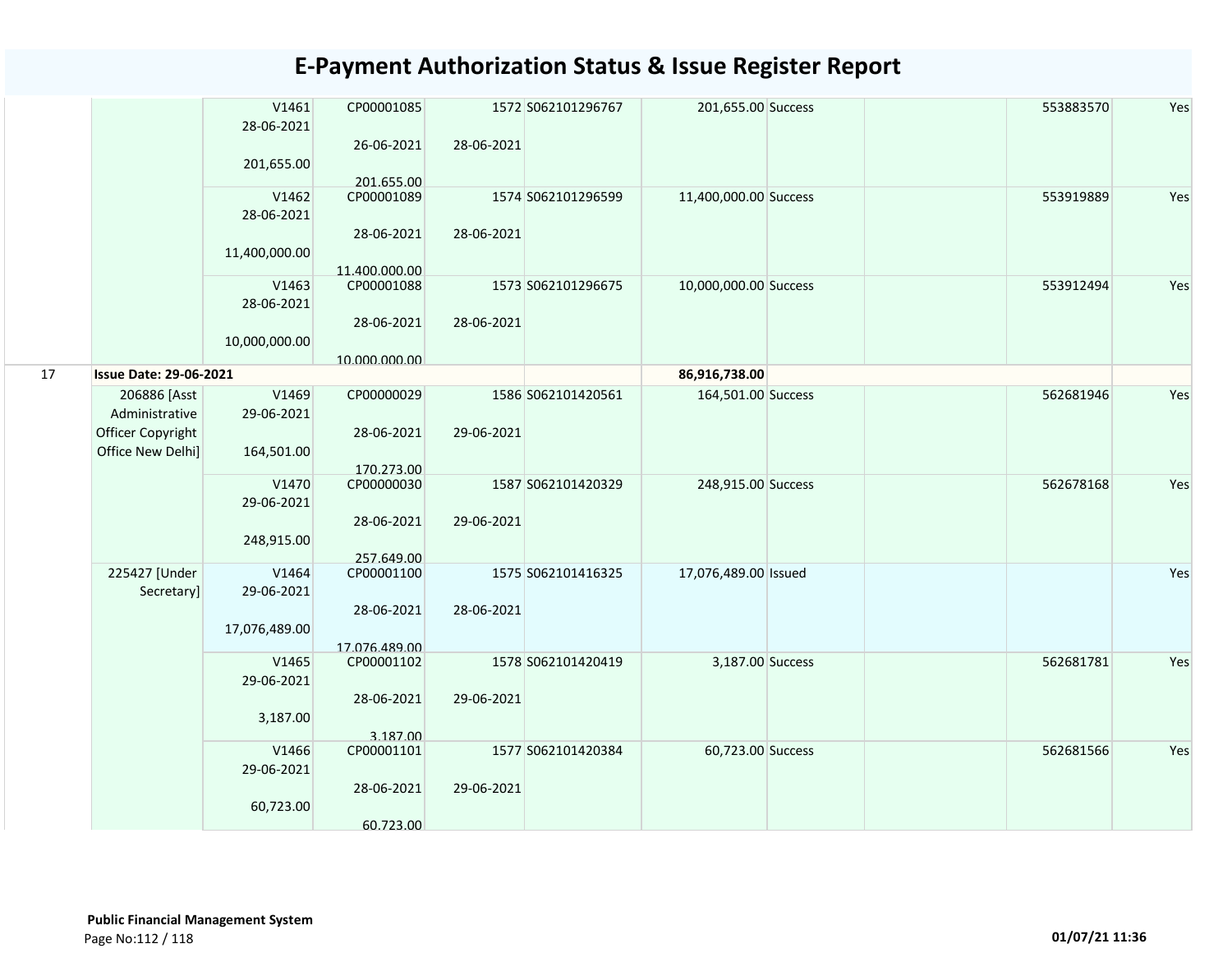# E-Payment Authorization Status & Issue Register Report

| | | | | | | | | | | |
|---|---|---|---|---|---|---|---|---|---|---|
| | | V1461<br>28-06-2021<br><br>201,655.00 | CP00001085<br><br>26-06-2021<br><br>201,655.00 | 1572<br><br>28-06-2021 | S062101296767 | 201,655.00 | Success | | 553883570 | Yes |
| | | V1462<br>28-06-2021<br><br>11,400,000.00 | CP00001089<br><br>28-06-2021<br><br>11,400,000.00 | 1574<br><br>28-06-2021 | S062101296599 | 11,400,000.00 | Success | | 553919889 | Yes |
| | | V1463<br>28-06-2021<br><br>10,000,000.00 | CP00001088<br><br>28-06-2021<br><br>10,000,000.00 | 1573<br><br>28-06-2021 | S062101296675 | 10,000,000.00 | Success | | 553912494 | Yes |
| 17 | **Issue Date: 29-06-2021** | | | | | **86,916,738.00** | | | | |
| | 206886 [Asst Administrative Officer Copyright Office New Delhi] | V1469<br>29-06-2021<br><br>164,501.00 | CP00000029<br><br>28-06-2021<br><br>170,273.00 | 1586<br><br>29-06-2021 | S062101420561 | 164,501.00 | Success | | 562681946 | Yes |
| | | V1470<br>29-06-2021<br><br>248,915.00 | CP00000030<br><br>28-06-2021<br><br>257,649.00 | 1587<br><br>29-06-2021 | S062101420329 | 248,915.00 | Success | | 562678168 | Yes |
| | 225427 [Under Secretary] | V1464<br>29-06-2021<br><br>17,076,489.00 | CP00001100<br><br>28-06-2021<br><br>17,076,489.00 | 1575<br><br>28-06-2021 | S062101416325 | 17,076,489.00 | Issued | | | Yes |
| | | V1465<br>29-06-2021<br><br>3,187.00 | CP00001102<br><br>28-06-2021<br><br>3,187.00 | 1578<br><br>29-06-2021 | S062101420419 | 3,187.00 | Success | | 562681781 | Yes |
| | | V1466<br>29-06-2021<br><br>60,723.00 | CP00001101<br><br>28-06-2021<br><br>60,723.00 | 1577<br><br>29-06-2021 | S062101420384 | 60,723.00 | Success | | 562681566 | Yes |

**Public Financial Management System**

01/07/21 11:36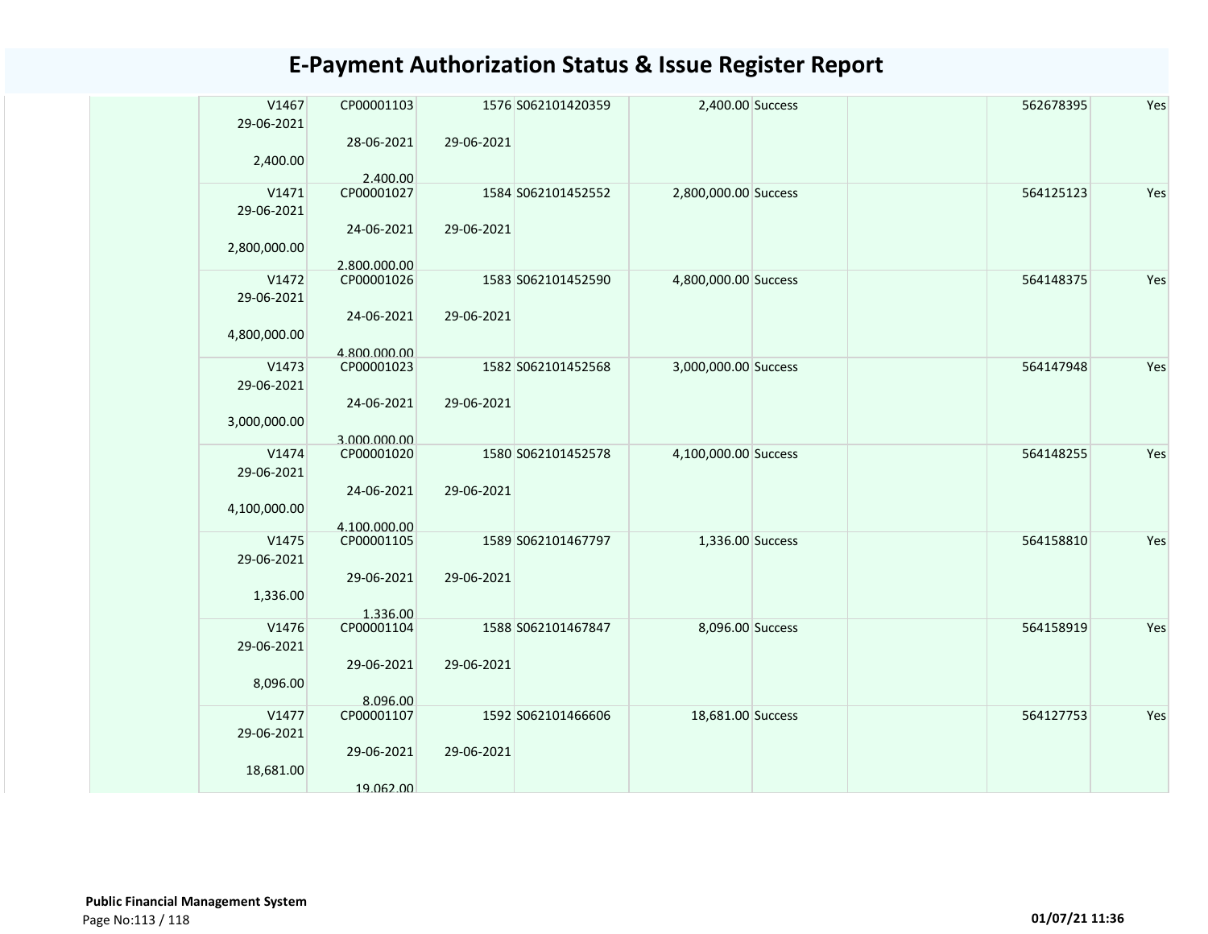# E-Payment Authorization Status & Issue Register Report

| | | | | | | | | | |
|---|---|---|---|---|---|---|---|---|---|
| | V1467<br>29-06-2021<br><br>2,400.00 | CP00001103<br><br>28-06-2021<br><br>2,400.00 | 1576<br><br>29-06-2021 | S062101420359 | 2,400.00 | Success | | 562678395 | Yes |
| | V1471<br>29-06-2021<br><br>2,800,000.00 | CP00001027<br><br>24-06-2021<br><br>2,800,000.00 | 1584<br><br>29-06-2021 | S062101452552 | 2,800,000.00 | Success | | 564125123 | Yes |
| | V1472<br>29-06-2021<br><br>4,800,000.00 | CP00001026<br><br>24-06-2021<br><br>4,800,000.00 | 1583<br><br>29-06-2021 | S062101452590 | 4,800,000.00 | Success | | 564148375 | Yes |
| | V1473<br>29-06-2021<br><br>3,000,000.00 | CP00001023<br><br>24-06-2021<br><br>3,000,000.00 | 1582<br><br>29-06-2021 | S062101452568 | 3,000,000.00 | Success | | 564147948 | Yes |
| | V1474<br>29-06-2021<br><br>4,100,000.00 | CP00001020<br><br>24-06-2021<br><br>4,100,000.00 | 1580<br><br>29-06-2021 | S062101452578 | 4,100,000.00 | Success | | 564148255 | Yes |
| | V1475<br>29-06-2021<br><br>1,336.00 | CP00001105<br><br>29-06-2021<br><br>1,336.00 | 1589<br><br>29-06-2021 | S062101467797 | 1,336.00 | Success | | 564158810 | Yes |
| | V1476<br>29-06-2021<br><br>8,096.00 | CP00001104<br><br>29-06-2021<br><br>8,096.00 | 1588<br><br>29-06-2021 | S062101467847 | 8,096.00 | Success | | 564158919 | Yes |
| | V1477<br>29-06-2021<br><br>18,681.00 | CP00001107<br><br>29-06-2021<br><br>19,062.00 | 1592<br><br>29-06-2021 | S062101466606 | 18,681.00 | Success | | 564127753 | Yes |

**Public Financial Management System**

01/07/21 11:36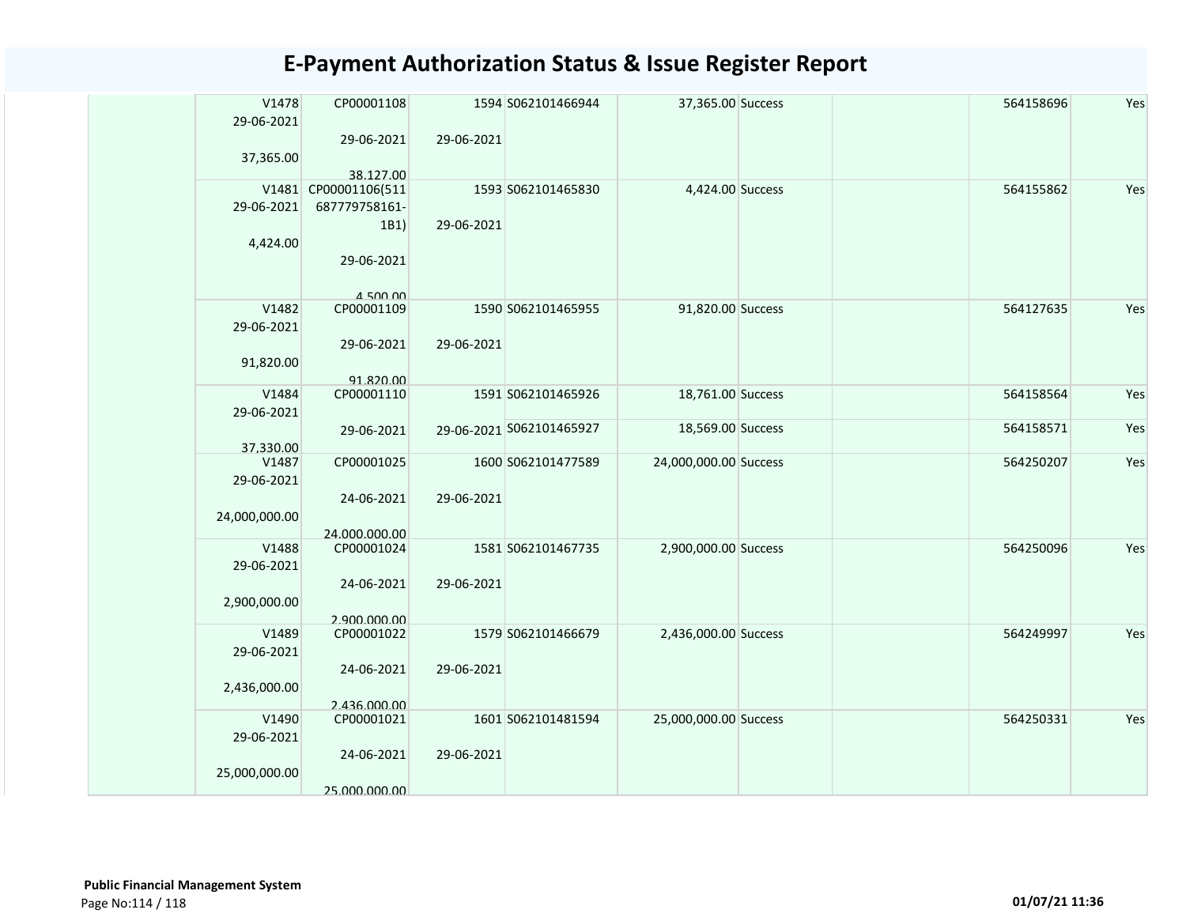# E-Payment Authorization Status & Issue Register Report

| | | | | | | | | | |
|---|---|---|---|---|---|---|---|---|---|
| | V1478 29-06-2021 37,365.00 | CP00001108 29-06-2021 38,127.00 | 1594 29-06-2021 | S062101466944 | 37,365.00 | Success | | 564158696 | Yes |
| | V1481 29-06-2021 4,424.00 | CP00001106(511687779758161-1B1) 29-06-2021 4,500.00 | 1593 29-06-2021 | S062101465830 | 4,424.00 | Success | | 564155862 | Yes |
| | V1482 29-06-2021 91,820.00 | CP00001109 29-06-2021 91,820.00 | 1590 29-06-2021 | S062101465955 | 91,820.00 | Success | | 564127635 | Yes |
| | V1484 29-06-2021 37,330.00 | CP00001110 29-06-2021 | 1591 29-06-2021 | S062101465926 | 18,761.00 | Success | | 564158564 | Yes |
| | | | | S062101465927 | 18,569.00 | Success | | 564158571 | Yes |
| | V1487 29-06-2021 24,000,000.00 | CP00001025 24-06-2021 24,000,000.00 | 1600 29-06-2021 | S062101477589 | 24,000,000.00 | Success | | 564250207 | Yes |
| | V1488 29-06-2021 2,900,000.00 | CP00001024 24-06-2021 2,900,000.00 | 1581 29-06-2021 | S062101467735 | 2,900,000.00 | Success | | 564250096 | Yes |
| | V1489 29-06-2021 2,436,000.00 | CP00001022 24-06-2021 2,436,000.00 | 1579 29-06-2021 | S062101466679 | 2,436,000.00 | Success | | 564249997 | Yes |
| | V1490 29-06-2021 25,000,000.00 | CP00001021 24-06-2021 25,000,000.00 | 1601 29-06-2021 | S062101481594 | 25,000,000.00 | Success | | 564250331 | Yes |

**Public Financial Management System**

01/07/21 11:36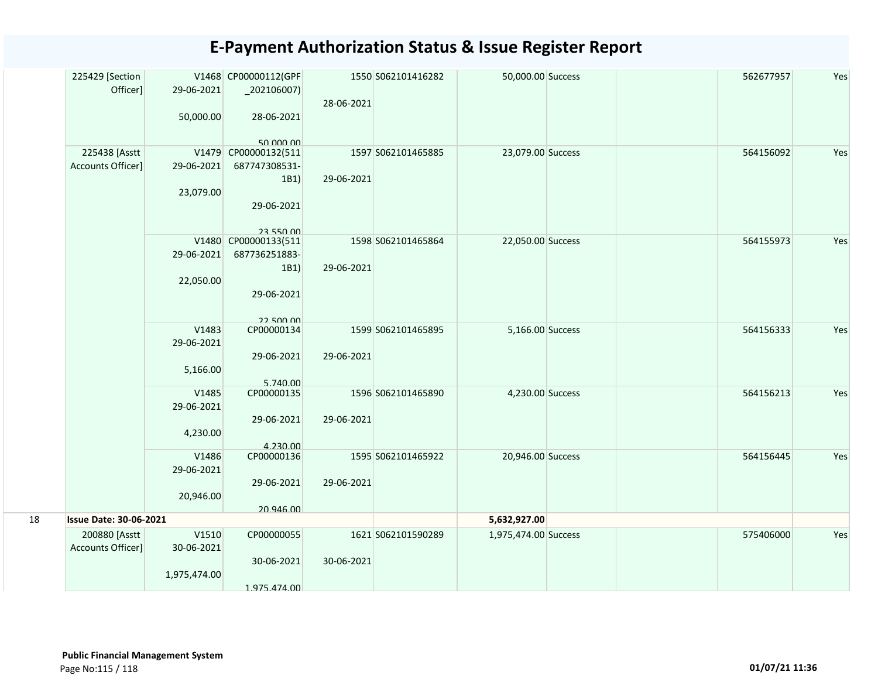# E-Payment Authorization Status & Issue Register Report

| | | | | | | | | | | |
|---|---|---|---|---|---|---|---|---|---|---|
| | 225429 [Section Officer] | V1468 29-06-2021 50,000.00 | CP00000112(GPF_202106007) 28-06-2021 50,000.00 | 1550 28-06-2021 | S062101416282 | 50,000.00 | Success | | 562677957 | Yes |
| | 225438 [Asstt Accounts Officer] | V1479 29-06-2021 23,079.00 | CP00000132(511687747308531-1B1) 29-06-2021 23,550.00 | 1597 29-06-2021 | S062101465885 | 23,079.00 | Success | | 564156092 | Yes |
| | | V1480 29-06-2021 22,050.00 | CP00000133(511687736251883-1B1) 29-06-2021 22,500.00 | 1598 29-06-2021 | S062101465864 | 22,050.00 | Success | | 564155973 | Yes |
| | | V1483 29-06-2021 5,166.00 | CP00000134 29-06-2021 5,740.00 | 1599 29-06-2021 | S062101465895 | 5,166.00 | Success | | 564156333 | Yes |
| | | V1485 29-06-2021 4,230.00 | CP00000135 29-06-2021 4,230.00 | 1596 29-06-2021 | S062101465890 | 4,230.00 | Success | | 564156213 | Yes |
| | | V1486 29-06-2021 20,946.00 | CP00000136 29-06-2021 20,946.00 | 1595 29-06-2021 | S062101465922 | 20,946.00 | Success | | 564156445 | Yes |
| 18 | **Issue Date: 30-06-2021** | | | | | **5,632,927.00** | | | | |
| | 200880 [Asstt Accounts Officer] | V1510 30-06-2021 1,975,474.00 | CP00000055 30-06-2021 1,975,474.00 | 1621 30-06-2021 | S062101590289 | 1,975,474.00 | Success | | 575406000 | Yes |

**Public Financial Management System**

01/07/21 11:36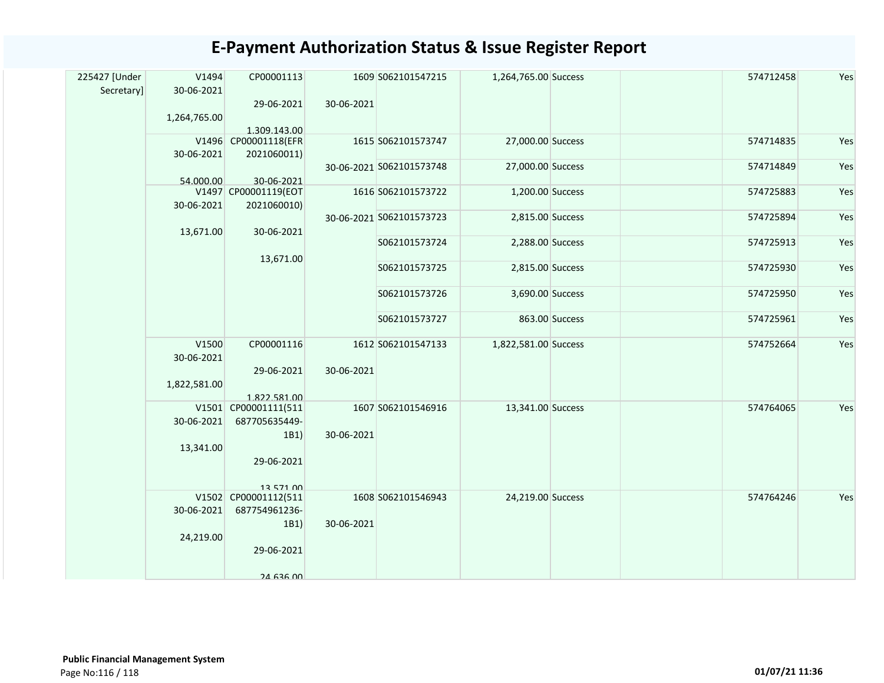# E-Payment Authorization Status & Issue Register Report

| | | | | | | | | | |
|---|---|---|---|---|---|---|---|---|---|
| 225427 [Under Secretary] | V1494 30-06-2021 1,264,765.00 | CP00001113 29-06-2021 1,309,143.00 | 1609 30-06-2021 | S062101547215 | 1,264,765.00 | Success | | 574712458 | Yes |
| | V1496 30-06-2021 54,000.00 | CP00001118(EFR 2021060011) 30-06-2021 | 1615 30-06-2021 | S062101573747 | 27,000.00 | Success | | 574714835 | Yes |
| | | | | S062101573748 | 27,000.00 | Success | | 574714849 | Yes |
| | V1497 30-06-2021 13,671.00 | CP00001119(EOT 2021060010) 30-06-2021 13,671.00 | 1616 30-06-2021 | S062101573722 | 1,200.00 | Success | | 574725883 | Yes |
| | | | | S062101573723 | 2,815.00 | Success | | 574725894 | Yes |
| | | | | S062101573724 | 2,288.00 | Success | | 574725913 | Yes |
| | | | | S062101573725 | 2,815.00 | Success | | 574725930 | Yes |
| | | | | S062101573726 | 3,690.00 | Success | | 574725950 | Yes |
| | | | | S062101573727 | 863.00 | Success | | 574725961 | Yes |
| | V1500 30-06-2021 1,822,581.00 | CP00001116 29-06-2021 1,822,581.00 | 1612 30-06-2021 | S062101547133 | 1,822,581.00 | Success | | 574752664 | Yes |
| | V1501 30-06-2021 13,341.00 | CP00001111(511 687705635449-1B1) 29-06-2021 13,571.00 | 1607 30-06-2021 | S062101546916 | 13,341.00 | Success | | 574764065 | Yes |
| | V1502 30-06-2021 24,219.00 | CP00001112(511 687754961236-1B1) 29-06-2021 24,636.00 | 1608 30-06-2021 | S062101546943 | 24,219.00 | Success | | 574764246 | Yes |

**Public Financial Management System**

01/07/21 11:36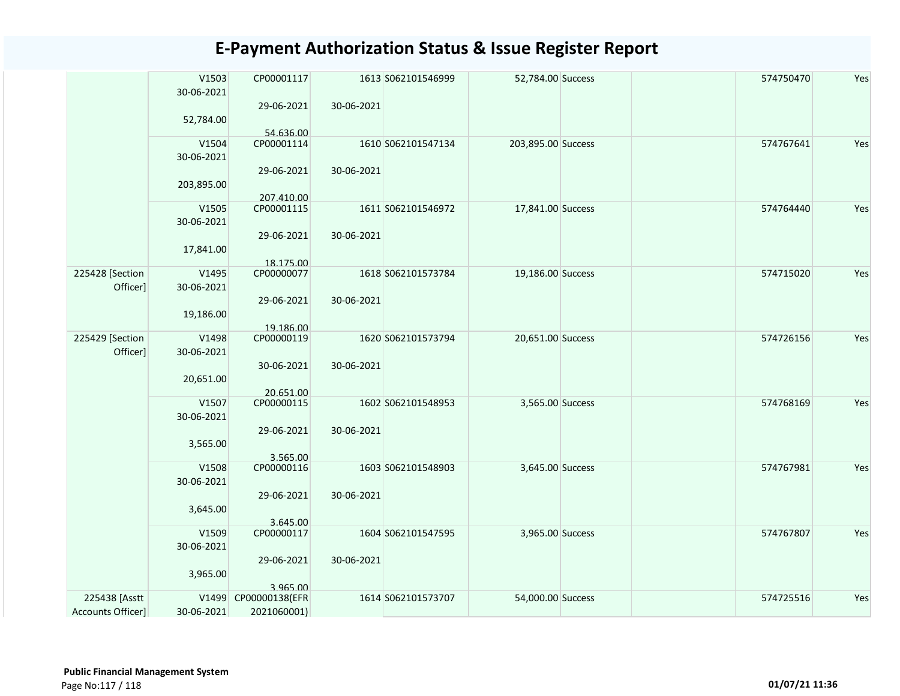# E-Payment Authorization Status & Issue Register Report

| | | | | | | | | | |
|---|---|---|---|---|---|---|---|---|---|
| | V1503<br>30-06-2021<br>52,784.00 | CP00001117<br>29-06-2021<br>54,636.00 | 1613<br>30-06-2021 | S062101546999 | 52,784.00 | Success | | 574750470 | Yes |
| | V1504<br>30-06-2021<br>203,895.00 | CP00001114<br>29-06-2021<br>207,410.00 | 1610<br>30-06-2021 | S062101547134 | 203,895.00 | Success | | 574767641 | Yes |
| | V1505<br>30-06-2021<br>17,841.00 | CP00001115<br>29-06-2021<br>18,175.00 | 1611<br>30-06-2021 | S062101546972 | 17,841.00 | Success | | 574764440 | Yes |
| 225428 [Section Officer] | V1495<br>30-06-2021<br>19,186.00 | CP00000077<br>29-06-2021<br>19,186.00 | 1618<br>30-06-2021 | S062101573784 | 19,186.00 | Success | | 574715020 | Yes |
| 225429 [Section Officer] | V1498<br>30-06-2021<br>20,651.00 | CP00000119<br>30-06-2021<br>20,651.00 | 1620<br>30-06-2021 | S062101573794 | 20,651.00 | Success | | 574726156 | Yes |
| | V1507<br>30-06-2021<br>3,565.00 | CP00000115<br>29-06-2021<br>3,565.00 | 1602<br>30-06-2021 | S062101548953 | 3,565.00 | Success | | 574768169 | Yes |
| | V1508<br>30-06-2021<br>3,645.00 | CP00000116<br>29-06-2021<br>3,645.00 | 1603<br>30-06-2021 | S062101548903 | 3,645.00 | Success | | 574767981 | Yes |
| | V1509<br>30-06-2021<br>3,965.00 | CP00000117<br>29-06-2021<br>3,965.00 | 1604<br>30-06-2021 | S062101547595 | 3,965.00 | Success | | 574767807 | Yes |
| 225438 [Asstt Accounts Officer] | V1499<br>30-06-2021 | CP00000138(EFR 2021060001) | 1614 | S062101573707 | 54,000.00 | Success | | 574725516 | Yes |

**Public Financial Management System**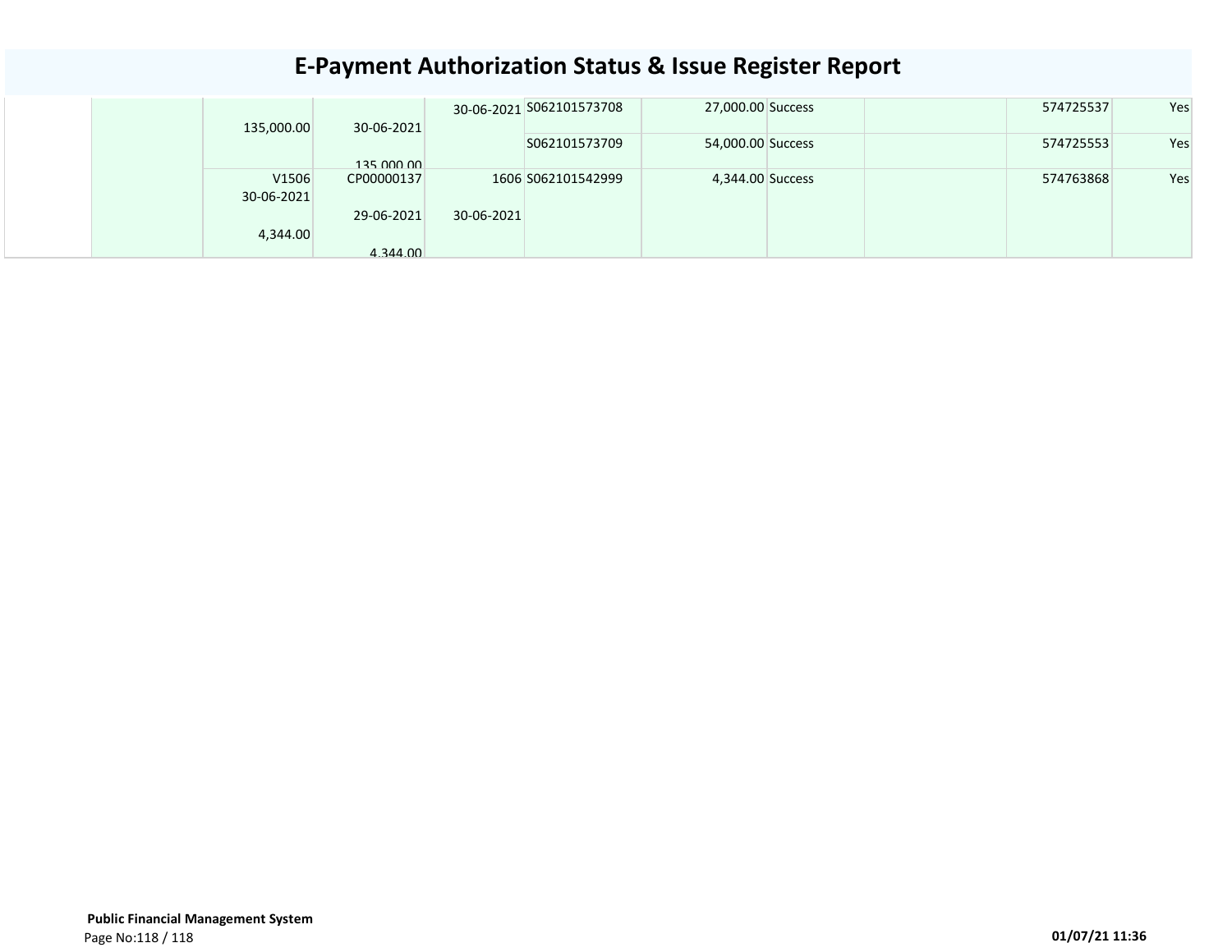# E-Payment Authorization Status & Issue Register Report

| | | | | | | | | | | |
|---|---|---|---|---|---|---|---|---|---|---|
| | | 135,000.00 | 30-06-2021<br>135,000.00 | 30-06-2021 | S062101573708 | 27,000.00 | Success | | 574725537 | Yes |
| | | | | | S062101573709 | 54,000.00 | Success | | 574725553 | Yes |
| | | V1506<br>30-06-2021<br>4,344.00 | CP00000137<br>29-06-2021<br>4,344.00 | 1606<br>30-06-2021 | S062101542999 | 4,344.00 | Success | | 574763868 | Yes |

**Public Financial Management System**

01/07/21 11:36